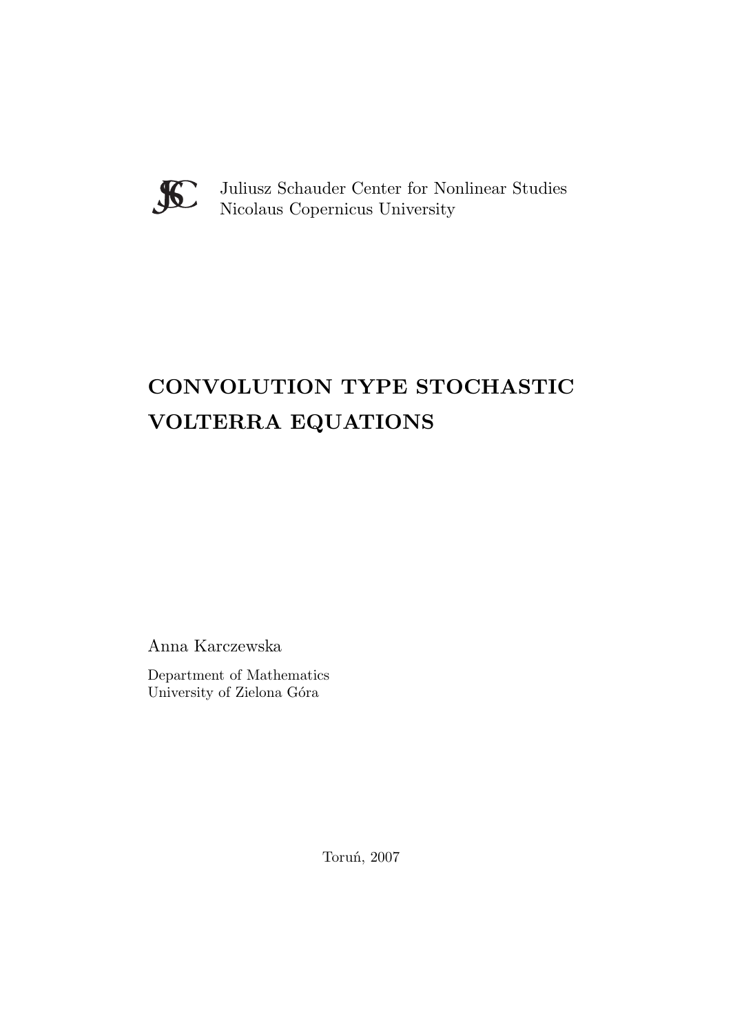Juliusz Schauder Center for Nonlinear Studies
Nicolaus Copernicus University

# CONVOLUTION TYPE STOCHASTIC VOLTERRA EQUATIONS

Anna Karczewska

Department of Mathematics
University of Zielona Góra

Toruń, 2007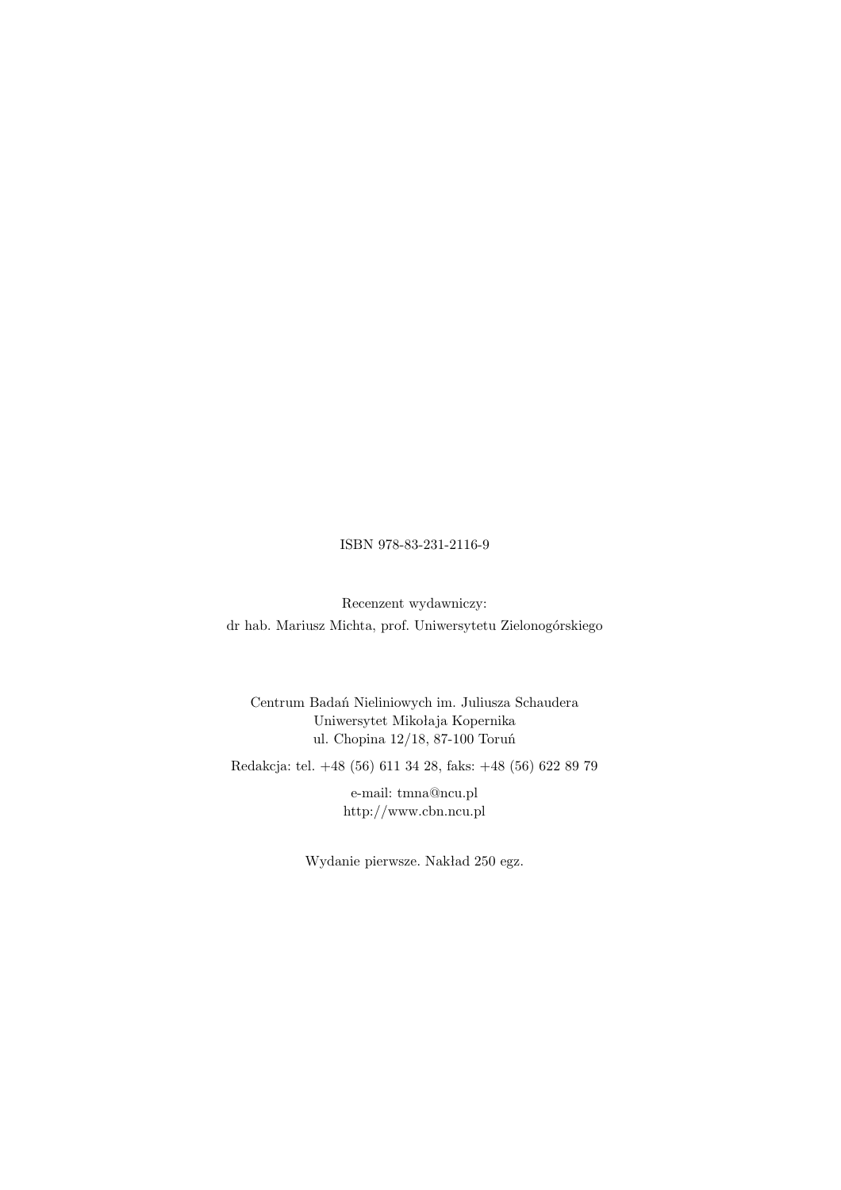ISBN 978-83-231-2116-9

Recenzent wydawniczy:
dr hab. Mariusz Michta, prof. Uniwersytetu Zielonogórskiego

Centrum Badań Nieliniowych im. Juliusza Schaudera
Uniwersytet Mikołaja Kopernika
ul. Chopina 12/18, 87-100 Toruń

Redakcja: tel. +48 (56) 611 34 28, faks: +48 (56) 622 89 79

e-mail: tmna@ncu.pl
http://www.cbn.ncu.pl

Wydanie pierwsze. Nakład 250 egz.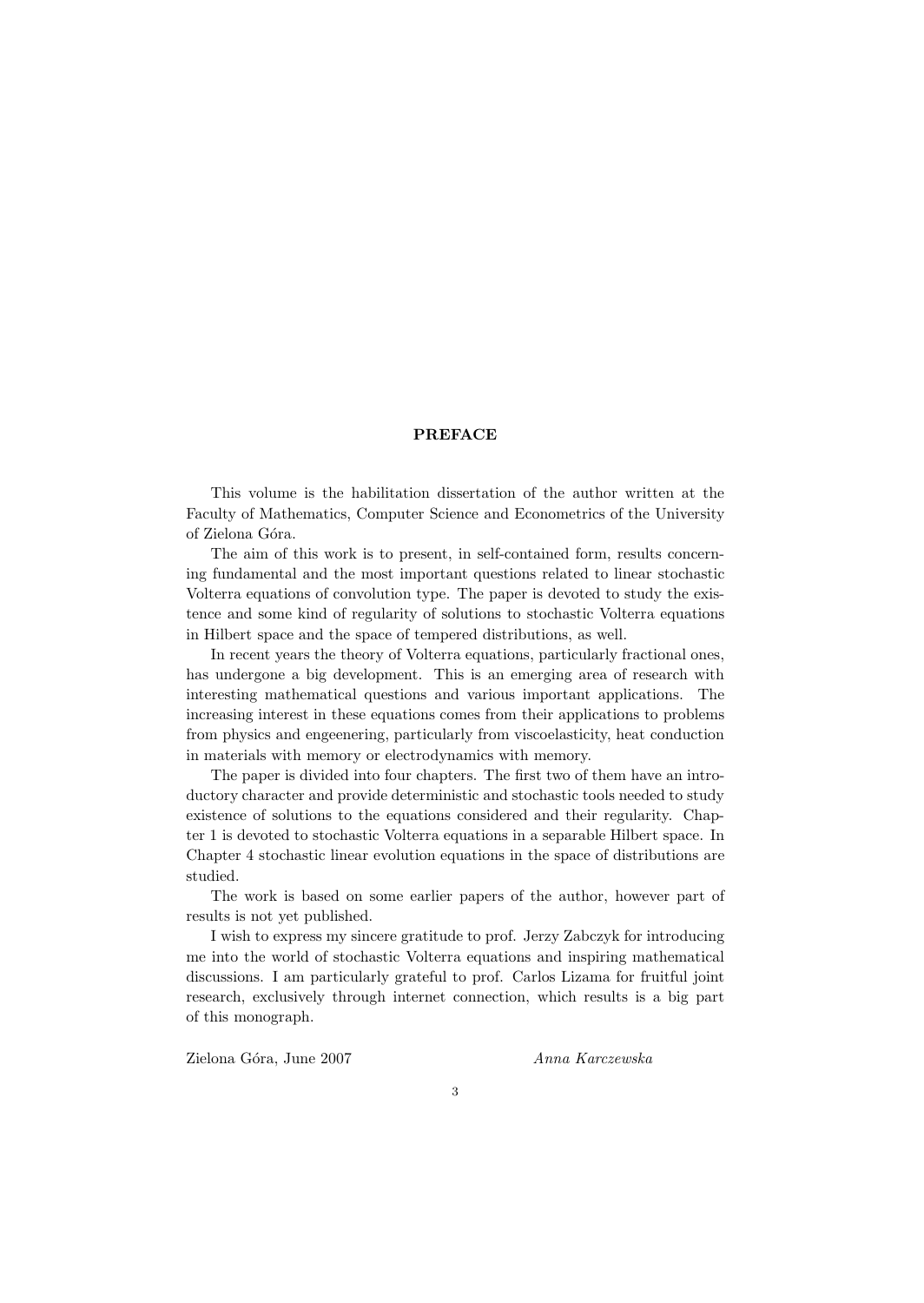## PREFACE

This volume is the habilitation dissertation of the author written at the Faculty of Mathematics, Computer Science and Econometrics of the University of Zielona Góra.

The aim of this work is to present, in self-contained form, results concerning fundamental and the most important questions related to linear stochastic Volterra equations of convolution type. The paper is devoted to study the existence and some kind of regularity of solutions to stochastic Volterra equations in Hilbert space and the space of tempered distributions, as well.

In recent years the theory of Volterra equations, particularly fractional ones, has undergone a big development. This is an emerging area of research with interesting mathematical questions and various important applications. The increasing interest in these equations comes from their applications to problems from physics and engeenering, particularly from viscoelasticity, heat conduction in materials with memory or electrodynamics with memory.

The paper is divided into four chapters. The first two of them have an introductory character and provide deterministic and stochastic tools needed to study existence of solutions to the equations considered and their regularity. Chapter 1 is devoted to stochastic Volterra equations in a separable Hilbert space. In Chapter 4 stochastic linear evolution equations in the space of distributions are studied.

The work is based on some earlier papers of the author, however part of results is not yet published.

I wish to express my sincere gratitude to prof. Jerzy Zabczyk for introducing me into the world of stochastic Volterra equations and inspiring mathematical discussions. I am particularly grateful to prof. Carlos Lizama for fruitful joint research, exclusively through internet connection, which results is a big part of this monograph.

Zielona Góra, June 2007 *Anna Karczewska*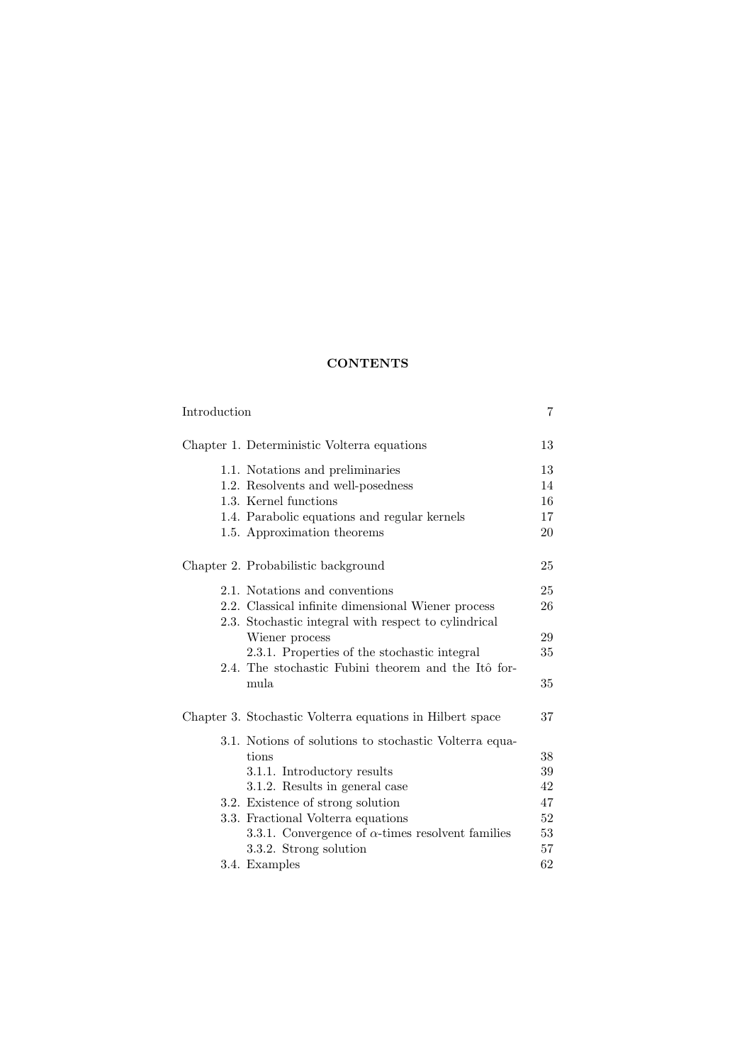# CONTENTS

| | |
|---|---|
| Introduction | 7 |
| Chapter 1. Deterministic Volterra equations | 13 |
| 1.1. Notations and preliminaries | 13 |
| 1.2. Resolvents and well-posedness | 14 |
| 1.3. Kernel functions | 16 |
| 1.4. Parabolic equations and regular kernels | 17 |
| 1.5. Approximation theorems | 20 |
| Chapter 2. Probabilistic background | 25 |
| 2.1. Notations and conventions | 25 |
| 2.2. Classical infinite dimensional Wiener process | 26 |
| 2.3. Stochastic integral with respect to cylindrical Wiener process | 29 |
| 2.3.1. Properties of the stochastic integral | 35 |
| 2.4. The stochastic Fubini theorem and the Itô formula | 35 |
| Chapter 3. Stochastic Volterra equations in Hilbert space | 37 |
| 3.1. Notions of solutions to stochastic Volterra equations | 38 |
| 3.1.1. Introductory results | 39 |
| 3.1.2. Results in general case | 42 |
| 3.2. Existence of strong solution | 47 |
| 3.3. Fractional Volterra equations | 52 |
| 3.3.1. Convergence of $\alpha$-times resolvent families | 53 |
| 3.3.2. Strong solution | 57 |
| 3.4. Examples | 62 |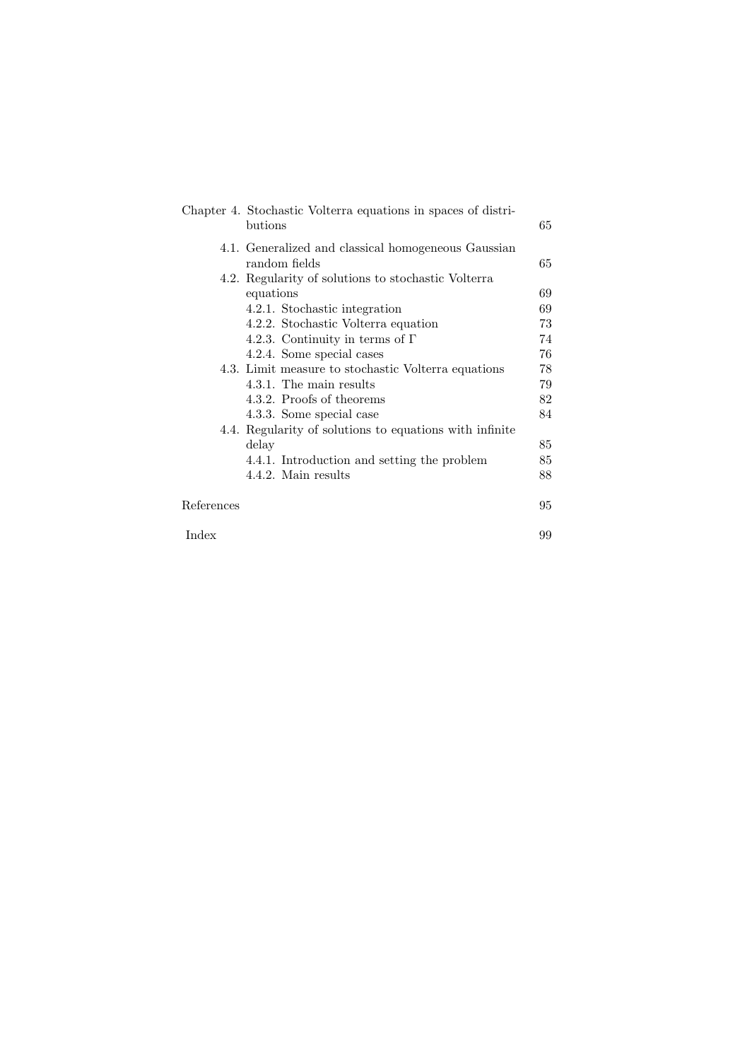Chapter 4. Stochastic Volterra equations in spaces of distributions 65

- 4.1. Generalized and classical homogeneous Gaussian random fields 65
- 4.2. Regularity of solutions to stochastic Volterra equations 69
  - 4.2.1. Stochastic integration 69
  - 4.2.2. Stochastic Volterra equation 73
  - 4.2.3. Continuity in terms of $\Gamma$ 74
  - 4.2.4. Some special cases 76
- 4.3. Limit measure to stochastic Volterra equations 78
  - 4.3.1. The main results 79
  - 4.3.2. Proofs of theorems 82
  - 4.3.3. Some special case 84
- 4.4. Regularity of solutions to equations with infinite delay 85
  - 4.4.1. Introduction and setting the problem 85
  - 4.4.2. Main results 88

References 95

Index 99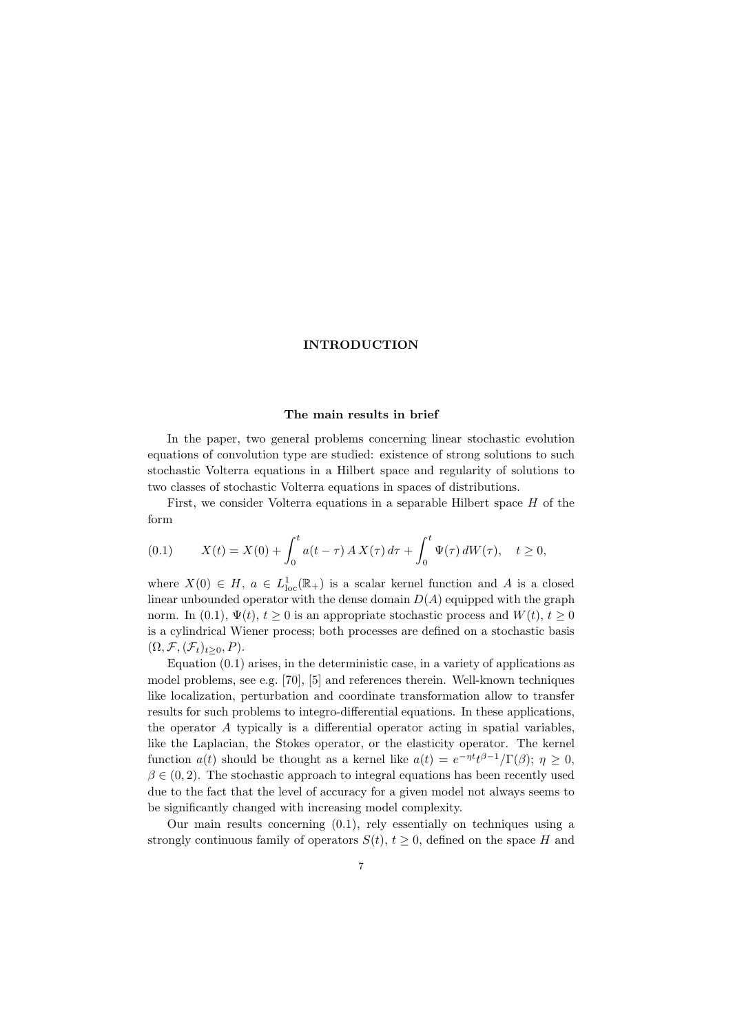# INTRODUCTION

## The main results in brief

In the paper, two general problems concerning linear stochastic evolution equations of convolution type are studied: existence of strong solutions to such stochastic Volterra equations in a Hilbert space and regularity of solutions to two classes of stochastic Volterra equations in spaces of distributions.

First, we consider Volterra equations in a separable Hilbert space $H$ of the form

$$X(t) = X(0) + \int_0^t a(t-\tau)\, A\, X(\tau)\, d\tau + \int_0^t \Psi(\tau)\, dW(\tau), \quad t \geq 0, \tag{0.1}$$

where $X(0) \in H$, $a \in L^1_{\mathrm{loc}}(\mathbb{R}_+)$ is a scalar kernel function and $A$ is a closed linear unbounded operator with the dense domain $D(A)$ equipped with the graph norm. In (0.1), $\Psi(t)$, $t \geq 0$ is an appropriate stochastic process and $W(t)$, $t \geq 0$ is a cylindrical Wiener process; both processes are defined on a stochastic basis $(\Omega, \mathcal{F}, (\mathcal{F}_t)_{t\geq 0}, P)$.

Equation (0.1) arises, in the deterministic case, in a variety of applications as model problems, see e.g. [70], [5] and references therein. Well-known techniques like localization, perturbation and coordinate transformation allow to transfer results for such problems to integro-differential equations. In these applications, the operator $A$ typically is a differential operator acting in spatial variables, like the Laplacian, the Stokes operator, or the elasticity operator. The kernel function $a(t)$ should be thought as a kernel like $a(t) = e^{-\eta t} t^{\beta-1}/\Gamma(\beta)$; $\eta \geq 0$, $\beta \in (0, 2)$. The stochastic approach to integral equations has been recently used due to the fact that the level of accuracy for a given model not always seems to be significantly changed with increasing model complexity.

Our main results concerning (0.1), rely essentially on techniques using a strongly continuous family of operators $S(t)$, $t \geq 0$, defined on the space $H$ and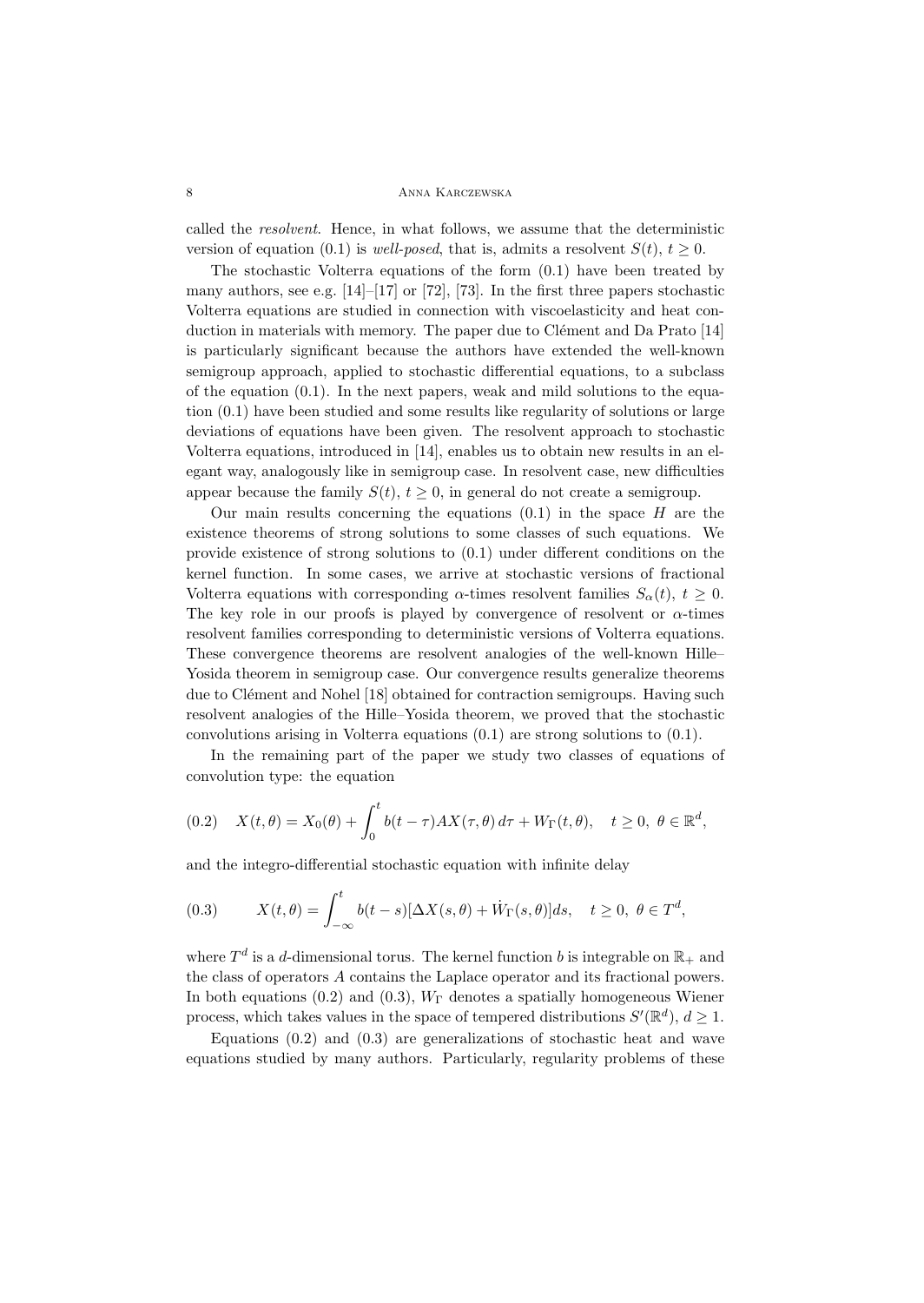called the *resolvent*. Hence, in what follows, we assume that the deterministic version of equation (0.1) is *well-posed*, that is, admits a resolvent $S(t)$, $t \geq 0$.

The stochastic Volterra equations of the form (0.1) have been treated by many authors, see e.g. [14]–[17] or [72], [73]. In the first three papers stochastic Volterra equations are studied in connection with viscoelasticity and heat conduction in materials with memory. The paper due to Clément and Da Prato [14] is particularly significant because the authors have extended the well-known semigroup approach, applied to stochastic differential equations, to a subclass of the equation (0.1). In the next papers, weak and mild solutions to the equation (0.1) have been studied and some results like regularity of solutions or large deviations of equations have been given. The resolvent approach to stochastic Volterra equations, introduced in [14], enables us to obtain new results in an elegant way, analogously like in semigroup case. In resolvent case, new difficulties appear because the family $S(t)$, $t \geq 0$, in general do not create a semigroup.

Our main results concerning the equations (0.1) in the space $H$ are the existence theorems of strong solutions to some classes of such equations. We provide existence of strong solutions to (0.1) under different conditions on the kernel function. In some cases, we arrive at stochastic versions of fractional Volterra equations with corresponding $\alpha$-times resolvent families $S_\alpha(t)$, $t \geq 0$. The key role in our proofs is played by convergence of resolvent or $\alpha$-times resolvent families corresponding to deterministic versions of Volterra equations. These convergence theorems are resolvent analogies of the well-known Hille–Yosida theorem in semigroup case. Our convergence results generalize theorems due to Clément and Nohel [18] obtained for contraction semigroups. Having such resolvent analogies of the Hille–Yosida theorem, we proved that the stochastic convolutions arising in Volterra equations (0.1) are strong solutions to (0.1).

In the remaining part of the paper we study two classes of equations of convolution type: the equation

$$X(t,\theta) = X_0(\theta) + \int_0^t b(t-\tau)AX(\tau,\theta)\,d\tau + W_\Gamma(t,\theta), \quad t \geq 0,\ \theta \in \mathbb{R}^d, \tag{0.2}$$

and the integro-differential stochastic equation with infinite delay

$$X(t,\theta) = \int_{-\infty}^t b(t-s)[\Delta X(s,\theta) + \dot{W}_\Gamma(s,\theta)]ds, \quad t \geq 0,\ \theta \in T^d, \tag{0.3}$$

where $T^d$ is a $d$-dimensional torus. The kernel function $b$ is integrable on $\mathbb{R}_+$ and the class of operators $A$ contains the Laplace operator and its fractional powers. In both equations (0.2) and (0.3), $W_\Gamma$ denotes a spatially homogeneous Wiener process, which takes values in the space of tempered distributions $S'(\mathbb{R}^d)$, $d \geq 1$.

Equations (0.2) and (0.3) are generalizations of stochastic heat and wave equations studied by many authors. Particularly, regularity problems of these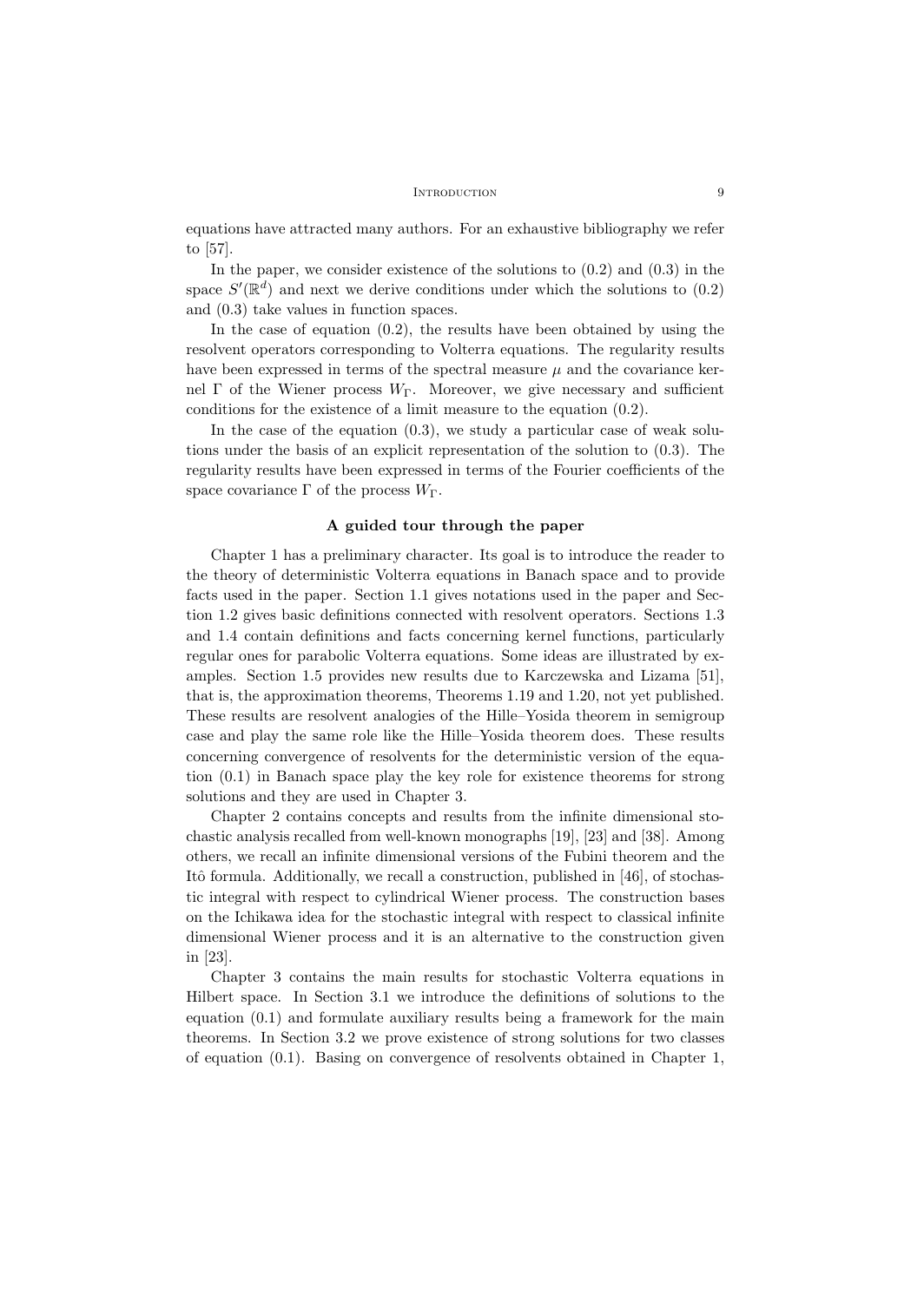equations have attracted many authors. For an exhaustive bibliography we refer to [57].

In the paper, we consider existence of the solutions to (0.2) and (0.3) in the space $S'(\mathbb{R}^d)$ and next we derive conditions under which the solutions to (0.2) and (0.3) take values in function spaces.

In the case of equation (0.2), the results have been obtained by using the resolvent operators corresponding to Volterra equations. The regularity results have been expressed in terms of the spectral measure $\mu$ and the covariance kernel $\Gamma$ of the Wiener process $W_\Gamma$. Moreover, we give necessary and sufficient conditions for the existence of a limit measure to the equation (0.2).

In the case of the equation (0.3), we study a particular case of weak solutions under the basis of an explicit representation of the solution to (0.3). The regularity results have been expressed in terms of the Fourier coefficients of the space covariance $\Gamma$ of the process $W_\Gamma$.

### A guided tour through the paper

Chapter 1 has a preliminary character. Its goal is to introduce the reader to the theory of deterministic Volterra equations in Banach space and to provide facts used in the paper. Section 1.1 gives notations used in the paper and Section 1.2 gives basic definitions connected with resolvent operators. Sections 1.3 and 1.4 contain definitions and facts concerning kernel functions, particularly regular ones for parabolic Volterra equations. Some ideas are illustrated by examples. Section 1.5 provides new results due to Karczewska and Lizama [51], that is, the approximation theorems, Theorems 1.19 and 1.20, not yet published. These results are resolvent analogies of the Hille–Yosida theorem in semigroup case and play the same role like the Hille–Yosida theorem does. These results concerning convergence of resolvents for the deterministic version of the equation (0.1) in Banach space play the key role for existence theorems for strong solutions and they are used in Chapter 3.

Chapter 2 contains concepts and results from the infinite dimensional stochastic analysis recalled from well-known monographs [19], [23] and [38]. Among others, we recall an infinite dimensional versions of the Fubini theorem and the Itô formula. Additionally, we recall a construction, published in [46], of stochastic integral with respect to cylindrical Wiener process. The construction bases on the Ichikawa idea for the stochastic integral with respect to classical infinite dimensional Wiener process and it is an alternative to the construction given in [23].

Chapter 3 contains the main results for stochastic Volterra equations in Hilbert space. In Section 3.1 we introduce the definitions of solutions to the equation (0.1) and formulate auxiliary results being a framework for the main theorems. In Section 3.2 we prove existence of strong solutions for two classes of equation (0.1). Basing on convergence of resolvents obtained in Chapter 1,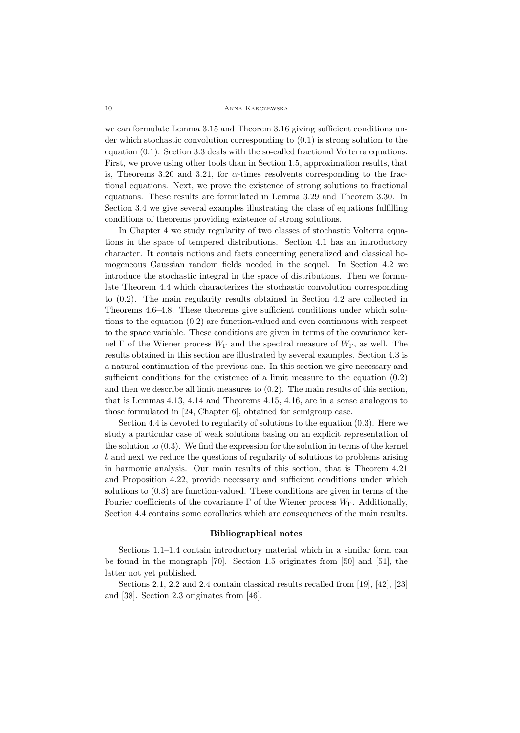we can formulate Lemma 3.15 and Theorem 3.16 giving sufficient conditions under which stochastic convolution corresponding to (0.1) is strong solution to the equation (0.1). Section 3.3 deals with the so-called fractional Volterra equations. First, we prove using other tools than in Section 1.5, approximation results, that is, Theorems 3.20 and 3.21, for $\alpha$-times resolvents corresponding to the fractional equations. Next, we prove the existence of strong solutions to fractional equations. These results are formulated in Lemma 3.29 and Theorem 3.30. In Section 3.4 we give several examples illustrating the class of equations fulfilling conditions of theorems providing existence of strong solutions.

In Chapter 4 we study regularity of two classes of stochastic Volterra equations in the space of tempered distributions. Section 4.1 has an introductory character. It contais notions and facts concerning generalized and classical homogeneous Gaussian random fields needed in the sequel. In Section 4.2 we introduce the stochastic integral in the space of distributions. Then we formulate Theorem 4.4 which characterizes the stochastic convolution corresponding to (0.2). The main regularity results obtained in Section 4.2 are collected in Theorems 4.6–4.8. These theorems give sufficient conditions under which solutions to the equation (0.2) are function-valued and even continuous with respect to the space variable. These conditions are given in terms of the covariance kernel $\Gamma$ of the Wiener process $W_\Gamma$ and the spectral measure of $W_\Gamma$, as well. The results obtained in this section are illustrated by several examples. Section 4.3 is a natural continuation of the previous one. In this section we give necessary and sufficient conditions for the existence of a limit measure to the equation (0.2) and then we describe all limit measures to (0.2). The main results of this section, that is Lemmas 4.13, 4.14 and Theorems 4.15, 4.16, are in a sense analogous to those formulated in [24, Chapter 6], obtained for semigroup case.

Section 4.4 is devoted to regularity of solutions to the equation (0.3). Here we study a particular case of weak solutions basing on an explicit representation of the solution to (0.3). We find the expression for the solution in terms of the kernel $b$ and next we reduce the questions of regularity of solutions to problems arising in harmonic analysis. Our main results of this section, that is Theorem 4.21 and Proposition 4.22, provide necessary and sufficient conditions under which solutions to (0.3) are function-valued. These conditions are given in terms of the Fourier coefficients of the covariance $\Gamma$ of the Wiener process $W_\Gamma$. Additionally, Section 4.4 contains some corollaries which are consequences of the main results.

### Bibliographical notes

Sections 1.1–1.4 contain introductory material which in a similar form can be found in the mongraph [70]. Section 1.5 originates from [50] and [51], the latter not yet published.

Sections 2.1, 2.2 and 2.4 contain classical results recalled from [19], [42], [23] and [38]. Section 2.3 originates from [46].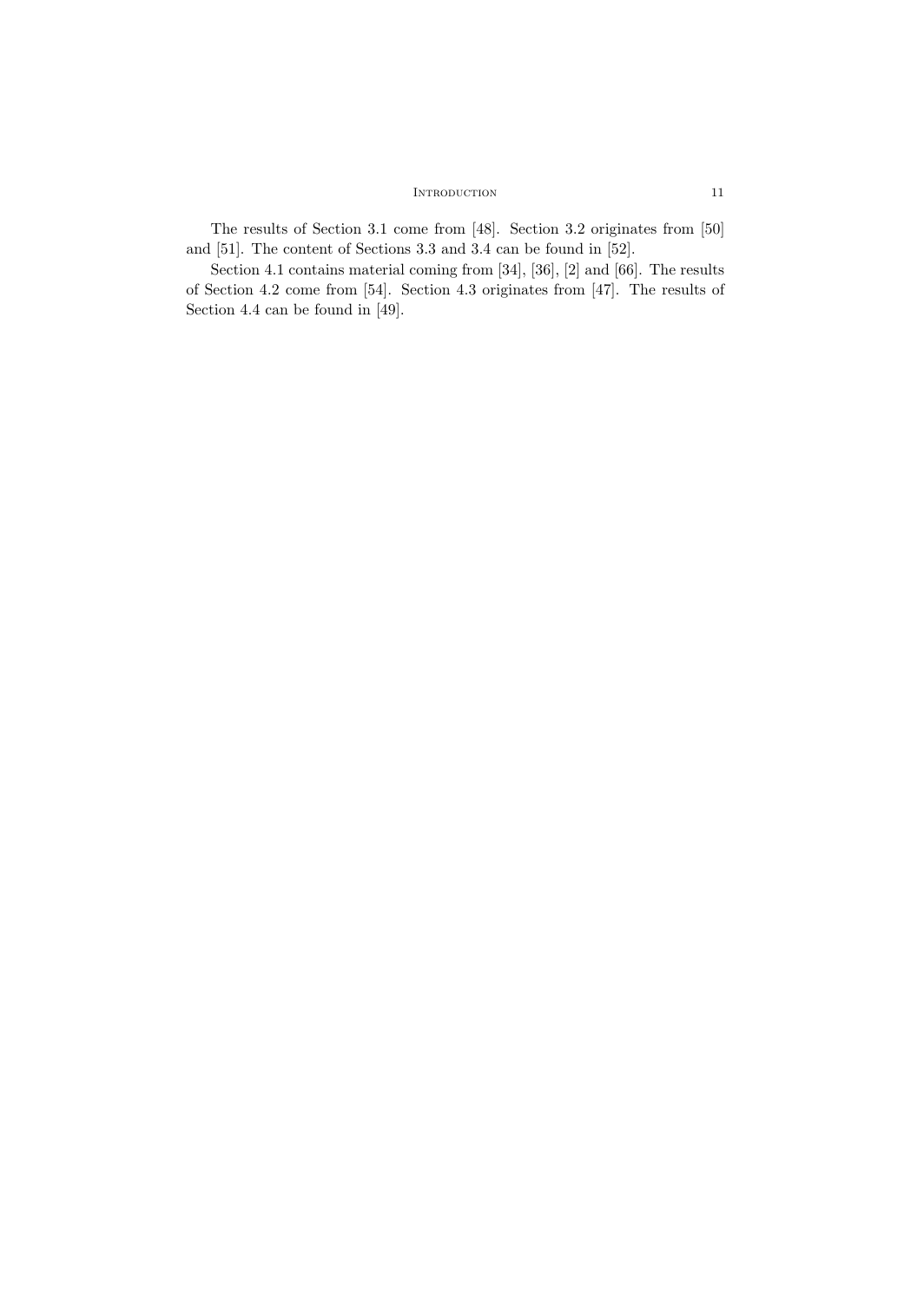The results of Section 3.1 come from [48]. Section 3.2 originates from [50] and [51]. The content of Sections 3.3 and 3.4 can be found in [52].

Section 4.1 contains material coming from [34], [36], [2] and [66]. The results of Section 4.2 come from [54]. Section 4.3 originates from [47]. The results of Section 4.4 can be found in [49].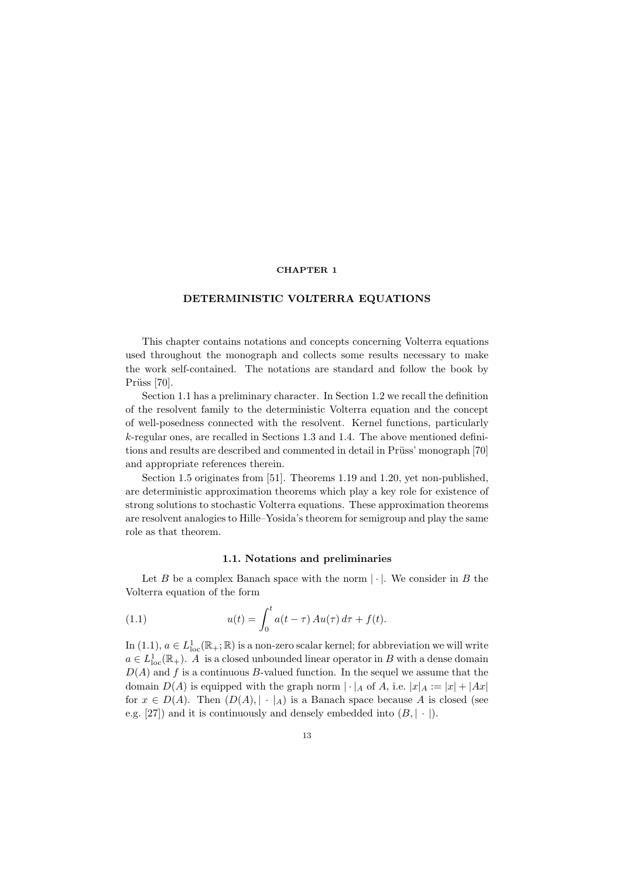# CHAPTER 1

## DETERMINISTIC VOLTERRA EQUATIONS

This chapter contains notations and concepts concerning Volterra equations used throughout the monograph and collects some results necessary to make the work self-contained. The notations are standard and follow the book by Prüss [70].

Section 1.1 has a preliminary character. In Section 1.2 we recall the definition of the resolvent family to the deterministic Volterra equation and the concept of well-posedness connected with the resolvent. Kernel functions, particularly $k$-regular ones, are recalled in Sections 1.3 and 1.4. The above mentioned definitions and results are described and commented in detail in Prüss' monograph [70] and appropriate references therein.

Section 1.5 originates from [51]. Theorems 1.19 and 1.20, yet non-published, are deterministic approximation theorems which play a key role for existence of strong solutions to stochastic Volterra equations. These approximation theorems are resolvent analogies to Hille–Yosida's theorem for semigroup and play the same role as that theorem.

### 1.1. Notations and preliminaries

Let $B$ be a complex Banach space with the norm $|\cdot|$. We consider in $B$ the Volterra equation of the form

$$u(t) = \int_0^t a(t-\tau)\, Au(\tau)\, d\tau + f(t). \tag{1.1}$$

In (1.1), $a \in L^1_{\text{loc}}(\mathbb{R}_+;\mathbb{R})$ is a non-zero scalar kernel; for abbreviation we will write $a \in L^1_{\text{loc}}(\mathbb{R}_+)$. $A$ is a closed unbounded linear operator in $B$ with a dense domain $D(A)$ and $f$ is a continuous $B$-valued function. In the sequel we assume that the domain $D(A)$ is equipped with the graph norm $|\cdot|_A$ of $A$, i.e. $|x|_A := |x| + |Ax|$ for $x \in D(A)$. Then $(D(A), |\cdot|_A)$ is a Banach space because $A$ is closed (see e.g. [27]) and it is continuously and densely embedded into $(B, |\cdot|)$.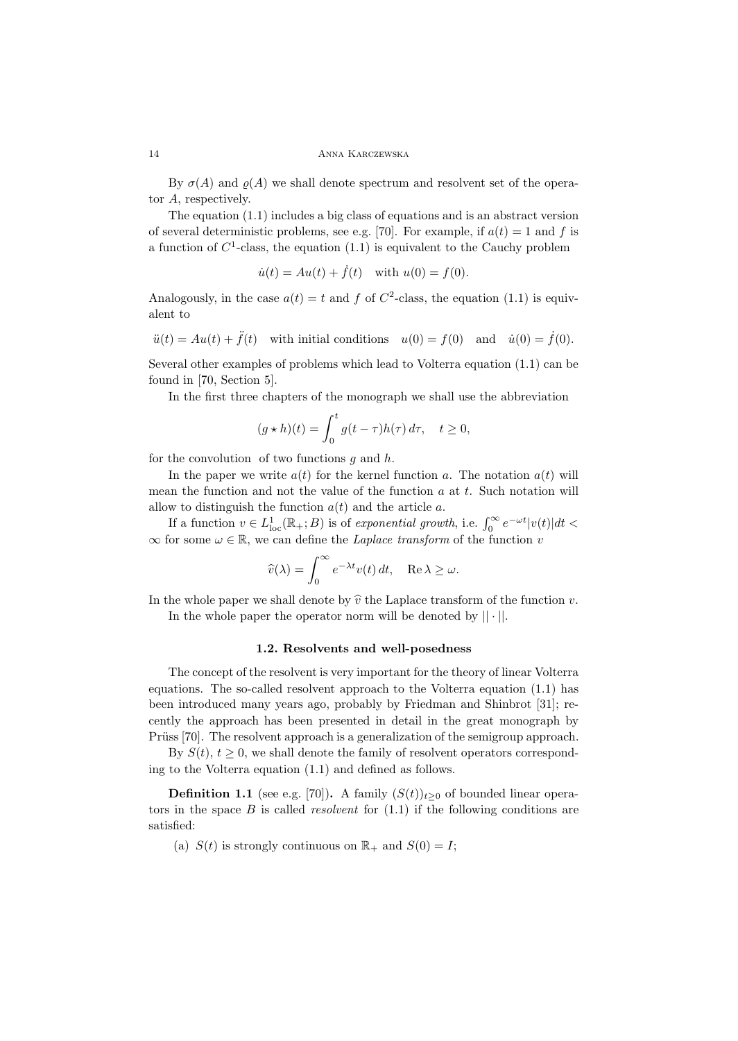By $\sigma(A)$ and $\varrho(A)$ we shall denote spectrum and resolvent set of the operator $A$, respectively.

The equation (1.1) includes a big class of equations and is an abstract version of several deterministic problems, see e.g. [70]. For example, if $a(t) = 1$ and $f$ is a function of $C^1$-class, the equation (1.1) is equivalent to the Cauchy problem

$$\dot{u}(t) = Au(t) + \dot{f}(t) \quad \text{with } u(0) = f(0).$$

Analogously, in the case $a(t) = t$ and $f$ of $C^2$-class, the equation (1.1) is equivalent to

$$\ddot{u}(t) = Au(t) + \ddot{f}(t) \quad \text{with initial conditions} \quad u(0) = f(0) \quad \text{and} \quad \dot{u}(0) = \dot{f}(0).$$

Several other examples of problems which lead to Volterra equation (1.1) can be found in [70, Section 5].

In the first three chapters of the monograph we shall use the abbreviation

$$(g \star h)(t) = \int_0^t g(t-\tau)h(\tau)\,d\tau, \quad t \geq 0,$$

for the convolution of two functions $g$ and $h$.

In the paper we write $a(t)$ for the kernel function $a$. The notation $a(t)$ will mean the function and not the value of the function $a$ at $t$. Such notation will allow to distinguish the function $a(t)$ and the article a.

If a function $v \in L^1_{\text{loc}}(\mathbb{R}_+; B)$ is of *exponential growth*, i.e. $\int_0^\infty e^{-\omega t}|v(t)|dt < \infty$ for some $\omega \in \mathbb{R}$, we can define the *Laplace transform* of the function $v$

$$\widehat{v}(\lambda) = \int_0^\infty e^{-\lambda t}v(t)\,dt, \quad \operatorname{Re}\lambda \geq \omega.$$

In the whole paper we shall denote by $\widehat{v}$ the Laplace transform of the function $v$.

In the whole paper the operator norm will be denoted by $||\cdot||$.

### 1.2. Resolvents and well-posedness

The concept of the resolvent is very important for the theory of linear Volterra equations. The so-called resolvent approach to the Volterra equation (1.1) has been introduced many years ago, probably by Friedman and Shinbrot [31]; recently the approach has been presented in detail in the great monograph by Prüss [70]. The resolvent approach is a generalization of the semigroup approach.

By $S(t)$, $t \geq 0$, we shall denote the family of resolvent operators corresponding to the Volterra equation (1.1) and defined as follows.

**Definition 1.1** (see e.g. [70])**.** A family $(S(t))_{t\geq 0}$ of bounded linear operators in the space $B$ is called *resolvent* for (1.1) if the following conditions are satisfied:

(a) $S(t)$ is strongly continuous on $\mathbb{R}_+$ and $S(0) = I$;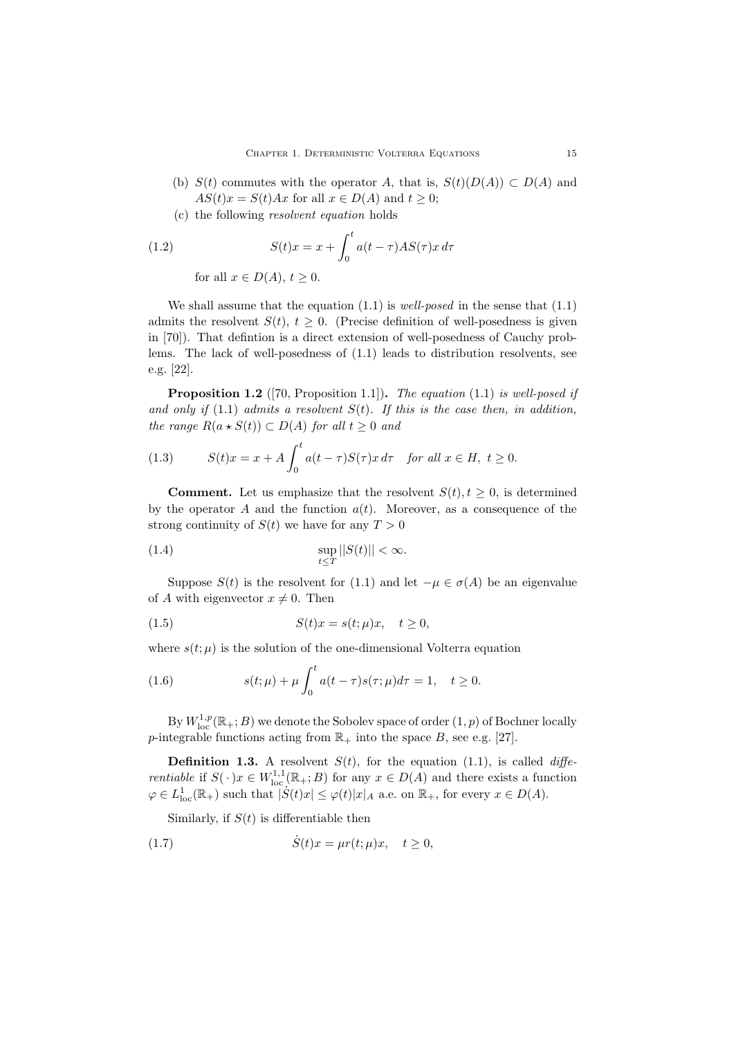(b) $S(t)$ commutes with the operator $A$, that is, $S(t)(D(A)) \subset D(A)$ and $AS(t)x = S(t)Ax$ for all $x \in D(A)$ and $t \geq 0$;

(c) the following *resolvent equation* holds

$$S(t)x = x + \int_0^t a(t-\tau)AS(\tau)x\, d\tau \tag{1.2}$$

for all $x \in D(A)$, $t \geq 0$.

We shall assume that the equation (1.1) is *well-posed* in the sense that (1.1) admits the resolvent $S(t)$, $t \geq 0$. (Precise definition of well-posedness is given in [70]). That defintion is a direct extension of well-posedness of Cauchy problems. The lack of well-posedness of (1.1) leads to distribution resolvents, see e.g. [22].

**Proposition 1.2** ([70, Proposition 1.1])**.** *The equation* (1.1) *is well-posed if and only if* (1.1) *admits a resolvent $S(t)$. If this is the case then, in addition, the range $R(a \star S(t)) \subset D(A)$ for all $t \geq 0$ and*

$$S(t)x = x + A\int_0^t a(t-\tau)S(\tau)x\, d\tau \quad \textit{for all } x \in H,\ t \geq 0. \tag{1.3}$$

**Comment.** Let us emphasize that the resolvent $S(t), t \geq 0$, is determined by the operator $A$ and the function $a(t)$. Moreover, as a consequence of the strong continuity of $S(t)$ we have for any $T > 0$

$$\sup_{t \leq T} ||S(t)|| < \infty. \tag{1.4}$$

Suppose $S(t)$ is the resolvent for (1.1) and let $-\mu \in \sigma(A)$ be an eigenvalue of $A$ with eigenvector $x \neq 0$. Then

$$S(t)x = s(t;\mu)x, \quad t \geq 0, \tag{1.5}$$

where $s(t;\mu)$ is the solution of the one-dimensional Volterra equation

$$s(t;\mu) + \mu \int_0^t a(t-\tau)s(\tau;\mu)d\tau = 1, \quad t \geq 0. \tag{1.6}$$

By $W^{1,p}_{\mathrm{loc}}(\mathbb{R}_+;B)$ we denote the Sobolev space of order $(1,p)$ of Bochner locally $p$-integrable functions acting from $\mathbb{R}_+$ into the space $B$, see e.g. [27].

**Definition 1.3.** A resolvent $S(t)$, for the equation (1.1), is called *differentiable* if $S(\cdot)x \in W^{1,1}_{\mathrm{loc}}(\mathbb{R}_+;B)$ for any $x \in D(A)$ and there exists a function $\varphi \in L^1_{\mathrm{loc}}(\mathbb{R}_+)$ such that $|\dot{S}(t)x| \leq \varphi(t)|x|_A$ a.e. on $\mathbb{R}_+$, for every $x \in D(A)$.

Similarly, if $S(t)$ is differentiable then

$$\dot{S}(t)x = \mu r(t;\mu)x, \quad t \geq 0, \tag{1.7}$$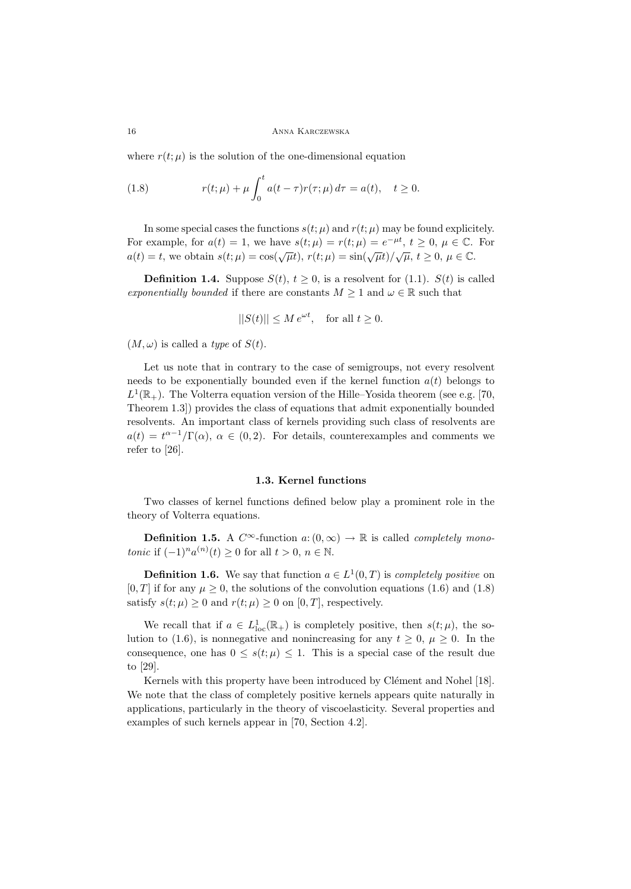where $r(t;\mu)$ is the solution of the one-dimensional equation

$$r(t;\mu) + \mu \int_0^t a(t-\tau) r(\tau;\mu)\, d\tau = a(t), \quad t \geq 0. \tag{1.8}$$

In some special cases the functions $s(t;\mu)$ and $r(t;\mu)$ may be found explicitely. For example, for $a(t) = 1$, we have $s(t;\mu) = r(t;\mu) = e^{-\mu t}$, $t \geq 0$, $\mu \in \mathbb{C}$. For $a(t) = t$, we obtain $s(t;\mu) = \cos(\sqrt{\mu} t)$, $r(t;\mu) = \sin(\sqrt{\mu} t)/\sqrt{\mu}$, $t \geq 0$, $\mu \in \mathbb{C}$.

**Definition 1.4.** Suppose $S(t)$, $t \geq 0$, is a resolvent for (1.1). $S(t)$ is called *exponentially bounded* if there are constants $M \geq 1$ and $\omega \in \mathbb{R}$ such that

$$||S(t)|| \leq M\, e^{\omega t}, \quad \text{for all } t \geq 0.$$

$(M, \omega)$ is called a *type* of $S(t)$.

Let us note that in contrary to the case of semigroups, not every resolvent needs to be exponentially bounded even if the kernel function $a(t)$ belongs to $L^1(\mathbb{R}_+)$. The Volterra equation version of the Hille–Yosida theorem (see e.g. [70, Theorem 1.3]) provides the class of equations that admit exponentially bounded resolvents. An important class of kernels providing such class of resolvents are $a(t) = t^{\alpha-1}/\Gamma(\alpha)$, $\alpha \in (0,2)$. For details, counterexamples and comments we refer to [26].

### 1.3. Kernel functions

Two classes of kernel functions defined below play a prominent role in the theory of Volterra equations.

**Definition 1.5.** A $C^\infty$-function $a\colon (0,\infty) \to \mathbb{R}$ is called *completely monotonic* if $(-1)^n a^{(n)}(t) \geq 0$ for all $t > 0$, $n \in \mathbb{N}$.

**Definition 1.6.** We say that function $a \in L^1(0,T)$ is *completely positive* on $[0,T]$ if for any $\mu \geq 0$, the solutions of the convolution equations (1.6) and (1.8) satisfy $s(t;\mu) \geq 0$ and $r(t;\mu) \geq 0$ on $[0,T]$, respectively.

We recall that if $a \in L^1_{\mathrm{loc}}(\mathbb{R}_+)$ is completely positive, then $s(t;\mu)$, the solution to (1.6), is nonnegative and nonincreasing for any $t \geq 0$, $\mu \geq 0$. In the consequence, one has $0 \leq s(t;\mu) \leq 1$. This is a special case of the result due to [29].

Kernels with this property have been introduced by Clément and Nohel [18]. We note that the class of completely positive kernels appears quite naturally in applications, particularly in the theory of viscoelasticity. Several properties and examples of such kernels appear in [70, Section 4.2].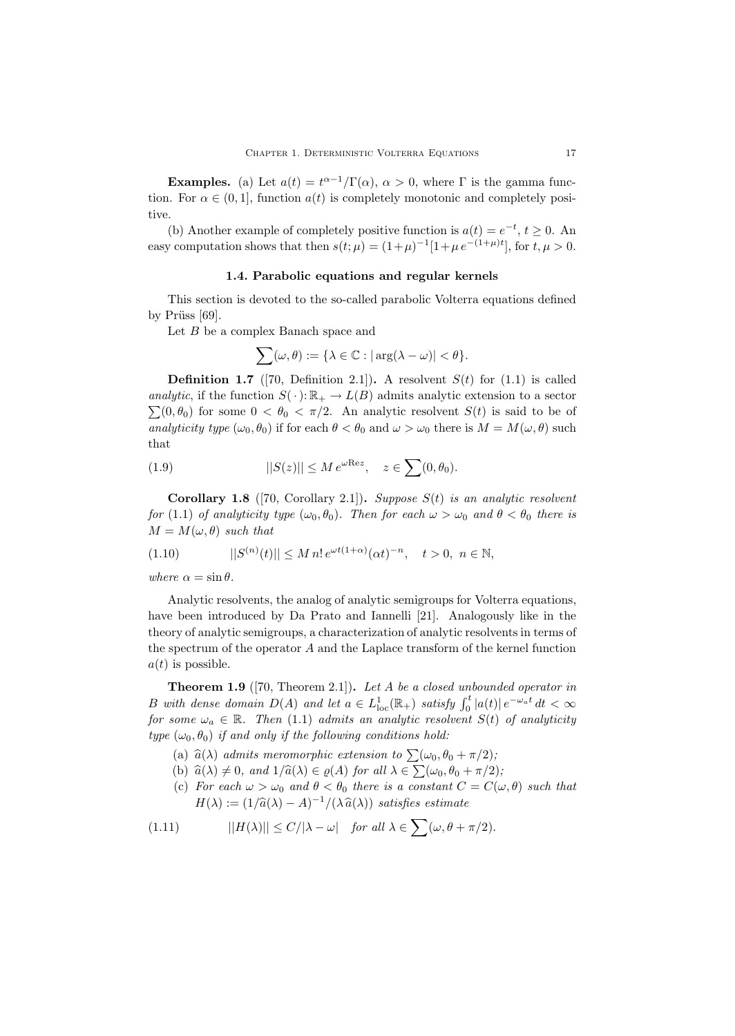**Examples.** (a) Let $a(t) = t^{\alpha-1}/\Gamma(\alpha)$, $\alpha > 0$, where $\Gamma$ is the gamma function. For $\alpha \in (0,1]$, function $a(t)$ is completely monotonic and completely positive.

(b) Another example of completely positive function is $a(t) = e^{-t}$, $t \geq 0$. An easy computation shows that then $s(t;\mu) = (1+\mu)^{-1}[1+\mu\, e^{-(1+\mu)t}]$, for $t, \mu > 0$.

### 1.4. Parabolic equations and regular kernels

This section is devoted to the so-called parabolic Volterra equations defined by Prüss [69].

Let $B$ be a complex Banach space and

$$\sum(\omega,\theta) := \{\lambda \in \mathbb{C} : |\arg(\lambda - \omega)| < \theta\}.$$

**Definition 1.7** ([70, Definition 2.1]). A resolvent $S(t)$ for (1.1) is called *analytic*, if the function $S(\cdot)\colon \mathbb{R}_+ \to L(B)$ admits analytic extension to a sector $\sum(0,\theta_0)$ for some $0 < \theta_0 < \pi/2$. An analytic resolvent $S(t)$ is said to be of *analyticity type* $(\omega_0, \theta_0)$ if for each $\theta < \theta_0$ and $\omega > \omega_0$ there is $M = M(\omega,\theta)$ such that

$$||S(z)|| \leq M\, e^{\omega \mathrm{Re} z}, \quad z \in \sum(0,\theta_0). \tag{1.9}$$

**Corollary 1.8** ([70, Corollary 2.1]). *Suppose $S(t)$ is an analytic resolvent for (1.1) of analyticity type $(\omega_0,\theta_0)$. Then for each $\omega > \omega_0$ and $\theta < \theta_0$ there is $M = M(\omega,\theta)$ such that*

$$||S^{(n)}(t)|| \leq M\, n!\, e^{\omega t(1+\alpha)} (\alpha t)^{-n}, \quad t > 0,\ n \in \mathbb{N}, \tag{1.10}$$

*where $\alpha = \sin\theta$.*

Analytic resolvents, the analog of analytic semigroups for Volterra equations, have been introduced by Da Prato and Iannelli [21]. Analogously like in the theory of analytic semigroups, a characterization of analytic resolvents in terms of the spectrum of the operator $A$ and the Laplace transform of the kernel function $a(t)$ is possible.

**Theorem 1.9** ([70, Theorem 2.1]). *Let $A$ be a closed unbounded operator in $B$ with dense domain $D(A)$ and let $a \in L^1_{\mathrm{loc}}(\mathbb{R}_+)$ satisfy $\int_0^t |a(t)|\, e^{-\omega_a t}\, dt < \infty$ for some $\omega_a \in \mathbb{R}$. Then (1.1) admits an analytic resolvent $S(t)$ of analyticity type $(\omega_0,\theta_0)$ if and only if the following conditions hold:*

(a) *$\widehat{a}(\lambda)$ admits meromorphic extension to $\sum(\omega_0, \theta_0 + \pi/2)$;*

(b) *$\widehat{a}(\lambda) \neq 0$, and $1/\widehat{a}(\lambda) \in \varrho(A)$ for all $\lambda \in \sum(\omega_0, \theta_0+\pi/2)$;*

(c) *For each $\omega > \omega_0$ and $\theta < \theta_0$ there is a constant $C = C(\omega,\theta)$ such that $H(\lambda) := (1/\widehat{a}(\lambda) - A)^{-1}/(\lambda\, \widehat{a}(\lambda))$ satisfies estimate*

$$||H(\lambda)|| \leq C/|\lambda - \omega| \quad \text{for all } \lambda \in \sum(\omega, \theta + \pi/2). \tag{1.11}$$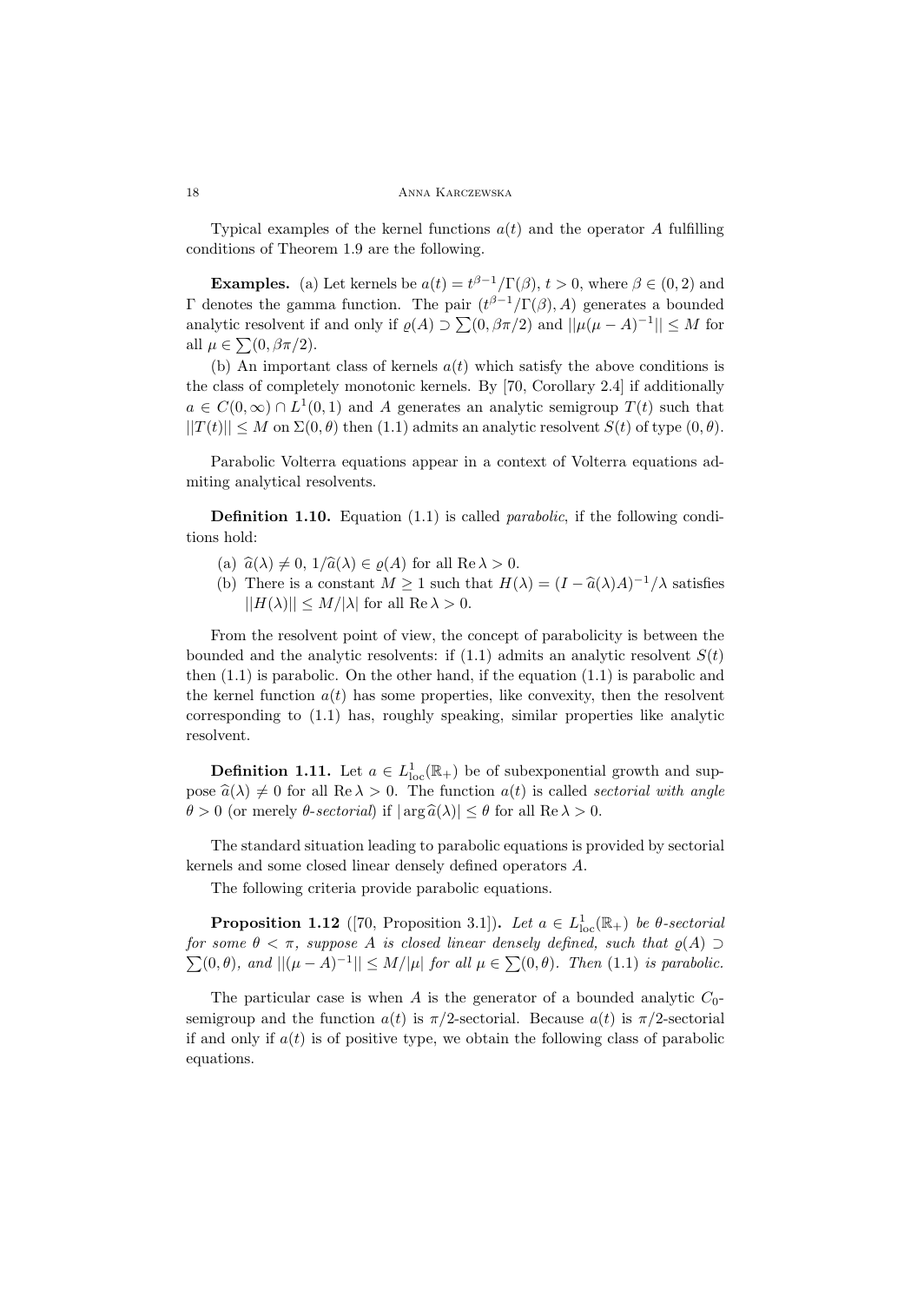Typical examples of the kernel functions $a(t)$ and the operator $A$ fulfilling conditions of Theorem 1.9 are the following.

**Examples.** (a) Let kernels be $a(t) = t^{\beta-1}/\Gamma(\beta)$, $t > 0$, where $\beta \in (0, 2)$ and $\Gamma$ denotes the gamma function. The pair $(t^{\beta-1}/\Gamma(\beta), A)$ generates a bounded analytic resolvent if and only if $\varrho(A) \supset \sum(0, \beta\pi/2)$ and $||\mu(\mu - A)^{-1}|| \leq M$ for all $\mu \in \sum(0, \beta\pi/2)$.

(b) An important class of kernels $a(t)$ which satisfy the above conditions is the class of completely monotonic kernels. By [70, Corollary 2.4] if additionally $a \in C(0, \infty) \cap L^1(0, 1)$ and $A$ generates an analytic semigroup $T(t)$ such that $||T(t)|| \leq M$ on $\Sigma(0, \theta)$ then (1.1) admits an analytic resolvent $S(t)$ of type $(0, \theta)$.

Parabolic Volterra equations appear in a context of Volterra equations admiting analytical resolvents.

**Definition 1.10.** Equation (1.1) is called *parabolic*, if the following conditions hold:

(a) $\widehat{a}(\lambda) \neq 0$, $1/\widehat{a}(\lambda) \in \varrho(A)$ for all $\operatorname{Re} \lambda > 0$.

(b) There is a constant $M \geq 1$ such that $H(\lambda) = (I - \widehat{a}(\lambda)A)^{-1}/\lambda$ satisfies $||H(\lambda)|| \leq M/|\lambda|$ for all $\operatorname{Re} \lambda > 0$.

From the resolvent point of view, the concept of parabolicity is between the bounded and the analytic resolvents: if (1.1) admits an analytic resolvent $S(t)$ then (1.1) is parabolic. On the other hand, if the equation (1.1) is parabolic and the kernel function $a(t)$ has some properties, like convexity, then the resolvent corresponding to (1.1) has, roughly speaking, similar properties like analytic resolvent.

**Definition 1.11.** Let $a \in L^1_{\text{loc}}(\mathbb{R}_+)$ be of subexponential growth and suppose $\widehat{a}(\lambda) \neq 0$ for all $\operatorname{Re} \lambda > 0$. The function $a(t)$ is called *sectorial with angle* $\theta > 0$ (or merely *$\theta$-sectorial*) if $|\arg \widehat{a}(\lambda)| \leq \theta$ for all $\operatorname{Re} \lambda > 0$.

The standard situation leading to parabolic equations is provided by sectorial kernels and some closed linear densely defined operators $A$.

The following criteria provide parabolic equations.

**Proposition 1.12** ([70, Proposition 3.1])**.** *Let $a \in L^1_{\text{loc}}(\mathbb{R}_+)$ be $\theta$-sectorial for some $\theta < \pi$, suppose $A$ is closed linear densely defined, such that $\varrho(A) \supset \sum(0, \theta)$, and $||(\mu - A)^{-1}|| \leq M/|\mu|$ for all $\mu \in \sum(0, \theta)$. Then (1.1) is parabolic.*

The particular case is when $A$ is the generator of a bounded analytic $C_0$-semigroup and the function $a(t)$ is $\pi/2$-sectorial. Because $a(t)$ is $\pi/2$-sectorial if and only if $a(t)$ is of positive type, we obtain the following class of parabolic equations.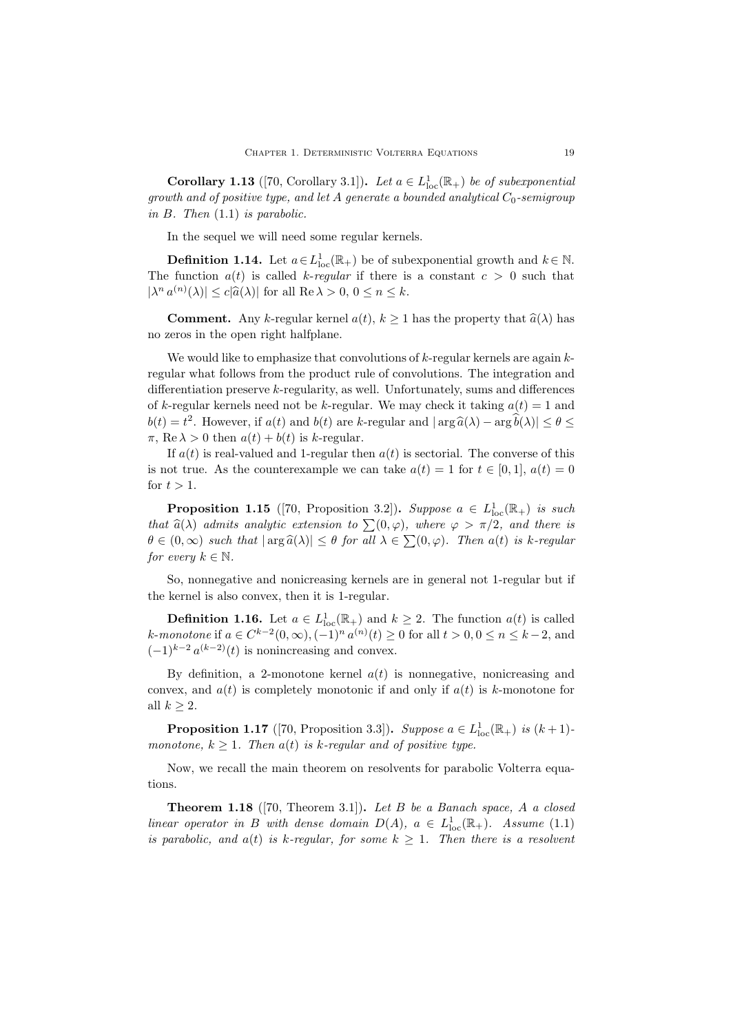**Corollary 1.13** ([70, Corollary 3.1])**.** *Let $a \in L^1_{\rm loc}(\mathbb{R}_+)$ be of subexponential growth and of positive type, and let $A$ generate a bounded analytical $C_0$-semigroup in $B$. Then* (1.1) *is parabolic.*

In the sequel we will need some regular kernels.

**Definition 1.14.** Let $a \in L^1_{\rm loc}(\mathbb{R}_+)$ be of subexponential growth and $k \in \mathbb{N}$. The function $a(t)$ is called *$k$-regular* if there is a constant $c > 0$ such that $|\lambda^n a^{(n)}(\lambda)| \le c|\widehat{a}(\lambda)|$ for all $\mathrm{Re}\,\lambda > 0$, $0 \le n \le k$.

**Comment.** Any $k$-regular kernel $a(t)$, $k \ge 1$ has the property that $\widehat{a}(\lambda)$ has no zeros in the open right halfplane.

We would like to emphasize that convolutions of $k$-regular kernels are again $k$-regular what follows from the product rule of convolutions. The integration and differentiation preserve $k$-regularity, as well. Unfortunately, sums and differences of $k$-regular kernels need not be $k$-regular. We may check it taking $a(t) = 1$ and $b(t) = t^2$. However, if $a(t)$ and $b(t)$ are $k$-regular and $|\arg \widehat{a}(\lambda) - \arg \widehat{b}(\lambda)| \le \theta \le \pi$, $\mathrm{Re}\,\lambda > 0$ then $a(t) + b(t)$ is $k$-regular.

If $a(t)$ is real-valued and 1-regular then $a(t)$ is sectorial. The converse of this is not true. As the counterexample we can take $a(t) = 1$ for $t \in [0,1]$, $a(t) = 0$ for $t > 1$.

**Proposition 1.15** ([70, Proposition 3.2])**.** *Suppose $a \in L^1_{\rm loc}(\mathbb{R}_+)$ is such that $\widehat{a}(\lambda)$ admits analytic extension to $\sum(0,\varphi)$, where $\varphi > \pi/2$, and there is $\theta \in (0,\infty)$ such that $|\arg \widehat{a}(\lambda)| \le \theta$ for all $\lambda \in \sum(0,\varphi)$. Then $a(t)$ is $k$-regular for every $k \in \mathbb{N}$.*

So, nonnegative and nonicreasing kernels are in general not 1-regular but if the kernel is also convex, then it is 1-regular.

**Definition 1.16.** Let $a \in L^1_{\rm loc}(\mathbb{R}_+)$ and $k \ge 2$. The function $a(t)$ is called *$k$-monotone* if $a \in C^{k-2}(0,\infty)$, $(-1)^n a^{(n)}(t) \ge 0$ for all $t > 0, 0 \le n \le k-2$, and $(-1)^{k-2} a^{(k-2)}(t)$ is nonincreasing and convex.

By definition, a 2-monotone kernel $a(t)$ is nonnegative, nonicreasing and convex, and $a(t)$ is completely monotonic if and only if $a(t)$ is $k$-monotone for all $k \ge 2$.

**Proposition 1.17** ([70, Proposition 3.3])**.** *Suppose $a \in L^1_{\rm loc}(\mathbb{R}_+)$ is $(k+1)$-monotone, $k \ge 1$. Then $a(t)$ is $k$-regular and of positive type.*

Now, we recall the main theorem on resolvents for parabolic Volterra equations.

**Theorem 1.18** ([70, Theorem 3.1])**.** *Let $B$ be a Banach space, $A$ a closed linear operator in $B$ with dense domain $D(A)$, $a \in L^1_{\rm loc}(\mathbb{R}_+)$. Assume* (1.1) *is parabolic, and $a(t)$ is $k$-regular, for some $k \ge 1$. Then there is a resolvent*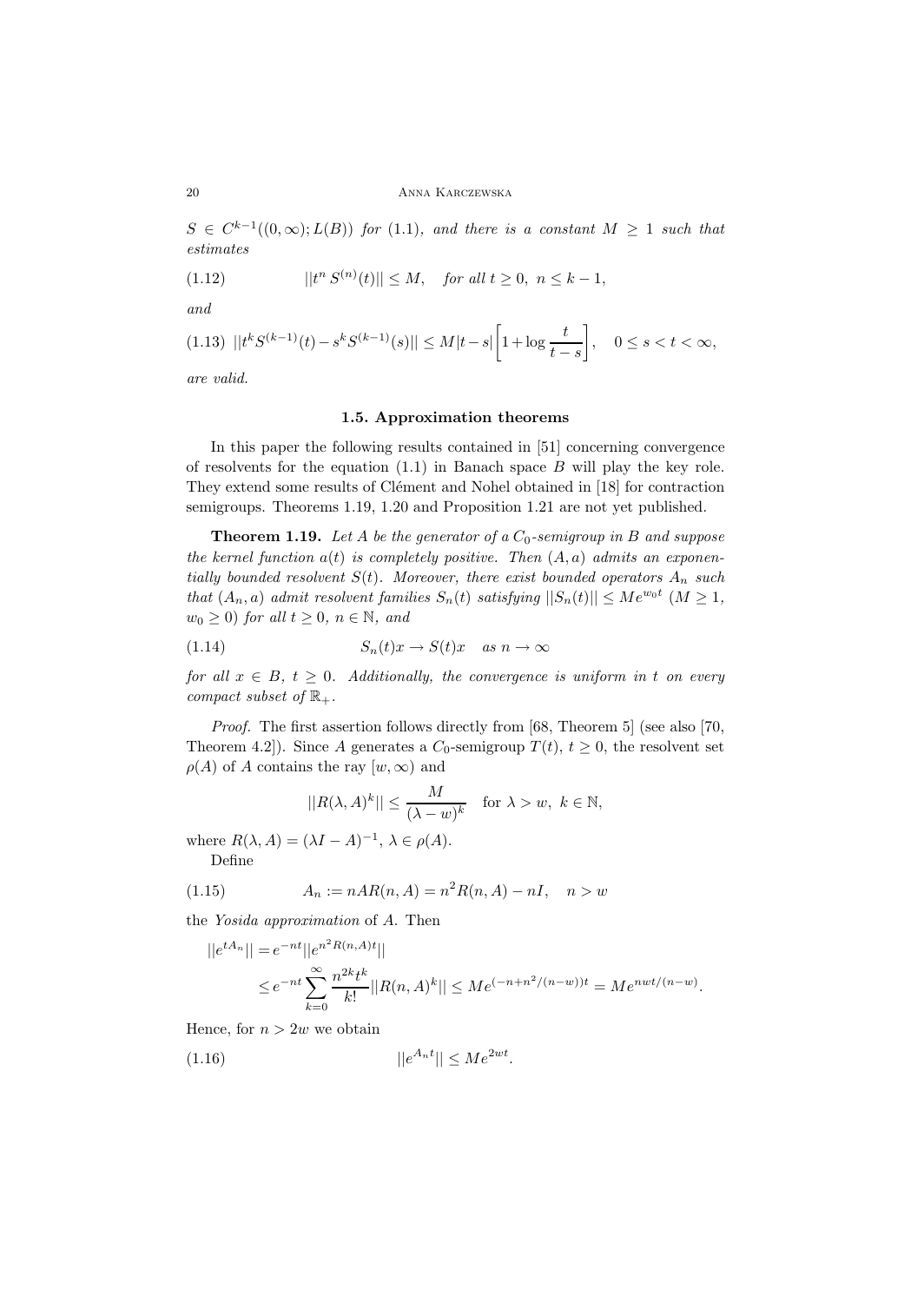*$S \in C^{k-1}((0,\infty); L(B))$ for (1.1), and there is a constant $M \geq 1$ such that estimates*

$$||t^n\, S^{(n)}(t)|| \leq M, \quad \text{for all } t \geq 0,\ n \leq k-1, \tag{1.12}$$

*and*

$$||t^k S^{(k-1)}(t) - s^k S^{(k-1)}(s)|| \leq M|t-s|\left[1 + \log\frac{t}{t-s}\right], \quad 0 \leq s < t < \infty, \tag{1.13}$$

*are valid.*

### 1.5. Approximation theorems

In this paper the following results contained in [51] concerning convergence of resolvents for the equation (1.1) in Banach space $B$ will play the key role. They extend some results of Clément and Nohel obtained in [18] for contraction semigroups. Theorems 1.19, 1.20 and Proposition 1.21 are not yet published.

**Theorem 1.19.** *Let $A$ be the generator of a $C_0$-semigroup in $B$ and suppose the kernel function $a(t)$ is completely positive. Then $(A,a)$ admits an exponentially bounded resolvent $S(t)$. Moreover, there exist bounded operators $A_n$ such that $(A_n, a)$ admit resolvent families $S_n(t)$ satisfying $||S_n(t)|| \leq Me^{w_0 t}$ ($M \geq 1$, $w_0 \geq 0$) for all $t \geq 0$, $n \in \mathbb{N}$, and*

$$S_n(t)x \to S(t)x \quad \text{as } n \to \infty \tag{1.14}$$

*for all $x \in B$, $t \geq 0$. Additionally, the convergence is uniform in $t$ on every compact subset of $\mathbb{R}_+$.*

*Proof.* The first assertion follows directly from [68, Theorem 5] (see also [70, Theorem 4.2]). Since $A$ generates a $C_0$-semigroup $T(t)$, $t \geq 0$, the resolvent set $\rho(A)$ of $A$ contains the ray $[w,\infty)$ and

$$||R(\lambda, A)^k|| \leq \frac{M}{(\lambda - w)^k} \quad \text{for } \lambda > w,\ k \in \mathbb{N},$$

where $R(\lambda, A) = (\lambda I - A)^{-1}$, $\lambda \in \rho(A)$.

Define

$$A_n := nAR(n,A) = n^2 R(n,A) - nI, \quad n > w \tag{1.15}$$

the *Yosida approximation* of $A$. Then

$$\begin{aligned}||e^{tA_n}|| &= e^{-nt}||e^{n^2 R(n,A)t}|| \\ &\leq e^{-nt}\sum_{k=0}^{\infty}\frac{n^{2k}t^k}{k!}||R(n,A)^k|| \leq Me^{(-n+n^2/(n-w))t} = Me^{nwt/(n-w)}.\end{aligned}$$

Hence, for $n > 2w$ we obtain

$$||e^{A_n t}|| \leq Me^{2wt}. \tag{1.16}$$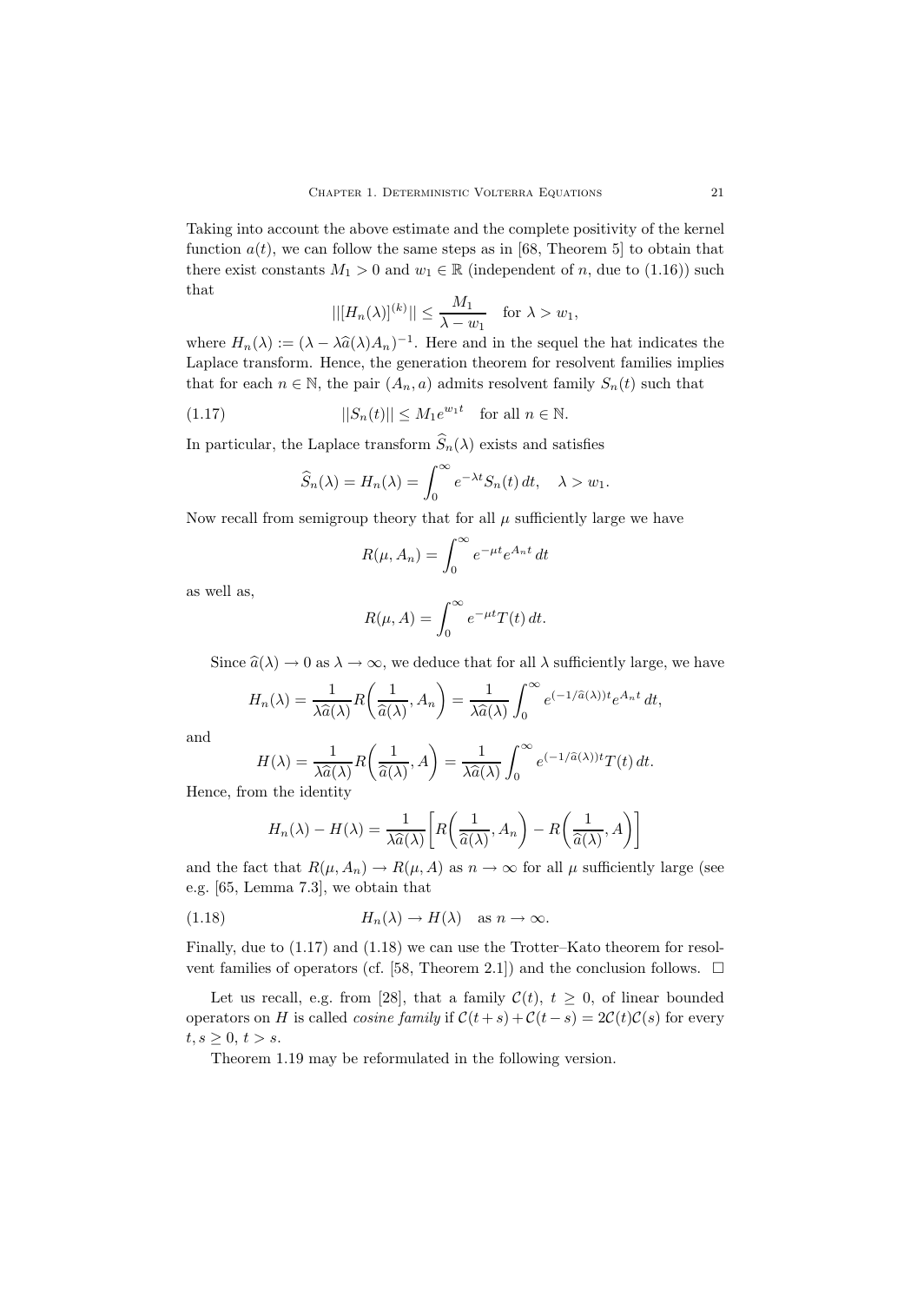Taking into account the above estimate and the complete positivity of the kernel function $a(t)$, we can follow the same steps as in [68, Theorem 5] to obtain that there exist constants $M_1 > 0$ and $w_1 \in \mathbb{R}$ (independent of $n$, due to (1.16)) such that

$$||[H_n(\lambda)]^{(k)}|| \leq \frac{M_1}{\lambda - w_1} \quad \text{for } \lambda > w_1,$$

where $H_n(\lambda) := (\lambda - \lambda\widehat{a}(\lambda)A_n)^{-1}$. Here and in the sequel the hat indicates the Laplace transform. Hence, the generation theorem for resolvent families implies that for each $n \in \mathbb{N}$, the pair $(A_n, a)$ admits resolvent family $S_n(t)$ such that

$$||S_n(t)|| \leq M_1 e^{w_1 t} \quad \text{for all } n \in \mathbb{N}. \tag{1.17}$$

In particular, the Laplace transform $\widehat{S}_n(\lambda)$ exists and satisfies

$$\widehat{S}_n(\lambda) = H_n(\lambda) = \int_0^\infty e^{-\lambda t} S_n(t)\, dt, \quad \lambda > w_1.$$

Now recall from semigroup theory that for all $\mu$ sufficiently large we have

$$R(\mu, A_n) = \int_0^\infty e^{-\mu t} e^{A_n t}\, dt$$

as well as,

$$R(\mu, A) = \int_0^\infty e^{-\mu t} T(t)\, dt.$$

Since $\widehat{a}(\lambda) \to 0$ as $\lambda \to \infty$, we deduce that for all $\lambda$ sufficiently large, we have

$$H_n(\lambda) = \frac{1}{\lambda\widehat{a}(\lambda)} R\bigg(\frac{1}{\widehat{a}(\lambda)}, A_n\bigg) = \frac{1}{\lambda\widehat{a}(\lambda)} \int_0^\infty e^{(-1/\widehat{a}(\lambda))t} e^{A_n t}\, dt,$$

and

$$H(\lambda) = \frac{1}{\lambda\widehat{a}(\lambda)} R\bigg(\frac{1}{\widehat{a}(\lambda)}, A\bigg) = \frac{1}{\lambda\widehat{a}(\lambda)} \int_0^\infty e^{(-1/\widehat{a}(\lambda))t} T(t)\, dt.$$

Hence, from the identity

$$H_n(\lambda) - H(\lambda) = \frac{1}{\lambda\widehat{a}(\lambda)} \bigg[ R\bigg(\frac{1}{\widehat{a}(\lambda)}, A_n\bigg) - R\bigg(\frac{1}{\widehat{a}(\lambda)}, A\bigg) \bigg]$$

and the fact that $R(\mu, A_n) \to R(\mu, A)$ as $n \to \infty$ for all $\mu$ sufficiently large (see e.g. [65, Lemma 7.3], we obtain that

$$H_n(\lambda) \to H(\lambda) \quad \text{as } n \to \infty. \tag{1.18}$$

Finally, due to (1.17) and (1.18) we can use the Trotter–Kato theorem for resolvent families of operators (cf. [58, Theorem 2.1]) and the conclusion follows. $\square$

Let us recall, e.g. from [28], that a family $\mathcal{C}(t)$, $t \geq 0$, of linear bounded operators on $H$ is called *cosine family* if $\mathcal{C}(t+s) + \mathcal{C}(t-s) = 2\mathcal{C}(t)\mathcal{C}(s)$ for every $t, s \geq 0$, $t > s$.

Theorem 1.19 may be reformulated in the following version.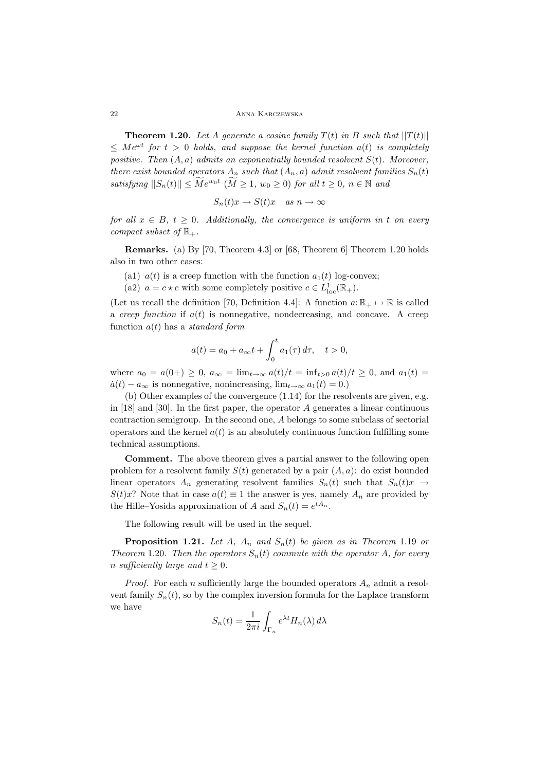**Theorem 1.20.** *Let $A$ generate a cosine family $T(t)$ in $B$ such that $||T(t)|| \leq Me^{\omega t}$ for $t > 0$ holds, and suppose the kernel function $a(t)$ is completely positive. Then $(A, a)$ admits an exponentially bounded resolvent $S(t)$. Moreover, there exist bounded operators $A_n$ such that $(A_n, a)$ admit resolvent families $S_n(t)$ satisfying $||S_n(t)|| \leq \widetilde{M}e^{w_0 t}$ ($\widetilde{M} \geq 1$, $w_0 \geq 0$) for all $t \geq 0$, $n \in \mathbb{N}$ and*

$$S_n(t)x \to S(t)x \quad \text{as } n \to \infty$$

*for all $x \in B$, $t \geq 0$. Additionally, the convergence is uniform in $t$ on every compact subset of $\mathbb{R}_+$.*

**Remarks.** (a) By [70, Theorem 4.3] or [68, Theorem 6] Theorem 1.20 holds also in two other cases:

(a1) $a(t)$ is a creep function with the function $a_1(t)$ log-convex;

(a2) $a = c \star c$ with some completely positive $c \in L^1_{\text{loc}}(\mathbb{R}_+)$.

(Let us recall the definition [70, Definition 4.4]: A function $a\colon \mathbb{R}_+ \mapsto \mathbb{R}$ is called a *creep function* if $a(t)$ is nonnegative, nondecreasing, and concave. A creep function $a(t)$ has a *standard form*

$$a(t) = a_0 + a_\infty t + \int_0^t a_1(\tau)\, d\tau, \quad t > 0,$$

where $a_0 = a(0+) \geq 0$, $a_\infty = \lim_{t\to\infty} a(t)/t = \inf_{t>0} a(t)/t \geq 0$, and $a_1(t) = \dot{a}(t) - a_\infty$ is nonnegative, nonincreasing, $\lim_{t\to\infty} a_1(t) = 0$.)

(b) Other examples of the convergence (1.14) for the resolvents are given, e.g. in [18] and [30]. In the first paper, the operator $A$ generates a linear continuous contraction semigroup. In the second one, $A$ belongs to some subclass of sectorial operators and the kernel $a(t)$ is an absolutely continuous function fulfilling some technical assumptions.

**Comment.** The above theorem gives a partial answer to the following open problem for a resolvent family $S(t)$ generated by a pair $(A, a)$: do exist bounded linear operators $A_n$ generating resolvent families $S_n(t)$ such that $S_n(t)x \to S(t)x$? Note that in case $a(t) \equiv 1$ the answer is yes, namely $A_n$ are provided by the Hille–Yosida approximation of $A$ and $S_n(t) = e^{tA_n}$.

The following result will be used in the sequel.

**Proposition 1.21.** *Let $A$, $A_n$ and $S_n(t)$ be given as in Theorem* 1.19 *or Theorem* 1.20*. Then the operators $S_n(t)$ commute with the operator $A$, for every $n$ sufficiently large and $t \geq 0$.*

*Proof.* For each $n$ sufficiently large the bounded operators $A_n$ admit a resolvent family $S_n(t)$, so by the complex inversion formula for the Laplace transform we have

$$S_n(t) = \frac{1}{2\pi i} \int_{\Gamma_n} e^{\lambda t} H_n(\lambda)\, d\lambda$$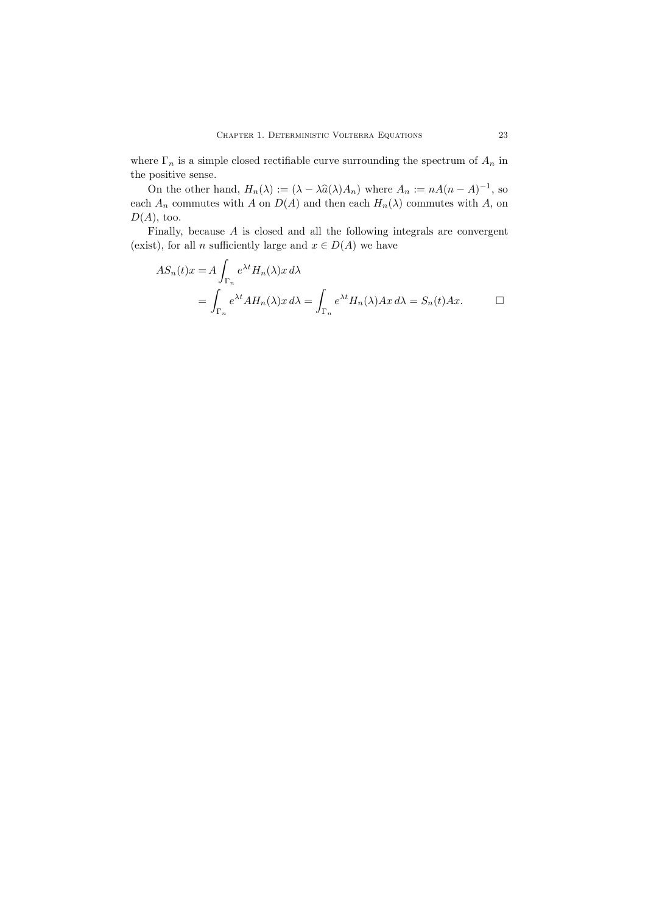where $\Gamma_n$ is a simple closed rectifiable curve surrounding the spectrum of $A_n$ in the positive sense.

On the other hand, $H_n(\lambda) := (\lambda - \lambda\widehat{a}(\lambda)A_n)$ where $A_n := nA(n-A)^{-1}$, so each $A_n$ commutes with $A$ on $D(A)$ and then each $H_n(\lambda)$ commutes with $A$, on $D(A)$, too.

Finally, because $A$ is closed and all the following integrals are convergent (exist), for all $n$ sufficiently large and $x \in D(A)$ we have

$$
\begin{aligned}
AS_n(t)x &= A\int_{\Gamma_n} e^{\lambda t} H_n(\lambda)x\, d\lambda \\
&= \int_{\Gamma_n} e^{\lambda t} AH_n(\lambda)x\, d\lambda = \int_{\Gamma_n} e^{\lambda t} H_n(\lambda)Ax\, d\lambda = S_n(t)Ax. \qquad \square
\end{aligned}
$$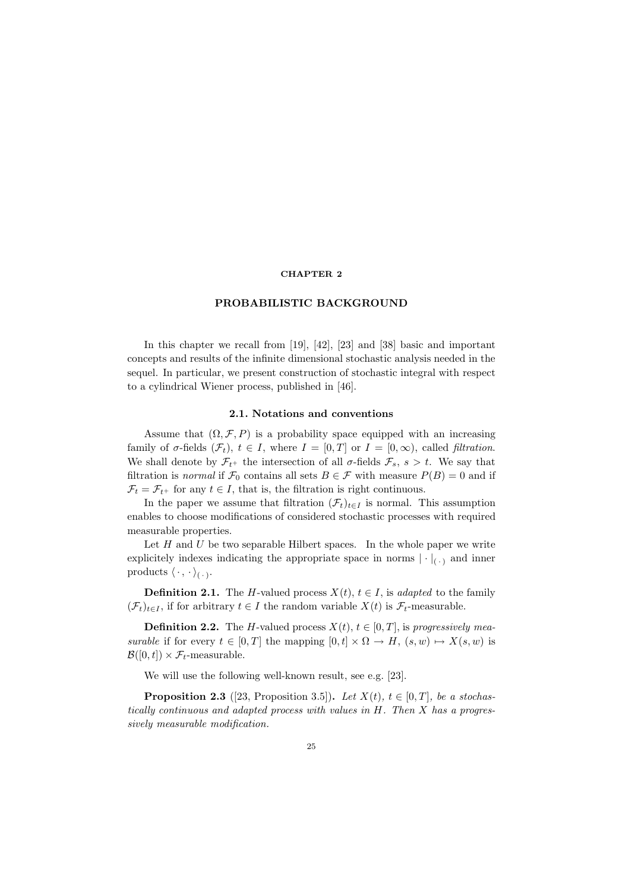# CHAPTER 2

## PROBABILISTIC BACKGROUND

In this chapter we recall from [19], [42], [23] and [38] basic and important concepts and results of the infinite dimensional stochastic analysis needed in the sequel. In particular, we present construction of stochastic integral with respect to a cylindrical Wiener process, published in [46].

### 2.1. Notations and conventions

Assume that $(\Omega, \mathcal{F}, P)$ is a probability space equipped with an increasing family of $\sigma$-fields $(\mathcal{F}_t)$, $t \in I$, where $I = [0, T]$ or $I = [0, \infty)$, called *filtration*. We shall denote by $\mathcal{F}_{t^+}$ the intersection of all $\sigma$-fields $\mathcal{F}_s$, $s > t$. We say that filtration is *normal* if $\mathcal{F}_0$ contains all sets $B \in \mathcal{F}$ with measure $P(B) = 0$ and if $\mathcal{F}_t = \mathcal{F}_{t^+}$ for any $t \in I$, that is, the filtration is right continuous.

In the paper we assume that filtration $(\mathcal{F}_t)_{t \in I}$ is normal. This assumption enables to choose modifications of considered stochastic processes with required measurable properties.

Let $H$ and $U$ be two separable Hilbert spaces. In the whole paper we write explicitely indexes indicating the appropriate space in norms $|\cdot|_{(\,\cdot\,)}$ and inner products $\langle \cdot\,, \cdot \rangle_{(\,\cdot\,)}$.

**Definition 2.1.** The $H$-valued process $X(t)$, $t \in I$, is *adapted* to the family $(\mathcal{F}_t)_{t \in I}$, if for arbitrary $t \in I$ the random variable $X(t)$ is $\mathcal{F}_t$-measurable.

**Definition 2.2.** The $H$-valued process $X(t)$, $t \in [0, T]$, is *progressively measurable* if for every $t \in [0, T]$ the mapping $[0, t] \times \Omega \to H$, $(s, w) \mapsto X(s, w)$ is $\mathcal{B}([0, t]) \times \mathcal{F}_t$-measurable.

We will use the following well-known result, see e.g. [23].

**Proposition 2.3** ([23, Proposition 3.5]). *Let $X(t)$, $t \in [0, T]$, be a stochastically continuous and adapted process with values in $H$. Then $X$ has a progressively measurable modification.*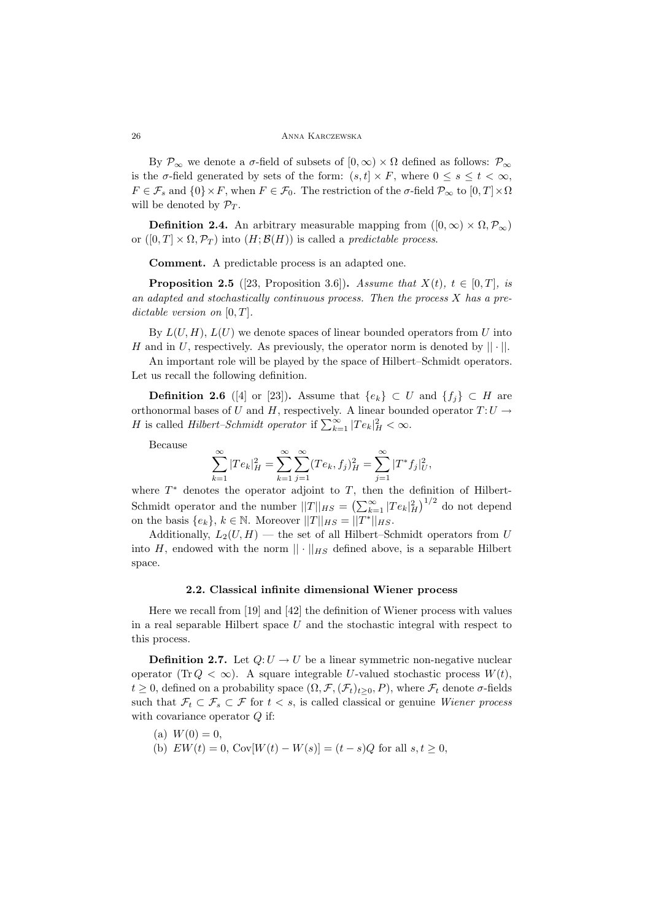By $\mathcal{P}_\infty$ we denote a $\sigma$-field of subsets of $[0,\infty)\times\Omega$ defined as follows: $\mathcal{P}_\infty$ is the $\sigma$-field generated by sets of the form: $(s,t]\times F$, where $0\le s\le t<\infty$, $F\in\mathcal{F}_s$ and $\{0\}\times F$, when $F\in\mathcal{F}_0$. The restriction of the $\sigma$-field $\mathcal{P}_\infty$ to $[0,T]\times\Omega$ will be denoted by $\mathcal{P}_T$.

**Definition 2.4.** An arbitrary measurable mapping from $([0,\infty)\times\Omega,\mathcal{P}_\infty)$ or $([0,T]\times\Omega,\mathcal{P}_T)$ into $(H;\mathcal{B}(H))$ is called a *predictable process*.

**Comment.** A predictable process is an adapted one.

**Proposition 2.5** ([23, Proposition 3.6])**.** *Assume that $X(t)$, $t\in[0,T]$, is an adapted and stochastically continuous process. Then the process $X$ has a predictable version on $[0,T]$.*

By $L(U,H)$, $L(U)$ we denote spaces of linear bounded operators from $U$ into $H$ and in $U$, respectively. As previously, the operator norm is denoted by $||\cdot||$.

An important role will be played by the space of Hilbert–Schmidt operators. Let us recall the following definition.

**Definition 2.6** ([4] or [23])**.** Assume that $\{e_k\}\subset U$ and $\{f_j\}\subset H$ are orthonormal bases of $U$ and $H$, respectively. A linear bounded operator $T\colon U\to H$ is called *Hilbert–Schmidt operator* if $\sum_{k=1}^\infty |Te_k|_H^2<\infty$.

Because

$$\sum_{k=1}^\infty |Te_k|_H^2=\sum_{k=1}^\infty\sum_{j=1}^\infty (Te_k,f_j)_H^2=\sum_{j=1}^\infty |T^*f_j|_U^2,$$

where $T^*$ denotes the operator adjoint to $T$, then the definition of Hilbert-Schmidt operator and the number $||T||_{HS}=\big(\sum_{k=1}^\infty |Te_k|_H^2\big)^{1/2}$ do not depend on the basis $\{e_k\}$, $k\in\mathbb{N}$. Moreover $||T||_{HS}=||T^*||_{HS}$.

Additionally, $L_2(U,H)$ — the set of all Hilbert–Schmidt operators from $U$ into $H$, endowed with the norm $||\cdot||_{HS}$ defined above, is a separable Hilbert space.

### 2.2. Classical infinite dimensional Wiener process

Here we recall from [19] and [42] the definition of Wiener process with values in a real separable Hilbert space $U$ and the stochastic integral with respect to this process.

**Definition 2.7.** Let $Q\colon U\to U$ be a linear symmetric non-negative nuclear operator ($\operatorname{Tr}Q<\infty$). A square integrable $U$-valued stochastic process $W(t)$, $t\ge 0$, defined on a probability space $(\Omega,\mathcal{F},(\mathcal{F}_t)_{t\ge0},P)$, where $\mathcal{F}_t$ denote $\sigma$-fields such that $\mathcal{F}_t\subset\mathcal{F}_s\subset\mathcal{F}$ for $t<s$, is called classical or genuine *Wiener process* with covariance operator $Q$ if:

(a) $W(0)=0$,

(b) $EW(t)=0$, $\operatorname{Cov}[W(t)-W(s)]=(t-s)Q$ for all $s,t\ge0$,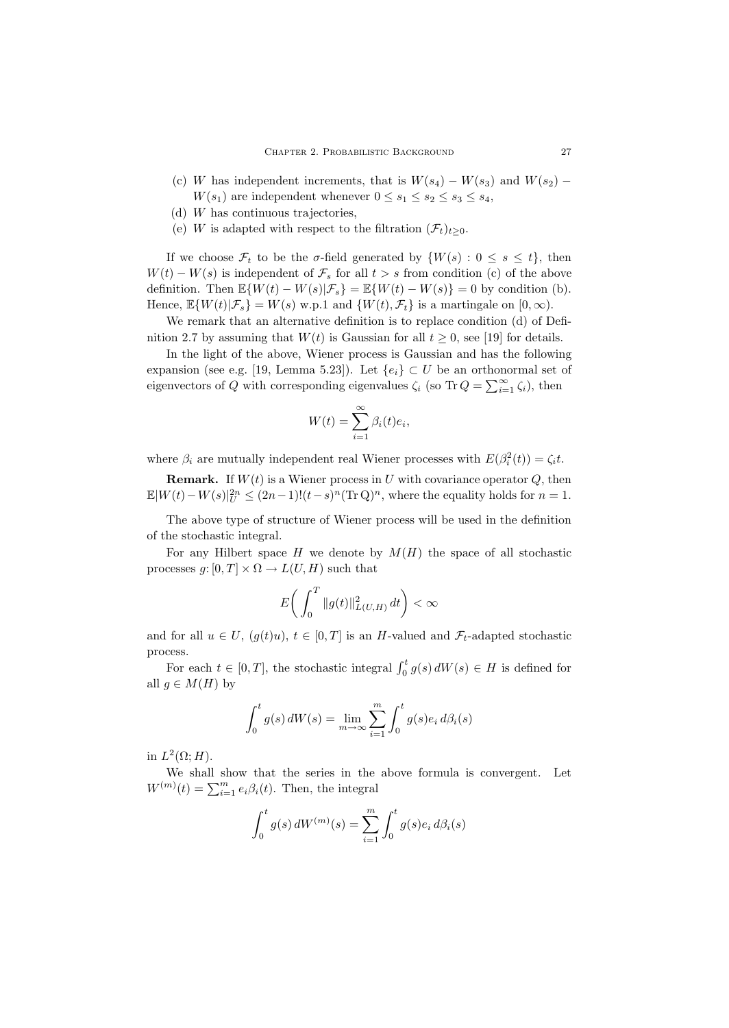(c) $W$ has independent increments, that is $W(s_4) - W(s_3)$ and $W(s_2) - W(s_1)$ are independent whenever $0 \le s_1 \le s_2 \le s_3 \le s_4$,

(d) $W$ has continuous trajectories,

(e) $W$ is adapted with respect to the filtration $(\mathcal{F}_t)_{t\ge 0}$.

If we choose $\mathcal{F}_t$ to be the $\sigma$-field generated by $\{W(s) : 0 \le s \le t\}$, then $W(t) - W(s)$ is independent of $\mathcal{F}_s$ for all $t > s$ from condition (c) of the above definition. Then $\mathbb{E}\{W(t) - W(s)|\mathcal{F}_s\} = \mathbb{E}\{W(t) - W(s)\} = 0$ by condition (b). Hence, $\mathbb{E}\{W(t)|\mathcal{F}_s\} = W(s)$ w.p.1 and $\{W(t), \mathcal{F}_t\}$ is a martingale on $[0, \infty)$.

We remark that an alternative definition is to replace condition (d) of Definition 2.7 by assuming that $W(t)$ is Gaussian for all $t \ge 0$, see [19] for details.

In the light of the above, Wiener process is Gaussian and has the following expansion (see e.g. [19, Lemma 5.23]). Let $\{e_i\} \subset U$ be an orthonormal set of eigenvectors of $Q$ with corresponding eigenvalues $\zeta_i$ (so $\operatorname{Tr} Q = \sum_{i=1}^{\infty} \zeta_i$), then

$$W(t) = \sum_{i=1}^{\infty} \beta_i(t) e_i,$$

where $\beta_i$ are mutually independent real Wiener processes with $E(\beta_i^2(t)) = \zeta_i t$.

**Remark.** If $W(t)$ is a Wiener process in $U$ with covariance operator $Q$, then $\mathbb{E}|W(t) - W(s)|_U^{2n} \le (2n-1)!(t-s)^n (\operatorname{Tr} \mathrm{Q})^n$, where the equality holds for $n = 1$.

The above type of structure of Wiener process will be used in the definition of the stochastic integral.

For any Hilbert space $H$ we denote by $M(H)$ the space of all stochastic processes $g\colon [0,T] \times \Omega \to L(U, H)$ such that

$$E\bigg(\int_0^T \|g(t)\|^2_{L(U,H)}\, dt\bigg) < \infty$$

and for all $u \in U$, $(g(t)u)$, $t \in [0,T]$ is an $H$-valued and $\mathcal{F}_t$-adapted stochastic process.

For each $t \in [0,T]$, the stochastic integral $\int_0^t g(s)\, dW(s) \in H$ is defined for all $g \in M(H)$ by

$$\int_0^t g(s)\, dW(s) = \lim_{m\to\infty} \sum_{i=1}^{m} \int_0^t g(s) e_i \, d\beta_i(s)$$

in $L^2(\Omega; H)$.

We shall show that the series in the above formula is convergent. Let $W^{(m)}(t) = \sum_{i=1}^{m} e_i \beta_i(t)$. Then, the integral

$$\int_0^t g(s)\, dW^{(m)}(s) = \sum_{i=1}^{m} \int_0^t g(s) e_i \, d\beta_i(s)$$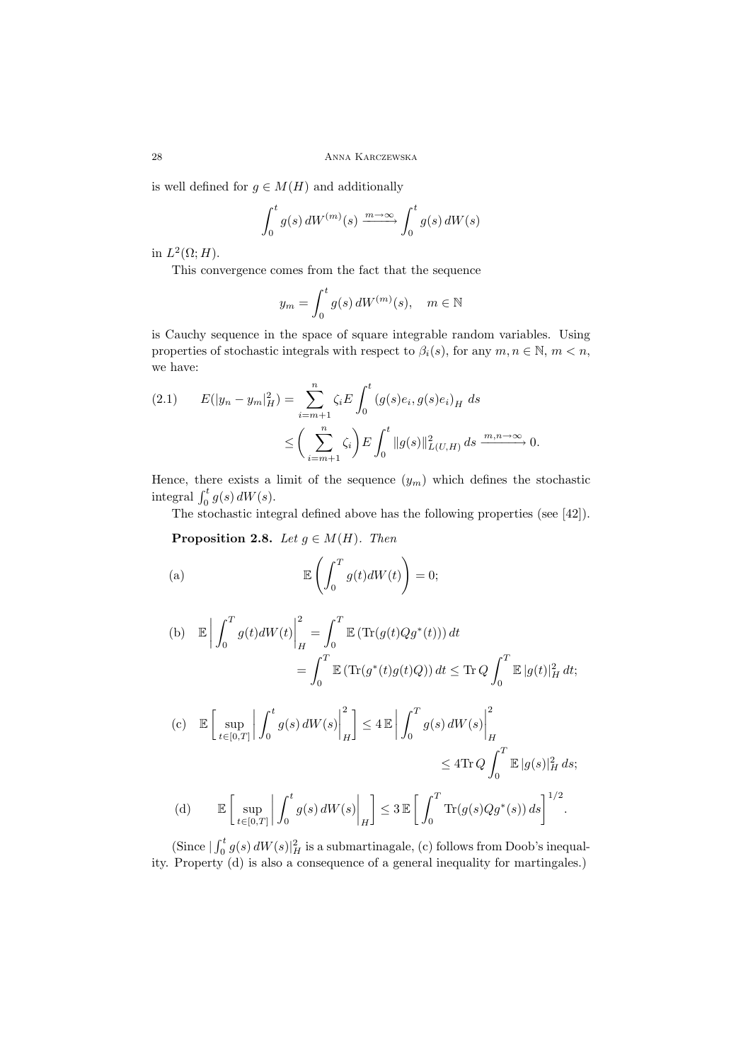is well defined for $g \in M(H)$ and additionally

$$\int_0^t g(s)\, dW^{(m)}(s) \xrightarrow{m\to\infty} \int_0^t g(s)\, dW(s)$$

in $L^2(\Omega; H)$.

This convergence comes from the fact that the sequence

$$y_m = \int_0^t g(s)\, dW^{(m)}(s), \quad m \in \mathbb{N}$$

is Cauchy sequence in the space of square integrable random variables. Using properties of stochastic integrals with respect to $\beta_i(s)$, for any $m, n \in \mathbb{N}$, $m < n$, we have:

$$\begin{aligned}
(2.1) \qquad E(|y_n - y_m|_H^2) &= \sum_{i=m+1}^{n} \zeta_i E \int_0^t (g(s)e_i, g(s)e_i)_H \, ds \\
&\leq \bigg( \sum_{i=m+1}^{n} \zeta_i \bigg) E \int_0^t \|g(s)\|_{L(U,H)}^2 \, ds \xrightarrow{m,n\to\infty} 0.
\end{aligned}$$

Hence, there exists a limit of the sequence $(y_m)$ which defines the stochastic integral $\int_0^t g(s)\, dW(s)$.

The stochastic integral defined above has the following properties (see [42]).

**Proposition 2.8.** *Let $g \in M(H)$. Then*

(a)
$$\mathbb{E}\left( \int_0^T g(t) dW(t) \right) = 0;$$

(b)
$$\begin{aligned}
\mathbb{E} \left| \int_0^T g(t) dW(t) \right|_H^2 &= \int_0^T \mathbb{E}\left( \mathrm{Tr}(g(t) Q g^*(t)) \right) dt \\
&= \int_0^T \mathbb{E}\left( \mathrm{Tr}(g^*(t) g(t) Q) \right) dt \leq \mathrm{Tr}\, Q \int_0^T \mathbb{E}\, |g(t)|_H^2 \, dt;
\end{aligned}$$

(c)
$$\begin{aligned}
\mathbb{E}\left[ \sup_{t\in[0,T]} \left| \int_0^t g(s)\, dW(s) \right|_H^2 \right] &\leq 4\, \mathbb{E} \left| \int_0^T g(s)\, dW(s) \right|_H^2 \\
&\leq 4 \mathrm{Tr}\, Q \int_0^T \mathbb{E}\, |g(s)|_H^2 \, ds;
\end{aligned}$$

(d)
$$\mathbb{E}\left[ \sup_{t\in[0,T]} \left| \int_0^t g(s)\, dW(s) \right|_H \right] \leq 3\, \mathbb{E}\left[ \int_0^T \mathrm{Tr}(g(s) Q g^*(s))\, ds \right]^{1/2}.$$

(Since $|\int_0^t g(s)\, dW(s)|_H^2$ is a submartinagale, (c) follows from Doob's inequality. Property (d) is also a consequence of a general inequality for martingales.)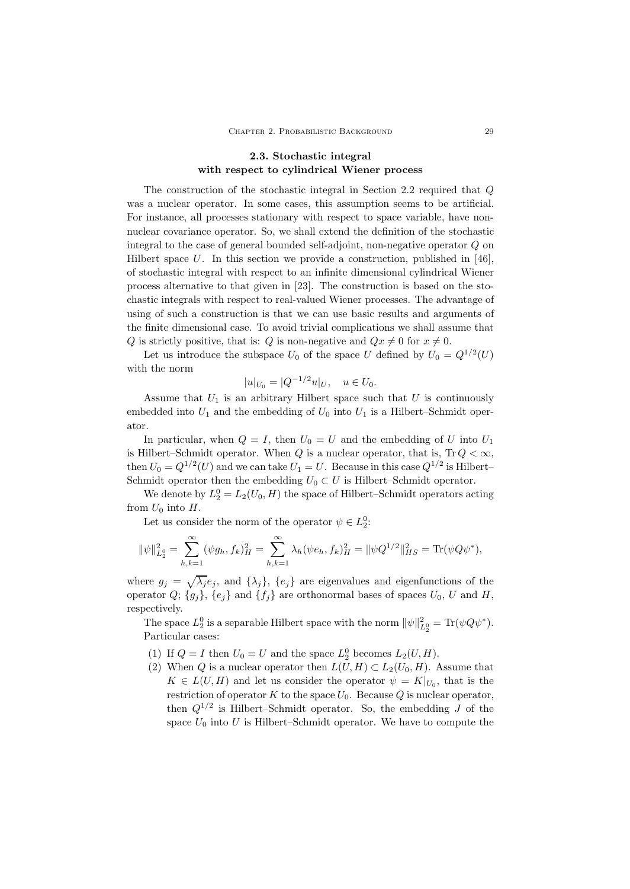## 2.3. Stochastic integral with respect to cylindrical Wiener process

The construction of the stochastic integral in Section 2.2 required that $Q$ was a nuclear operator. In some cases, this assumption seems to be artificial. For instance, all processes stationary with respect to space variable, have non-nuclear covariance operator. So, we shall extend the definition of the stochastic integral to the case of general bounded self-adjoint, non-negative operator $Q$ on Hilbert space $U$. In this section we provide a construction, published in [46], of stochastic integral with respect to an infinite dimensional cylindrical Wiener process alternative to that given in [23]. The construction is based on the stochastic integrals with respect to real-valued Wiener processes. The advantage of using of such a construction is that we can use basic results and arguments of the finite dimensional case. To avoid trivial complications we shall assume that $Q$ is strictly positive, that is: $Q$ is non-negative and $Qx \neq 0$ for $x \neq 0$.

Let us introduce the subspace $U_0$ of the space $U$ defined by $U_0 = Q^{1/2}(U)$ with the norm

$$|u|_{U_0} = |Q^{-1/2}u|_U, \quad u \in U_0.$$

Assume that $U_1$ is an arbitrary Hilbert space such that $U$ is continuously embedded into $U_1$ and the embedding of $U_0$ into $U_1$ is a Hilbert–Schmidt operator.

In particular, when $Q = I$, then $U_0 = U$ and the embedding of $U$ into $U_1$ is Hilbert–Schmidt operator. When $Q$ is a nuclear operator, that is, $\mathrm{Tr}\, Q < \infty$, then $U_0 = Q^{1/2}(U)$ and we can take $U_1 = U$. Because in this case $Q^{1/2}$ is Hilbert–Schmidt operator then the embedding $U_0 \subset U$ is Hilbert–Schmidt operator.

We denote by $L_2^0 = L_2(U_0, H)$ the space of Hilbert–Schmidt operators acting from $U_0$ into $H$.

Let us consider the norm of the operator $\psi \in L_2^0$:

$$\|\psi\|_{L_2^0}^2 = \sum_{h,k=1}^{\infty} (\psi g_h, f_k)_H^2 = \sum_{h,k=1}^{\infty} \lambda_h (\psi e_h, f_k)_H^2 = \|\psi Q^{1/2}\|_{HS}^2 = \mathrm{Tr}(\psi Q \psi^*),$$

where $g_j = \sqrt{\lambda_j} e_j$, and $\{\lambda_j\}$, $\{e_j\}$ are eigenvalues and eigenfunctions of the operator $Q$; $\{g_j\}$, $\{e_j\}$ and $\{f_j\}$ are orthonormal bases of spaces $U_0$, $U$ and $H$, respectively.

The space $L_2^0$ is a separable Hilbert space with the norm $\|\psi\|_{L_2^0}^2 = \mathrm{Tr}(\psi Q \psi^*)$.

Particular cases:

1. If $Q = I$ then $U_0 = U$ and the space $L_2^0$ becomes $L_2(U, H)$.
2. When $Q$ is a nuclear operator then $L(U, H) \subset L_2(U_0, H)$. Assume that $K \in L(U, H)$ and let us consider the operator $\psi = K|_{U_0}$, that is the restriction of operator $K$ to the space $U_0$. Because $Q$ is nuclear operator, then $Q^{1/2}$ is Hilbert–Schmidt operator. So, the embedding $J$ of the space $U_0$ into $U$ is Hilbert–Schmidt operator. We have to compute the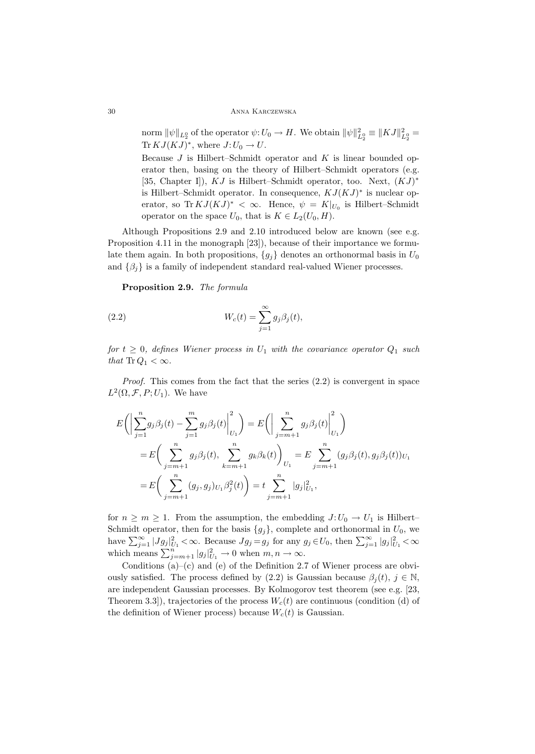norm $\|\psi\|_{L_2^0}$ of the operator $\psi\colon U_0 \to H$. We obtain $\|\psi\|^2_{L_2^0} \equiv \|KJ\|^2_{L_2^0} = \operatorname{Tr} KJ(KJ)^*$, where $J\colon U_0 \to U$.

Because $J$ is Hilbert–Schmidt operator and $K$ is linear bounded operator then, basing on the theory of Hilbert–Schmidt operators (e.g. [35, Chapter I]), $KJ$ is Hilbert–Schmidt operator, too. Next, $(KJ)^*$ is Hilbert–Schmidt operator. In consequence, $KJ(KJ)^*$ is nuclear operator, so $\operatorname{Tr} KJ(KJ)^* < \infty$. Hence, $\psi = K|_{U_0}$ is Hilbert–Schmidt operator on the space $U_0$, that is $K \in L_2(U_0, H)$.

Although Propositions 2.9 and 2.10 introduced below are known (see e.g. Proposition 4.11 in the monograph [23]), because of their importance we formulate them again. In both propositions, $\{g_j\}$ denotes an orthonormal basis in $U_0$ and $\{\beta_j\}$ is a family of independent standard real-valued Wiener processes.

**Proposition 2.9.** *The formula*

$$W_c(t) = \sum_{j=1}^{\infty} g_j \beta_j(t), \tag{2.2}$$

*for $t \geq 0$, defines Wiener process in $U_1$ with the covariance operator $Q_1$ such that $\operatorname{Tr} Q_1 < \infty$.*

*Proof.* This comes from the fact that the series (2.2) is convergent in space $L^2(\Omega, \mathcal{F}, P; U_1)$. We have

$$\begin{aligned}
E\bigg(\Big|\sum_{j=1}^{n} g_j\beta_j(t) - \sum_{j=1}^{m} g_j\beta_j(t)\Big|^2_{U_1}\bigg) &= E\bigg(\Big|\sum_{j=m+1}^{n} g_j\beta_j(t)\Big|^2_{U_1}\bigg) \\
&= E\bigg(\sum_{j=m+1}^{n} g_j\beta_j(t), \sum_{k=m+1}^{n} g_k\beta_k(t)\bigg)_{U_1} = E\sum_{j=m+1}^{n}(g_j\beta_j(t), g_j\beta_j(t))_{U_1} \\
&= E\bigg(\sum_{j=m+1}^{n}(g_j, g_j)_{U_1}\beta_j^2(t)\bigg) = t\sum_{j=m+1}^{n}|g_j|^2_{U_1},
\end{aligned}$$

for $n \geq m \geq 1$. From the assumption, the embedding $J\colon U_0 \to U_1$ is Hilbert–Schmidt operator, then for the basis $\{g_j\}$, complete and orthonormal in $U_0$, we have $\sum_{j=1}^{\infty} |Jg_j|^2_{U_1} < \infty$. Because $Jg_j = g_j$ for any $g_j \in U_0$, then $\sum_{j=1}^{\infty} |g_j|^2_{U_1} < \infty$ which means $\sum_{j=m+1}^{n} |g_j|^2_{U_1} \to 0$ when $m, n \to \infty$.

Conditions (a)–(c) and (e) of the Definition 2.7 of Wiener process are obviously satisfied. The process defined by (2.2) is Gaussian because $\beta_j(t)$, $j \in \mathbb{N}$, are independent Gaussian processes. By Kolmogorov test theorem (see e.g. [23, Theorem 3.3]), trajectories of the process $W_c(t)$ are continuous (condition (d) of the definition of Wiener process) because $W_c(t)$ is Gaussian.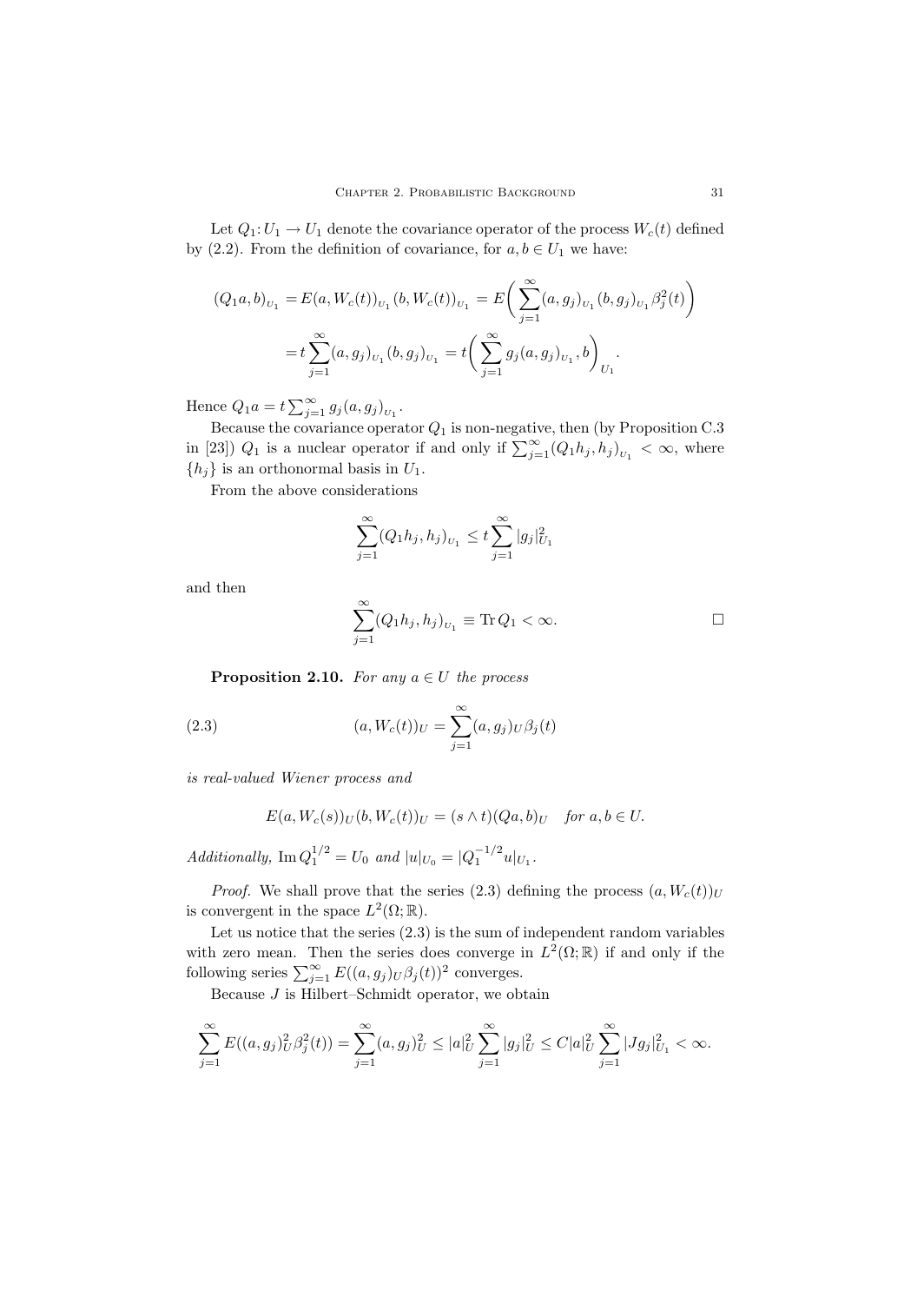Let $Q_1 \colon U_1 \to U_1$ denote the covariance operator of the process $W_c(t)$ defined by (2.2). From the definition of covariance, for $a, b \in U_1$ we have:

$$
\begin{aligned}
(Q_1 a, b)_{U_1} &= E(a, W_c(t))_{U_1}(b, W_c(t))_{U_1} = E\bigg( \sum_{j=1}^{\infty} (a, g_j)_{U_1} (b, g_j)_{U_1} \beta_j^2(t) \bigg) \\
&= t \sum_{j=1}^{\infty} (a, g_j)_{U_1} (b, g_j)_{U_1} = t \bigg( \sum_{j=1}^{\infty} g_j (a, g_j)_{U_1}, b \bigg)_{U_1}.
\end{aligned}
$$

Hence $Q_1 a = t \sum_{j=1}^{\infty} g_j (a, g_j)_{U_1}$.

Because the covariance operator $Q_1$ is non-negative, then (by Proposition C.3 in [23]) $Q_1$ is a nuclear operator if and only if $\sum_{j=1}^{\infty} (Q_1 h_j, h_j)_{U_1} < \infty$, where $\{h_j\}$ is an orthonormal basis in $U_1$.

From the above considerations

$$
\sum_{j=1}^{\infty} (Q_1 h_j, h_j)_{U_1} \le t \sum_{j=1}^{\infty} |g_j|_{U_1}^2
$$

and then

$$
\sum_{j=1}^{\infty} (Q_1 h_j, h_j)_{U_1} \equiv \operatorname{Tr} Q_1 < \infty. \qquad \square
$$

**Proposition 2.10.** *For any $a \in U$ the process*

$$
(a, W_c(t))_U = \sum_{j=1}^{\infty} (a, g_j)_U \beta_j(t) \tag{2.3}
$$

*is real-valued Wiener process and*

$$
E(a, W_c(s))_U (b, W_c(t))_U = (s \wedge t)(Qa, b)_U \quad \text{for } a, b \in U.
$$

*Additionally,* $\operatorname{Im} Q_1^{1/2} = U_0$ *and* $|u|_{U_0} = |Q_1^{-1/2} u|_{U_1}$.

*Proof.* We shall prove that the series (2.3) defining the process $(a, W_c(t))_U$ is convergent in the space $L^2(\Omega; \mathbb{R})$.

Let us notice that the series (2.3) is the sum of independent random variables with zero mean. Then the series does converge in $L^2(\Omega; \mathbb{R})$ if and only if the following series $\sum_{j=1}^{\infty} E((a, g_j)_U \beta_j(t))^2$ converges.

Because $J$ is Hilbert–Schmidt operator, we obtain

$$
\sum_{j=1}^{\infty} E((a, g_j)_U^2 \beta_j^2(t)) = \sum_{j=1}^{\infty} (a, g_j)_U^2 \le |a|_U^2 \sum_{j=1}^{\infty} |g_j|_U^2 \le C |a|_U^2 \sum_{j=1}^{\infty} |J g_j|_{U_1}^2 < \infty.
$$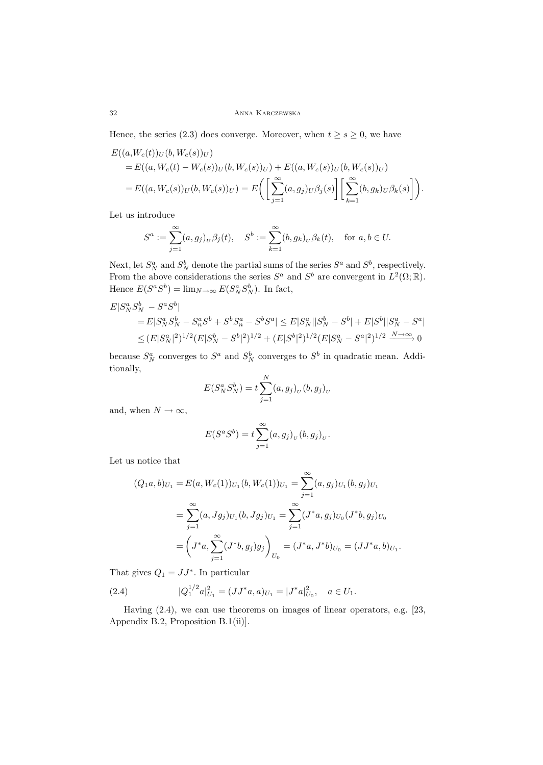Hence, the series (2.3) does converge. Moreover, when $t \geq s \geq 0$, we have

$$
\begin{aligned}
E(&(a, W_c(t))_U (b, W_c(s))_U) \\
&= E((a, W_c(t) - W_c(s))_U (b, W_c(s))_U) + E((a, W_c(s))_U (b, W_c(s))_U) \\
&= E((a, W_c(s))_U (b, W_c(s))_U) = E\bigg( \bigg[ \sum_{j=1}^{\infty} (a, g_j)_U \beta_j(s) \bigg] \bigg[ \sum_{k=1}^{\infty} (b, g_k)_U \beta_k(s) \bigg] \bigg).
\end{aligned}
$$

Let us introduce

$$
S^a := \sum_{j=1}^{\infty} (a, g_j)_U \beta_j(t), \quad S^b := \sum_{k=1}^{\infty} (b, g_k)_U \beta_k(t), \quad \text{for } a, b \in U.
$$

Next, let $S_N^a$ and $S_N^b$ denote the partial sums of the series $S^a$ and $S^b$, respectively. From the above considerations the series $S^a$ and $S^b$ are convergent in $L^2(\Omega; \mathbb{R})$. Hence $E(S^a S^b) = \lim_{N \to \infty} E(S_N^a S_N^b)$. In fact,

$$
\begin{aligned}
E|&S_N^a S_N^b - S^a S^b| \\
&= E|S_N^a S_N^b - S_N^a S^b + S^b S_n^a - S^b S^a| \leq E|S_N^a||S_N^b - S^b| + E|S^b||S_N^a - S^a| \\
&\leq (E|S_N^a|^2)^{1/2} (E|S_N^b - S^b|^2)^{1/2} + (E|S^b|^2)^{1/2} (E|S_N^a - S^a|^2)^{1/2} \xrightarrow{N \to \infty} 0
\end{aligned}
$$

because $S_N^a$ converges to $S^a$ and $S_N^b$ converges to $S^b$ in quadratic mean. Additionally,

$$
E(S_N^a S_N^b) = t \sum_{j=1}^{N} (a, g_j)_U (b, g_j)_U
$$

and, when $N \to \infty$,

$$
E(S^a S^b) = t \sum_{j=1}^{\infty} (a, g_j)_U (b, g_j)_U.
$$

Let us notice that

$$
\begin{aligned}
(Q_1 a, b)_{U_1} &= E(a, W_c(1))_{U_1} (b, W_c(1))_{U_1} = \sum_{j=1}^{\infty} (a, g_j)_{U_1} (b, g_j)_{U_1} \\
&= \sum_{j=1}^{\infty} (a, J g_j)_{U_1} (b, J g_j)_{U_1} = \sum_{j=1}^{\infty} (J^* a, g_j)_{U_0} (J^* b, g_j)_{U_0} \\
&= \bigg( J^* a, \sum_{j=1}^{\infty} (J^* b, g_j) g_j \bigg)_{U_0} = (J^* a, J^* b)_{U_0} = (J J^* a, b)_{U_1}.
\end{aligned}
$$

That gives $Q_1 = J J^*$. In particular

$$
|Q_1^{1/2} a|_{U_1}^2 = (J J^* a, a)_{U_1} = |J^* a|_{U_0}^2, \quad a \in U_1. \tag{2.4}
$$

Having (2.4), we can use theorems on images of linear operators, e.g. [23, Appendix B.2, Proposition B.1(ii)].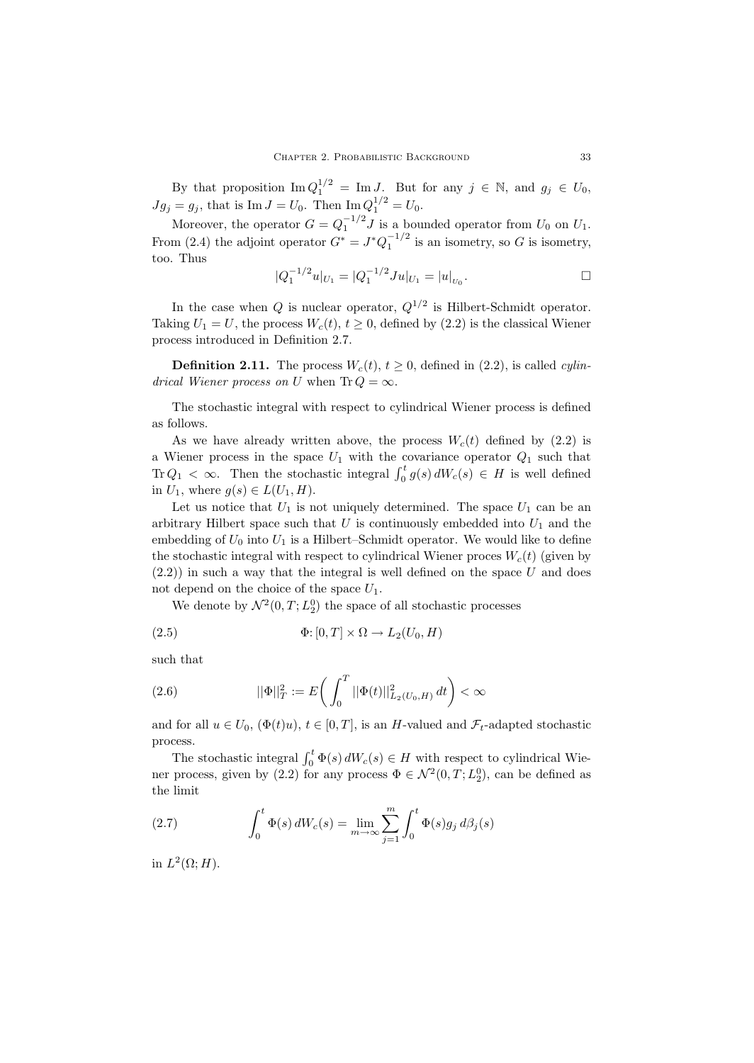By that proposition $\operatorname{Im} Q_1^{1/2} = \operatorname{Im} J$. But for any $j \in \mathbb{N}$, and $g_j \in U_0$, $Jg_j = g_j$, that is $\operatorname{Im} J = U_0$. Then $\operatorname{Im} Q_1^{1/2} = U_0$.

Moreover, the operator $G = Q_1^{-1/2} J$ is a bounded operator from $U_0$ on $U_1$. From (2.4) the adjoint operator $G^* = J^* Q_1^{-1/2}$ is an isometry, so $G$ is isometry, too. Thus

$$|Q_1^{-1/2} u|_{U_1} = |Q_1^{-1/2} J u|_{U_1} = |u|_{U_0}. \qquad \square$$

In the case when $Q$ is nuclear operator, $Q^{1/2}$ is Hilbert-Schmidt operator. Taking $U_1 = U$, the process $W_c(t)$, $t \geq 0$, defined by (2.2) is the classical Wiener process introduced in Definition 2.7.

**Definition 2.11.** The process $W_c(t)$, $t \geq 0$, defined in (2.2), is called *cylindrical Wiener process on* $U$ when $\operatorname{Tr} Q = \infty$.

The stochastic integral with respect to cylindrical Wiener process is defined as follows.

As we have already written above, the process $W_c(t)$ defined by (2.2) is a Wiener process in the space $U_1$ with the covariance operator $Q_1$ such that $\operatorname{Tr} Q_1 < \infty$. Then the stochastic integral $\int_0^t g(s)\, dW_c(s) \in H$ is well defined in $U_1$, where $g(s) \in L(U_1, H)$.

Let us notice that $U_1$ is not uniquely determined. The space $U_1$ can be an arbitrary Hilbert space such that $U$ is continuously embedded into $U_1$ and the embedding of $U_0$ into $U_1$ is a Hilbert–Schmidt operator. We would like to define the stochastic integral with respect to cylindrical Wiener proces $W_c(t)$ (given by (2.2)) in such a way that the integral is well defined on the space $U$ and does not depend on the choice of the space $U_1$.

We denote by $\mathcal{N}^2(0,T; L_2^0)$ the space of all stochastic processes

$$\Phi \colon [0,T] \times \Omega \to L_2(U_0, H) \tag{2.5}$$

such that

$$||\Phi||_T^2 := E\left( \int_0^T ||\Phi(t)||^2_{L_2(U_0,H)}\, dt \right) < \infty \tag{2.6}$$

and for all $u \in U_0$, $(\Phi(t)u)$, $t \in [0,T]$, is an $H$-valued and $\mathcal{F}_t$-adapted stochastic process.

The stochastic integral $\int_0^t \Phi(s)\, dW_c(s) \in H$ with respect to cylindrical Wiener process, given by (2.2) for any process $\Phi \in \mathcal{N}^2(0,T; L_2^0)$, can be defined as the limit

$$\int_0^t \Phi(s)\, dW_c(s) = \lim_{m \to \infty} \sum_{j=1}^m \int_0^t \Phi(s) g_j \, d\beta_j(s) \tag{2.7}$$

in $L^2(\Omega; H)$.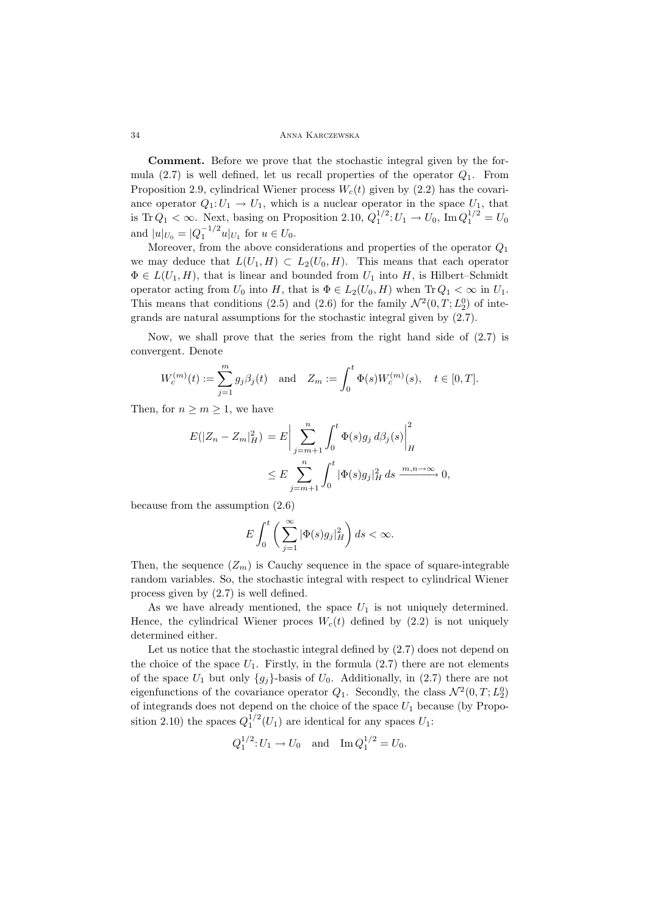**Comment.** Before we prove that the stochastic integral given by the formula (2.7) is well defined, let us recall properties of the operator $Q_1$. From Proposition 2.9, cylindrical Wiener process $W_c(t)$ given by (2.2) has the covariance operator $Q_1: U_1 \to U_1$, which is a nuclear operator in the space $U_1$, that is $\operatorname{Tr} Q_1 < \infty$. Next, basing on Proposition 2.10, $Q_1^{1/2}: U_1 \to U_0$, $\operatorname{Im} Q_1^{1/2} = U_0$ and $|u|_{U_0} = |Q_1^{-1/2} u|_{U_1}$ for $u \in U_0$.

Moreover, from the above considerations and properties of the operator $Q_1$ we may deduce that $L(U_1, H) \subset L_2(U_0, H)$. This means that each operator $\Phi \in L(U_1, H)$, that is linear and bounded from $U_1$ into $H$, is Hilbert–Schmidt operator acting from $U_0$ into $H$, that is $\Phi \in L_2(U_0, H)$ when $\operatorname{Tr} Q_1 < \infty$ in $U_1$. This means that conditions (2.5) and (2.6) for the family $\mathcal{N}^2(0, T; L_2^0)$ of integrands are natural assumptions for the stochastic integral given by (2.7).

Now, we shall prove that the series from the right hand side of (2.7) is convergent. Denote

$$W_c^{(m)}(t) := \sum_{j=1}^{m} g_j \beta_j(t) \quad \text{and} \quad Z_m := \int_0^t \Phi(s) W_c^{(m)}(s), \quad t \in [0, T].$$

Then, for $n \geq m \geq 1$, we have

$$\begin{aligned} E(|Z_n - Z_m|_H^2) &= E\left| \sum_{j=m+1}^{n} \int_0^t \Phi(s) g_j \, d\beta_j(s) \right|_H^2 \\ &\leq E \sum_{j=m+1}^{n} \int_0^t |\Phi(s) g_j|_H^2 \, ds \xrightarrow{m,n \to \infty} 0, \end{aligned}$$

because from the assumption (2.6)

$$E \int_0^t \left( \sum_{j=1}^{\infty} |\Phi(s) g_j|_H^2 \right) ds < \infty.$$

Then, the sequence $(Z_m)$ is Cauchy sequence in the space of square-integrable random variables. So, the stochastic integral with respect to cylindrical Wiener process given by (2.7) is well defined.

As we have already mentioned, the space $U_1$ is not uniquely determined. Hence, the cylindrical Wiener proces $W_c(t)$ defined by (2.2) is not uniquely determined either.

Let us notice that the stochastic integral defined by (2.7) does not depend on the choice of the space $U_1$. Firstly, in the formula (2.7) there are not elements of the space $U_1$ but only $\{g_j\}$-basis of $U_0$. Additionally, in (2.7) there are not eigenfunctions of the covariance operator $Q_1$. Secondly, the class $\mathcal{N}^2(0, T; L_2^0)$ of integrands does not depend on the choice of the space $U_1$ because (by Proposition 2.10) the spaces $Q_1^{1/2}(U_1)$ are identical for any spaces $U_1$:

$$Q_1^{1/2}: U_1 \to U_0 \quad \text{and} \quad \operatorname{Im} Q_1^{1/2} = U_0.$$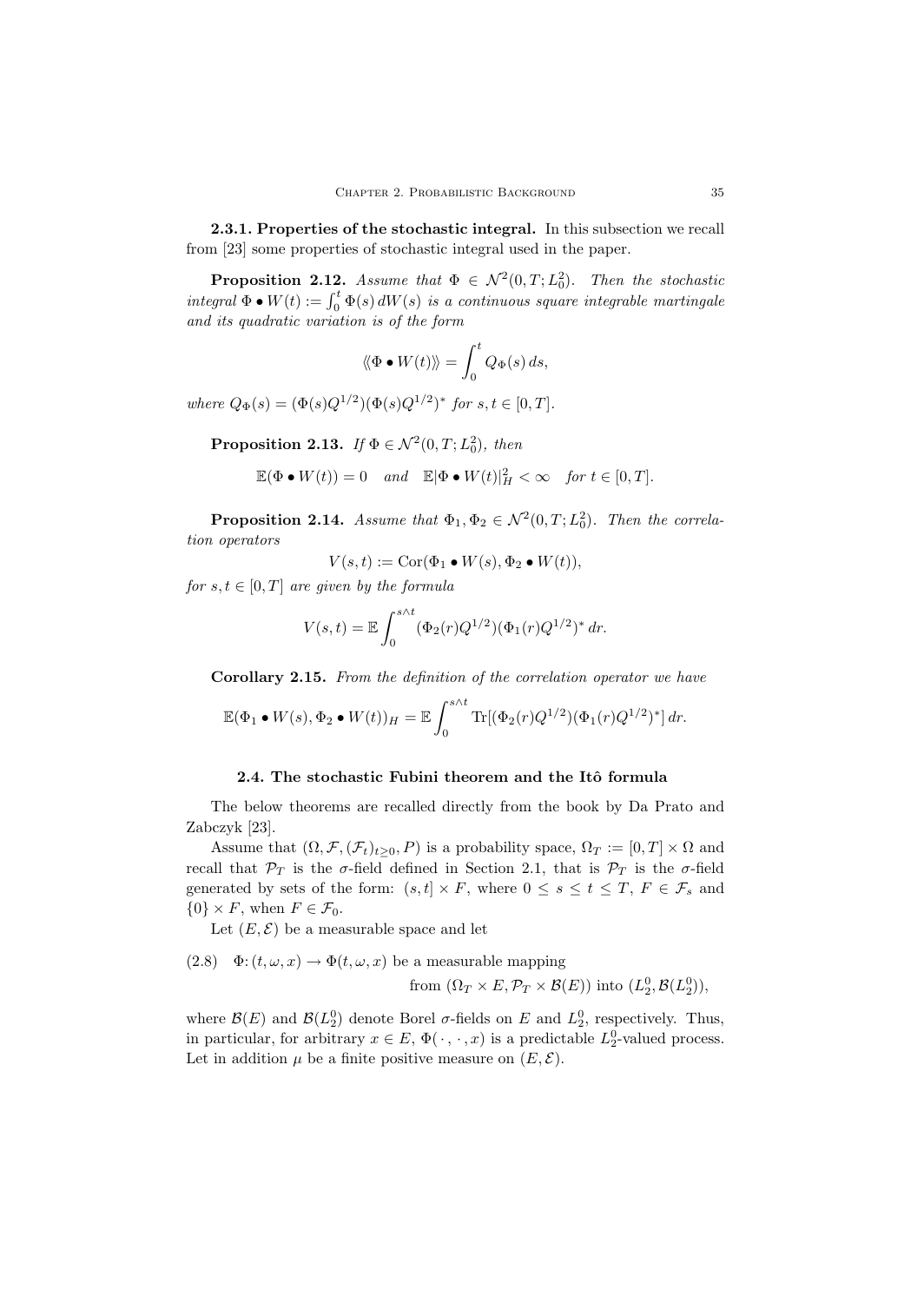**2.3.1. Properties of the stochastic integral.** In this subsection we recall from [23] some properties of stochastic integral used in the paper.

**Proposition 2.12.** *Assume that $\Phi \in \mathcal{N}^2(0,T;L_0^2)$. Then the stochastic integral $\Phi \bullet W(t) := \int_0^t \Phi(s)\,dW(s)$ is a continuous square integrable martingale and its quadratic variation is of the form*

$$\langle\!\langle \Phi \bullet W(t) \rangle\!\rangle = \int_0^t Q_\Phi(s)\,ds,$$

*where $Q_\Phi(s) = (\Phi(s)Q^{1/2})(\Phi(s)Q^{1/2})^*$ for $s,t \in [0,T]$.*

**Proposition 2.13.** *If $\Phi \in \mathcal{N}^2(0,T;L_0^2)$, then*

$$\mathbb{E}(\Phi \bullet W(t)) = 0 \quad \text{and} \quad \mathbb{E}|\Phi \bullet W(t)|_H^2 < \infty \quad \text{for } t \in [0,T].$$

**Proposition 2.14.** *Assume that $\Phi_1, \Phi_2 \in \mathcal{N}^2(0,T;L_0^2)$. Then the correlation operators*

$$V(s,t) := \operatorname{Cor}(\Phi_1 \bullet W(s), \Phi_2 \bullet W(t)),$$

*for $s,t \in [0,T]$ are given by the formula*

$$V(s,t) = \mathbb{E}\int_0^{s\wedge t} (\Phi_2(r)Q^{1/2})(\Phi_1(r)Q^{1/2})^*\,dr.$$

**Corollary 2.15.** *From the definition of the correlation operator we have*

$$\mathbb{E}(\Phi_1 \bullet W(s), \Phi_2 \bullet W(t))_H = \mathbb{E}\int_0^{s\wedge t} \operatorname{Tr}[(\Phi_2(r)Q^{1/2})(\Phi_1(r)Q^{1/2})^*]\,dr.$$

### 2.4. The stochastic Fubini theorem and the Itô formula

The below theorems are recalled directly from the book by Da Prato and Zabczyk [23].

Assume that $(\Omega, \mathcal{F}, (\mathcal{F}_t)_{t\geq 0}, P)$ is a probability space, $\Omega_T := [0,T]\times\Omega$ and recall that $\mathcal{P}_T$ is the $\sigma$-field defined in Section 2.1, that is $\mathcal{P}_T$ is the $\sigma$-field generated by sets of the form: $(s,t]\times F$, where $0 \leq s \leq t \leq T$, $F \in \mathcal{F}_s$ and $\{0\}\times F$, when $F \in \mathcal{F}_0$.

Let $(E,\mathcal{E})$ be a measurable space and let

(2.8) $\Phi\colon (t,\omega,x) \to \Phi(t,\omega,x)$ be a measurable mapping from $(\Omega_T \times E, \mathcal{P}_T \times \mathcal{B}(E))$ into $(L_2^0, \mathcal{B}(L_2^0))$,

where $\mathcal{B}(E)$ and $\mathcal{B}(L_2^0)$ denote Borel $\sigma$-fields on $E$ and $L_2^0$, respectively. Thus, in particular, for arbitrary $x \in E$, $\Phi(\,\cdot\,,\,\cdot\,,x)$ is a predictable $L_2^0$-valued process. Let in addition $\mu$ be a finite positive measure on $(E,\mathcal{E})$.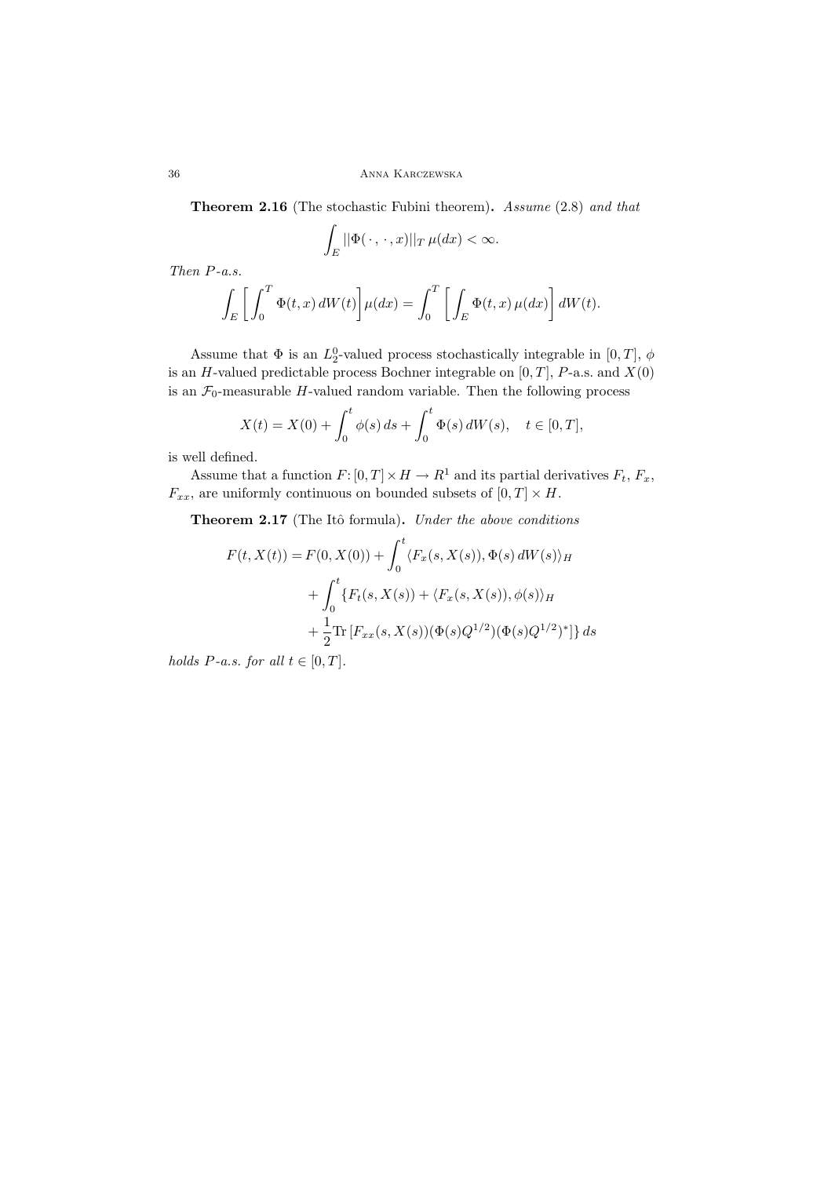**Theorem 2.16** (The stochastic Fubini theorem)**.** *Assume* (2.8) *and that*

$$\int_E ||\Phi(\,\cdot\,,\,\cdot\,,x)||_T\,\mu(dx) < \infty.$$

*Then $P$-a.s.*

$$\int_E \left[\int_0^T \Phi(t,x)\,dW(t)\right]\mu(dx) = \int_0^T \left[\int_E \Phi(t,x)\,\mu(dx)\right]dW(t).$$

Assume that $\Phi$ is an $L_2^0$-valued process stochastically integrable in $[0,T]$, $\phi$ is an $H$-valued predictable process Bochner integrable on $[0,T]$, $P$-a.s. and $X(0)$ is an $\mathcal{F}_0$-measurable $H$-valued random variable. Then the following process

$$X(t) = X(0) + \int_0^t \phi(s)\,ds + \int_0^t \Phi(s)\,dW(s), \quad t \in [0,T],$$

is well defined.

Assume that a function $F\colon [0,T]\times H \to R^1$ and its partial derivatives $F_t$, $F_x$, $F_{xx}$, are uniformly continuous on bounded subsets of $[0,T]\times H$.

**Theorem 2.17** (The Itô formula)**.** *Under the above conditions*

$$\begin{aligned}
F(t,X(t)) = F(0,X(0)) &+ \int_0^t \langle F_x(s,X(s)), \Phi(s)\,dW(s)\rangle_H \\
&+ \int_0^t \{F_t(s,X(s)) + \langle F_x(s,X(s)), \phi(s)\rangle_H \\
&+ \frac{1}{2}\mathrm{Tr}\,[F_{xx}(s,X(s))(\Phi(s)Q^{1/2})(\Phi(s)Q^{1/2})^*]\}\,ds
\end{aligned}$$

*holds $P$-a.s. for all $t \in [0,T]$.*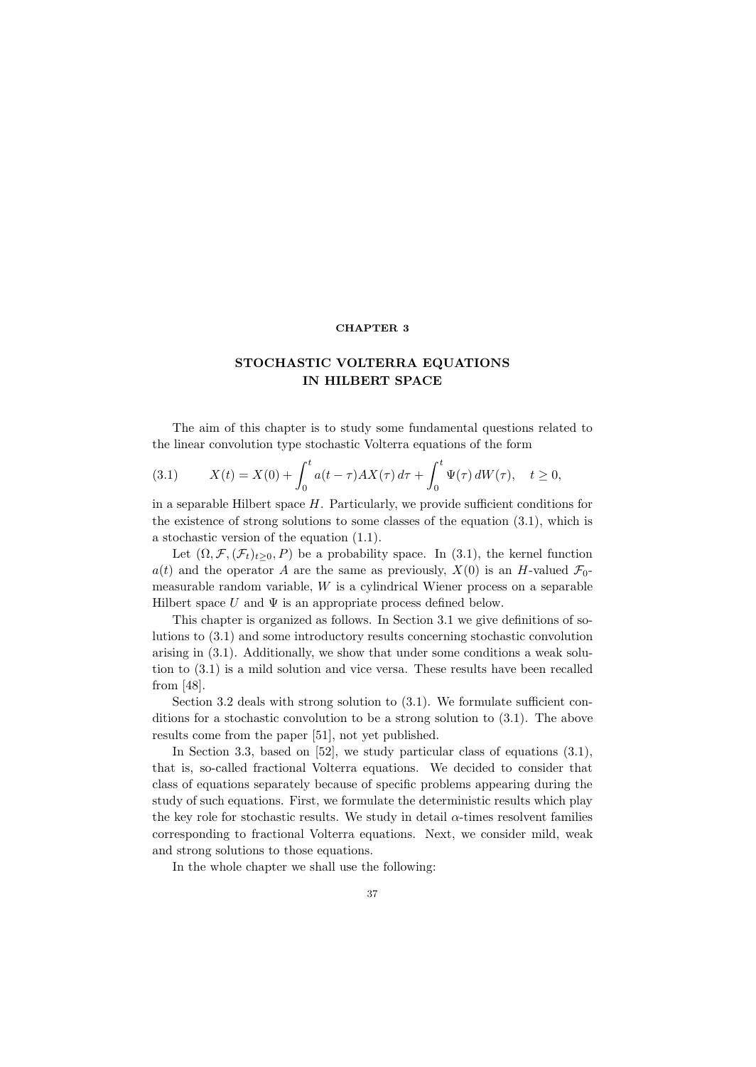# CHAPTER 3

## STOCHASTIC VOLTERRA EQUATIONS IN HILBERT SPACE

The aim of this chapter is to study some fundamental questions related to the linear convolution type stochastic Volterra equations of the form

$$X(t) = X(0) + \int_0^t a(t-\tau)AX(\tau)\,d\tau + \int_0^t \Psi(\tau)\,dW(\tau), \quad t \geq 0, \tag{3.1}$$

in a separable Hilbert space $H$. Particularly, we provide sufficient conditions for the existence of strong solutions to some classes of the equation (3.1), which is a stochastic version of the equation (1.1).

Let $(\Omega, \mathcal{F}, (\mathcal{F}_t)_{t\geq 0}, P)$ be a probability space. In (3.1), the kernel function $a(t)$ and the operator $A$ are the same as previously, $X(0)$ is an $H$-valued $\mathcal{F}_0$-measurable random variable, $W$ is a cylindrical Wiener process on a separable Hilbert space $U$ and $\Psi$ is an appropriate process defined below.

This chapter is organized as follows. In Section 3.1 we give definitions of solutions to (3.1) and some introductory results concerning stochastic convolution arising in (3.1). Additionally, we show that under some conditions a weak solution to (3.1) is a mild solution and vice versa. These results have been recalled from [48].

Section 3.2 deals with strong solution to (3.1). We formulate sufficient conditions for a stochastic convolution to be a strong solution to (3.1). The above results come from the paper [51], not yet published.

In Section 3.3, based on [52], we study particular class of equations (3.1), that is, so-called fractional Volterra equations. We decided to consider that class of equations separately because of specific problems appearing during the study of such equations. First, we formulate the deterministic results which play the key role for stochastic results. We study in detail $\alpha$-times resolvent families corresponding to fractional Volterra equations. Next, we consider mild, weak and strong solutions to those equations.

In the whole chapter we shall use the following: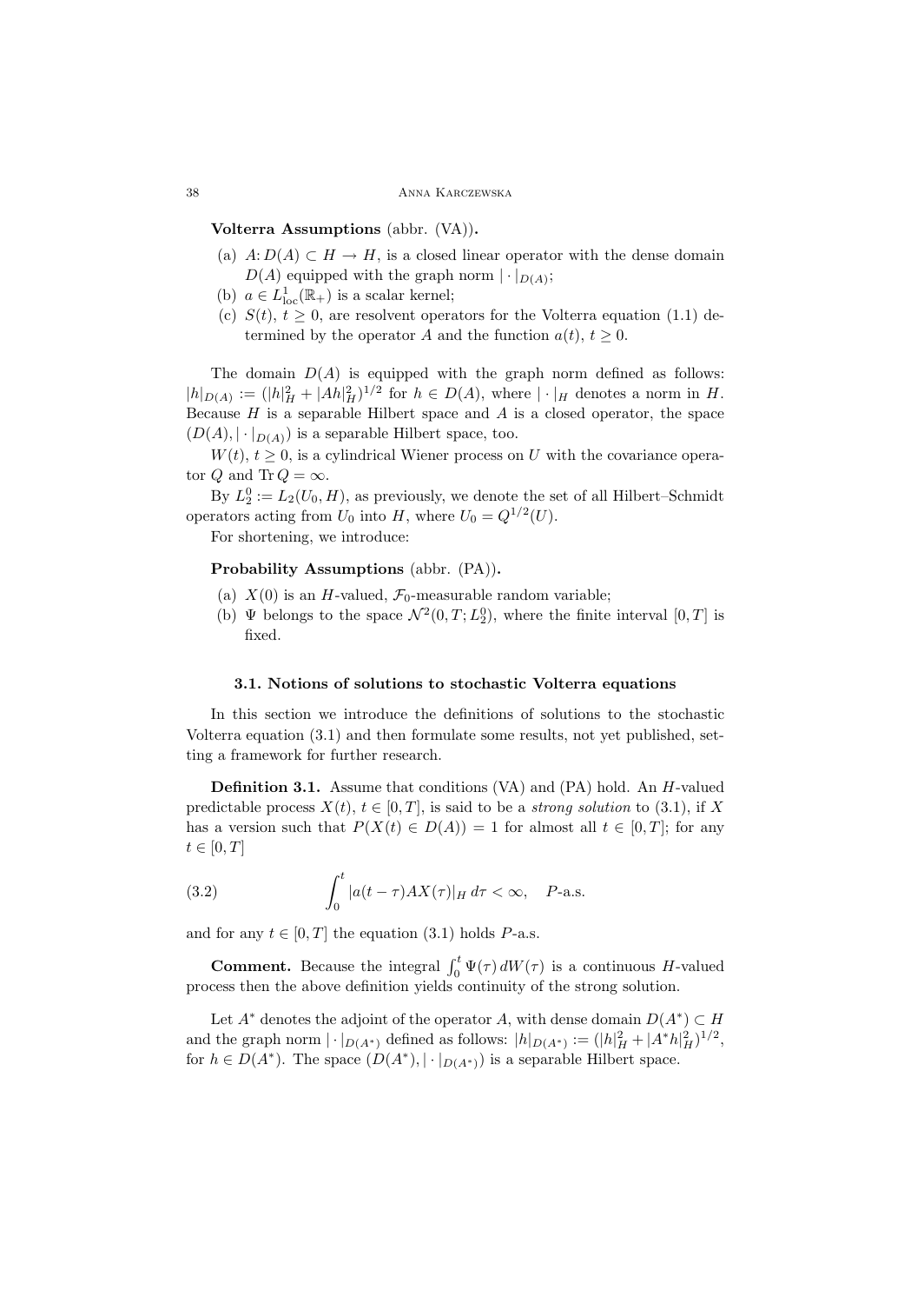**Volterra Assumptions** (abbr. (VA))**.**

- (a) $A\colon D(A) \subset H \to H$, is a closed linear operator with the dense domain $D(A)$ equipped with the graph norm $|\cdot|_{D(A)}$;
- (b) $a \in L^1_{\mathrm{loc}}(\mathbb{R}_+)$ is a scalar kernel;
- (c) $S(t)$, $t \geq 0$, are resolvent operators for the Volterra equation (1.1) determined by the operator $A$ and the function $a(t)$, $t \geq 0$.

The domain $D(A)$ is equipped with the graph norm defined as follows: $|h|_{D(A)} := (|h|_H^2 + |Ah|_H^2)^{1/2}$ for $h \in D(A)$, where $|\cdot|_H$ denotes a norm in $H$. Because $H$ is a separable Hilbert space and $A$ is a closed operator, the space $(D(A), |\cdot|_{D(A)})$ is a separable Hilbert space, too.

$W(t)$, $t \geq 0$, is a cylindrical Wiener process on $U$ with the covariance operator $Q$ and $\operatorname{Tr} Q = \infty$.

By $L_2^0 := L_2(U_0, H)$, as previously, we denote the set of all Hilbert–Schmidt operators acting from $U_0$ into $H$, where $U_0 = Q^{1/2}(U)$.

For shortening, we introduce:

**Probability Assumptions** (abbr. (PA))**.**

- (a) $X(0)$ is an $H$-valued, $\mathcal{F}_0$-measurable random variable;
- (b) $\Psi$ belongs to the space $\mathcal{N}^2(0,T; L_2^0)$, where the finite interval $[0,T]$ is fixed.

### 3.1. Notions of solutions to stochastic Volterra equations

In this section we introduce the definitions of solutions to the stochastic Volterra equation (3.1) and then formulate some results, not yet published, setting a framework for further research.

**Definition 3.1.** Assume that conditions (VA) and (PA) hold. An $H$-valued predictable process $X(t)$, $t \in [0,T]$, is said to be a *strong solution* to (3.1), if $X$ has a version such that $P(X(t) \in D(A)) = 1$ for almost all $t \in [0,T]$; for any $t \in [0,T]$

$$\int_0^t |a(t-\tau) A X(\tau)|_H \, d\tau < \infty, \quad P\text{-a.s.} \tag{3.2}$$

and for any $t \in [0,T]$ the equation (3.1) holds $P$-a.s.

**Comment.** Because the integral $\int_0^t \Psi(\tau)\, dW(\tau)$ is a continuous $H$-valued process then the above definition yields continuity of the strong solution.

Let $A^*$ denotes the adjoint of the operator $A$, with dense domain $D(A^*) \subset H$ and the graph norm $|\cdot|_{D(A^*)}$ defined as follows: $|h|_{D(A^*)} := (|h|_H^2 + |A^* h|_H^2)^{1/2}$, for $h \in D(A^*)$. The space $(D(A^*), |\cdot|_{D(A^*)})$ is a separable Hilbert space.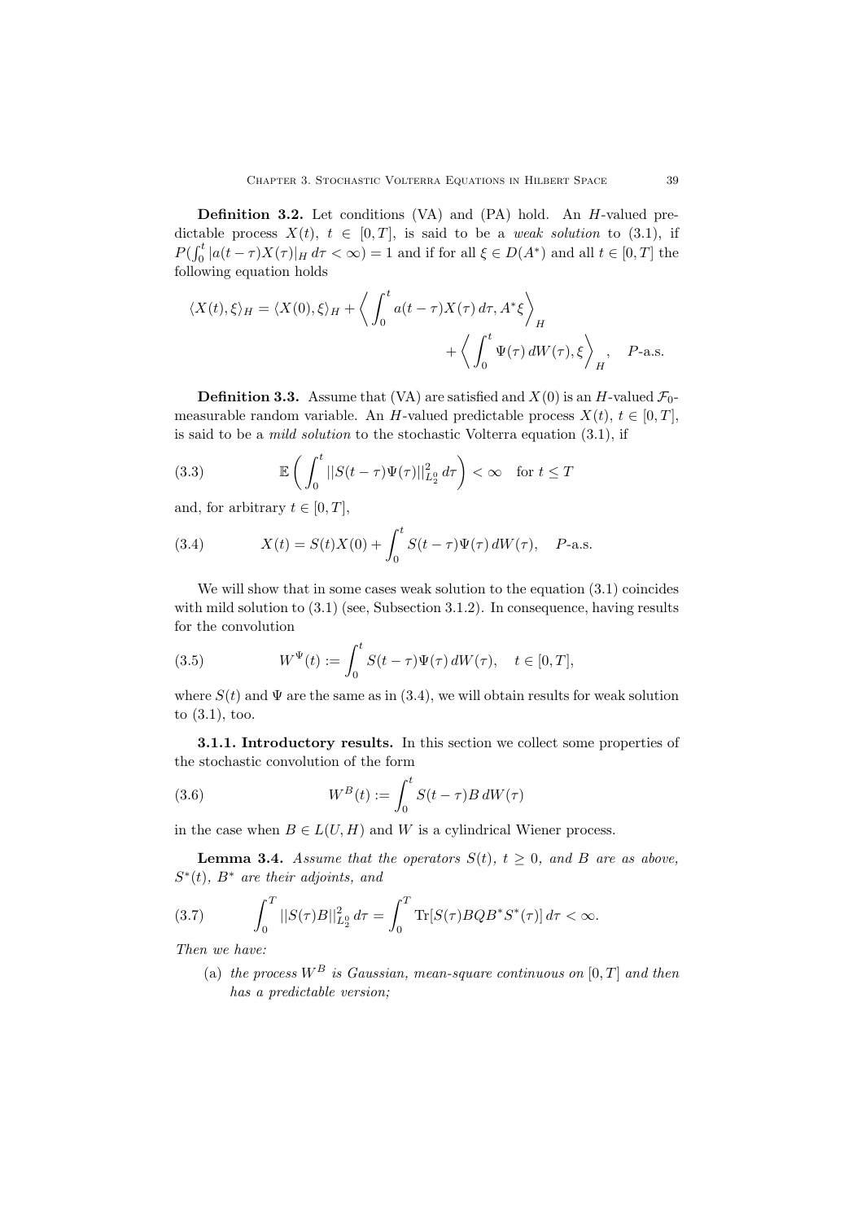**Definition 3.2.** Let conditions (VA) and (PA) hold. An $H$-valued predictable process $X(t)$, $t \in [0,T]$, is said to be a *weak solution* to (3.1), if $P(\int_0^t |a(t-\tau)X(\tau)|_H \, d\tau < \infty) = 1$ and if for all $\xi \in D(A^*)$ and all $t \in [0,T]$ the following equation holds

$$\langle X(t), \xi \rangle_H = \langle X(0), \xi \rangle_H + \left\langle \int_0^t a(t-\tau)X(\tau)\, d\tau, A^*\xi \right\rangle_H + \left\langle \int_0^t \Psi(\tau)\, dW(\tau), \xi \right\rangle_H, \quad P\text{-a.s.}$$

**Definition 3.3.** Assume that (VA) are satisfied and $X(0)$ is an $H$-valued $\mathcal{F}_0$-measurable random variable. An $H$-valued predictable process $X(t)$, $t \in [0,T]$, is said to be a *mild solution* to the stochastic Volterra equation (3.1), if

$$\mathbb{E}\left( \int_0^t ||S(t-\tau)\Psi(\tau)||^2_{L_2^0} \, d\tau \right) < \infty \quad \text{for } t \le T \tag{3.3}$$

and, for arbitrary $t \in [0,T]$,

$$X(t) = S(t)X(0) + \int_0^t S(t-\tau)\Psi(\tau)\, dW(\tau), \quad P\text{-a.s.} \tag{3.4}$$

We will show that in some cases weak solution to the equation (3.1) coincides with mild solution to (3.1) (see, Subsection 3.1.2). In consequence, having results for the convolution

$$W^\Psi(t) := \int_0^t S(t-\tau)\Psi(\tau)\, dW(\tau), \quad t \in [0,T], \tag{3.5}$$

where $S(t)$ and $\Psi$ are the same as in (3.4), we will obtain results for weak solution to (3.1), too.

**3.1.1. Introductory results.** In this section we collect some properties of the stochastic convolution of the form

$$W^B(t) := \int_0^t S(t-\tau)B\, dW(\tau) \tag{3.6}$$

in the case when $B \in L(U,H)$ and $W$ is a cylindrical Wiener process.

**Lemma 3.4.** *Assume that the operators $S(t)$, $t \ge 0$, and $B$ are as above, $S^*(t)$, $B^*$ are their adjoints, and*

$$\int_0^T ||S(\tau)B||^2_{L_2^0} \, d\tau = \int_0^T \mathrm{Tr}[S(\tau)BQB^*S^*(\tau)]\, d\tau < \infty. \tag{3.7}$$

*Then we have:*

(a) *the process $W^B$ is Gaussian, mean-square continuous on $[0,T]$ and then has a predictable version;*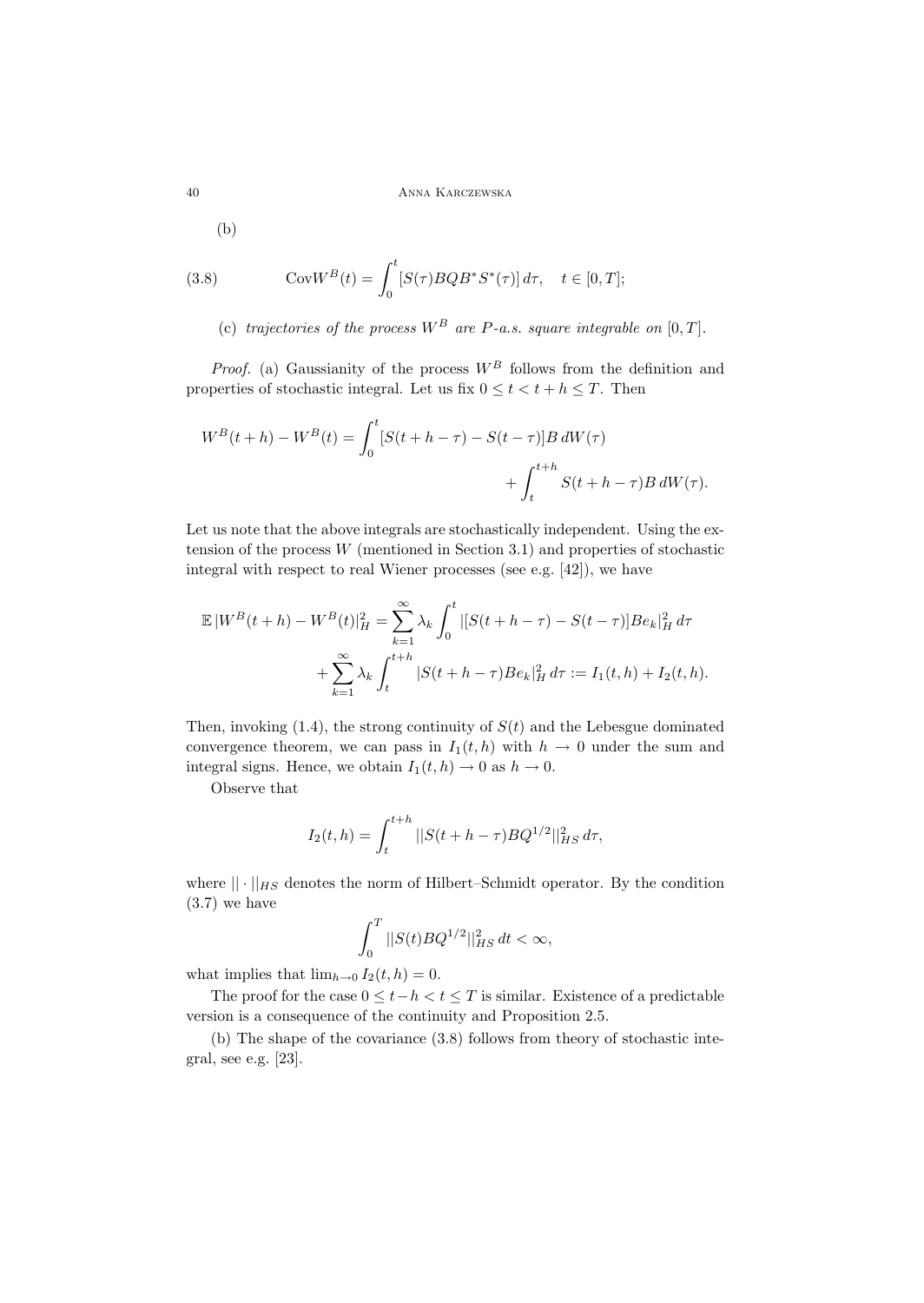(b)

$$\text{Cov}W^B(t) = \int_0^t [S(\tau)BQB^*S^*(\tau)]\,d\tau, \quad t \in [0,T]; \tag{3.8}$$

(c) *trajectories of the process $W^B$ are $P$-a.s. square integrable on $[0,T]$.*

*Proof.* (a) Gaussianity of the process $W^B$ follows from the definition and properties of stochastic integral. Let us fix $0 \le t < t+h \le T$. Then

$$W^B(t+h) - W^B(t) = \int_0^t [S(t+h-\tau) - S(t-\tau)]B\,dW(\tau) + \int_t^{t+h} S(t+h-\tau)B\,dW(\tau).$$

Let us note that the above integrals are stochastically independent. Using the extension of the process $W$ (mentioned in Section 3.1) and properties of stochastic integral with respect to real Wiener processes (see e.g. [42]), we have

$$\mathbb{E}\,|W^B(t+h) - W^B(t)|_H^2 = \sum_{k=1}^{\infty} \lambda_k \int_0^t |[S(t+h-\tau) - S(t-\tau)]Be_k|_H^2\,d\tau + \sum_{k=1}^{\infty} \lambda_k \int_t^{t+h} |S(t+h-\tau)Be_k|_H^2\,d\tau := I_1(t,h) + I_2(t,h).$$

Then, invoking (1.4), the strong continuity of $S(t)$ and the Lebesgue dominated convergence theorem, we can pass in $I_1(t,h)$ with $h \to 0$ under the sum and integral signs. Hence, we obtain $I_1(t,h) \to 0$ as $h \to 0$.

Observe that

$$I_2(t,h) = \int_t^{t+h} ||S(t+h-\tau)BQ^{1/2}||_{HS}^2\,d\tau,$$

where $||\cdot||_{HS}$ denotes the norm of Hilbert–Schmidt operator. By the condition (3.7) we have

$$\int_0^T ||S(t)BQ^{1/2}||_{HS}^2\,dt < \infty,$$

what implies that $\lim_{h\to 0} I_2(t,h) = 0$.

The proof for the case $0 \le t-h < t \le T$ is similar. Existence of a predictable version is a consequence of the continuity and Proposition 2.5.

(b) The shape of the covariance (3.8) follows from theory of stochastic integral, see e.g. [23].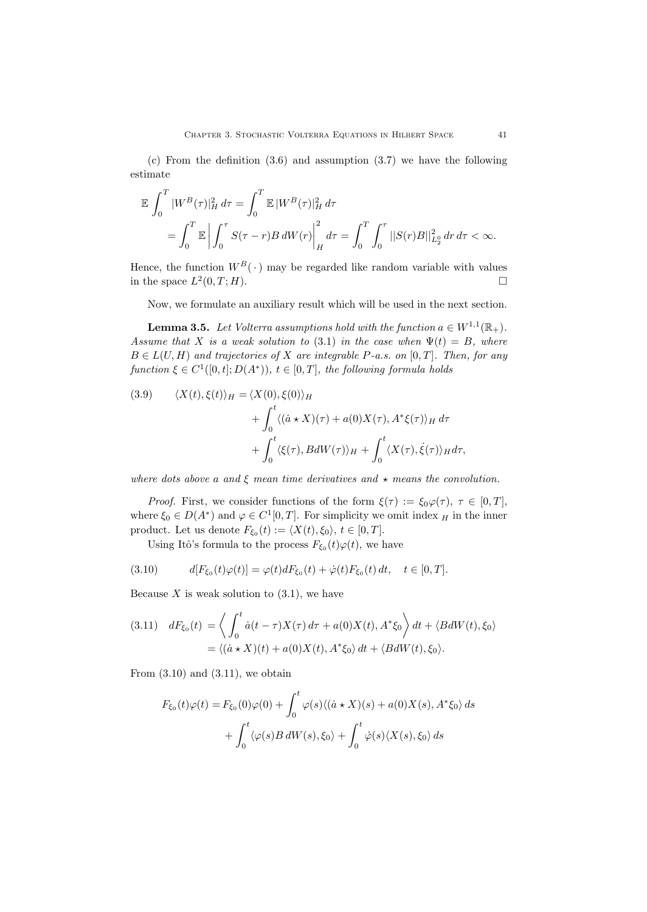(c) From the definition (3.6) and assumption (3.7) we have the following estimate

$$
\begin{aligned}
\mathbb{E} \int_0^T |W^B(\tau)|_H^2 \, d\tau &= \int_0^T \mathbb{E}\, |W^B(\tau)|_H^2 \, d\tau \\
&= \int_0^T \mathbb{E} \left| \int_0^\tau S(\tau - r) B \, dW(r) \right|_H^2 d\tau = \int_0^T \int_0^\tau ||S(r)B||_{L_2^0}^2 \, dr \, d\tau < \infty.
\end{aligned}
$$

Hence, the function $W^B(\,\cdot\,)$ may be regarded like random variable with values in the space $L^2(0,T;H)$. □

Now, we formulate an auxiliary result which will be used in the next section.

**Lemma 3.5.** *Let Volterra assumptions hold with the function $a \in W^{1,1}(\mathbb{R}_+)$. Assume that $X$ is a weak solution to (3.1) in the case when $\Psi(t) = B$, where $B \in L(U,H)$ and trajectories of $X$ are integrable $P$-a.s. on $[0,T]$. Then, for any function $\xi \in C^1([0,t]; D(A^*))$, $t \in [0,T]$, the following formula holds*

$$
\begin{aligned}
(3.9) \qquad \langle X(t), \xi(t) \rangle_H = &\langle X(0), \xi(0) \rangle_H \\
&+ \int_0^t \langle (\dot{a} \star X)(\tau) + a(0) X(\tau), A^* \xi(\tau) \rangle_H \, d\tau \\
&+ \int_0^t \langle \xi(\tau), B dW(\tau) \rangle_H + \int_0^t \langle X(\tau), \dot{\xi}(\tau) \rangle_H d\tau,
\end{aligned}
$$

*where dots above $a$ and $\xi$ mean time derivatives and $\star$ means the convolution.*

*Proof.* First, we consider functions of the form $\xi(\tau) := \xi_0 \varphi(\tau)$, $\tau \in [0,T]$, where $\xi_0 \in D(A^*)$ and $\varphi \in C^1[0,T]$. For simplicity we omit index $_H$ in the inner product. Let us denote $F_{\xi_0}(t) := \langle X(t), \xi_0 \rangle$, $t \in [0,T]$.

Using Itô's formula to the process $F_{\xi_0}(t)\varphi(t)$, we have

$$
(3.10) \qquad d[F_{\xi_0}(t)\varphi(t)] = \varphi(t) dF_{\xi_0}(t) + \dot{\varphi}(t) F_{\xi_0}(t)\, dt, \quad t \in [0,T].
$$

Because $X$ is weak solution to (3.1), we have

$$
\begin{aligned}
(3.11) \quad dF_{\xi_0}(t) &= \left\langle \int_0^t \dot{a}(t-\tau) X(\tau)\, d\tau + a(0) X(t), A^* \xi_0 \right\rangle dt + \langle B dW(t), \xi_0 \rangle \\
&= \langle (\dot{a} \star X)(t) + a(0) X(t), A^* \xi_0 \rangle \, dt + \langle B dW(t), \xi_0 \rangle.
\end{aligned}
$$

From (3.10) and (3.11), we obtain

$$
\begin{aligned}
F_{\xi_0}(t)\varphi(t) = &F_{\xi_0}(0)\varphi(0) + \int_0^t \varphi(s) \langle (\dot{a} \star X)(s) + a(0) X(s), A^* \xi_0 \rangle \, ds \\
&+ \int_0^t \langle \varphi(s) B \, dW(s), \xi_0 \rangle + \int_0^t \dot{\varphi}(s) \langle X(s), \xi_0 \rangle \, ds
\end{aligned}
$$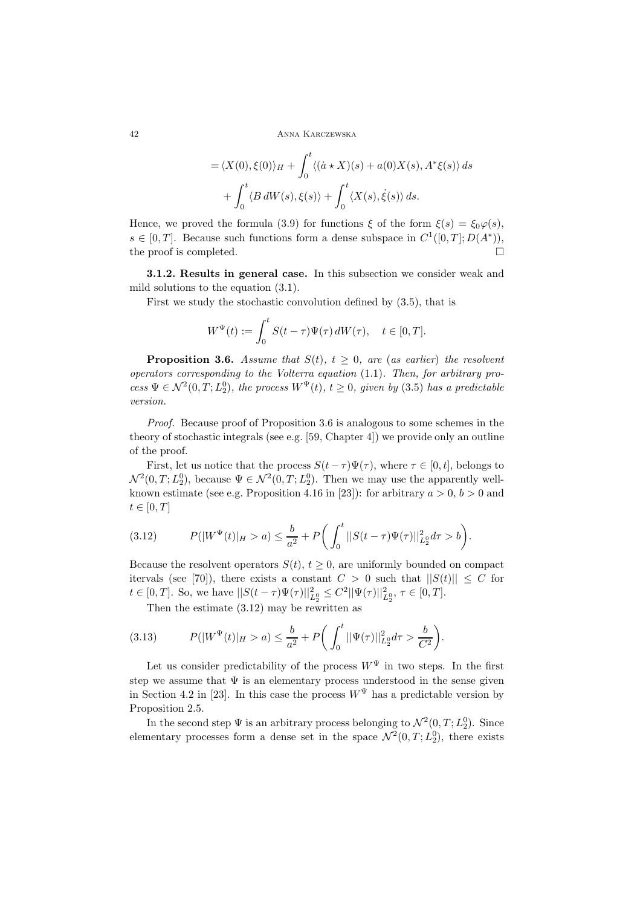$$= \langle X(0), \xi(0)\rangle_H + \int_0^t \langle (\dot{a} \star X)(s) + a(0)X(s), A^*\xi(s)\rangle\, ds$$
$$+ \int_0^t \langle B\, dW(s), \xi(s)\rangle + \int_0^t \langle X(s), \dot{\xi}(s)\rangle\, ds.$$

Hence, we proved the formula (3.9) for functions $\xi$ of the form $\xi(s) = \xi_0\varphi(s)$, $s \in [0,T]$. Because such functions form a dense subspace in $C^1([0,T]; D(A^*))$, the proof is completed. $\square$

**3.1.2. Results in general case.** In this subsection we consider weak and mild solutions to the equation (3.1).

First we study the stochastic convolution defined by (3.5), that is

$$W^\Psi(t) := \int_0^t S(t-\tau)\Psi(\tau)\, dW(\tau), \quad t \in [0,T].$$

**Proposition 3.6.** *Assume that $S(t)$, $t \geq 0$, are* (*as earlier*) *the resolvent operators corresponding to the Volterra equation* (1.1). *Then, for arbitrary process $\Psi \in \mathcal{N}^2(0,T;L_2^0)$, the process $W^\Psi(t)$, $t \geq 0$, given by* (3.5) *has a predictable version.*

*Proof.* Because proof of Proposition 3.6 is analogous to some schemes in the theory of stochastic integrals (see e.g. [59, Chapter 4]) we provide only an outline of the proof.

First, let us notice that the process $S(t-\tau)\Psi(\tau)$, where $\tau \in [0,t]$, belongs to $\mathcal{N}^2(0,T;L_2^0)$, because $\Psi \in \mathcal{N}^2(0,T;L_2^0)$. Then we may use the apparently well-known estimate (see e.g. Proposition 4.16 in [23]): for arbitrary $a > 0$, $b > 0$ and $t \in [0,T]$

$$P(|W^\Psi(t)|_H > a) \leq \frac{b}{a^2} + P\bigg( \int_0^t ||S(t-\tau)\Psi(\tau)||^2_{L_2^0} d\tau > b \bigg). \tag{3.12}$$

Because the resolvent operators $S(t)$, $t \geq 0$, are uniformly bounded on compact itervals (see [70]), there exists a constant $C > 0$ such that $||S(t)|| \leq C$ for $t \in [0,T]$. So, we have $||S(t-\tau)\Psi(\tau)||^2_{L_2^0} \leq C^2 ||\Psi(\tau)||^2_{L_2^0}$, $\tau \in [0,T]$.

Then the estimate (3.12) may be rewritten as

$$P(|W^\Psi(t)|_H > a) \leq \frac{b}{a^2} + P\bigg( \int_0^t ||\Psi(\tau)||^2_{L_2^0} d\tau > \frac{b}{C^2} \bigg). \tag{3.13}$$

Let us consider predictability of the process $W^\Psi$ in two steps. In the first step we assume that $\Psi$ is an elementary process understood in the sense given in Section 4.2 in [23]. In this case the process $W^\Psi$ has a predictable version by Proposition 2.5.

In the second step $\Psi$ is an arbitrary process belonging to $\mathcal{N}^2(0,T;L_2^0)$. Since elementary processes form a dense set in the space $\mathcal{N}^2(0,T;L_2^0)$, there exists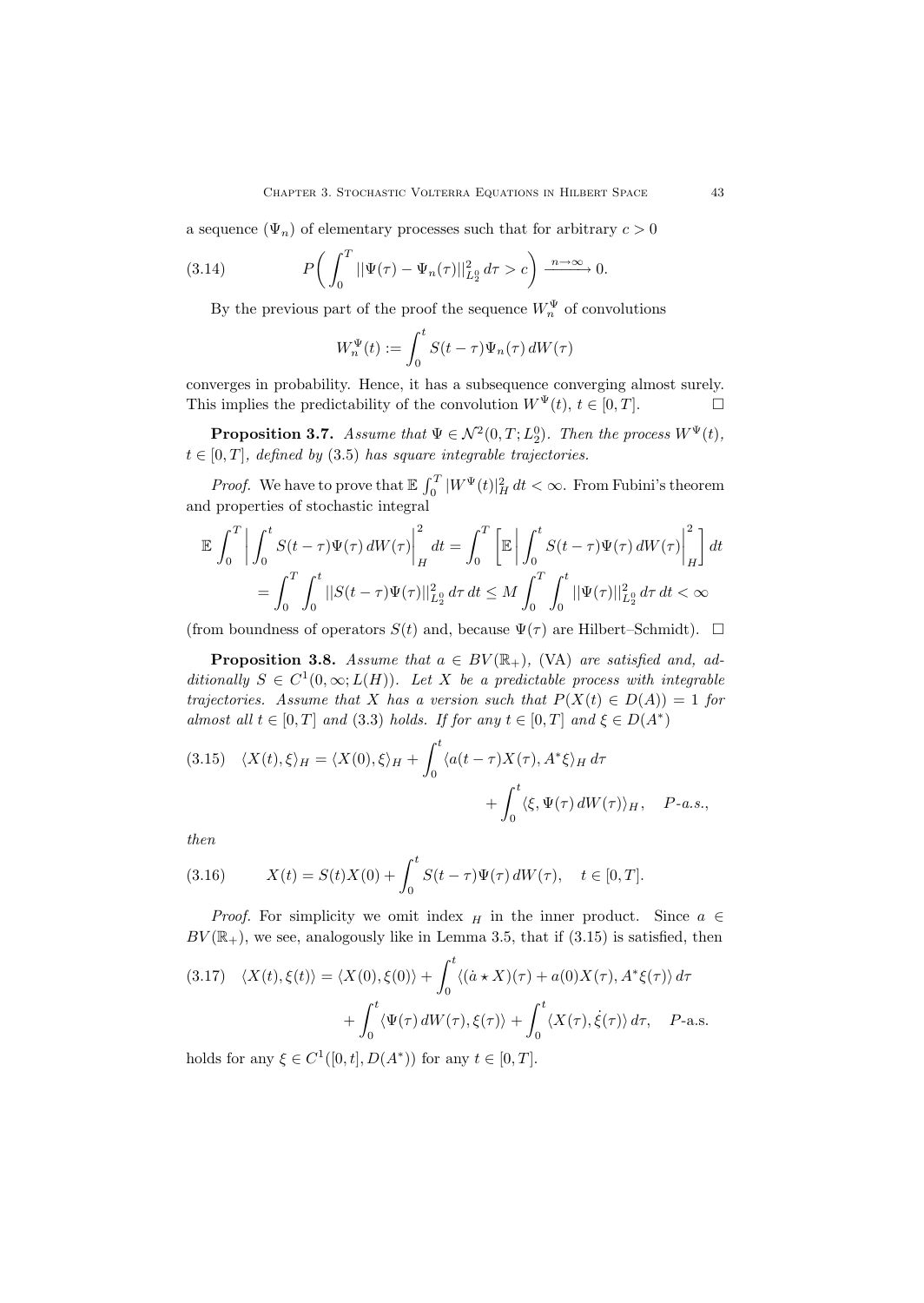a sequence $(\Psi_n)$ of elementary processes such that for arbitrary $c > 0$

$$P\bigg( \int_0^T ||\Psi(\tau) - \Psi_n(\tau)||^2_{L_2^0}\, d\tau > c \bigg) \xrightarrow{n\to\infty} 0. \tag{3.14}$$

By the previous part of the proof the sequence $W_n^\Psi$ of convolutions

$$W_n^\Psi(t) := \int_0^t S(t-\tau)\Psi_n(\tau)\, dW(\tau)$$

converges in probability. Hence, it has a subsequence converging almost surely. This implies the predictability of the convolution $W^\Psi(t)$, $t \in [0, T]$. $\square$

**Proposition 3.7.** *Assume that $\Psi \in \mathcal{N}^2(0, T; L_2^0)$. Then the process $W^\Psi(t)$, $t \in [0, T]$, defined by (3.5) has square integrable trajectories.*

*Proof.* We have to prove that $\mathbb{E} \int_0^T |W^\Psi(t)|^2_H\, dt < \infty$. From Fubini's theorem and properties of stochastic integral

$$\mathbb{E} \int_0^T \bigg| \int_0^t S(t-\tau)\Psi(\tau)\, dW(\tau) \bigg|^2_H dt = \int_0^T \bigg[ \mathbb{E} \bigg| \int_0^t S(t-\tau)\Psi(\tau)\, dW(\tau) \bigg|^2_H \bigg] dt$$
$$= \int_0^T \int_0^t ||S(t-\tau)\Psi(\tau)||^2_{L_2^0}\, d\tau\, dt \leq M \int_0^T \int_0^t ||\Psi(\tau)||^2_{L_2^0}\, d\tau\, dt < \infty$$

(from boundness of operators $S(t)$ and, because $\Psi(\tau)$ are Hilbert–Schmidt). $\square$

**Proposition 3.8.** *Assume that $a \in BV(\mathbb{R}_+)$, (VA) are satisfied and, additionally $S \in C^1(0, \infty; L(H))$. Let $X$ be a predictable process with integrable trajectories. Assume that $X$ has a version such that $P(X(t) \in D(A)) = 1$ for almost all $t \in [0, T]$ and (3.3) holds. If for any $t \in [0, T]$ and $\xi \in D(A^*)$*

$$\langle X(t), \xi\rangle_H = \langle X(0), \xi\rangle_H + \int_0^t \langle a(t-\tau)X(\tau), A^*\xi\rangle_H\, d\tau + \int_0^t \langle \xi, \Psi(\tau)\, dW(\tau)\rangle_H, \quad P\text{-a.s.}, \tag{3.15}$$

*then*

$$X(t) = S(t)X(0) + \int_0^t S(t-\tau)\Psi(\tau)\, dW(\tau), \quad t \in [0, T]. \tag{3.16}$$

*Proof.* For simplicity we omit index $_H$ in the inner product. Since $a \in BV(\mathbb{R}_+)$, we see, analogously like in Lemma 3.5, that if (3.15) is satisfied, then

$$\langle X(t), \xi(t)\rangle = \langle X(0), \xi(0)\rangle + \int_0^t \langle (\dot{a} \star X)(\tau) + a(0)X(\tau), A^*\xi(\tau)\rangle\, d\tau + \int_0^t \langle \Psi(\tau)\, dW(\tau), \xi(\tau)\rangle + \int_0^t \langle X(\tau), \dot{\xi}(\tau)\rangle\, d\tau, \quad P\text{-a.s.} \tag{3.17}$$

holds for any $\xi \in C^1([0, t], D(A^*))$ for any $t \in [0, T]$.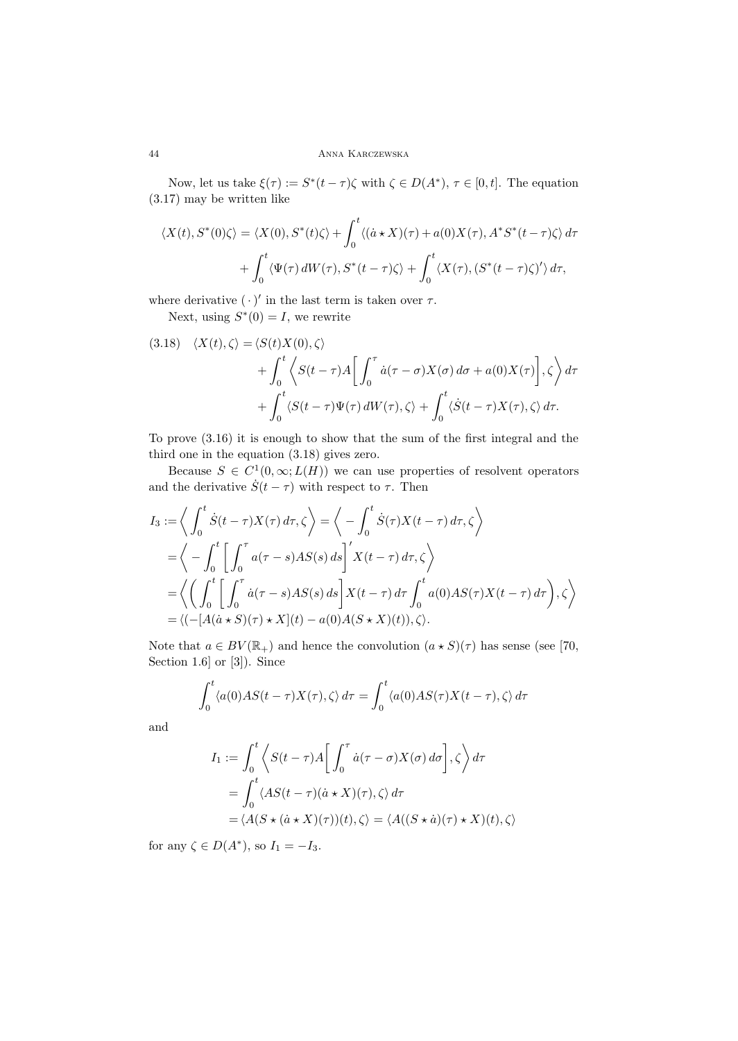Now, let us take $\xi(\tau) := S^*(t-\tau)\zeta$ with $\zeta \in D(A^*)$, $\tau \in [0,t]$. The equation (3.17) may be written like

$$\langle X(t), S^*(0)\zeta\rangle = \langle X(0), S^*(t)\zeta\rangle + \int_0^t \langle (\dot{a} \star X)(\tau) + a(0)X(\tau), A^* S^*(t-\tau)\zeta\rangle \, d\tau$$
$$+ \int_0^t \langle \Psi(\tau)\, dW(\tau), S^*(t-\tau)\zeta\rangle + \int_0^t \langle X(\tau), (S^*(t-\tau)\zeta)'\rangle \, d\tau,$$

where derivative $(\,\cdot\,)'$ in the last term is taken over $\tau$.

Next, using $S^*(0) = I$, we rewrite

$$\begin{aligned}
(3.18)\quad \langle X(t), \zeta\rangle &= \langle S(t)X(0), \zeta\rangle \\
&\quad + \int_0^t \left\langle S(t-\tau)A\bigg[\int_0^\tau \dot{a}(\tau-\sigma)X(\sigma)\, d\sigma + a(0)X(\tau)\bigg], \zeta\right\rangle d\tau \\
&\quad + \int_0^t \langle S(t-\tau)\Psi(\tau)\, dW(\tau), \zeta\rangle + \int_0^t \langle \dot{S}(t-\tau)X(\tau), \zeta\rangle \, d\tau.
\end{aligned}$$

To prove (3.16) it is enough to show that the sum of the first integral and the third one in the equation (3.18) gives zero.

Because $S \in C^1(0,\infty; L(H))$ we can use properties of resolvent operators and the derivative $\dot{S}(t-\tau)$ with respect to $\tau$. Then

$$\begin{aligned}
I_3 &:= \left\langle \int_0^t \dot{S}(t-\tau)X(\tau)\, d\tau, \zeta\right\rangle = \left\langle -\int_0^t \dot{S}(\tau)X(t-\tau)\, d\tau, \zeta\right\rangle \\
&= \left\langle -\int_0^t \bigg[\int_0^\tau a(\tau-s)AS(s)\, ds\bigg]' X(t-\tau)\, d\tau, \zeta\right\rangle \\
&= \left\langle \bigg(\int_0^t \bigg[\int_0^\tau \dot{a}(\tau-s)AS(s)\, ds\bigg] X(t-\tau)\, d\tau \int_0^t a(0)AS(\tau)X(t-\tau)\, d\tau\bigg), \zeta\right\rangle \\
&= \langle (-[A(\dot{a} \star S)(\tau) \star X](t) - a(0)A(S \star X)(t)), \zeta\rangle.
\end{aligned}$$

Note that $a \in BV(\mathbb{R}_+)$ and hence the convolution $(a \star S)(\tau)$ has sense (see [70, Section 1.6] or [3]). Since

$$\int_0^t \langle a(0)AS(t-\tau)X(\tau), \zeta\rangle \, d\tau = \int_0^t \langle a(0)AS(\tau)X(t-\tau), \zeta\rangle \, d\tau$$

and

$$\begin{aligned}
I_1 &:= \int_0^t \left\langle S(t-\tau)A\bigg[\int_0^\tau \dot{a}(\tau-\sigma)X(\sigma)\, d\sigma\bigg], \zeta\right\rangle d\tau \\
&= \int_0^t \langle AS(t-\tau)(\dot{a} \star X)(\tau), \zeta\rangle \, d\tau \\
&= \langle A(S \star (\dot{a} \star X)(\tau))(t), \zeta\rangle = \langle A((S \star \dot{a})(\tau) \star X)(t), \zeta\rangle
\end{aligned}$$

for any $\zeta \in D(A^*)$, so $I_1 = -I_3$.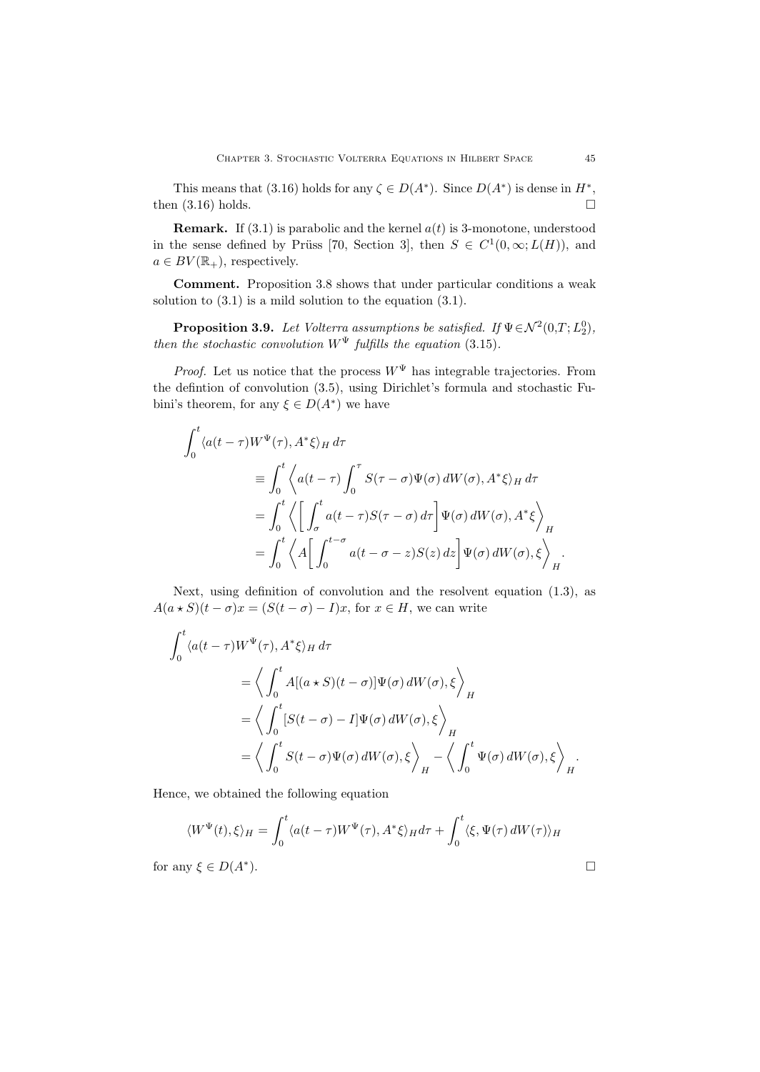This means that (3.16) holds for any $\zeta \in D(A^*)$. Since $D(A^*)$ is dense in $H^*$, then (3.16) holds. $\square$

**Remark.** If (3.1) is parabolic and the kernel $a(t)$ is 3-monotone, understood in the sense defined by Prüss [70, Section 3], then $S \in C^1(0,\infty; L(H))$, and $a \in BV(\mathbb{R}_+)$, respectively.

**Comment.** Proposition 3.8 shows that under particular conditions a weak solution to (3.1) is a mild solution to the equation (3.1).

**Proposition 3.9.** *Let Volterra assumptions be satisfied. If* $\Psi \in \mathcal{N}^2(0,T;L_2^0)$, *then the stochastic convolution* $W^\Psi$ *fulfills the equation* (3.15).

*Proof.* Let us notice that the process $W^\Psi$ has integrable trajectories. From the defintion of convolution (3.5), using Dirichlet's formula and stochastic Fubini's theorem, for any $\xi \in D(A^*)$ we have

$$
\begin{aligned}
\int_0^t \langle a(t-\tau) W^\Psi(\tau), A^*\xi\rangle_H \, d\tau
&\equiv \int_0^t \left\langle a(t-\tau) \int_0^\tau S(\tau-\sigma)\Psi(\sigma)\, dW(\sigma), A^*\xi \right\rangle_H d\tau \\
&= \int_0^t \left\langle \left[ \int_\sigma^t a(t-\tau) S(\tau-\sigma)\, d\tau \right] \Psi(\sigma)\, dW(\sigma), A^*\xi \right\rangle_H \\
&= \int_0^t \left\langle A\left[ \int_0^{t-\sigma} a(t-\sigma-z) S(z)\, dz \right] \Psi(\sigma)\, dW(\sigma), \xi \right\rangle_H .
\end{aligned}
$$

Next, using definition of convolution and the resolvent equation (1.3), as $A(a\star S)(t-\sigma)x = (S(t-\sigma)-I)x$, for $x \in H$, we can write

$$
\begin{aligned}
\int_0^t \langle a(t-\tau) W^\Psi(\tau), A^*\xi\rangle_H \, d\tau
&= \left\langle \int_0^t A[(a\star S)(t-\sigma)]\Psi(\sigma)\, dW(\sigma), \xi \right\rangle_H \\
&= \left\langle \int_0^t [S(t-\sigma)-I]\Psi(\sigma)\, dW(\sigma), \xi \right\rangle_H \\
&= \left\langle \int_0^t S(t-\sigma)\Psi(\sigma)\, dW(\sigma), \xi \right\rangle_H - \left\langle \int_0^t \Psi(\sigma)\, dW(\sigma), \xi \right\rangle_H .
\end{aligned}
$$

Hence, we obtained the following equation

$$
\langle W^\Psi(t), \xi\rangle_H = \int_0^t \langle a(t-\tau) W^\Psi(\tau), A^*\xi\rangle_H d\tau + \int_0^t \langle \xi, \Psi(\tau)\, dW(\tau)\rangle_H
$$

for any $\xi \in D(A^*)$. $\square$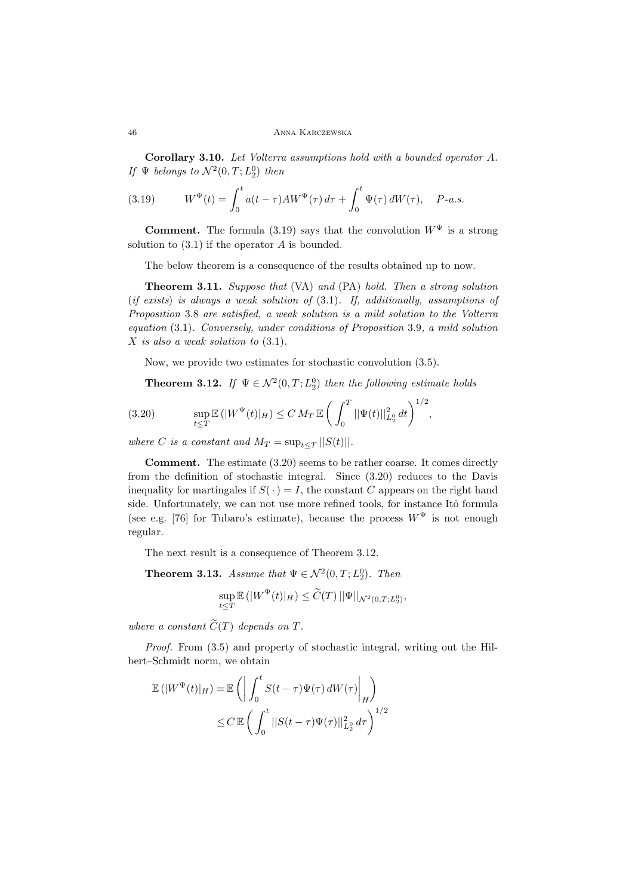**Corollary 3.10.** *Let Volterra assumptions hold with a bounded operator $A$. If $\Psi$ belongs to $\mathcal{N}^2(0,T;L_2^0)$ then*

$$W^{\Psi}(t) = \int_0^t a(t-\tau) A W^{\Psi}(\tau)\, d\tau + \int_0^t \Psi(\tau)\, dW(\tau), \quad P\text{-a.s.} \tag{3.19}$$

**Comment.** The formula (3.19) says that the convolution $W^{\Psi}$ is a strong solution to (3.1) if the operator $A$ is bounded.

The below theorem is a consequence of the results obtained up to now.

**Theorem 3.11.** *Suppose that* (VA) *and* (PA) *hold. Then a strong solution* (*if exists*) *is always a weak solution of* (3.1)*. If, additionally, assumptions of Proposition* 3.8 *are satisfied, a weak solution is a mild solution to the Volterra equation* (3.1)*. Conversely, under conditions of Proposition* 3.9*, a mild solution $X$ is also a weak solution to* (3.1)*.*

Now, we provide two estimates for stochastic convolution (3.5).

**Theorem 3.12.** *If $\Psi \in \mathcal{N}^2(0,T;L_2^0)$ then the following estimate holds*

$$\sup_{t\le T} \mathbb{E}\,(|W^{\Psi}(t)|_H) \le C\, M_T\, \mathbb{E}\left( \int_0^T ||\Psi(t)||^2_{L_2^0}\, dt \right)^{1/2}, \tag{3.20}$$

*where $C$ is a constant and $M_T = \sup_{t\le T} ||S(t)||$.*

**Comment.** The estimate (3.20) seems to be rather coarse. It comes directly from the definition of stochastic integral. Since (3.20) reduces to the Davis inequality for martingales if $S(\,\cdot\,) = I$, the constant $C$ appears on the right hand side. Unfortunately, we can not use more refined tools, for instance Itô formula (see e.g. [76] for Tubaro's estimate), because the process $W^{\Psi}$ is not enough regular.

The next result is a consequence of Theorem 3.12.

**Theorem 3.13.** *Assume that $\Psi \in \mathcal{N}^2(0,T;L_2^0)$. Then*

$$\sup_{t\le T} \mathbb{E}\,(|W^{\Psi}(t)|_H) \le \widetilde{C}(T)\, ||\Psi||_{\mathcal{N}^2(0,T;L_2^0)},$$

*where a constant $\widetilde{C}(T)$ depends on $T$.*

*Proof.* From (3.5) and property of stochastic integral, writing out the Hilbert–Schmidt norm, we obtain

$$\begin{aligned}
\mathbb{E}\,(|W^{\Psi}(t)|_H) &= \mathbb{E}\left( \left| \int_0^t S(t-\tau)\Psi(\tau)\, dW(\tau) \right|_H \right) \\
&\le C\, \mathbb{E}\left( \int_0^t ||S(t-\tau)\Psi(\tau)||^2_{L_2^0}\, d\tau \right)^{1/2}
\end{aligned}$$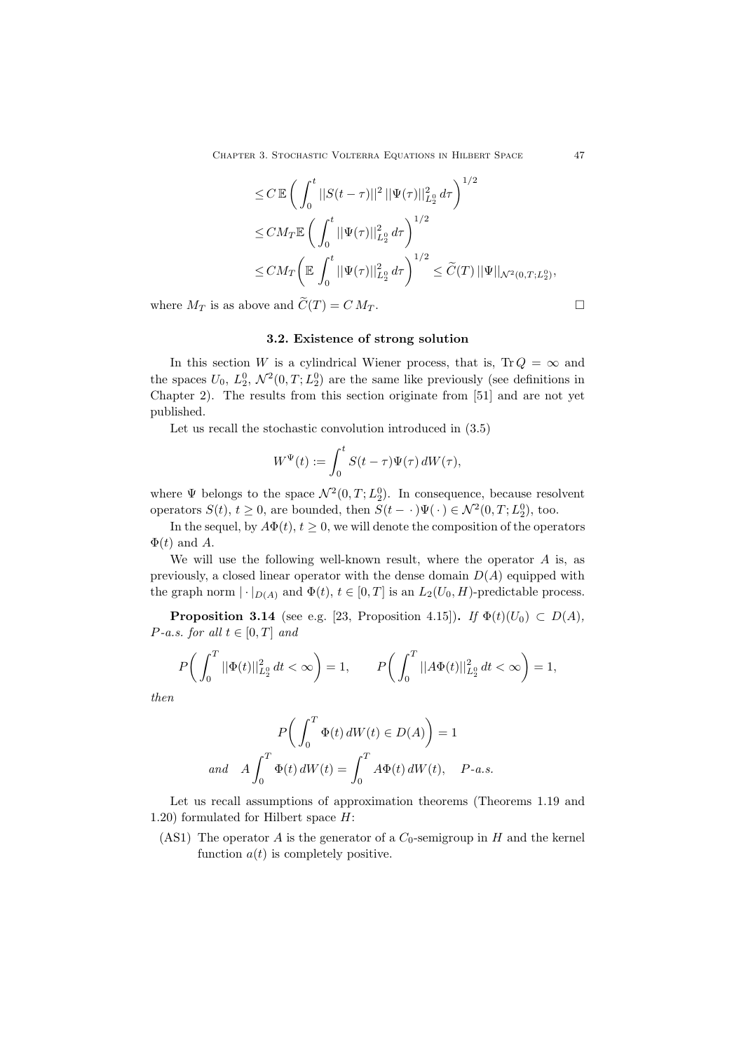$$
\begin{aligned}
&\leq C\,\mathbb{E}\left(\int_0^t ||S(t-\tau)||^2\,||\Psi(\tau)||^2_{L_2^0}\,d\tau\right)^{1/2}\\
&\leq CM_T\mathbb{E}\left(\int_0^t ||\Psi(\tau)||^2_{L_2^0}\,d\tau\right)^{1/2}\\
&\leq CM_T\left(\mathbb{E}\int_0^t ||\Psi(\tau)||^2_{L_2^0}\,d\tau\right)^{1/2} \leq \widetilde{C}(T)\,||\Psi||_{\mathcal{N}^2(0,T;L_2^0)},
\end{aligned}
$$

where $M_T$ is as above and $\widetilde{C}(T) = C\,M_T$. □

### 3.2. Existence of strong solution

In this section $W$ is a cylindrical Wiener process, that is, $\operatorname{Tr} Q = \infty$ and the spaces $U_0$, $L_2^0$, $\mathcal{N}^2(0,T;L_2^0)$ are the same like previously (see definitions in Chapter 2). The results from this section originate from [51] and are not yet published.

Let us recall the stochastic convolution introduced in (3.5)

$$
W^\Psi(t) := \int_0^t S(t-\tau)\Psi(\tau)\,dW(\tau),
$$

where $\Psi$ belongs to the space $\mathcal{N}^2(0,T;L_2^0)$. In consequence, because resolvent operators $S(t)$, $t \geq 0$, are bounded, then $S(t-\,\cdot\,)\Psi(\,\cdot\,) \in \mathcal{N}^2(0,T;L_2^0)$, too.

In the sequel, by $A\Phi(t)$, $t \geq 0$, we will denote the composition of the operators $\Phi(t)$ and $A$.

We will use the following well-known result, where the operator $A$ is, as previously, a closed linear operator with the dense domain $D(A)$ equipped with the graph norm $|\cdot|_{D(A)}$ and $\Phi(t)$, $t \in [0,T]$ is an $L_2(U_0,H)$-predictable process.

**Proposition 3.14** (see e.g. [23, Proposition 4.15])**.** *If $\Phi(t)(U_0) \subset D(A)$, $P$-a.s. for all $t \in [0,T]$ and*

$$
P\left(\int_0^T ||\Phi(t)||^2_{L_2^0}\,dt < \infty\right) = 1, \qquad P\left(\int_0^T ||A\Phi(t)||^2_{L_2^0}\,dt < \infty\right) = 1,
$$

*then*

$$
P\left(\int_0^T \Phi(t)\,dW(t) \in D(A)\right) = 1
$$

$$
\text{and} \quad A\int_0^T \Phi(t)\,dW(t) = \int_0^T A\Phi(t)\,dW(t), \quad P\text{-a.s.}
$$

Let us recall assumptions of approximation theorems (Theorems 1.19 and 1.20) formulated for Hilbert space $H$:

(AS1) The operator $A$ is the generator of a $C_0$-semigroup in $H$ and the kernel function $a(t)$ is completely positive.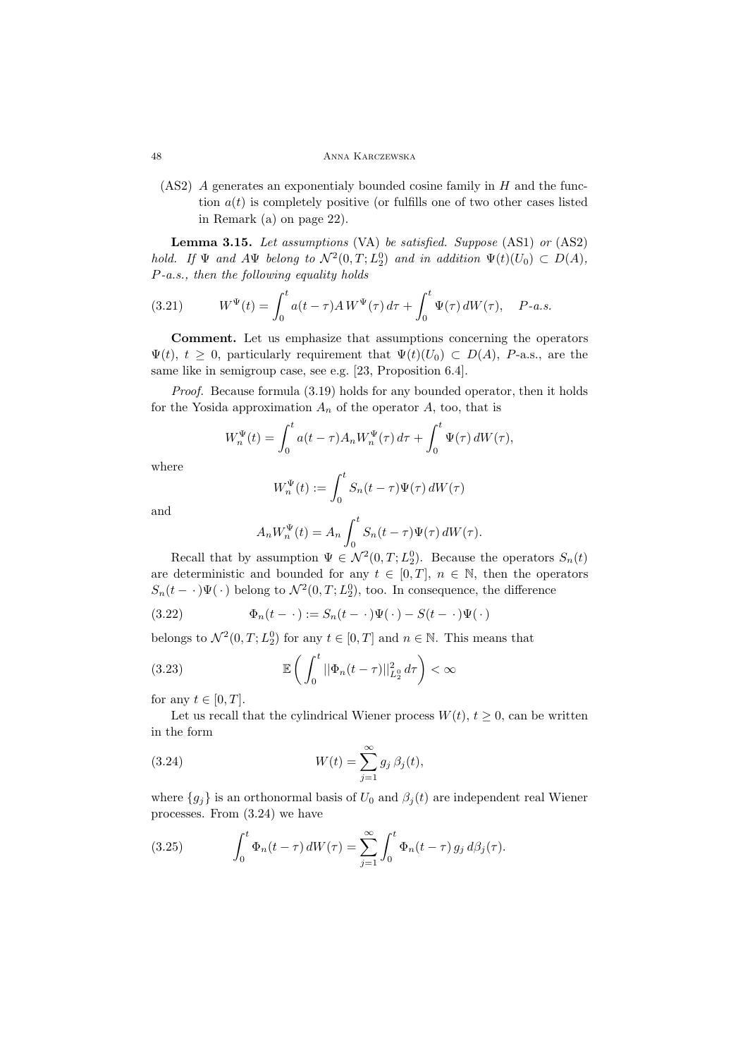(AS2) $A$ generates an exponentialy bounded cosine family in $H$ and the function $a(t)$ is completely positive (or fulfills one of two other cases listed in Remark (a) on page 22).

**Lemma 3.15.** *Let assumptions* (VA) *be satisfied. Suppose* (AS1) *or* (AS2) *hold. If $\Psi$ and $A\Psi$ belong to $\mathcal{N}^2(0,T;L_2^0)$ and in addition $\Psi(t)(U_0) \subset D(A)$, $P$-a.s., then the following equality holds*

$$W^\Psi(t) = \int_0^t a(t-\tau) A\, W^\Psi(\tau)\, d\tau + \int_0^t \Psi(\tau)\, dW(\tau), \quad P\text{-a.s.} \tag{3.21}$$

**Comment.** Let us emphasize that assumptions concerning the operators $\Psi(t)$, $t \geq 0$, particularly requirement that $\Psi(t)(U_0) \subset D(A)$, $P$-a.s., are the same like in semigroup case, see e.g. [23, Proposition 6.4].

*Proof.* Because formula (3.19) holds for any bounded operator, then it holds for the Yosida approximation $A_n$ of the operator $A$, too, that is

$$W_n^\Psi(t) = \int_0^t a(t-\tau) A_n W_n^\Psi(\tau)\, d\tau + \int_0^t \Psi(\tau)\, dW(\tau),$$

where

$$W_n^\Psi(t) := \int_0^t S_n(t-\tau)\Psi(\tau)\, dW(\tau)$$

and

$$A_n W_n^\Psi(t) = A_n \int_0^t S_n(t-\tau)\Psi(\tau)\, dW(\tau).$$

Recall that by assumption $\Psi \in \mathcal{N}^2(0,T;L_2^0)$. Because the operators $S_n(t)$ are deterministic and bounded for any $t \in [0,T]$, $n \in \mathbb{N}$, then the operators $S_n(t - \cdot\,)\Psi(\,\cdot\,)$ belong to $\mathcal{N}^2(0,T;L_2^0)$, too. In consequence, the difference

$$\Phi_n(t - \cdot\,) := S_n(t - \cdot\,)\Psi(\,\cdot\,) - S(t - \cdot\,)\Psi(\,\cdot\,) \tag{3.22}$$

belongs to $\mathcal{N}^2(0,T;L_2^0)$ for any $t \in [0,T]$ and $n \in \mathbb{N}$. This means that

$$\mathbb{E}\left( \int_0^t ||\Phi_n(t-\tau)||_{L_2^0}^2\, d\tau \right) < \infty \tag{3.23}$$

for any $t \in [0,T]$.

Let us recall that the cylindrical Wiener process $W(t)$, $t \geq 0$, can be written in the form

$$W(t) = \sum_{j=1}^{\infty} g_j\, \beta_j(t), \tag{3.24}$$

where $\{g_j\}$ is an orthonormal basis of $U_0$ and $\beta_j(t)$ are independent real Wiener processes. From (3.24) we have

$$\int_0^t \Phi_n(t-\tau)\, dW(\tau) = \sum_{j=1}^{\infty} \int_0^t \Phi_n(t-\tau)\, g_j\, d\beta_j(\tau). \tag{3.25}$$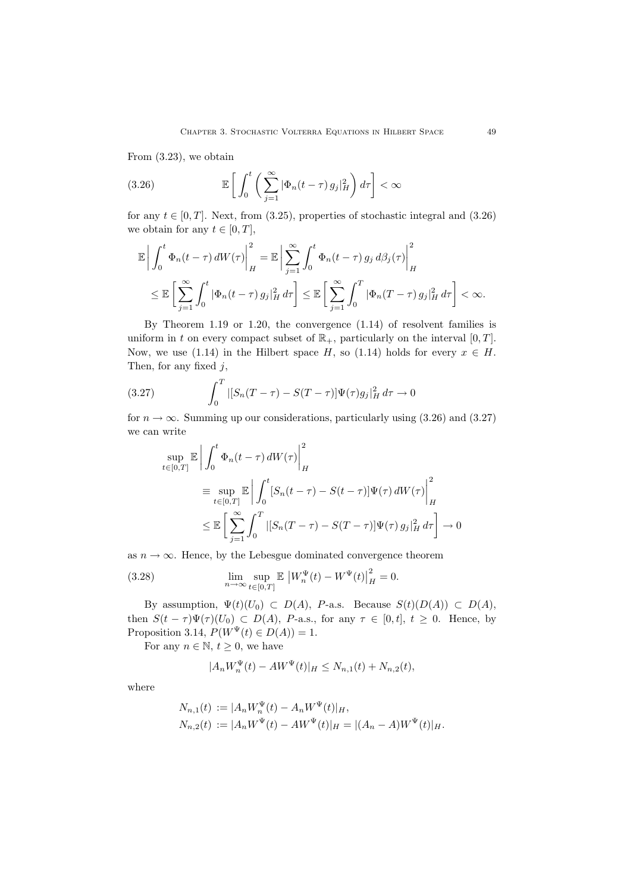From (3.23), we obtain

$$\mathbb{E}\left[\int_0^t \left(\sum_{j=1}^{\infty} |\Phi_n(t-\tau)\, g_j|_H^2\right) d\tau\right] < \infty \tag{3.26}$$

for any $t \in [0,T]$. Next, from (3.25), properties of stochastic integral and (3.26) we obtain for any $t \in [0,T]$,

$$\begin{aligned}
\mathbb{E}\left|\int_0^t \Phi_n(t-\tau)\, dW(\tau)\right|_H^2 &= \mathbb{E}\left|\sum_{j=1}^{\infty}\int_0^t \Phi_n(t-\tau)\, g_j\, d\beta_j(\tau)\right|_H^2 \\
&\leq \mathbb{E}\left[\sum_{j=1}^{\infty}\int_0^t |\Phi_n(t-\tau)\, g_j|_H^2\, d\tau\right] \leq \mathbb{E}\left[\sum_{j=1}^{\infty}\int_0^T |\Phi_n(T-\tau)\, g_j|_H^2\, d\tau\right] < \infty.
\end{aligned}$$

By Theorem 1.19 or 1.20, the convergence (1.14) of resolvent families is uniform in $t$ on every compact subset of $\mathbb{R}_+$, particularly on the interval $[0,T]$. Now, we use (1.14) in the Hilbert space $H$, so (1.14) holds for every $x \in H$. Then, for any fixed $j$,

$$\int_0^T |[S_n(T-\tau) - S(T-\tau)]\Psi(\tau) g_j|_H^2\, d\tau \to 0 \tag{3.27}$$

for $n \to \infty$. Summing up our considerations, particularly using (3.26) and (3.27) we can write

$$\begin{aligned}
\sup_{t\in[0,T]} \mathbb{E}&\left|\int_0^t \Phi_n(t-\tau)\, dW(\tau)\right|_H^2 \\
&\equiv \sup_{t\in[0,T]} \mathbb{E}\left|\int_0^t [S_n(t-\tau) - S(t-\tau)]\Psi(\tau)\, dW(\tau)\right|_H^2 \\
&\leq \mathbb{E}\left[\sum_{j=1}^{\infty}\int_0^T |[S_n(T-\tau) - S(T-\tau)]\Psi(\tau)\, g_j|_H^2\, d\tau\right] \to 0
\end{aligned}$$

as $n \to \infty$. Hence, by the Lebesgue dominated convergence theorem

$$\lim_{n\to\infty} \sup_{t\in[0,T]} \mathbb{E}\left|W_n^{\Psi}(t) - W^{\Psi}(t)\right|_H^2 = 0. \tag{3.28}$$

By assumption, $\Psi(t)(U_0) \subset D(A)$, $P$-a.s. Because $S(t)(D(A)) \subset D(A)$, then $S(t-\tau)\Psi(\tau)(U_0) \subset D(A)$, $P$-a.s., for any $\tau \in [0,t]$, $t \geq 0$. Hence, by Proposition 3.14, $P(W^{\Psi}(t) \in D(A)) = 1$.

For any $n \in \mathbb{N}$, $t \geq 0$, we have

$$|A_n W_n^{\Psi}(t) - AW^{\Psi}(t)|_H \leq N_{n,1}(t) + N_{n,2}(t),$$

where

$$\begin{aligned}
N_{n,1}(t) &:= |A_n W_n^{\Psi}(t) - A_n W^{\Psi}(t)|_H, \\
N_{n,2}(t) &:= |A_n W^{\Psi}(t) - AW^{\Psi}(t)|_H = |(A_n - A)W^{\Psi}(t)|_H.
\end{aligned}$$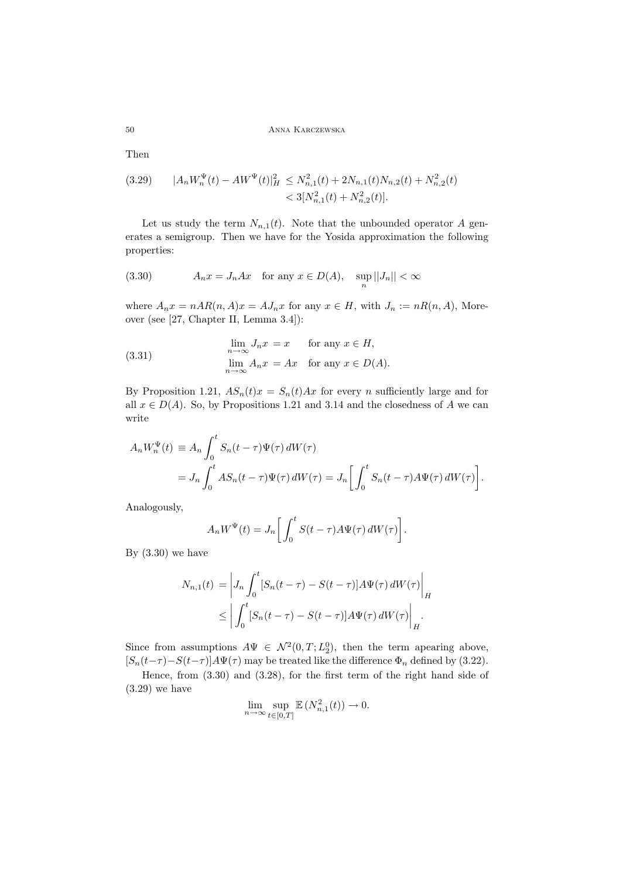Then

$$
\begin{aligned}
(3.29) \qquad |A_n W_n^\Psi(t) - AW^\Psi(t)|_H^2 &\le N_{n,1}^2(t) + 2N_{n,1}(t)N_{n,2}(t) + N_{n,2}^2(t) \\
&< 3[N_{n,1}^2(t) + N_{n,2}^2(t)].
\end{aligned}
$$

Let us study the term $N_{n,1}(t)$. Note that the unbounded operator $A$ generates a semigroup. Then we have for the Yosida approximation the following properties:

$$
(3.30) \qquad A_n x = J_n A x \quad \text{for any } x \in D(A), \quad \sup_n ||J_n|| < \infty
$$

where $A_n x = nAR(n,A)x = AJ_n x$ for any $x \in H$, with $J_n := nR(n,A)$, Moreover (see [27, Chapter II, Lemma 3.4]):

$$
(3.31) \qquad \begin{aligned}
\lim_{n\to\infty} J_n x &= x \quad \text{for any } x \in H, \\
\lim_{n\to\infty} A_n x &= Ax \quad \text{for any } x \in D(A).
\end{aligned}
$$

By Proposition 1.21, $AS_n(t)x = S_n(t)Ax$ for every $n$ sufficiently large and for all $x \in D(A)$. So, by Propositions 1.21 and 3.14 and the closedness of $A$ we can write

$$
\begin{aligned}
A_n W_n^\Psi(t) &\equiv A_n \int_0^t S_n(t-\tau)\Psi(\tau)\, dW(\tau) \\
&= J_n \int_0^t AS_n(t-\tau)\Psi(\tau)\, dW(\tau) = J_n \left[ \int_0^t S_n(t-\tau)A\Psi(\tau)\, dW(\tau) \right].
\end{aligned}
$$

Analogously,

$$
A_n W^\Psi(t) = J_n \left[ \int_0^t S(t-\tau)A\Psi(\tau)\, dW(\tau) \right].
$$

By (3.30) we have

$$
\begin{aligned}
N_{n,1}(t) &= \left| J_n \int_0^t [S_n(t-\tau) - S(t-\tau)]A\Psi(\tau)\, dW(\tau) \right|_H \\
&\le \left| \int_0^t [S_n(t-\tau) - S(t-\tau)]A\Psi(\tau)\, dW(\tau) \right|_H.
\end{aligned}
$$

Since from assumptions $A\Psi \in \mathcal{N}^2(0,T;L_2^0)$, then the term apearing above, $[S_n(t-\tau) - S(t-\tau)]A\Psi(\tau)$ may be treated like the difference $\Phi_n$ defined by (3.22).

Hence, from (3.30) and (3.28), for the first term of the right hand side of (3.29) we have

$$
\lim_{n\to\infty} \sup_{t\in[0,T]} \mathbb{E}\,(N_{n,1}^2(t)) \to 0.
$$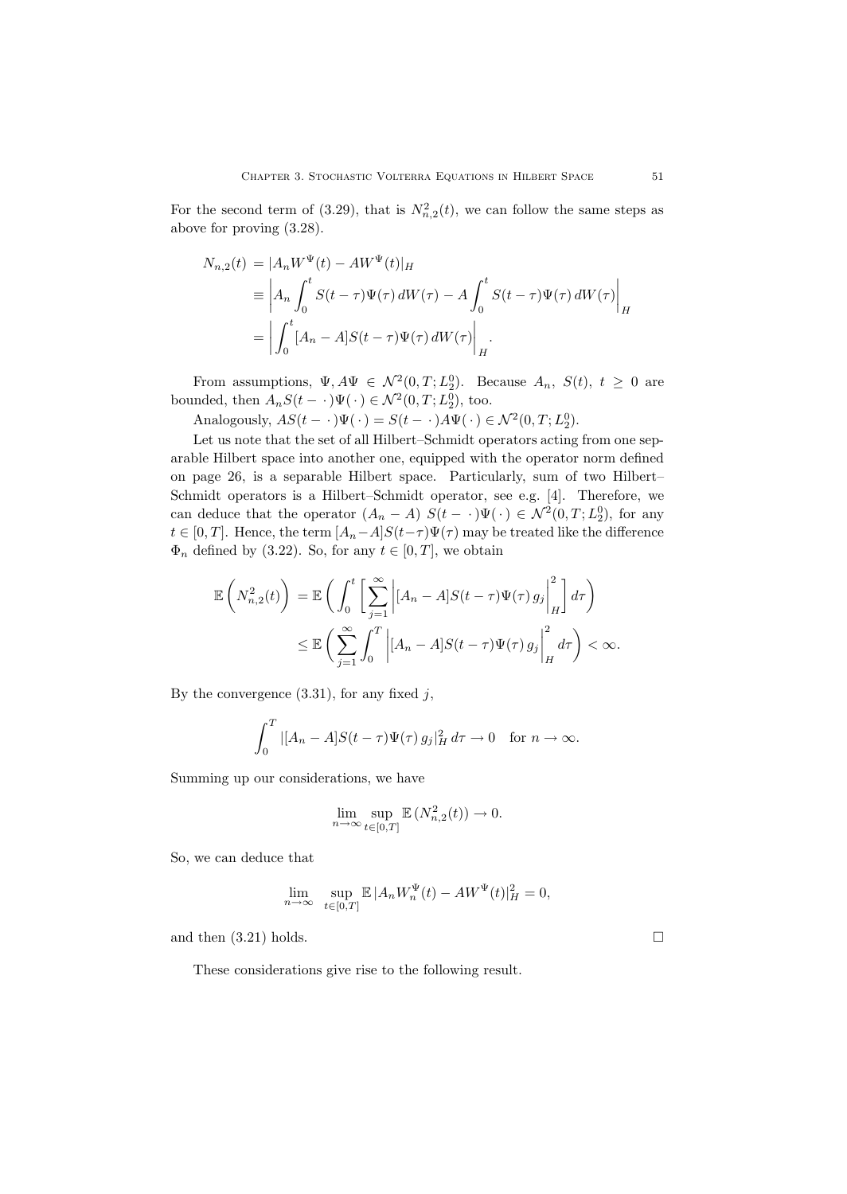For the second term of (3.29), that is $N_{n,2}^2(t)$, we can follow the same steps as above for proving (3.28).

$$
\begin{aligned}
N_{n,2}(t) &= |A_n W^\Psi(t) - AW^\Psi(t)|_H \\
&\equiv \left| A_n \int_0^t S(t-\tau)\Psi(\tau)\, dW(\tau) - A\int_0^t S(t-\tau)\Psi(\tau)\, dW(\tau) \right|_H \\
&= \left| \int_0^t [A_n - A] S(t-\tau)\Psi(\tau)\, dW(\tau) \right|_H .
\end{aligned}
$$

From assumptions, $\Psi, A\Psi \in \mathcal{N}^2(0,T;L_2^0)$. Because $A_n$, $S(t)$, $t \geq 0$ are bounded, then $A_n S(t-\,\cdot\,)\Psi(\,\cdot\,) \in \mathcal{N}^2(0,T;L_2^0)$, too.

Analogously, $AS(t-\,\cdot\,)\Psi(\,\cdot\,) = S(t-\,\cdot\,)A\Psi(\,\cdot\,) \in \mathcal{N}^2(0,T;L_2^0)$.

Let us note that the set of all Hilbert–Schmidt operators acting from one separable Hilbert space into another one, equipped with the operator norm defined on page 26, is a separable Hilbert space. Particularly, sum of two Hilbert–Schmidt operators is a Hilbert–Schmidt operator, see e.g. [4]. Therefore, we can deduce that the operator $(A_n - A)\; S(t-\,\cdot\,)\Psi(\,\cdot\,) \in \mathcal{N}^2(0,T;L_2^0)$, for any $t \in [0,T]$. Hence, the term $[A_n - A]S(t-\tau)\Psi(\tau)$ may be treated like the difference $\Phi_n$ defined by (3.22). So, for any $t \in [0,T]$, we obtain

$$
\begin{aligned}
\mathbb{E}\left( N_{n,2}^2(t) \right) &= \mathbb{E}\left( \int_0^t \left[ \sum_{j=1}^{\infty} \left| [A_n - A] S(t-\tau)\Psi(\tau)\, g_j \right|_H^2 \right] d\tau \right) \\
&\leq \mathbb{E}\left( \sum_{j=1}^{\infty} \int_0^T \left| [A_n - A] S(t-\tau)\Psi(\tau)\, g_j \right|_H^2 d\tau \right) < \infty .
\end{aligned}
$$

By the convergence (3.31), for any fixed $j$,

$$
\int_0^T |[A_n - A]S(t-\tau)\Psi(\tau)\, g_j|_H^2 \, d\tau \to 0 \quad \text{for } n \to \infty .
$$

Summing up our considerations, we have

$$
\lim_{n\to\infty} \sup_{t\in[0,T]} \mathbb{E}\, (N_{n,2}^2(t)) \to 0 .
$$

So, we can deduce that

$$
\lim_{n\to\infty} \sup_{t\in[0,T]} \mathbb{E}\, |A_n W_n^\Psi(t) - AW^\Psi(t)|_H^2 = 0,
$$

and then (3.21) holds. $\square$

These considerations give rise to the following result.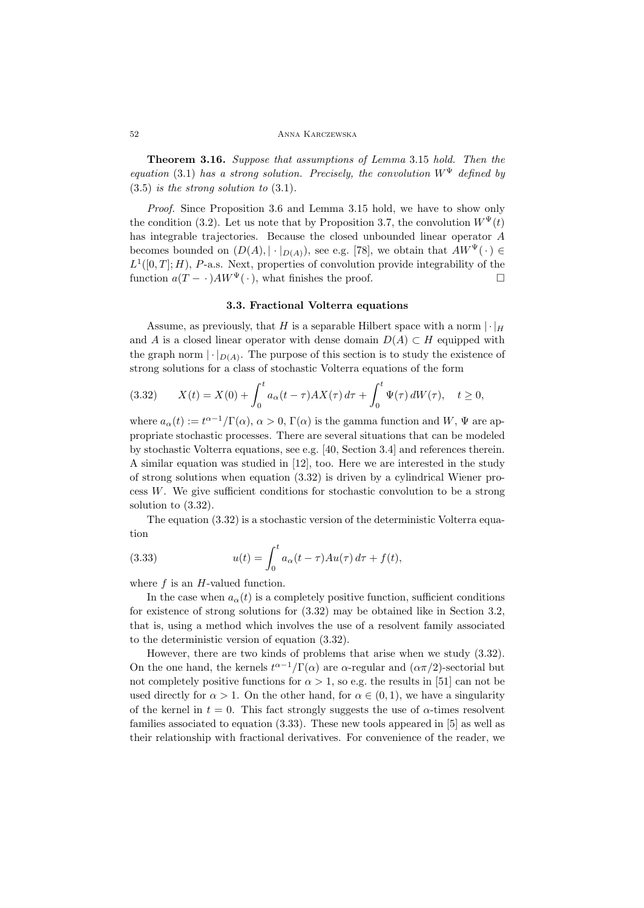**Theorem 3.16.** *Suppose that assumptions of Lemma* 3.15 *hold. Then the equation* (3.1) *has a strong solution. Precisely, the convolution* $W^\Psi$ *defined by* (3.5) *is the strong solution to* (3.1).

*Proof.* Since Proposition 3.6 and Lemma 3.15 hold, we have to show only the condition (3.2). Let us note that by Proposition 3.7, the convolution $W^\Psi(t)$ has integrable trajectories. Because the closed unbounded linear operator $A$ becomes bounded on $(D(A), |\cdot|_{D(A)})$, see e.g. [78], we obtain that $AW^\Psi(\cdot) \in L^1([0,T];H)$, $P$-a.s. Next, properties of convolution provide integrability of the function $a(T-\cdot)AW^\Psi(\cdot)$, what finishes the proof. $\square$

### 3.3. Fractional Volterra equations

Assume, as previously, that $H$ is a separable Hilbert space with a norm $|\cdot|_H$ and $A$ is a closed linear operator with dense domain $D(A) \subset H$ equipped with the graph norm $|\cdot|_{D(A)}$. The purpose of this section is to study the existence of strong solutions for a class of stochastic Volterra equations of the form

$$X(t) = X(0) + \int_0^t a_\alpha(t-\tau) AX(\tau)\,d\tau + \int_0^t \Psi(\tau)\,dW(\tau), \quad t \geq 0, \tag{3.32}$$

where $a_\alpha(t) := t^{\alpha-1}/\Gamma(\alpha)$, $\alpha > 0$, $\Gamma(\alpha)$ is the gamma function and $W$, $\Psi$ are appropriate stochastic processes. There are several situations that can be modeled by stochastic Volterra equations, see e.g. [40, Section 3.4] and references therein. A similar equation was studied in [12], too. Here we are interested in the study of strong solutions when equation (3.32) is driven by a cylindrical Wiener process $W$. We give sufficient conditions for stochastic convolution to be a strong solution to (3.32).

The equation (3.32) is a stochastic version of the deterministic Volterra equation

$$u(t) = \int_0^t a_\alpha(t-\tau) Au(\tau)\,d\tau + f(t), \tag{3.33}$$

where $f$ is an $H$-valued function.

In the case when $a_\alpha(t)$ is a completely positive function, sufficient conditions for existence of strong solutions for (3.32) may be obtained like in Section 3.2, that is, using a method which involves the use of a resolvent family associated to the deterministic version of equation (3.32).

However, there are two kinds of problems that arise when we study (3.32). On the one hand, the kernels $t^{\alpha-1}/\Gamma(\alpha)$ are $\alpha$-regular and $(\alpha\pi/2)$-sectorial but not completely positive functions for $\alpha > 1$, so e.g. the results in [51] can not be used directly for $\alpha > 1$. On the other hand, for $\alpha \in (0,1)$, we have a singularity of the kernel in $t = 0$. This fact strongly suggests the use of $\alpha$-times resolvent families associated to equation (3.33). These new tools appeared in [5] as well as their relationship with fractional derivatives. For convenience of the reader, we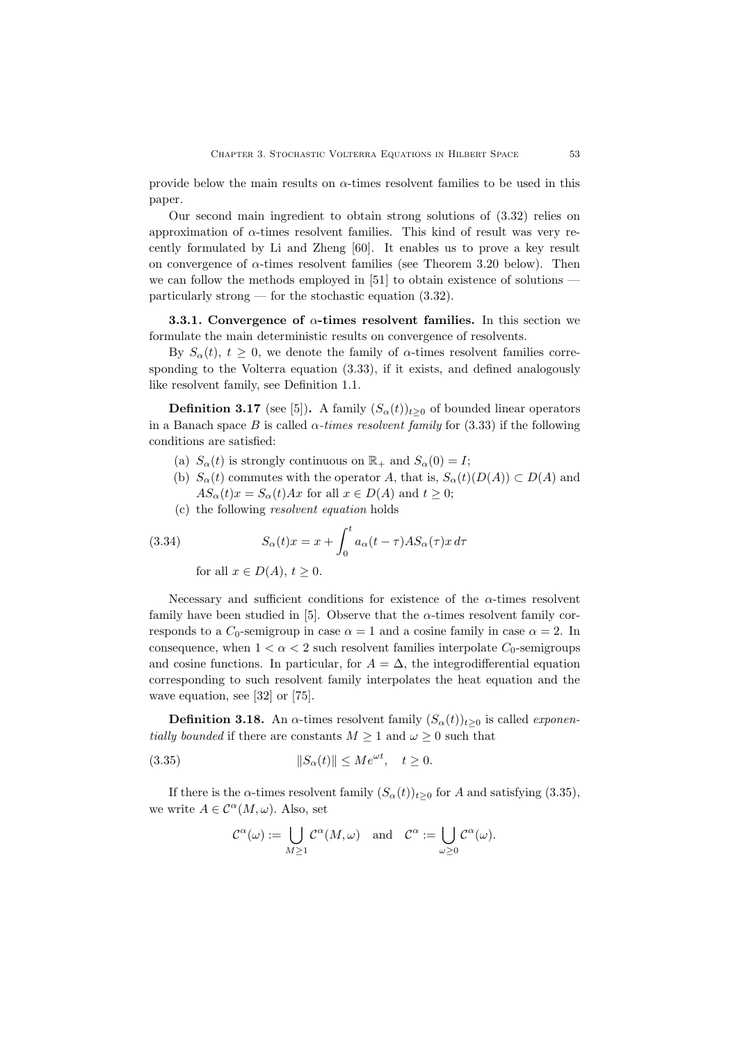provide below the main results on $\alpha$-times resolvent families to be used in this paper.

Our second main ingredient to obtain strong solutions of (3.32) relies on approximation of $\alpha$-times resolvent families. This kind of result was very recently formulated by Li and Zheng [60]. It enables us to prove a key result on convergence of $\alpha$-times resolvent families (see Theorem 3.20 below). Then we can follow the methods employed in [51] to obtain existence of solutions — particularly strong — for the stochastic equation (3.32).

**3.3.1. Convergence of $\alpha$-times resolvent families.** In this section we formulate the main deterministic results on convergence of resolvents.

By $S_\alpha(t)$, $t \geq 0$, we denote the family of $\alpha$-times resolvent families corresponding to the Volterra equation (3.33), if it exists, and defined analogously like resolvent family, see Definition 1.1.

**Definition 3.17** (see [5]). A family $(S_\alpha(t))_{t\geq 0}$ of bounded linear operators in a Banach space $B$ is called *$\alpha$-times resolvent family* for (3.33) if the following conditions are satisfied:

(a) $S_\alpha(t)$ is strongly continuous on $\mathbb{R}_+$ and $S_\alpha(0) = I$;

(b) $S_\alpha(t)$ commutes with the operator $A$, that is, $S_\alpha(t)(D(A)) \subset D(A)$ and $AS_\alpha(t)x = S_\alpha(t)Ax$ for all $x \in D(A)$ and $t \geq 0$;

(c) the following *resolvent equation* holds

$$S_\alpha(t)x = x + \int_0^t a_\alpha(t-\tau)AS_\alpha(\tau)x\,d\tau \tag{3.34}$$

for all $x \in D(A)$, $t \geq 0$.

Necessary and sufficient conditions for existence of the $\alpha$-times resolvent family have been studied in [5]. Observe that the $\alpha$-times resolvent family corresponds to a $C_0$-semigroup in case $\alpha = 1$ and a cosine family in case $\alpha = 2$. In consequence, when $1 < \alpha < 2$ such resolvent families interpolate $C_0$-semigroups and cosine functions. In particular, for $A = \Delta$, the integrodifferential equation corresponding to such resolvent family interpolates the heat equation and the wave equation, see [32] or [75].

**Definition 3.18.** An $\alpha$-times resolvent family $(S_\alpha(t))_{t\geq 0}$ is called *exponentially bounded* if there are constants $M \geq 1$ and $\omega \geq 0$ such that

$$\|S_\alpha(t)\| \leq Me^{\omega t}, \quad t \geq 0. \tag{3.35}$$

If there is the $\alpha$-times resolvent family $(S_\alpha(t))_{t\geq 0}$ for $A$ and satisfying (3.35), we write $A \in \mathcal{C}^\alpha(M,\omega)$. Also, set

$$\mathcal{C}^\alpha(\omega) := \bigcup_{M\geq 1} \mathcal{C}^\alpha(M,\omega) \quad \text{and} \quad \mathcal{C}^\alpha := \bigcup_{\omega\geq 0} \mathcal{C}^\alpha(\omega).$$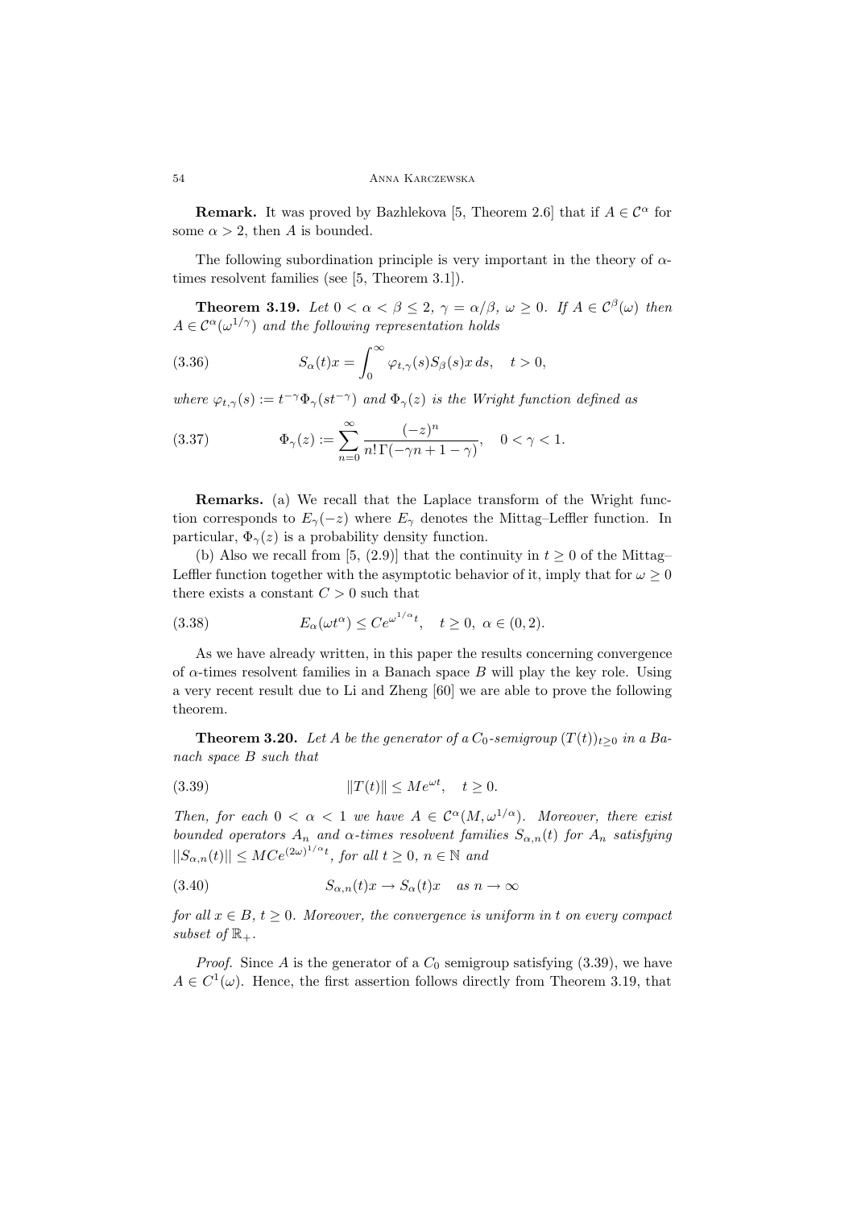**Remark.** It was proved by Bazhlekova [5, Theorem 2.6] that if $A \in \mathcal{C}^\alpha$ for some $\alpha > 2$, then $A$ is bounded.

The following subordination principle is very important in the theory of $\alpha$-times resolvent families (see [5, Theorem 3.1]).

**Theorem 3.19.** *Let $0 < \alpha < \beta \leq 2$, $\gamma = \alpha/\beta$, $\omega \geq 0$. If $A \in \mathcal{C}^\beta(\omega)$ then $A \in \mathcal{C}^\alpha(\omega^{1/\gamma})$ and the following representation holds*

$$S_\alpha(t)x = \int_0^\infty \varphi_{t,\gamma}(s) S_\beta(s)x\, ds, \quad t > 0, \tag{3.36}$$

*where $\varphi_{t,\gamma}(s) := t^{-\gamma}\Phi_\gamma(st^{-\gamma})$ and $\Phi_\gamma(z)$ is the Wright function defined as*

$$\Phi_\gamma(z) := \sum_{n=0}^\infty \frac{(-z)^n}{n!\,\Gamma(-\gamma n + 1 - \gamma)}, \quad 0 < \gamma < 1. \tag{3.37}$$

**Remarks.** (a) We recall that the Laplace transform of the Wright function corresponds to $E_\gamma(-z)$ where $E_\gamma$ denotes the Mittag–Leffler function. In particular, $\Phi_\gamma(z)$ is a probability density function.

(b) Also we recall from [5, (2.9)] that the continuity in $t \geq 0$ of the Mittag–Leffler function together with the asymptotic behavior of it, imply that for $\omega \geq 0$ there exists a constant $C > 0$ such that

$$E_\alpha(\omega t^\alpha) \leq C e^{\omega^{1/\alpha} t}, \quad t \geq 0,\ \alpha \in (0, 2). \tag{3.38}$$

As we have already written, in this paper the results concerning convergence of $\alpha$-times resolvent families in a Banach space $B$ will play the key role. Using a very recent result due to Li and Zheng [60] we are able to prove the following theorem.

**Theorem 3.20.** *Let $A$ be the generator of a $C_0$-semigroup $(T(t))_{t\geq 0}$ in a Banach space $B$ such that*

$$\|T(t)\| \leq M e^{\omega t}, \quad t \geq 0. \tag{3.39}$$

*Then, for each $0 < \alpha < 1$ we have $A \in \mathcal{C}^\alpha(M, \omega^{1/\alpha})$. Moreover, there exist bounded operators $A_n$ and $\alpha$-times resolvent families $S_{\alpha,n}(t)$ for $A_n$ satisfying $||S_{\alpha,n}(t)|| \leq MCe^{(2\omega)^{1/\alpha} t}$, for all $t \geq 0$, $n \in \mathbb{N}$ and*

$$S_{\alpha,n}(t)x \to S_\alpha(t)x \quad \text{as } n \to \infty \tag{3.40}$$

*for all $x \in B$, $t \geq 0$. Moreover, the convergence is uniform in $t$ on every compact subset of $\mathbb{R}_+$.*

*Proof.* Since $A$ is the generator of a $C_0$ semigroup satisfying (3.39), we have $A \in C^1(\omega)$. Hence, the first assertion follows directly from Theorem 3.19, that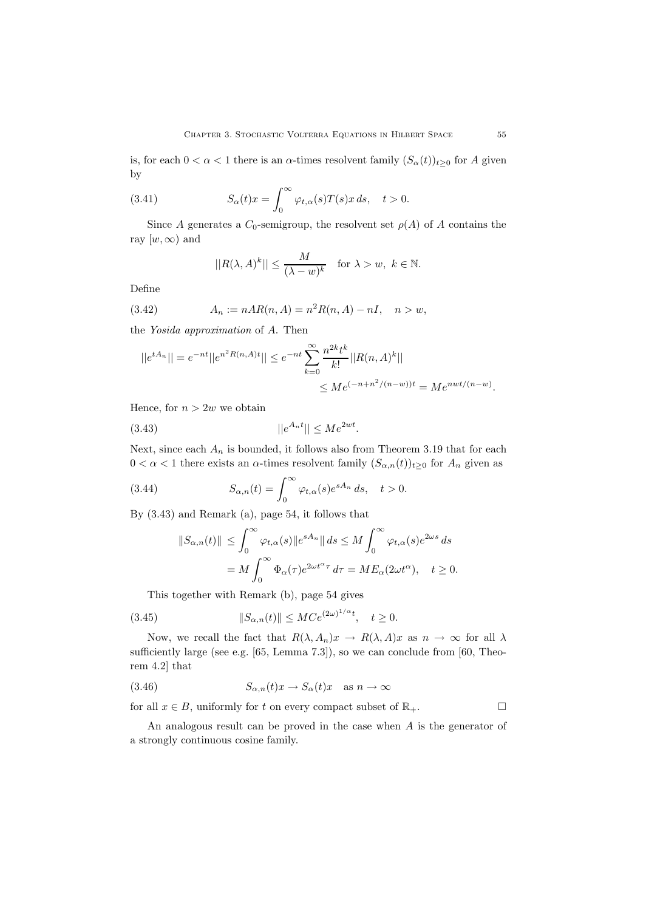is, for each $0 < \alpha < 1$ there is an $\alpha$-times resolvent family $(S_\alpha(t))_{t\geq 0}$ for $A$ given by

$$S_\alpha(t)x = \int_0^\infty \varphi_{t,\alpha}(s)T(s)x\,ds, \quad t > 0. \tag{3.41}$$

Since $A$ generates a $C_0$-semigroup, the resolvent set $\rho(A)$ of $A$ contains the ray $[w, \infty)$ and

$$||R(\lambda, A)^k|| \leq \frac{M}{(\lambda - w)^k} \quad \text{for } \lambda > w,\ k \in \mathbb{N}.$$

Define

$$A_n := nAR(n, A) = n^2 R(n, A) - nI, \quad n > w, \tag{3.42}$$

the *Yosida approximation* of $A$. Then

$$||e^{tA_n}|| = e^{-nt}||e^{n^2 R(n,A)t}|| \leq e^{-nt}\sum_{k=0}^{\infty}\frac{n^{2k}t^k}{k!}||R(n,A)^k|| \\ \leq Me^{(-n+n^2/(n-w))t} = Me^{nwt/(n-w)}.$$

Hence, for $n > 2w$ we obtain

$$||e^{A_n t}|| \leq Me^{2wt}. \tag{3.43}$$

Next, since each $A_n$ is bounded, it follows also from Theorem 3.19 that for each $0 < \alpha < 1$ there exists an $\alpha$-times resolvent family $(S_{\alpha,n}(t))_{t\geq 0}$ for $A_n$ given as

$$S_{\alpha,n}(t) = \int_0^\infty \varphi_{t,\alpha}(s)e^{sA_n}\,ds, \quad t > 0. \tag{3.44}$$

By (3.43) and Remark (a), page 54, it follows that

$$\begin{aligned}\|S_{\alpha,n}(t)\| &\leq \int_0^\infty \varphi_{t,\alpha}(s)\|e^{sA_n}\|\,ds \leq M\int_0^\infty \varphi_{t,\alpha}(s)e^{2\omega s}\,ds \\ &= M\int_0^\infty \Phi_\alpha(\tau)e^{2\omega t^\alpha \tau}\,d\tau = ME_\alpha(2\omega t^\alpha), \quad t \geq 0.\end{aligned}$$

This together with Remark (b), page 54 gives

$$\|S_{\alpha,n}(t)\| \leq MCe^{(2\omega)^{1/\alpha}t}, \quad t \geq 0. \tag{3.45}$$

Now, we recall the fact that $R(\lambda, A_n)x \to R(\lambda, A)x$ as $n \to \infty$ for all $\lambda$ sufficiently large (see e.g. [65, Lemma 7.3]), so we can conclude from [60, Theorem 4.2] that

$$S_{\alpha,n}(t)x \to S_\alpha(t)x \quad \text{as } n \to \infty \tag{3.46}$$

for all $x \in B$, uniformly for $t$ on every compact subset of $\mathbb{R}_+$. $\square$

An analogous result can be proved in the case when $A$ is the generator of a strongly continuous cosine family.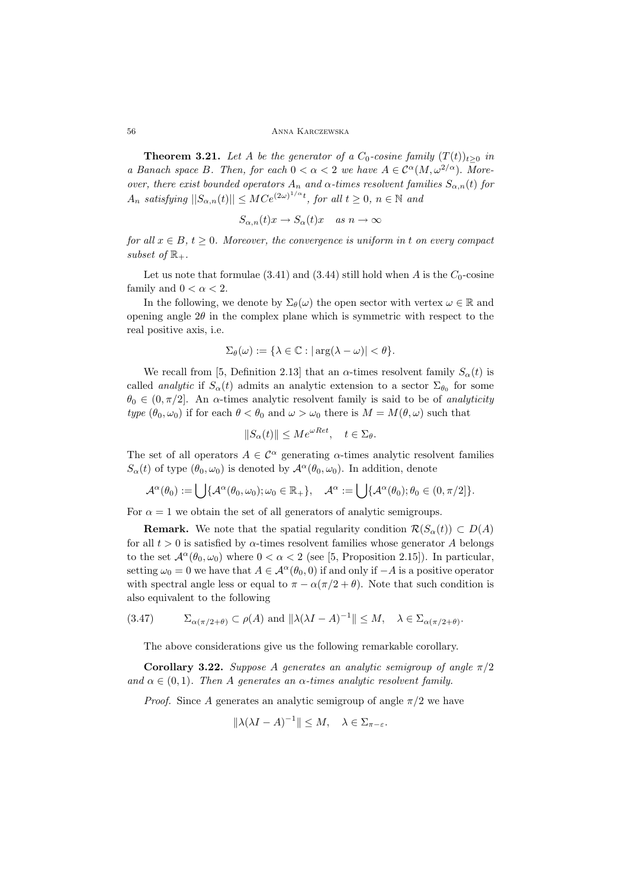**Theorem 3.21.** *Let $A$ be the generator of a $C_0$-cosine family $(T(t))_{t\geq 0}$ in a Banach space $B$. Then, for each $0 < \alpha < 2$ we have $A \in \mathcal{C}^\alpha(M, \omega^{2/\alpha})$. Moreover, there exist bounded operators $A_n$ and $\alpha$-times resolvent families $S_{\alpha,n}(t)$ for $A_n$ satisfying $||S_{\alpha,n}(t)|| \leq MCe^{(2\omega)^{1/\alpha}t}$, for all $t \geq 0$, $n \in \mathbb{N}$ and*

$$S_{\alpha,n}(t)x \to S_\alpha(t)x \quad \text{as } n \to \infty$$

*for all $x \in B$, $t \geq 0$. Moreover, the convergence is uniform in $t$ on every compact subset of $\mathbb{R}_+$.*

Let us note that formulae (3.41) and (3.44) still hold when $A$ is the $C_0$-cosine family and $0 < \alpha < 2$.

In the following, we denote by $\Sigma_\theta(\omega)$ the open sector with vertex $\omega \in \mathbb{R}$ and opening angle $2\theta$ in the complex plane which is symmetric with respect to the real positive axis, i.e.

$$\Sigma_\theta(\omega) := \{\lambda \in \mathbb{C} : |\arg(\lambda - \omega)| < \theta\}.$$

We recall from [5, Definition 2.13] that an $\alpha$-times resolvent family $S_\alpha(t)$ is called *analytic* if $S_\alpha(t)$ admits an analytic extension to a sector $\Sigma_{\theta_0}$ for some $\theta_0 \in (0, \pi/2]$. An $\alpha$-times analytic resolvent family is said to be of *analyticity type* $(\theta_0, \omega_0)$ if for each $\theta < \theta_0$ and $\omega > \omega_0$ there is $M = M(\theta, \omega)$ such that

$$\|S_\alpha(t)\| \leq Me^{\omega Re t}, \quad t \in \Sigma_\theta.$$

The set of all operators $A \in \mathcal{C}^\alpha$ generating $\alpha$-times analytic resolvent families $S_\alpha(t)$ of type $(\theta_0, \omega_0)$ is denoted by $\mathcal{A}^\alpha(\theta_0, \omega_0)$. In addition, denote

$$\mathcal{A}^\alpha(\theta_0) := \bigcup\{\mathcal{A}^\alpha(\theta_0, \omega_0); \omega_0 \in \mathbb{R}_+\}, \quad \mathcal{A}^\alpha := \bigcup\{\mathcal{A}^\alpha(\theta_0); \theta_0 \in (0, \pi/2]\}.$$

For $\alpha = 1$ we obtain the set of all generators of analytic semigroups.

**Remark.** We note that the spatial regularity condition $\mathcal{R}(S_\alpha(t)) \subset D(A)$ for all $t > 0$ is satisfied by $\alpha$-times resolvent families whose generator $A$ belongs to the set $\mathcal{A}^\alpha(\theta_0, \omega_0)$ where $0 < \alpha < 2$ (see [5, Proposition 2.15]). In particular, setting $\omega_0 = 0$ we have that $A \in \mathcal{A}^\alpha(\theta_0, 0)$ if and only if $-A$ is a positive operator with spectral angle less or equal to $\pi - \alpha(\pi/2 + \theta)$. Note that such condition is also equivalent to the following

$$\Sigma_{\alpha(\pi/2+\theta)} \subset \rho(A) \text{ and } \|\lambda(\lambda I - A)^{-1}\| \leq M, \quad \lambda \in \Sigma_{\alpha(\pi/2+\theta)}. \tag{3.47}$$

The above considerations give us the following remarkable corollary.

**Corollary 3.22.** *Suppose $A$ generates an analytic semigroup of angle $\pi/2$ and $\alpha \in (0, 1)$. Then $A$ generates an $\alpha$-times analytic resolvent family.*

*Proof.* Since $A$ generates an analytic semigroup of angle $\pi/2$ we have

$$\|\lambda(\lambda I - A)^{-1}\| \leq M, \quad \lambda \in \Sigma_{\pi-\varepsilon}.$$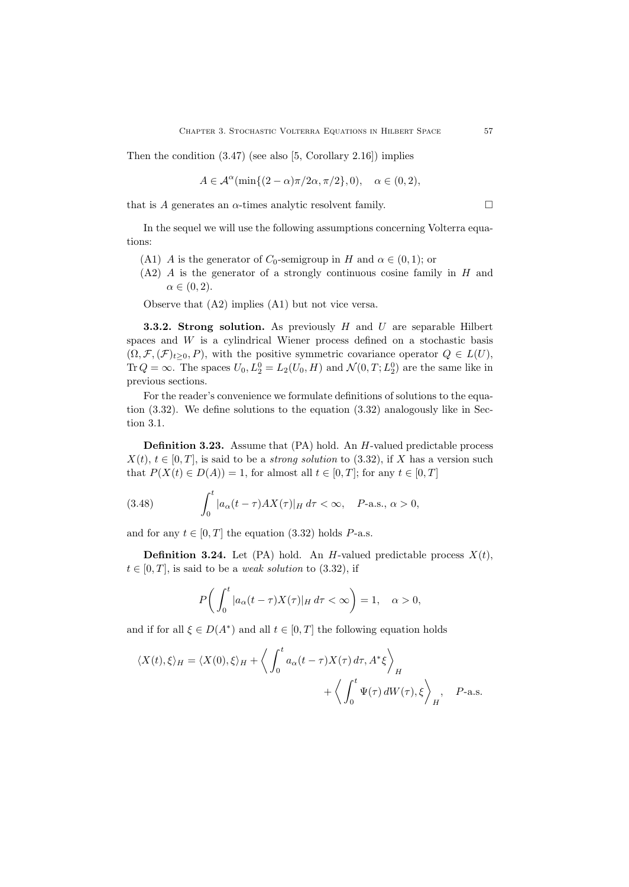Then the condition (3.47) (see also [5, Corollary 2.16]) implies

$$A \in \mathcal{A}^{\alpha}(\min\{(2-\alpha)\pi/2\alpha, \pi/2\}, 0), \quad \alpha \in (0,2),$$

that is $A$ generates an $\alpha$-times analytic resolvent family. $\square$

In the sequel we will use the following assumptions concerning Volterra equations:

- (A1) $A$ is the generator of $C_0$-semigroup in $H$ and $\alpha \in (0,1)$; or
- (A2) $A$ is the generator of a strongly continuous cosine family in $H$ and $\alpha \in (0,2)$.

Observe that (A2) implies (A1) but not vice versa.

**3.3.2. Strong solution.** As previously $H$ and $U$ are separable Hilbert spaces and $W$ is a cylindrical Wiener process defined on a stochastic basis $(\Omega, \mathcal{F}, (\mathcal{F})_{t\geq 0}, P)$, with the positive symmetric covariance operator $Q \in L(U)$, $\mathrm{Tr}\, Q = \infty$. The spaces $U_0, L_2^0 = L_2(U_0, H)$ and $\mathcal{N}(0,T; L_2^0)$ are the same like in previous sections.

For the reader's convenience we formulate definitions of solutions to the equation (3.32). We define solutions to the equation (3.32) analogously like in Section 3.1.

**Definition 3.23.** Assume that (PA) hold. An $H$-valued predictable process $X(t)$, $t \in [0,T]$, is said to be a *strong solution* to (3.32), if $X$ has a version such that $P(X(t) \in D(A)) = 1$, for almost all $t \in [0,T]$; for any $t \in [0,T]$

$$\int_0^t |a_\alpha(t-\tau) AX(\tau)|_H \, d\tau < \infty, \quad P\text{-a.s.}, \ \alpha > 0, \tag{3.48}$$

and for any $t \in [0,T]$ the equation (3.32) holds $P$-a.s.

**Definition 3.24.** Let (PA) hold. An $H$-valued predictable process $X(t)$, $t \in [0,T]$, is said to be a *weak solution* to (3.32), if

$$P\bigg( \int_0^t |a_\alpha(t-\tau) X(\tau)|_H \, d\tau < \infty \bigg) = 1, \quad \alpha > 0,$$

and if for all $\xi \in D(A^*)$ and all $t \in [0,T]$ the following equation holds

$$\langle X(t), \xi \rangle_H = \langle X(0), \xi \rangle_H + \bigg\langle \int_0^t a_\alpha(t-\tau) X(\tau)\, d\tau, A^* \xi \bigg\rangle_H + \bigg\langle \int_0^t \Psi(\tau)\, dW(\tau), \xi \bigg\rangle_H, \quad P\text{-a.s.}$$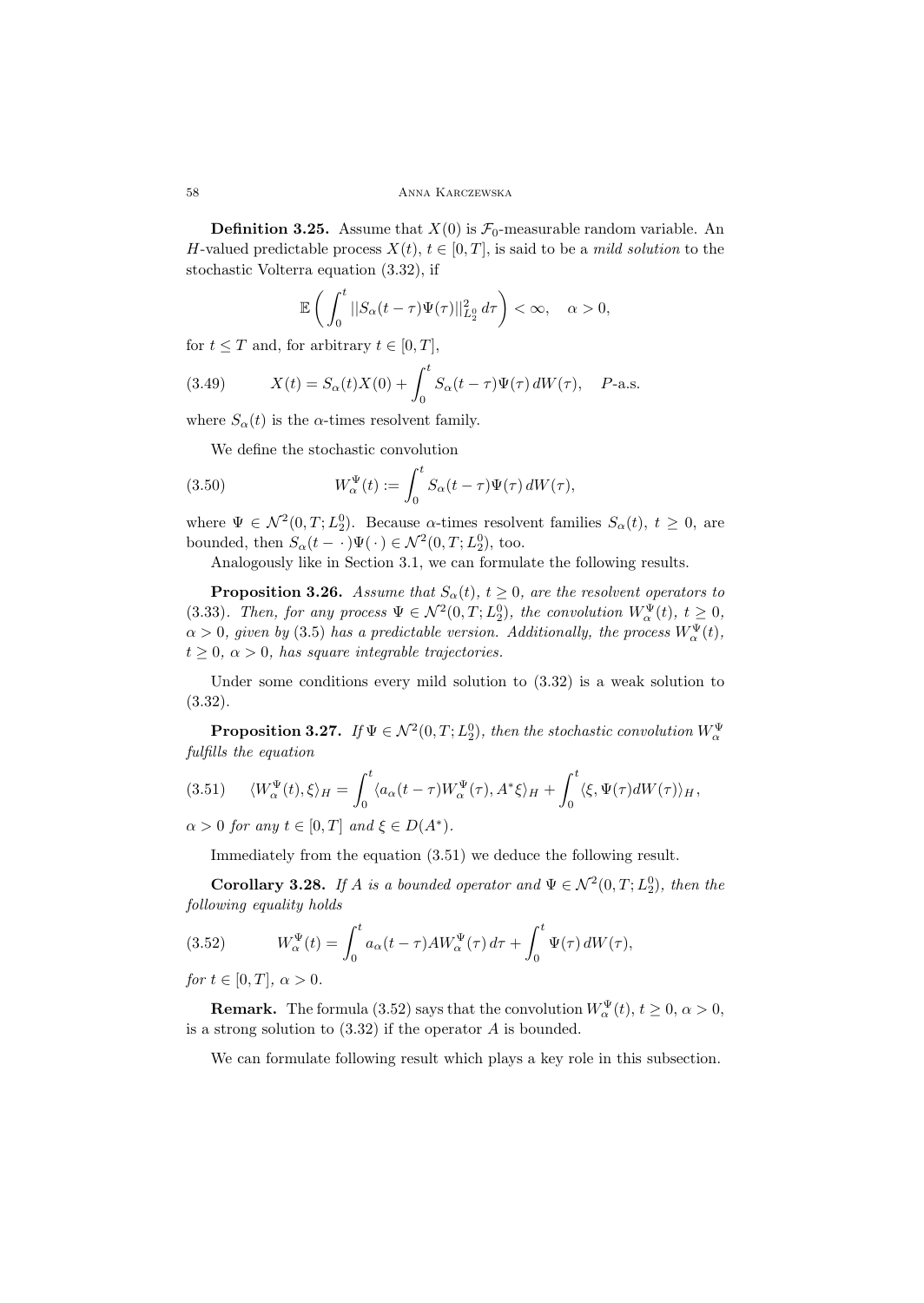**Definition 3.25.** Assume that $X(0)$ is $\mathcal{F}_0$-measurable random variable. An $H$-valued predictable process $X(t)$, $t \in [0,T]$, is said to be a *mild solution* to the stochastic Volterra equation (3.32), if

$$\mathbb{E}\left( \int_0^t ||S_\alpha(t-\tau)\Psi(\tau)||^2_{L_2^0}\, d\tau \right) < \infty, \quad \alpha > 0,$$

for $t \leq T$ and, for arbitrary $t \in [0,T]$,

$$X(t) = S_\alpha(t)X(0) + \int_0^t S_\alpha(t-\tau)\Psi(\tau)\, dW(\tau), \quad P\text{-a.s.} \tag{3.49}$$

where $S_\alpha(t)$ is the $\alpha$-times resolvent family.

We define the stochastic convolution

$$W_\alpha^\Psi(t) := \int_0^t S_\alpha(t-\tau)\Psi(\tau)\, dW(\tau), \tag{3.50}$$

where $\Psi \in \mathcal{N}^2(0,T;L_2^0)$. Because $\alpha$-times resolvent families $S_\alpha(t)$, $t \geq 0$, are bounded, then $S_\alpha(t - \cdot\,)\Psi(\,\cdot\,) \in \mathcal{N}^2(0,T;L_2^0)$, too.

Analogously like in Section 3.1, we can formulate the following results.

**Proposition 3.26.** *Assume that $S_\alpha(t)$, $t \geq 0$, are the resolvent operators to (3.33). Then, for any process $\Psi \in \mathcal{N}^2(0,T;L_2^0)$, the convolution $W_\alpha^\Psi(t)$, $t \geq 0$, $\alpha > 0$, given by (3.5) has a predictable version. Additionally, the process $W_\alpha^\Psi(t)$, $t \geq 0$, $\alpha > 0$, has square integrable trajectories.*

Under some conditions every mild solution to (3.32) is a weak solution to (3.32).

**Proposition 3.27.** *If $\Psi \in \mathcal{N}^2(0,T;L_2^0)$, then the stochastic convolution $W_\alpha^\Psi$ fulfills the equation*

$$\langle W_\alpha^\Psi(t), \xi\rangle_H = \int_0^t \langle a_\alpha(t-\tau)W_\alpha^\Psi(\tau), A^*\xi\rangle_H + \int_0^t \langle \xi, \Psi(\tau)dW(\tau)\rangle_H, \tag{3.51}$$

*$\alpha > 0$ for any $t \in [0,T]$ and $\xi \in D(A^*)$.*

Immediately from the equation (3.51) we deduce the following result.

**Corollary 3.28.** *If $A$ is a bounded operator and $\Psi \in \mathcal{N}^2(0,T;L_2^0)$, then the following equality holds*

$$W_\alpha^\Psi(t) = \int_0^t a_\alpha(t-\tau)AW_\alpha^\Psi(\tau)\, d\tau + \int_0^t \Psi(\tau)\, dW(\tau), \tag{3.52}$$

*for $t \in [0,T]$, $\alpha > 0$.*

**Remark.** The formula (3.52) says that the convolution $W_\alpha^\Psi(t)$, $t \geq 0$, $\alpha > 0$, is a strong solution to (3.32) if the operator $A$ is bounded.

We can formulate following result which plays a key role in this subsection.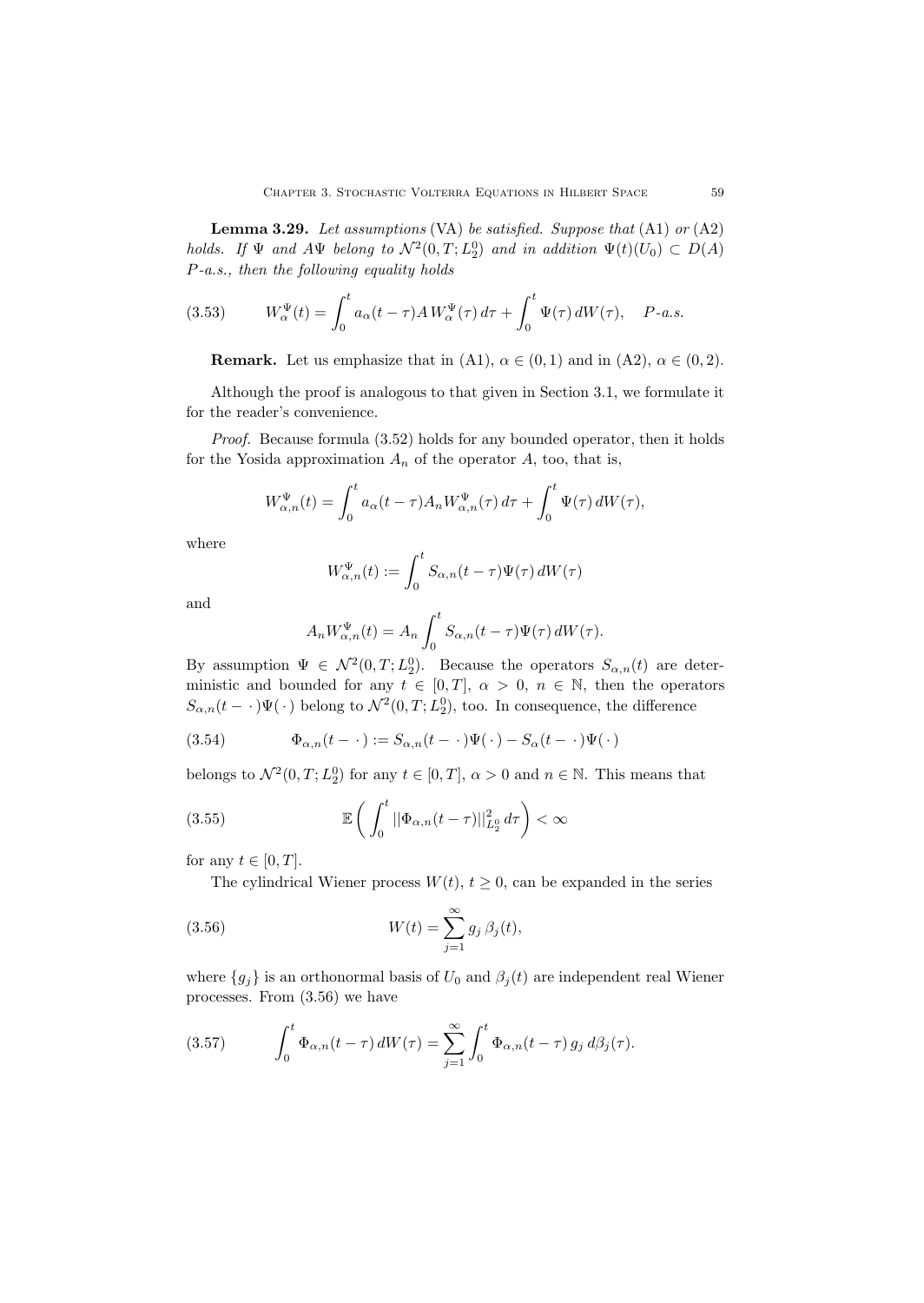**Lemma 3.29.** *Let assumptions* (VA) *be satisfied. Suppose that* (A1) *or* (A2) *holds. If* $\Psi$ *and* $A\Psi$ *belong to* $\mathcal{N}^2(0,T;L_2^0)$ *and in addition* $\Psi(t)(U_0) \subset D(A)$ *P-a.s., then the following equality holds*

$$W_\alpha^\Psi(t) = \int_0^t a_\alpha(t-\tau) A\, W_\alpha^\Psi(\tau)\, d\tau + \int_0^t \Psi(\tau)\, dW(\tau), \quad P\text{-a.s.} \tag{3.53}$$

**Remark.** Let us emphasize that in (A1), $\alpha \in (0,1)$ and in (A2), $\alpha \in (0,2)$.

Although the proof is analogous to that given in Section 3.1, we formulate it for the reader's convenience.

*Proof.* Because formula (3.52) holds for any bounded operator, then it holds for the Yosida approximation $A_n$ of the operator $A$, too, that is,

$$W_{\alpha,n}^\Psi(t) = \int_0^t a_\alpha(t-\tau) A_n W_{\alpha,n}^\Psi(\tau)\, d\tau + \int_0^t \Psi(\tau)\, dW(\tau),$$

where

$$W_{\alpha,n}^\Psi(t) := \int_0^t S_{\alpha,n}(t-\tau)\Psi(\tau)\, dW(\tau)$$

and

$$A_n W_{\alpha,n}^\Psi(t) = A_n \int_0^t S_{\alpha,n}(t-\tau)\Psi(\tau)\, dW(\tau).$$

By assumption $\Psi \in \mathcal{N}^2(0,T;L_2^0)$. Because the operators $S_{\alpha,n}(t)$ are deterministic and bounded for any $t \in [0,T]$, $\alpha > 0$, $n \in \mathbb{N}$, then the operators $S_{\alpha,n}(t - \cdot\,)\Psi(\,\cdot\,)$ belong to $\mathcal{N}^2(0,T;L_2^0)$, too. In consequence, the difference

$$\Phi_{\alpha,n}(t - \cdot\,) := S_{\alpha,n}(t - \cdot\,)\Psi(\,\cdot\,) - S_\alpha(t - \cdot\,)\Psi(\,\cdot\,) \tag{3.54}$$

belongs to $\mathcal{N}^2(0,T;L_2^0)$ for any $t \in [0,T]$, $\alpha > 0$ and $n \in \mathbb{N}$. This means that

$$\mathbb{E}\left( \int_0^t ||\Phi_{\alpha,n}(t-\tau)||_{L_2^0}^2\, d\tau \right) < \infty \tag{3.55}$$

for any $t \in [0,T]$.

The cylindrical Wiener process $W(t)$, $t \geq 0$, can be expanded in the series

$$W(t) = \sum_{j=1}^\infty g_j\, \beta_j(t), \tag{3.56}$$

where $\{g_j\}$ is an orthonormal basis of $U_0$ and $\beta_j(t)$ are independent real Wiener processes. From (3.56) we have

$$\int_0^t \Phi_{\alpha,n}(t-\tau)\, dW(\tau) = \sum_{j=1}^\infty \int_0^t \Phi_{\alpha,n}(t-\tau)\, g_j\, d\beta_j(\tau). \tag{3.57}$$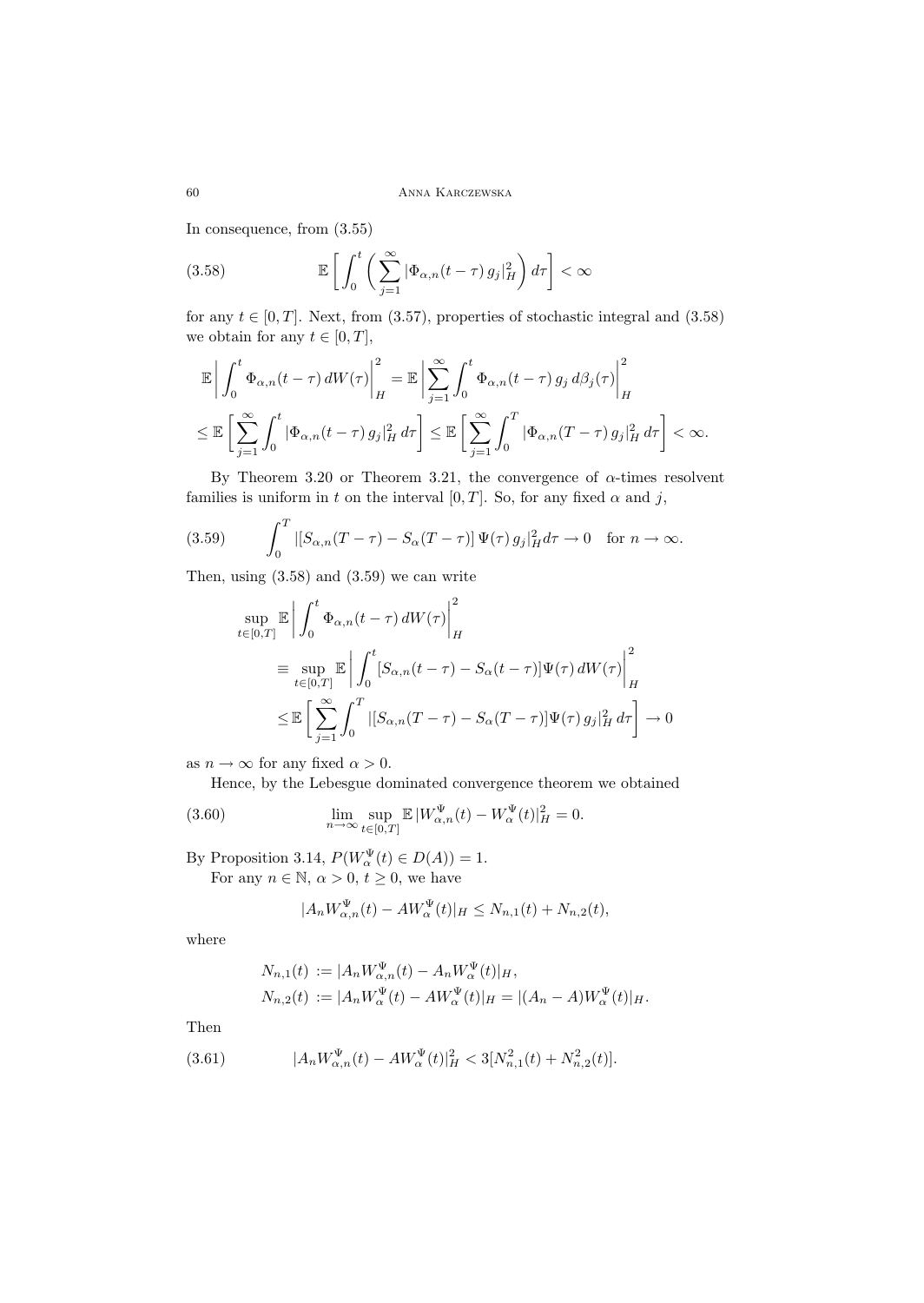In consequence, from (3.55)

$$\mathbb{E}\left[\int_0^t \left(\sum_{j=1}^{\infty} |\Phi_{\alpha,n}(t-\tau)\, g_j|_H^2\right) d\tau\right] < \infty \tag{3.58}$$

for any $t \in [0,T]$. Next, from (3.57), properties of stochastic integral and (3.58) we obtain for any $t \in [0,T]$,

$$\mathbb{E}\left|\int_0^t \Phi_{\alpha,n}(t-\tau)\, dW(\tau)\right|_H^2 = \mathbb{E}\left|\sum_{j=1}^{\infty}\int_0^t \Phi_{\alpha,n}(t-\tau)\, g_j\, d\beta_j(\tau)\right|_H^2$$

$$\leq \mathbb{E}\left[\sum_{j=1}^{\infty}\int_0^t |\Phi_{\alpha,n}(t-\tau)\, g_j|_H^2\, d\tau\right] \leq \mathbb{E}\left[\sum_{j=1}^{\infty}\int_0^T |\Phi_{\alpha,n}(T-\tau)\, g_j|_H^2\, d\tau\right] < \infty.$$

By Theorem 3.20 or Theorem 3.21, the convergence of $\alpha$-times resolvent families is uniform in $t$ on the interval $[0,T]$. So, for any fixed $\alpha$ and $j$,

$$\int_0^T |[S_{\alpha,n}(T-\tau) - S_\alpha(T-\tau)]\, \Psi(\tau)\, g_j|_H^2 d\tau \to 0 \quad \text{for } n \to \infty. \tag{3.59}$$

Then, using (3.58) and (3.59) we can write

$$\sup_{t\in[0,T]} \mathbb{E}\left|\int_0^t \Phi_{\alpha,n}(t-\tau)\, dW(\tau)\right|_H^2$$

$$\equiv \sup_{t\in[0,T]} \mathbb{E}\left|\int_0^t [S_{\alpha,n}(t-\tau) - S_\alpha(t-\tau)]\Psi(\tau)\, dW(\tau)\right|_H^2$$

$$\leq \mathbb{E}\left[\sum_{j=1}^{\infty}\int_0^T |[S_{\alpha,n}(T-\tau) - S_\alpha(T-\tau)]\Psi(\tau)\, g_j|_H^2\, d\tau\right] \to 0$$

as $n \to \infty$ for any fixed $\alpha > 0$.

Hence, by the Lebesgue dominated convergence theorem we obtained

$$\lim_{n\to\infty} \sup_{t\in[0,T]} \mathbb{E}\, |W_{\alpha,n}^\Psi(t) - W_\alpha^\Psi(t)|_H^2 = 0. \tag{3.60}$$

By Proposition 3.14, $P(W_\alpha^\Psi(t) \in D(A)) = 1$.

For any $n \in \mathbb{N}$, $\alpha > 0$, $t \geq 0$, we have

$$|A_n W_{\alpha,n}^\Psi(t) - A W_\alpha^\Psi(t)|_H \leq N_{n,1}(t) + N_{n,2}(t),$$

where

$$N_{n,1}(t) := |A_n W_{\alpha,n}^\Psi(t) - A_n W_\alpha^\Psi(t)|_H,$$
$$N_{n,2}(t) := |A_n W_\alpha^\Psi(t) - A W_\alpha^\Psi(t)|_H = |(A_n - A) W_\alpha^\Psi(t)|_H.$$

Then

$$|A_n W_{\alpha,n}^\Psi(t) - A W_\alpha^\Psi(t)|_H^2 < 3[N_{n,1}^2(t) + N_{n,2}^2(t)]. \tag{3.61}$$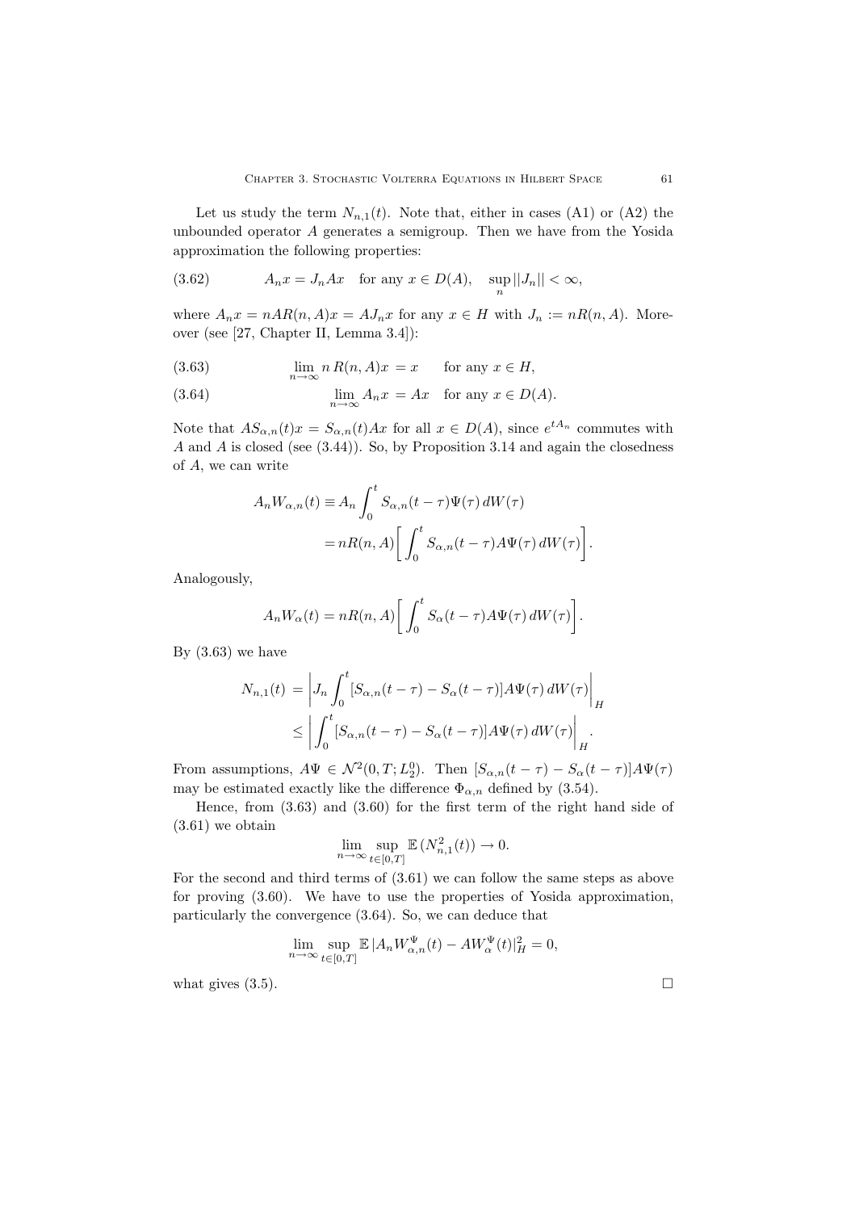Let us study the term $N_{n,1}(t)$. Note that, either in cases (A1) or (A2) the unbounded operator $A$ generates a semigroup. Then we have from the Yosida approximation the following properties:

$$A_n x = J_n A x \quad \text{for any } x \in D(A), \quad \sup_n ||J_n|| < \infty, \tag{3.62}$$

where $A_n x = nAR(n,A)x = AJ_n x$ for any $x \in H$ with $J_n := nR(n,A)$. Moreover (see [27, Chapter II, Lemma 3.4]):

$$\lim_{n\to\infty} n\,R(n,A)x = x \qquad \text{for any } x \in H, \tag{3.63}$$

$$\lim_{n\to\infty} A_n x = Ax \quad \text{for any } x \in D(A). \tag{3.64}$$

Note that $AS_{\alpha,n}(t)x = S_{\alpha,n}(t)Ax$ for all $x \in D(A)$, since $e^{tA_n}$ commutes with $A$ and $A$ is closed (see (3.44)). So, by Proposition 3.14 and again the closedness of $A$, we can write

$$\begin{aligned} A_n W_{\alpha,n}(t) &\equiv A_n \int_0^t S_{\alpha,n}(t-\tau)\Psi(\tau)\,dW(\tau) \\ &= nR(n,A)\bigg[\int_0^t S_{\alpha,n}(t-\tau)A\Psi(\tau)\,dW(\tau)\bigg]. \end{aligned}$$

Analogously,

$$A_n W_\alpha(t) = nR(n,A)\bigg[\int_0^t S_\alpha(t-\tau)A\Psi(\tau)\,dW(\tau)\bigg].$$

By (3.63) we have

$$\begin{aligned} N_{n,1}(t) &= \bigg|J_n \int_0^t [S_{\alpha,n}(t-\tau) - S_\alpha(t-\tau)]A\Psi(\tau)\,dW(\tau)\bigg|_H \\ &\leq \bigg|\int_0^t [S_{\alpha,n}(t-\tau) - S_\alpha(t-\tau)]A\Psi(\tau)\,dW(\tau)\bigg|_H. \end{aligned}$$

From assumptions, $A\Psi \in \mathcal{N}^2(0,T;L_2^0)$. Then $[S_{\alpha,n}(t-\tau) - S_\alpha(t-\tau)]A\Psi(\tau)$ may be estimated exactly like the difference $\Phi_{\alpha,n}$ defined by (3.54).

Hence, from (3.63) and (3.60) for the first term of the right hand side of (3.61) we obtain

$$\lim_{n\to\infty} \sup_{t\in[0,T]} \mathbb{E}\,(N_{n,1}^2(t)) \to 0.$$

For the second and third terms of (3.61) we can follow the same steps as above for proving (3.60). We have to use the properties of Yosida approximation, particularly the convergence (3.64). So, we can deduce that

$$\lim_{n\to\infty} \sup_{t\in[0,T]} \mathbb{E}\,|A_n W_{\alpha,n}^\Psi(t) - AW_\alpha^\Psi(t)|_H^2 = 0,$$

what gives (3.5). $\square$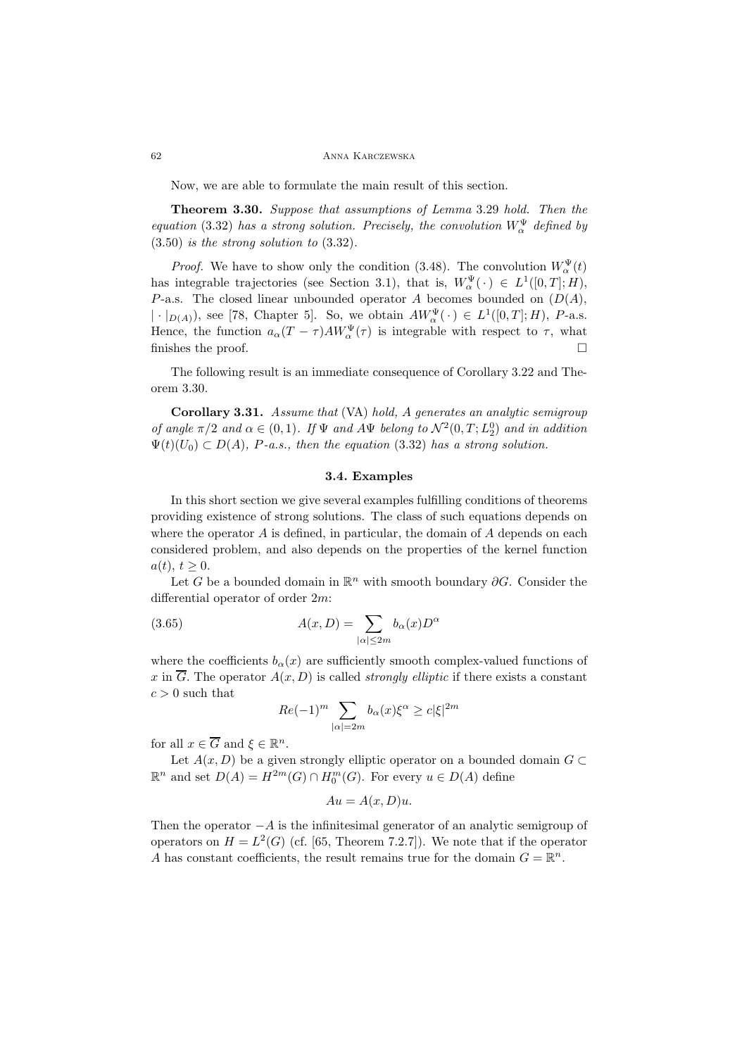Now, we are able to formulate the main result of this section.

**Theorem 3.30.** *Suppose that assumptions of Lemma* 3.29 *hold. Then the equation* (3.32) *has a strong solution. Precisely, the convolution $W_\alpha^\Psi$ defined by* (3.50) *is the strong solution to* (3.32).

*Proof.* We have to show only the condition (3.48). The convolution $W_\alpha^\Psi(t)$ has integrable trajectories (see Section 3.1), that is, $W_\alpha^\Psi(\,\cdot\,) \in L^1([0,T];H)$, $P$-a.s. The closed linear unbounded operator $A$ becomes bounded on $(D(A), |\cdot|_{D(A)})$, see [78, Chapter 5]. So, we obtain $AW_\alpha^\Psi(\,\cdot\,) \in L^1([0,T];H)$, $P$-a.s. Hence, the function $a_\alpha(T-\tau)AW_\alpha^\Psi(\tau)$ is integrable with respect to $\tau$, what finishes the proof. $\square$

The following result is an immediate consequence of Corollary 3.22 and Theorem 3.30.

**Corollary 3.31.** *Assume that* (VA) *hold, $A$ generates an analytic semigroup of angle $\pi/2$ and $\alpha \in (0,1)$. If $\Psi$ and $A\Psi$ belong to $\mathcal{N}^2(0,T;L_2^0)$ and in addition $\Psi(t)(U_0) \subset D(A)$, $P$-a.s., then the equation* (3.32) *has a strong solution.*

### 3.4. Examples

In this short section we give several examples fulfilling conditions of theorems providing existence of strong solutions. The class of such equations depends on where the operator $A$ is defined, in particular, the domain of $A$ depends on each considered problem, and also depends on the properties of the kernel function $a(t)$, $t \geq 0$.

Let $G$ be a bounded domain in $\mathbb{R}^n$ with smooth boundary $\partial G$. Consider the differential operator of order $2m$:

$$A(x,D) = \sum_{|\alpha| \leq 2m} b_\alpha(x) D^\alpha \tag{3.65}$$

where the coefficients $b_\alpha(x)$ are sufficiently smooth complex-valued functions of $x$ in $\overline{G}$. The operator $A(x,D)$ is called *strongly elliptic* if there exists a constant $c > 0$ such that

$$Re(-1)^m \sum_{|\alpha|=2m} b_\alpha(x)\xi^\alpha \geq c|\xi|^{2m}$$

for all $x \in \overline{G}$ and $\xi \in \mathbb{R}^n$.

Let $A(x,D)$ be a given strongly elliptic operator on a bounded domain $G \subset \mathbb{R}^n$ and set $D(A) = H^{2m}(G) \cap H_0^m(G)$. For every $u \in D(A)$ define

$$Au = A(x,D)u.$$

Then the operator $-A$ is the infinitesimal generator of an analytic semigroup of operators on $H = L^2(G)$ (cf. [65, Theorem 7.2.7]). We note that if the operator $A$ has constant coefficients, the result remains true for the domain $G = \mathbb{R}^n$.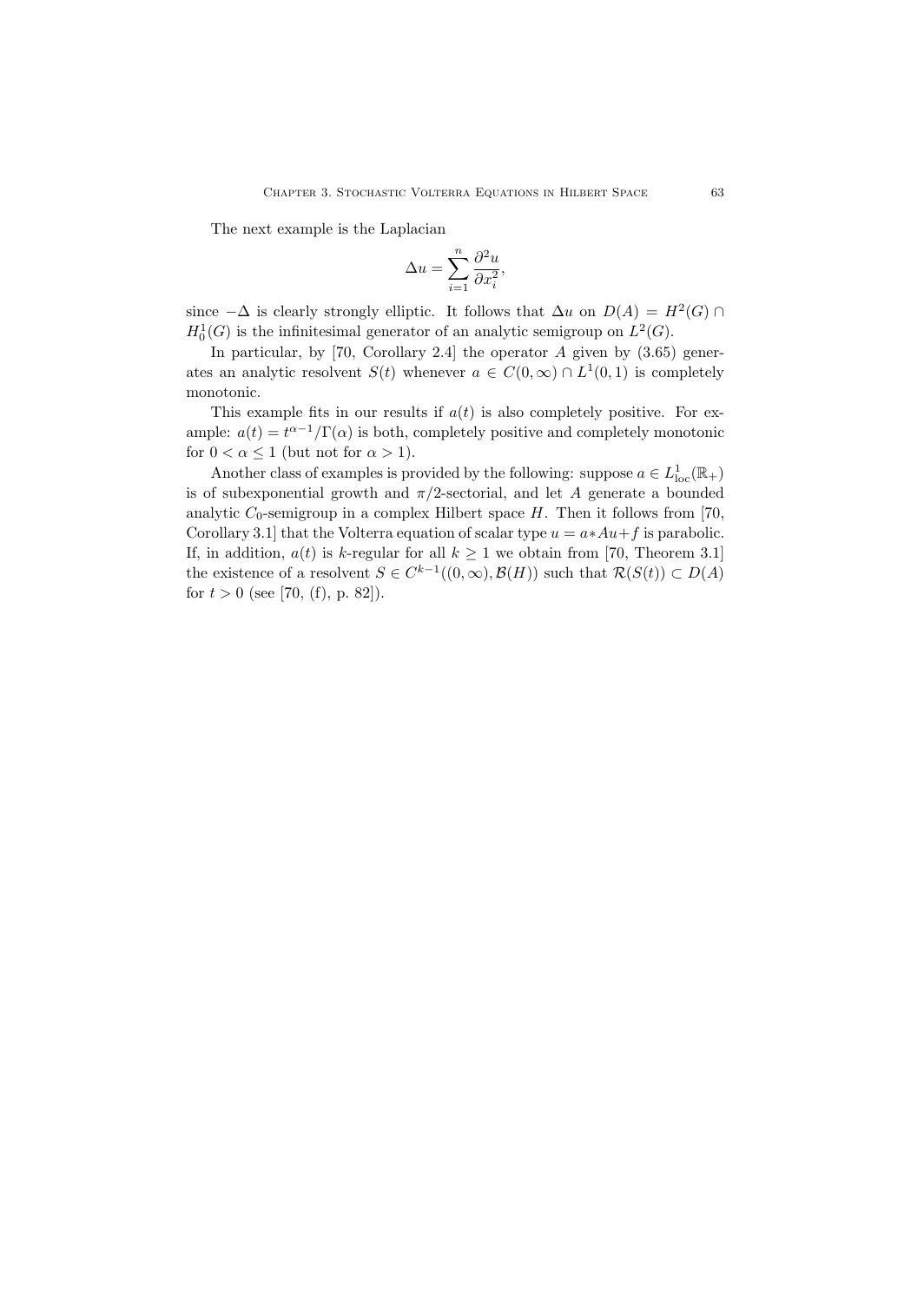The next example is the Laplacian

$$\Delta u = \sum_{i=1}^{n} \frac{\partial^2 u}{\partial x_i^2},$$

since $-\Delta$ is clearly strongly elliptic. It follows that $\Delta u$ on $D(A) = H^2(G) \cap H_0^1(G)$ is the infinitesimal generator of an analytic semigroup on $L^2(G)$.

In particular, by [70, Corollary 2.4] the operator $A$ given by (3.65) generates an analytic resolvent $S(t)$ whenever $a \in C(0,\infty) \cap L^1(0,1)$ is completely monotonic.

This example fits in our results if $a(t)$ is also completely positive. For example: $a(t) = t^{\alpha-1}/\Gamma(\alpha)$ is both, completely positive and completely monotonic for $0 < \alpha \leq 1$ (but not for $\alpha > 1$).

Another class of examples is provided by the following: suppose $a \in L^1_{\text{loc}}(\mathbb{R}_+)$ is of subexponential growth and $\pi/2$-sectorial, and let $A$ generate a bounded analytic $C_0$-semigroup in a complex Hilbert space $H$. Then it follows from [70, Corollary 3.1] that the Volterra equation of scalar type $u = a * Au + f$ is parabolic. If, in addition, $a(t)$ is $k$-regular for all $k \geq 1$ we obtain from [70, Theorem 3.1] the existence of a resolvent $S \in C^{k-1}((0,\infty), \mathcal{B}(H))$ such that $\mathcal{R}(S(t)) \subset D(A)$ for $t > 0$ (see [70, (f), p. 82]).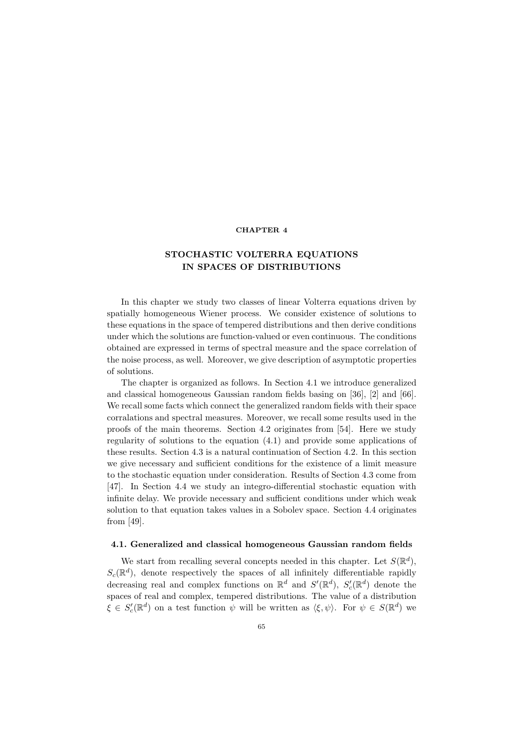# CHAPTER 4

# STOCHASTIC VOLTERRA EQUATIONS IN SPACES OF DISTRIBUTIONS

In this chapter we study two classes of linear Volterra equations driven by spatially homogeneous Wiener process. We consider existence of solutions to these equations in the space of tempered distributions and then derive conditions under which the solutions are function-valued or even continuous. The conditions obtained are expressed in terms of spectral measure and the space correlation of the noise process, as well. Moreover, we give description of asymptotic properties of solutions.

The chapter is organized as follows. In Section 4.1 we introduce generalized and classical homogeneous Gaussian random fields basing on [36], [2] and [66]. We recall some facts which connect the generalized random fields with their space corralations and spectral measures. Moreover, we recall some results used in the proofs of the main theorems. Section 4.2 originates from [54]. Here we study regularity of solutions to the equation (4.1) and provide some applications of these results. Section 4.3 is a natural continuation of Section 4.2. In this section we give necessary and sufficient conditions for the existence of a limit measure to the stochastic equation under consideration. Results of Section 4.3 come from [47]. In Section 4.4 we study an integro-differential stochastic equation with infinite delay. We provide necessary and sufficient conditions under which weak solution to that equation takes values in a Sobolev space. Section 4.4 originates from [49].

## 4.1. Generalized and classical homogeneous Gaussian random fields

We start from recalling several concepts needed in this chapter. Let $S(\mathbb{R}^d)$, $S_c(\mathbb{R}^d)$, denote respectively the spaces of all infinitely differentiable rapidly decreasing real and complex functions on $\mathbb{R}^d$ and $S'(\mathbb{R}^d)$, $S'_c(\mathbb{R}^d)$ denote the spaces of real and complex, tempered distributions. The value of a distribution $\xi \in S'_c(\mathbb{R}^d)$ on a test function $\psi$ will be written as $\langle \xi, \psi \rangle$. For $\psi \in S(\mathbb{R}^d)$ we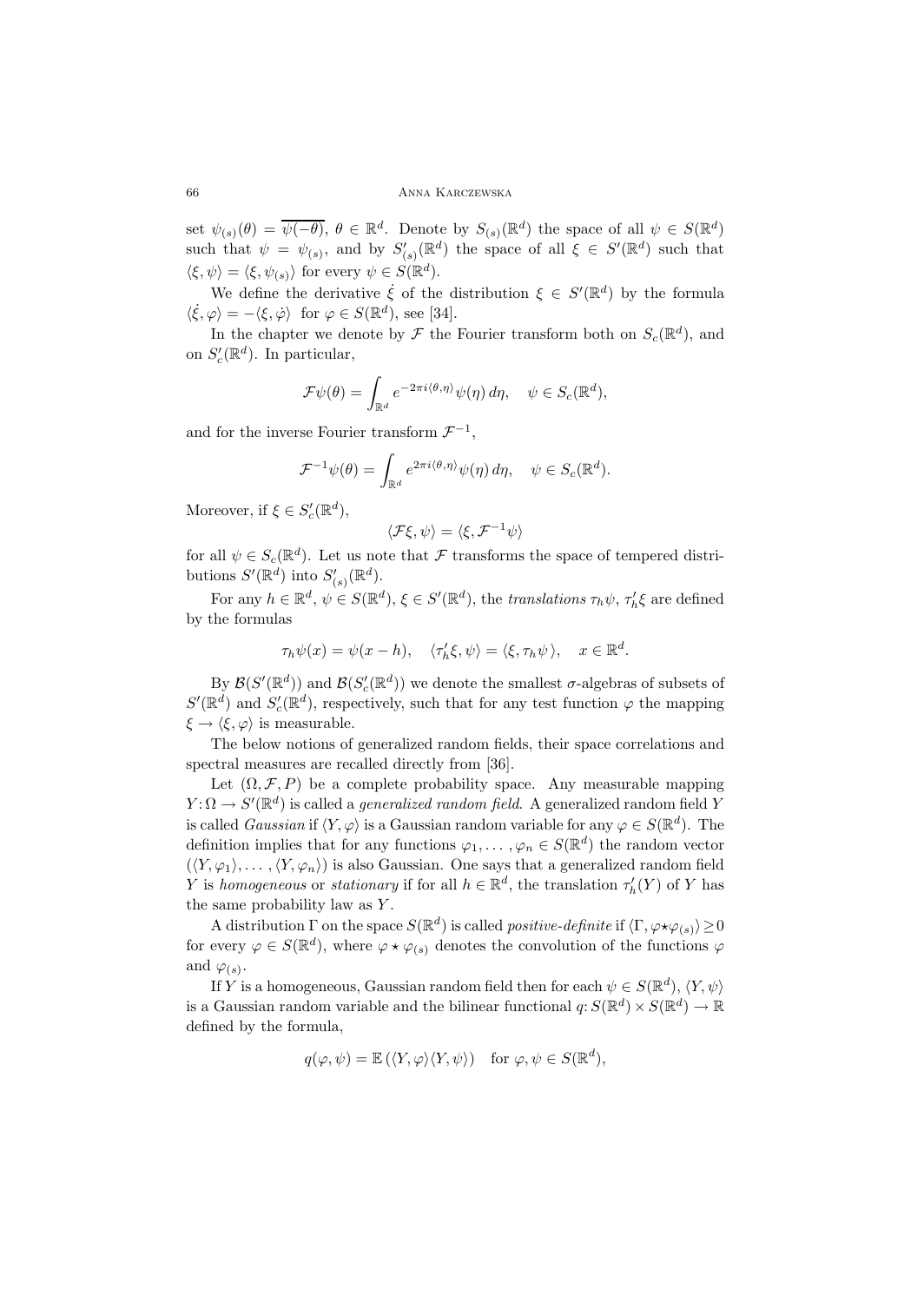set $\psi_{(s)}(\theta) = \overline{\psi(-\theta)}$, $\theta \in \mathbb{R}^d$. Denote by $S_{(s)}(\mathbb{R}^d)$ the space of all $\psi \in S(\mathbb{R}^d)$ such that $\psi = \psi_{(s)}$, and by $S'_{(s)}(\mathbb{R}^d)$ the space of all $\xi \in S'(\mathbb{R}^d)$ such that $\langle \xi, \psi \rangle = \langle \xi, \psi_{(s)} \rangle$ for every $\psi \in S(\mathbb{R}^d)$.

We define the derivative $\dot{\xi}$ of the distribution $\xi \in S'(\mathbb{R}^d)$ by the formula $\langle \dot{\xi}, \varphi \rangle = -\langle \xi, \dot{\varphi} \rangle$ for $\varphi \in S(\mathbb{R}^d)$, see [34].

In the chapter we denote by $\mathcal{F}$ the Fourier transform both on $S_c(\mathbb{R}^d)$, and on $S'_c(\mathbb{R}^d)$. In particular,

$$\mathcal{F}\psi(\theta) = \int_{\mathbb{R}^d} e^{-2\pi i \langle \theta, \eta \rangle} \psi(\eta)\, d\eta, \quad \psi \in S_c(\mathbb{R}^d),$$

and for the inverse Fourier transform $\mathcal{F}^{-1}$,

$$\mathcal{F}^{-1}\psi(\theta) = \int_{\mathbb{R}^d} e^{2\pi i \langle \theta, \eta \rangle} \psi(\eta)\, d\eta, \quad \psi \in S_c(\mathbb{R}^d).$$

Moreover, if $\xi \in S'_c(\mathbb{R}^d)$,

$$\langle \mathcal{F}\xi, \psi \rangle = \langle \xi, \mathcal{F}^{-1}\psi \rangle$$

for all $\psi \in S_c(\mathbb{R}^d)$. Let us note that $\mathcal{F}$ transforms the space of tempered distributions $S'(\mathbb{R}^d)$ into $S'_{(s)}(\mathbb{R}^d)$.

For any $h \in \mathbb{R}^d$, $\psi \in S(\mathbb{R}^d)$, $\xi \in S'(\mathbb{R}^d)$, the *translations* $\tau_h\psi$, $\tau'_h\xi$ are defined by the formulas

$$\tau_h\psi(x) = \psi(x-h), \quad \langle \tau'_h\xi, \psi \rangle = \langle \xi, \tau_h\psi \rangle, \quad x \in \mathbb{R}^d.$$

By $\mathcal{B}(S'(\mathbb{R}^d))$ and $\mathcal{B}(S'_c(\mathbb{R}^d))$ we denote the smallest $\sigma$-algebras of subsets of $S'(\mathbb{R}^d)$ and $S'_c(\mathbb{R}^d)$, respectively, such that for any test function $\varphi$ the mapping $\xi \to \langle \xi, \varphi \rangle$ is measurable.

The below notions of generalized random fields, their space correlations and spectral measures are recalled directly from [36].

Let $(\Omega, \mathcal{F}, P)$ be a complete probability space. Any measurable mapping $Y : \Omega \to S'(\mathbb{R}^d)$ is called a *generalized random field*. A generalized random field $Y$ is called *Gaussian* if $\langle Y, \varphi \rangle$ is a Gaussian random variable for any $\varphi \in S(\mathbb{R}^d)$. The definition implies that for any functions $\varphi_1, \ldots, \varphi_n \in S(\mathbb{R}^d)$ the random vector $(\langle Y, \varphi_1 \rangle, \ldots, \langle Y, \varphi_n \rangle)$ is also Gaussian. One says that a generalized random field $Y$ is *homogeneous* or *stationary* if for all $h \in \mathbb{R}^d$, the translation $\tau'_h(Y)$ of $Y$ has the same probability law as $Y$.

A distribution $\Gamma$ on the space $S(\mathbb{R}^d)$ is called *positive-definite* if $\langle \Gamma, \varphi \star \varphi_{(s)} \rangle \geq 0$ for every $\varphi \in S(\mathbb{R}^d)$, where $\varphi \star \varphi_{(s)}$ denotes the convolution of the functions $\varphi$ and $\varphi_{(s)}$.

If $Y$ is a homogeneous, Gaussian random field then for each $\psi \in S(\mathbb{R}^d)$, $\langle Y, \psi \rangle$ is a Gaussian random variable and the bilinear functional $q : S(\mathbb{R}^d) \times S(\mathbb{R}^d) \to \mathbb{R}$ defined by the formula,

$$q(\varphi, \psi) = \mathbb{E}\left(\langle Y, \varphi \rangle \langle Y, \psi \rangle\right) \quad \text{for } \varphi, \psi \in S(\mathbb{R}^d),$$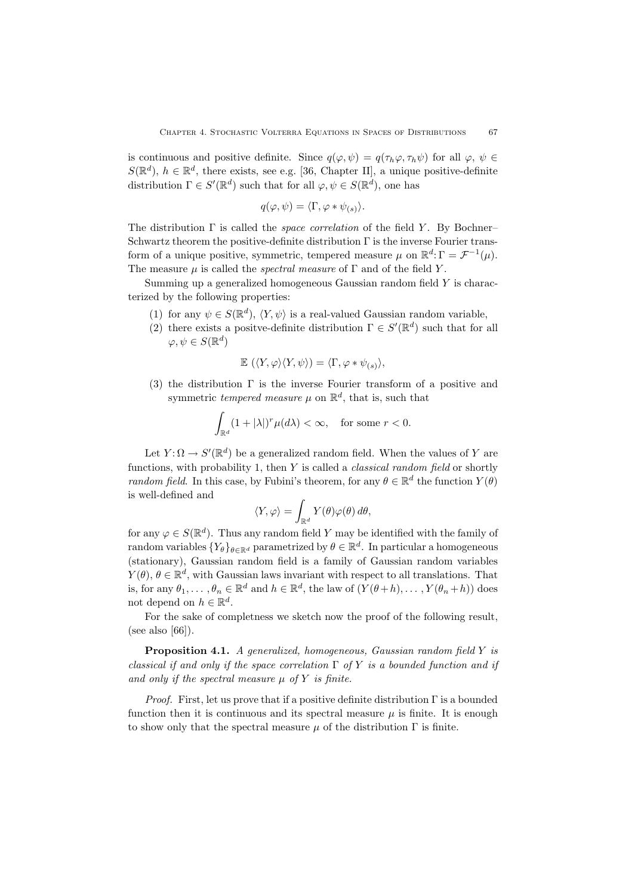is continuous and positive definite. Since $q(\varphi,\psi) = q(\tau_h\varphi,\tau_h\psi)$ for all $\varphi,\ \psi \in S(\mathbb{R}^d)$, $h \in \mathbb{R}^d$, there exists, see e.g. [36, Chapter II], a unique positive-definite distribution $\Gamma \in S'(\mathbb{R}^d)$ such that for all $\varphi,\psi \in S(\mathbb{R}^d)$, one has

$$q(\varphi,\psi) = \langle \Gamma, \varphi * \psi_{(s)} \rangle.$$

The distribution $\Gamma$ is called the *space correlation* of the field $Y$. By Bochner–Schwartz theorem the positive-definite distribution $\Gamma$ is the inverse Fourier transform of a unique positive, symmetric, tempered measure $\mu$ on $\mathbb{R}^d$: $\Gamma = \mathcal{F}^{-1}(\mu)$. The measure $\mu$ is called the *spectral measure* of $\Gamma$ and of the field $Y$.

Summing up a generalized homogeneous Gaussian random field $Y$ is characterized by the following properties:

(1) for any $\psi \in S(\mathbb{R}^d)$, $\langle Y, \psi \rangle$ is a real-valued Gaussian random variable,

(2) there exists a positve-definite distribution $\Gamma \in S'(\mathbb{R}^d)$ such that for all $\varphi, \psi \in S(\mathbb{R}^d)$

$$\mathbb{E}\left(\langle Y,\varphi\rangle\langle Y,\psi\rangle\right) = \langle \Gamma, \varphi * \psi_{(s)} \rangle,$$

(3) the distribution $\Gamma$ is the inverse Fourier transform of a positive and symmetric *tempered measure* $\mu$ on $\mathbb{R}^d$, that is, such that

$$\int_{\mathbb{R}^d} (1+|\lambda|)^r \mu(d\lambda) < \infty, \quad \text{for some } r<0.$$

Let $Y\colon \Omega \to S'(\mathbb{R}^d)$ be a generalized random field. When the values of $Y$ are functions, with probability 1, then $Y$ is called a *classical random field* or shortly *random field*. In this case, by Fubini's theorem, for any $\theta \in \mathbb{R}^d$ the function $Y(\theta)$ is well-defined and

$$\langle Y, \varphi \rangle = \int_{\mathbb{R}^d} Y(\theta)\varphi(\theta)\, d\theta,$$

for any $\varphi \in S(\mathbb{R}^d)$. Thus any random field $Y$ may be identified with the family of random variables $\{Y_\theta\}_{\theta\in\mathbb{R}^d}$ parametrized by $\theta \in \mathbb{R}^d$. In particular a homogeneous (stationary), Gaussian random field is a family of Gaussian random variables $Y(\theta)$, $\theta \in \mathbb{R}^d$, with Gaussian laws invariant with respect to all translations. That is, for any $\theta_1,\dots,\theta_n \in \mathbb{R}^d$ and $h \in \mathbb{R}^d$, the law of $(Y(\theta+h),\dots,Y(\theta_n+h))$ does not depend on $h \in \mathbb{R}^d$.

For the sake of completness we sketch now the proof of the following result, (see also [66]).

**Proposition 4.1.** *A generalized, homogeneous, Gaussian random field $Y$ is classical if and only if the space correlation $\Gamma$ of $Y$ is a bounded function and if and only if the spectral measure $\mu$ of $Y$ is finite.*

*Proof.* First, let us prove that if a positive definite distribution $\Gamma$ is a bounded function then it is continuous and its spectral measure $\mu$ is finite. It is enough to show only that the spectral measure $\mu$ of the distribution $\Gamma$ is finite.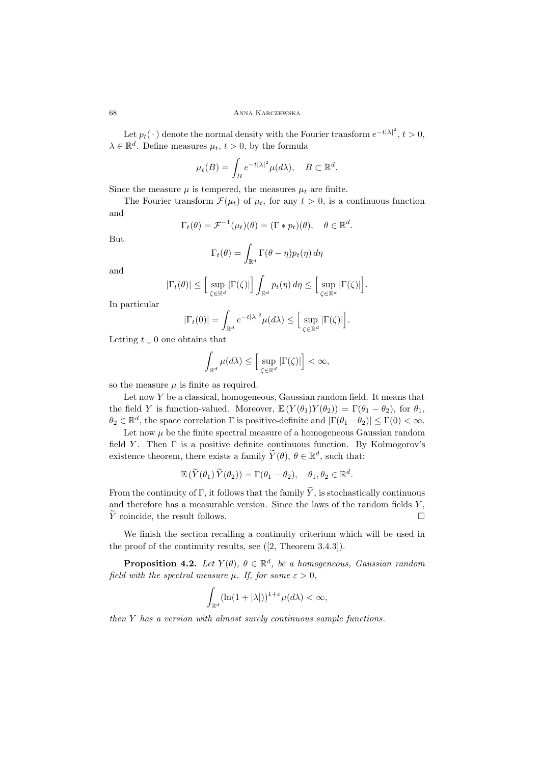Let $p_t(\,\cdot\,)$ denote the normal density with the Fourier transform $e^{-t|\lambda|^2}$, $t > 0$, $\lambda \in \mathbb{R}^d$. Define measures $\mu_t$, $t > 0$, by the formula

$$\mu_t(B) = \int_B e^{-t|\lambda|^2} \mu(d\lambda), \quad B \subset \mathbb{R}^d.$$

Since the measure $\mu$ is tempered, the measures $\mu_t$ are finite.

The Fourier transform $\mathcal{F}(\mu_t)$ of $\mu_t$, for any $t > 0$, is a continuous function and

$$\Gamma_t(\theta) = \mathcal{F}^{-1}(\mu_t)(\theta) = (\Gamma * p_t)(\theta), \quad \theta \in \mathbb{R}^d.$$

But

$$\Gamma_t(\theta) = \int_{\mathbb{R}^d} \Gamma(\theta - \eta) p_t(\eta)\, d\eta$$

and

$$|\Gamma_t(\theta)| \leq \Big[\sup_{\zeta \in \mathbb{R}^d} |\Gamma(\zeta)|\Big] \int_{\mathbb{R}^d} p_t(\eta)\, d\eta \leq \Big[\sup_{\zeta \in \mathbb{R}^d} |\Gamma(\zeta)|\Big].$$

In particular

$$|\Gamma_t(0)| = \int_{\mathbb{R}^d} e^{-t|\lambda|^2} \mu(d\lambda) \leq \Big[\sup_{\zeta \in \mathbb{R}^d} |\Gamma(\zeta)|\Big].$$

Letting $t \downarrow 0$ one obtains that

$$\int_{\mathbb{R}^d} \mu(d\lambda) \leq \Big[\sup_{\zeta \in \mathbb{R}^d} |\Gamma(\zeta)|\Big] < \infty,$$

so the measure $\mu$ is finite as required.

Let now $Y$ be a classical, homogeneous, Gaussian random field. It means that the field $Y$ is function-valued. Moreover, $\mathbb{E}\,(Y(\theta_1)Y(\theta_2)) = \Gamma(\theta_1 - \theta_2)$, for $\theta_1$, $\theta_2 \in \mathbb{R}^d$, the space correlation $\Gamma$ is positive-definite and $|\Gamma(\theta_1 - \theta_2)| \leq \Gamma(0) < \infty$.

Let now $\mu$ be the finite spectral measure of a homogeneous Gaussian random field $Y$. Then $\Gamma$ is a positive definite continuous function. By Kolmogorov's existence theorem, there exists a family $\widetilde{Y}(\theta)$, $\theta \in \mathbb{R}^d$, such that:

$$\mathbb{E}\,(\widetilde{Y}(\theta_1)\, \widetilde{Y}(\theta_2)) = \Gamma(\theta_1 - \theta_2), \quad \theta_1, \theta_2 \in \mathbb{R}^d.$$

From the continuity of $\Gamma$, it follows that the family $\widetilde{Y}$, is stochastically continuous and therefore has a measurable version. Since the laws of the random fields $Y$, $\widetilde{Y}$ coincide, the result follows. □

We finish the section recalling a continuity criterium which will be used in the proof of the continuity results, see ([2, Theorem 3.4.3]).

**Proposition 4.2.** *Let $Y(\theta)$, $\theta \in \mathbb{R}^d$, be a homogeneous, Gaussian random field with the spectral measure $\mu$. If, for some $\varepsilon > 0$,*

$$\int_{\mathbb{R}^d} (\ln(1 + |\lambda|))^{1+\varepsilon} \mu(d\lambda) < \infty,$$

*then $Y$ has a version with almost surely continuous sample functions.*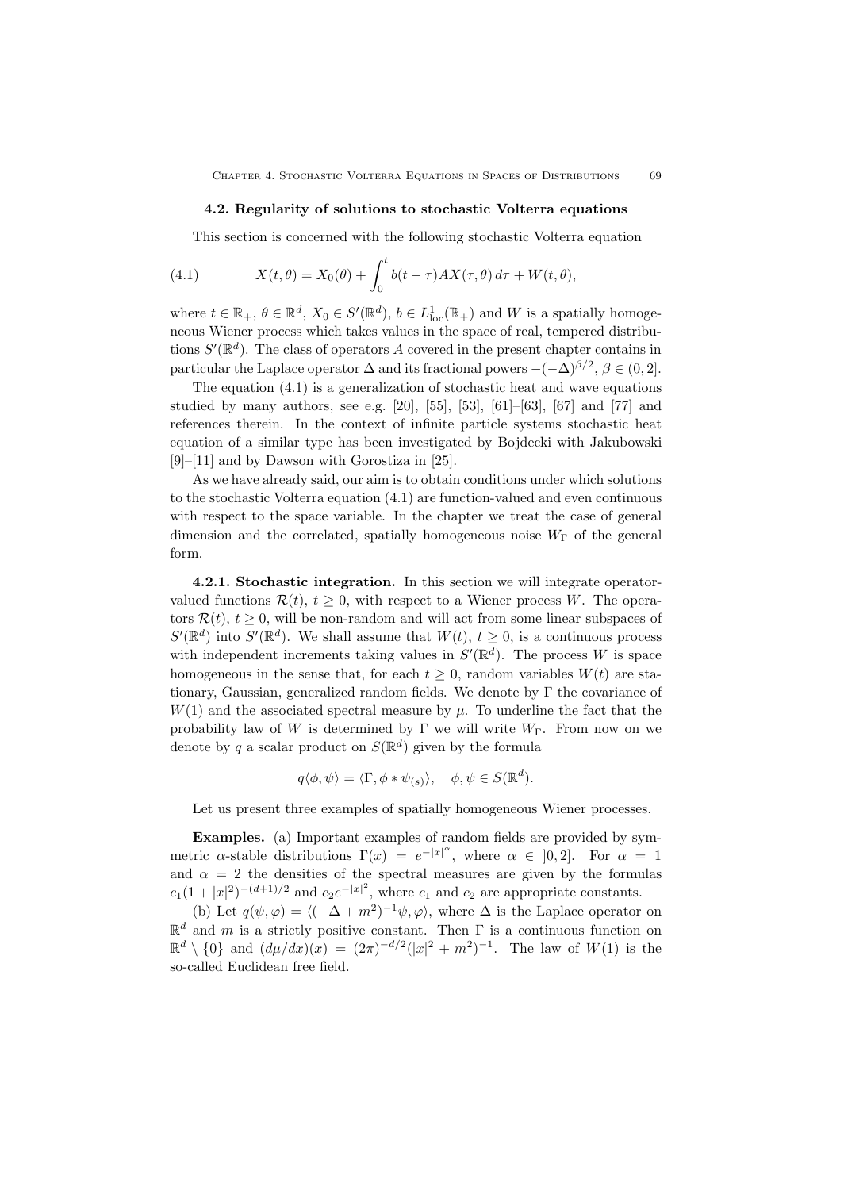### 4.2. Regularity of solutions to stochastic Volterra equations

This section is concerned with the following stochastic Volterra equation

$$X(t,\theta) = X_0(\theta) + \int_0^t b(t-\tau)AX(\tau,\theta)\,d\tau + W(t,\theta), \tag{4.1}$$

where $t \in \mathbb{R}_+$, $\theta \in \mathbb{R}^d$, $X_0 \in S'(\mathbb{R}^d)$, $b \in L^1_{\mathrm{loc}}(\mathbb{R}_+)$ and $W$ is a spatially homogeneous Wiener process which takes values in the space of real, tempered distributions $S'(\mathbb{R}^d)$. The class of operators $A$ covered in the present chapter contains in particular the Laplace operator $\Delta$ and its fractional powers $-(-\Delta)^{\beta/2}$, $\beta \in (0,2]$.

The equation (4.1) is a generalization of stochastic heat and wave equations studied by many authors, see e.g. [20], [55], [53], [61]–[63], [67] and [77] and references therein. In the context of infinite particle systems stochastic heat equation of a similar type has been investigated by Bojdecki with Jakubowski [9]–[11] and by Dawson with Gorostiza in [25].

As we have already said, our aim is to obtain conditions under which solutions to the stochastic Volterra equation (4.1) are function-valued and even continuous with respect to the space variable. In the chapter we treat the case of general dimension and the correlated, spatially homogeneous noise $W_\Gamma$ of the general form.

**4.2.1. Stochastic integration.** In this section we will integrate operator-valued functions $\mathcal{R}(t)$, $t \geq 0$, with respect to a Wiener process $W$. The operators $\mathcal{R}(t)$, $t \geq 0$, will be non-random and will act from some linear subspaces of $S'(\mathbb{R}^d)$ into $S'(\mathbb{R}^d)$. We shall assume that $W(t)$, $t \geq 0$, is a continuous process with independent increments taking values in $S'(\mathbb{R}^d)$. The process $W$ is space homogeneous in the sense that, for each $t \geq 0$, random variables $W(t)$ are stationary, Gaussian, generalized random fields. We denote by $\Gamma$ the covariance of $W(1)$ and the associated spectral measure by $\mu$. To underline the fact that the probability law of $W$ is determined by $\Gamma$ we will write $W_\Gamma$. From now on we denote by $q$ a scalar product on $S(\mathbb{R}^d)$ given by the formula

$$q\langle \phi, \psi \rangle = \langle \Gamma, \phi * \psi_{(s)} \rangle, \quad \phi, \psi \in S(\mathbb{R}^d).$$

Let us present three examples of spatially homogeneous Wiener processes.

**Examples.** (a) Important examples of random fields are provided by symmetric $\alpha$-stable distributions $\Gamma(x) = e^{-|x|^\alpha}$, where $\alpha \in\, ]0,2]$. For $\alpha = 1$ and $\alpha = 2$ the densities of the spectral measures are given by the formulas $c_1(1+|x|^2)^{-(d+1)/2}$ and $c_2 e^{-|x|^2}$, where $c_1$ and $c_2$ are appropriate constants.

(b) Let $q(\psi,\varphi) = \langle (-\Delta + m^2)^{-1}\psi, \varphi \rangle$, where $\Delta$ is the Laplace operator on $\mathbb{R}^d$ and $m$ is a strictly positive constant. Then $\Gamma$ is a continuous function on $\mathbb{R}^d \setminus \{0\}$ and $(d\mu/dx)(x) = (2\pi)^{-d/2}(|x|^2 + m^2)^{-1}$. The law of $W(1)$ is the so-called Euclidean free field.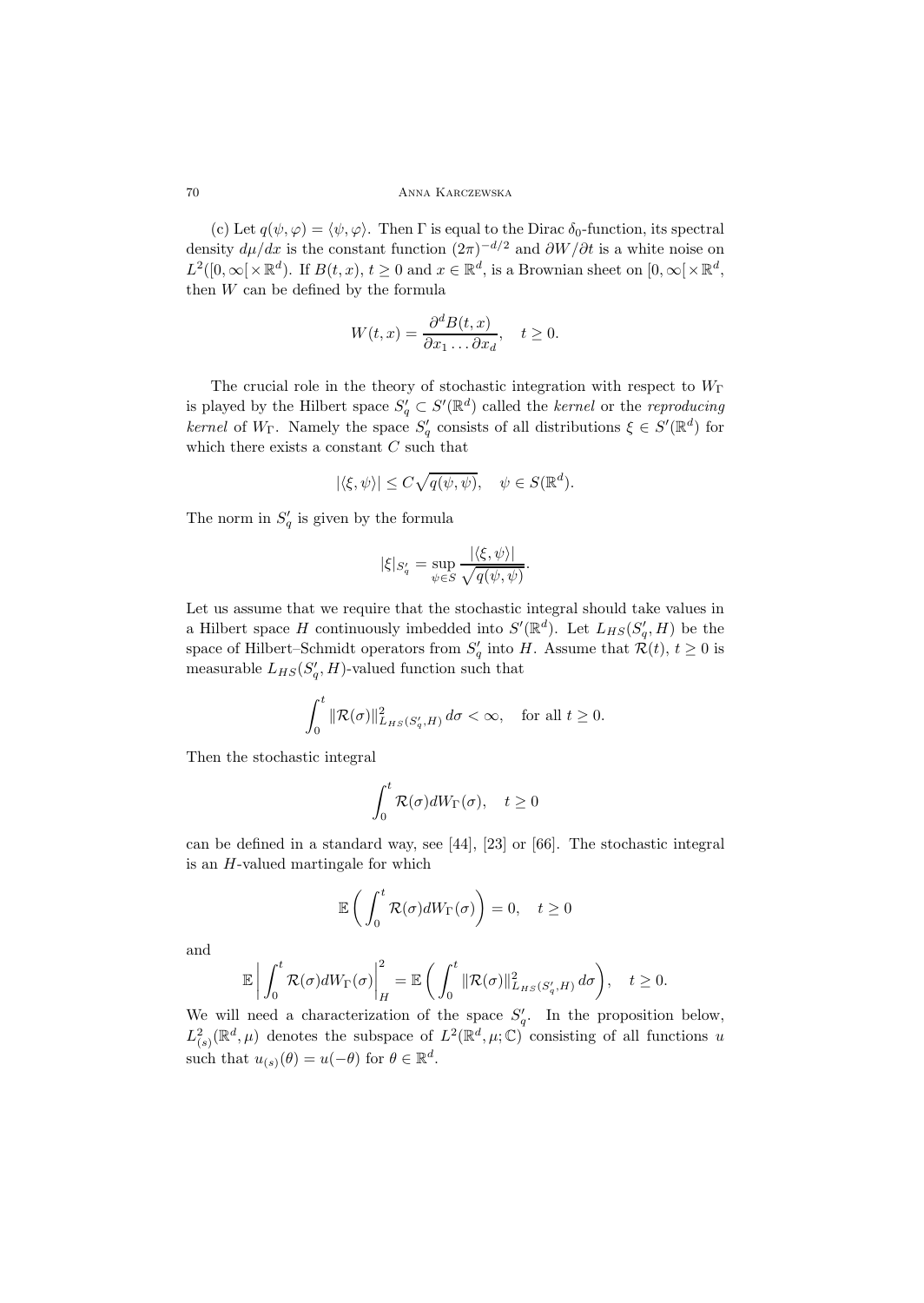(c) Let $q(\psi, \varphi) = \langle \psi, \varphi \rangle$. Then $\Gamma$ is equal to the Dirac $\delta_0$-function, its spectral density $d\mu/dx$ is the constant function $(2\pi)^{-d/2}$ and $\partial W/\partial t$ is a white noise on $L^2([0,\infty[\times \mathbb{R}^d)$. If $B(t,x)$, $t \geq 0$ and $x \in \mathbb{R}^d$, is a Brownian sheet on $[0,\infty[\times \mathbb{R}^d$, then $W$ can be defined by the formula

$$W(t,x) = \frac{\partial^d B(t,x)}{\partial x_1 \ldots \partial x_d}, \quad t \geq 0.$$

The crucial role in the theory of stochastic integration with respect to $W_\Gamma$ is played by the Hilbert space $S'_q \subset S'(\mathbb{R}^d)$ called the *kernel* or the *reproducing kernel* of $W_\Gamma$. Namely the space $S'_q$ consists of all distributions $\xi \in S'(\mathbb{R}^d)$ for which there exists a constant $C$ such that

$$|\langle \xi, \psi \rangle| \leq C\sqrt{q(\psi,\psi)}, \quad \psi \in S(\mathbb{R}^d).$$

The norm in $S'_q$ is given by the formula

$$|\xi|_{S'_q} = \sup_{\psi \in S} \frac{|\langle \xi, \psi \rangle|}{\sqrt{q(\psi,\psi)}}.$$

Let us assume that we require that the stochastic integral should take values in a Hilbert space $H$ continuously imbedded into $S'(\mathbb{R}^d)$. Let $L_{HS}(S'_q, H)$ be the space of Hilbert–Schmidt operators from $S'_q$ into $H$. Assume that $\mathcal{R}(t)$, $t \geq 0$ is measurable $L_{HS}(S'_q, H)$-valued function such that

$$\int_0^t \|\mathcal{R}(\sigma)\|^2_{L_{HS}(S'_q,H)}\, d\sigma < \infty, \quad \text{for all } t \geq 0.$$

Then the stochastic integral

$$\int_0^t \mathcal{R}(\sigma) dW_\Gamma(\sigma), \quad t \geq 0$$

can be defined in a standard way, see [44], [23] or [66]. The stochastic integral is an $H$-valued martingale for which

$$\mathbb{E}\left( \int_0^t \mathcal{R}(\sigma) dW_\Gamma(\sigma) \right) = 0, \quad t \geq 0$$

and

$$\mathbb{E}\left| \int_0^t \mathcal{R}(\sigma) dW_\Gamma(\sigma) \right|^2_H = \mathbb{E}\left( \int_0^t \|\mathcal{R}(\sigma)\|^2_{L_{HS}(S'_q,H)}\, d\sigma \right), \quad t \geq 0.$$

We will need a characterization of the space $S'_q$. In the proposition below, $L^2_{(s)}(\mathbb{R}^d, \mu)$ denotes the subspace of $L^2(\mathbb{R}^d, \mu; \mathbb{C})$ consisting of all functions $u$ such that $u_{(s)}(\theta) = u(-\theta)$ for $\theta \in \mathbb{R}^d$.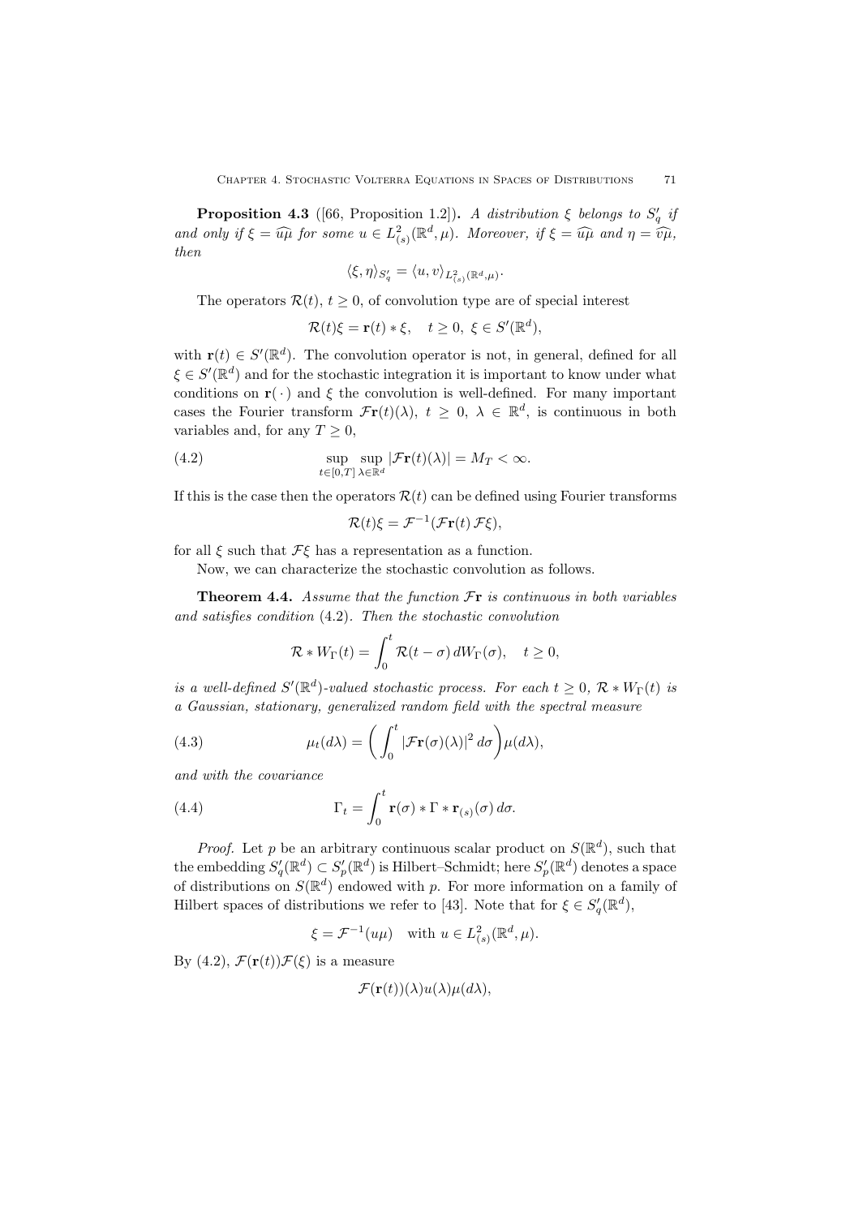**Proposition 4.3** ([66, Proposition 1.2])**.** *A distribution $\xi$ belongs to $S'_q$ if and only if $\xi = \widehat{u\mu}$ for some $u \in L^2_{(s)}(\mathbb{R}^d, \mu)$. Moreover, if $\xi = \widehat{u\mu}$ and $\eta = \widehat{v\mu}$, then*

$$\langle \xi, \eta \rangle_{S'_q} = \langle u, v \rangle_{L^2_{(s)}(\mathbb{R}^d, \mu)}.$$

The operators $\mathcal{R}(t)$, $t \geq 0$, of convolution type are of special interest

$$\mathcal{R}(t)\xi = \mathbf{r}(t) * \xi, \quad t \geq 0, \ \xi \in S'(\mathbb{R}^d),$$

with $\mathbf{r}(t) \in S'(\mathbb{R}^d)$. The convolution operator is not, in general, defined for all $\xi \in S'(\mathbb{R}^d)$ and for the stochastic integration it is important to know under what conditions on $\mathbf{r}(\,\cdot\,)$ and $\xi$ the convolution is well-defined. For many important cases the Fourier transform $\mathcal{F}\mathbf{r}(t)(\lambda)$, $t \geq 0$, $\lambda \in \mathbb{R}^d$, is continuous in both variables and, for any $T \geq 0$,

$$\sup_{t \in [0,T]} \sup_{\lambda \in \mathbb{R}^d} |\mathcal{F}\mathbf{r}(t)(\lambda)| = M_T < \infty. \tag{4.2}$$

If this is the case then the operators $\mathcal{R}(t)$ can be defined using Fourier transforms

$$\mathcal{R}(t)\xi = \mathcal{F}^{-1}(\mathcal{F}\mathbf{r}(t)\, \mathcal{F}\xi),$$

for all $\xi$ such that $\mathcal{F}\xi$ has a representation as a function.

Now, we can characterize the stochastic convolution as follows.

**Theorem 4.4.** *Assume that the function $\mathcal{F}\mathbf{r}$ is continuous in both variables and satisfies condition* (4.2)*. Then the stochastic convolution*

$$\mathcal{R} * W_\Gamma(t) = \int_0^t \mathcal{R}(t-\sigma)\, dW_\Gamma(\sigma), \quad t \geq 0,$$

*is a well-defined $S'(\mathbb{R}^d)$-valued stochastic process. For each $t \geq 0$, $\mathcal{R} * W_\Gamma(t)$ is a Gaussian, stationary, generalized random field with the spectral measure*

$$\mu_t(d\lambda) = \left( \int_0^t |\mathcal{F}\mathbf{r}(\sigma)(\lambda)|^2 \, d\sigma \right) \mu(d\lambda), \tag{4.3}$$

*and with the covariance*

$$\Gamma_t = \int_0^t \mathbf{r}(\sigma) * \Gamma * \mathbf{r}_{(s)}(\sigma)\, d\sigma. \tag{4.4}$$

*Proof.* Let $p$ be an arbitrary continuous scalar product on $S(\mathbb{R}^d)$, such that the embedding $S'_q(\mathbb{R}^d) \subset S'_p(\mathbb{R}^d)$ is Hilbert–Schmidt; here $S'_p(\mathbb{R}^d)$ denotes a space of distributions on $S(\mathbb{R}^d)$ endowed with $p$. For more information on a family of Hilbert spaces of distributions we refer to [43]. Note that for $\xi \in S'_q(\mathbb{R}^d)$,

$$\xi = \mathcal{F}^{-1}(u\mu) \quad \text{with } u \in L^2_{(s)}(\mathbb{R}^d, \mu).$$

By (4.2), $\mathcal{F}(\mathbf{r}(t))\mathcal{F}(\xi)$ is a measure

$$\mathcal{F}(\mathbf{r}(t))(\lambda) u(\lambda) \mu(d\lambda),$$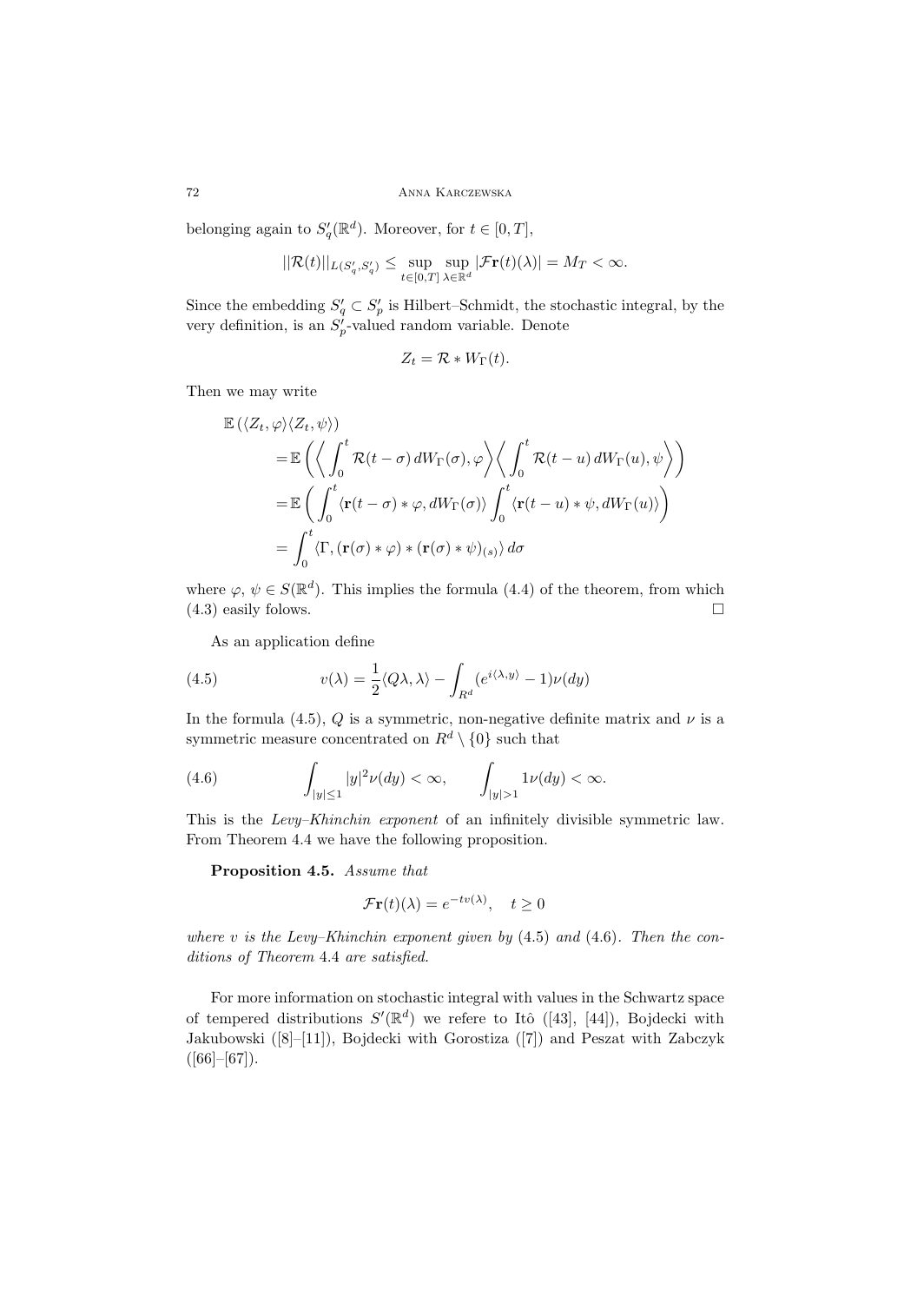belonging again to $S'_q(\mathbb{R}^d)$. Moreover, for $t \in [0,T]$,

$$||\mathcal{R}(t)||_{L(S'_q,S'_q)} \leq \sup_{t\in[0,T]} \sup_{\lambda\in\mathbb{R}^d} |\mathcal{F}\mathbf{r}(t)(\lambda)| = M_T < \infty.$$

Since the embedding $S'_q \subset S'_p$ is Hilbert–Schmidt, the stochastic integral, by the very definition, is an $S'_p$-valued random variable. Denote

$$Z_t = \mathcal{R} * W_\Gamma(t).$$

Then we may write

$$\begin{aligned}
\mathbb{E}\left(\langle Z_t, \varphi\rangle\langle Z_t, \psi\rangle\right)
&= \mathbb{E}\left(\left\langle \int_0^t \mathcal{R}(t-\sigma)\, dW_\Gamma(\sigma), \varphi\right\rangle \left\langle \int_0^t \mathcal{R}(t-u)\, dW_\Gamma(u), \psi\right\rangle\right)\\
&= \mathbb{E}\left(\int_0^t \langle \mathbf{r}(t-\sigma) * \varphi, dW_\Gamma(\sigma)\rangle \int_0^t \langle \mathbf{r}(t-u) * \psi, dW_\Gamma(u)\rangle\right)\\
&= \int_0^t \langle \Gamma, (\mathbf{r}(\sigma) * \varphi) * (\mathbf{r}(\sigma) * \psi)_{(s)}\rangle\, d\sigma
\end{aligned}$$

where $\varphi$, $\psi \in S(\mathbb{R}^d)$. This implies the formula (4.4) of the theorem, from which (4.3) easily folows. $\square$

As an application define

$$v(\lambda) = \frac{1}{2}\langle Q\lambda, \lambda\rangle - \int_{R^d} (e^{i\langle\lambda,y\rangle} - 1)\nu(dy) \tag{4.5}$$

In the formula (4.5), $Q$ is a symmetric, non-negative definite matrix and $\nu$ is a symmetric measure concentrated on $R^d \setminus \{0\}$ such that

$$\int_{|y|\leq 1} |y|^2 \nu(dy) < \infty, \qquad \int_{|y|>1} 1\nu(dy) < \infty. \tag{4.6}$$

This is the *Levy–Khinchin exponent* of an infinitely divisible symmetric law. From Theorem 4.4 we have the following proposition.

**Proposition 4.5.** *Assume that*

$$\mathcal{F}\mathbf{r}(t)(\lambda) = e^{-tv(\lambda)}, \quad t \geq 0$$

*where $v$ is the Levy–Khinchin exponent given by* (4.5) *and* (4.6). *Then the conditions of Theorem* 4.4 *are satisfied.*

For more information on stochastic integral with values in the Schwartz space of tempered distributions $S'(\mathbb{R}^d)$ we refere to Itô ([43], [44]), Bojdecki with Jakubowski ([8]–[11]), Bojdecki with Gorostiza ([7]) and Peszat with Zabczyk ([66]–[67]).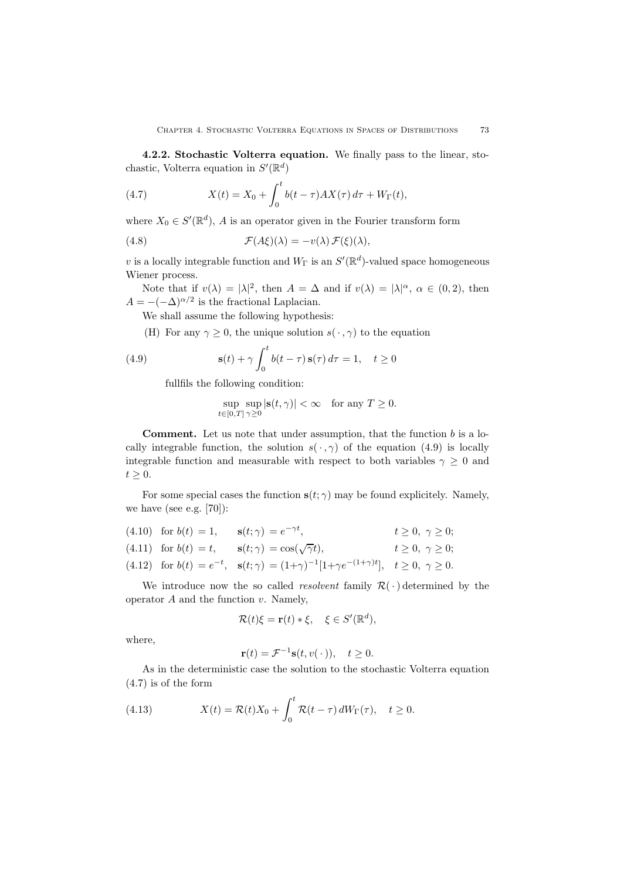**4.2.2. Stochastic Volterra equation.** We finally pass to the linear, stochastic, Volterra equation in $S'(\mathbb{R}^d)$

$$X(t) = X_0 + \int_0^t b(t-\tau) A X(\tau)\, d\tau + W_\Gamma(t), \tag{4.7}$$

where $X_0 \in S'(\mathbb{R}^d)$, $A$ is an operator given in the Fourier transform form

$$\mathcal{F}(A\xi)(\lambda) = -v(\lambda)\, \mathcal{F}(\xi)(\lambda), \tag{4.8}$$

$v$ is a locally integrable function and $W_\Gamma$ is an $S'(\mathbb{R}^d)$-valued space homogeneous Wiener process.

Note that if $v(\lambda) = |\lambda|^2$, then $A = \Delta$ and if $v(\lambda) = |\lambda|^\alpha$, $\alpha \in (0,2)$, then $A = -(-\Delta)^{\alpha/2}$ is the fractional Laplacian.

We shall assume the following hypothesis:

(H) For any $\gamma \geq 0$, the unique solution $s(\,\cdot\,, \gamma)$ to the equation

$$\mathbf{s}(t) + \gamma \int_0^t b(t-\tau)\, \mathbf{s}(\tau)\, d\tau = 1, \quad t \geq 0 \tag{4.9}$$

fullfils the following condition:

$$\sup_{t \in [0,T]} \sup_{\gamma \geq 0} |\mathbf{s}(t, \gamma)| < \infty \quad \text{for any } T \geq 0.$$

**Comment.** Let us note that under assumption, that the function $b$ is a locally integrable function, the solution $s(\,\cdot\,, \gamma)$ of the equation (4.9) is locally integrable function and measurable with respect to both variables $\gamma \geq 0$ and $t \geq 0$.

For some special cases the function $\mathbf{s}(t;\gamma)$ may be found explicitely. Namely, we have (see e.g. [70]):

$$\text{for } b(t) = 1, \quad \mathbf{s}(t;\gamma) = e^{-\gamma t}, \quad t \geq 0,\ \gamma \geq 0; \tag{4.10}$$

$$\text{for } b(t) = t, \quad \mathbf{s}(t;\gamma) = \cos(\sqrt{\gamma} t), \quad t \geq 0,\ \gamma \geq 0; \tag{4.11}$$

$$\text{for } b(t) = e^{-t}, \quad \mathbf{s}(t;\gamma) = (1+\gamma)^{-1}[1 + \gamma e^{-(1+\gamma)t}], \quad t \geq 0,\ \gamma \geq 0. \tag{4.12}$$

We introduce now the so called *resolvent* family $\mathcal{R}(\,\cdot\,)$ determined by the operator $A$ and the function $v$. Namely,

$$\mathcal{R}(t)\xi = \mathbf{r}(t) * \xi, \quad \xi \in S'(\mathbb{R}^d),$$

where,

$$\mathbf{r}(t) = \mathcal{F}^{-1}\mathbf{s}(t, v(\,\cdot\,)), \quad t \geq 0.$$

As in the deterministic case the solution to the stochastic Volterra equation (4.7) is of the form

$$X(t) = \mathcal{R}(t)X_0 + \int_0^t \mathcal{R}(t-\tau)\, dW_\Gamma(\tau), \quad t \geq 0. \tag{4.13}$$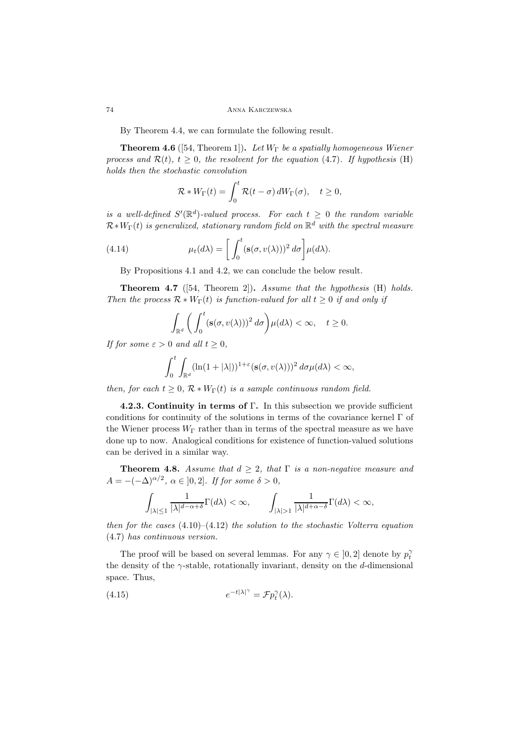By Theorem 4.4, we can formulate the following result.

**Theorem 4.6** ([54, Theorem 1])**.** *Let $W_\Gamma$ be a spatially homogeneous Wiener process and $\mathcal{R}(t)$, $t \geq 0$, the resolvent for the equation* (4.7)*. If hypothesis* (H) *holds then the stochastic convolution*

$$\mathcal{R} * W_\Gamma(t) = \int_0^t \mathcal{R}(t-\sigma)\, dW_\Gamma(\sigma), \quad t \geq 0,$$

*is a well-defined $S'(\mathbb{R}^d)$-valued process. For each $t \geq 0$ the random variable $\mathcal{R} * W_\Gamma(t)$ is generalized, stationary random field on $\mathbb{R}^d$ with the spectral measure*

$$\mu_t(d\lambda) = \left[\int_0^t (\mathbf{s}(\sigma, v(\lambda)))^2\, d\sigma\right] \mu(d\lambda). \tag{4.14}$$

By Propositions 4.1 and 4.2, we can conclude the below result.

**Theorem 4.7** ([54, Theorem 2])**.** *Assume that the hypothesis* (H) *holds. Then the process $\mathcal{R} * W_\Gamma(t)$ is function-valued for all $t \geq 0$ if and only if*

$$\int_{\mathbb{R}^d} \left(\int_0^t (\mathbf{s}(\sigma, v(\lambda)))^2\, d\sigma\right) \mu(d\lambda) < \infty, \quad t \geq 0.$$

*If for some $\varepsilon > 0$ and all $t \geq 0$,*

$$\int_0^t \int_{\mathbb{R}^d} (\ln(1+|\lambda|))^{1+\varepsilon} (\mathbf{s}(\sigma, v(\lambda)))^2\, d\sigma \mu(d\lambda) < \infty,$$

*then, for each $t \geq 0$, $\mathcal{R} * W_\Gamma(t)$ is a sample continuous random field.*

**4.2.3. Continuity in terms of $\Gamma$.** In this subsection we provide sufficient conditions for continuity of the solutions in terms of the covariance kernel $\Gamma$ of the Wiener process $W_\Gamma$ rather than in terms of the spectral measure as we have done up to now. Analogical conditions for existence of function-valued solutions can be derived in a similar way.

**Theorem 4.8.** *Assume that $d \geq 2$, that $\Gamma$ is a non-negative measure and $A = -(-\Delta)^{\alpha/2}$, $\alpha \in ]0,2]$. If for some $\delta > 0$,*

$$\int_{|\lambda|\leq 1} \frac{1}{|\lambda|^{d-\alpha+\delta}} \Gamma(d\lambda) < \infty, \qquad \int_{|\lambda|>1} \frac{1}{|\lambda|^{d+\alpha-\delta}} \Gamma(d\lambda) < \infty,$$

*then for the cases* (4.10)–(4.12) *the solution to the stochastic Volterra equation* (4.7) *has continuous version.*

The proof will be based on several lemmas. For any $\gamma \in ]0,2]$ denote by $p_t^\gamma$ the density of the $\gamma$-stable, rotationally invariant, density on the $d$-dimensional space. Thus,

$$e^{-t|\lambda|^\gamma} = \mathcal{F}p_t^\gamma(\lambda). \tag{4.15}$$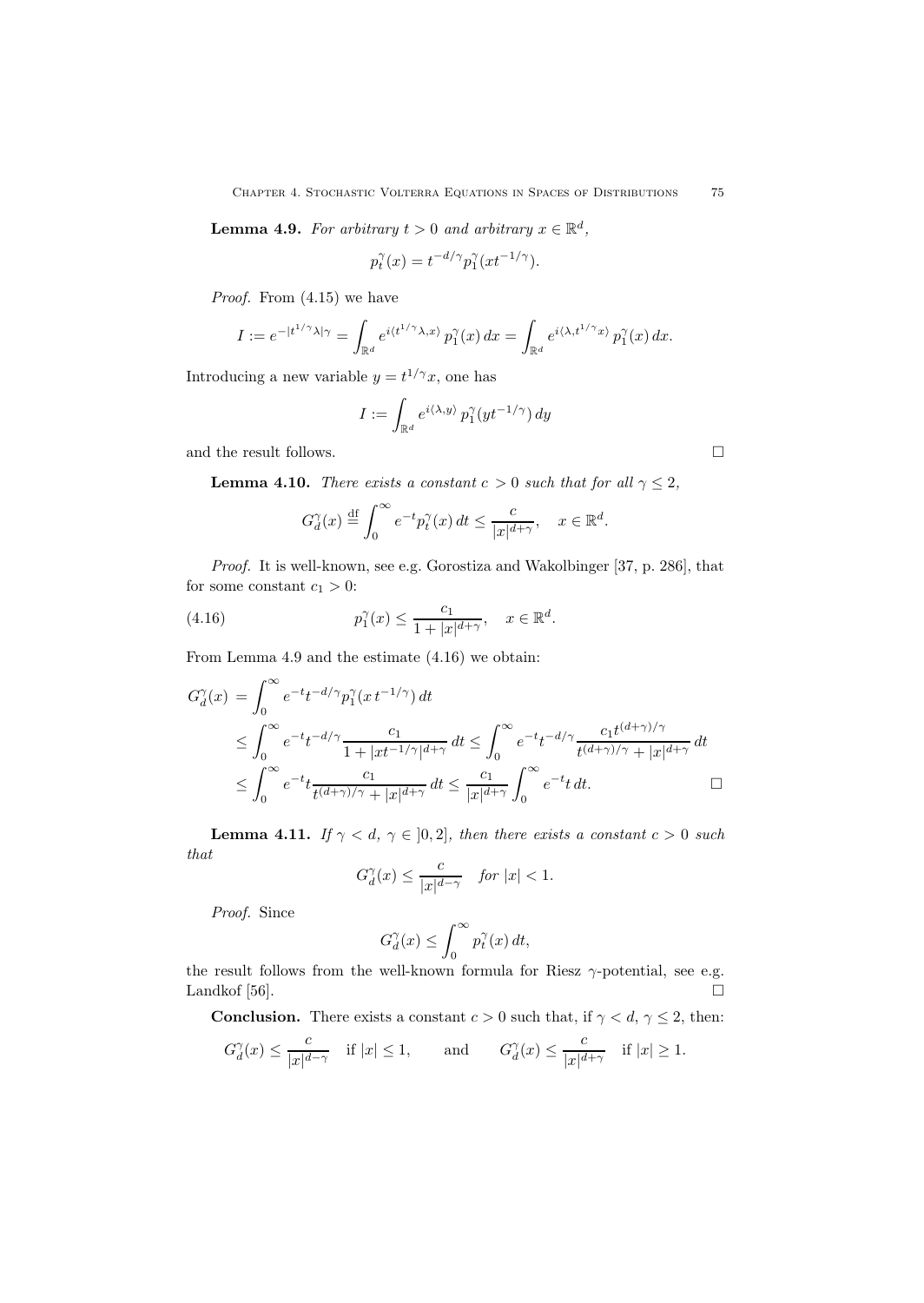**Lemma 4.9.** *For arbitrary $t > 0$ and arbitrary $x \in \mathbb{R}^d$,*

$$p_t^\gamma(x) = t^{-d/\gamma} p_1^\gamma(xt^{-1/\gamma}).$$

*Proof.* From (4.15) we have

$$I := e^{-|t^{1/\gamma}\lambda|^\gamma} = \int_{\mathbb{R}^d} e^{i\langle t^{1/\gamma}\lambda, x\rangle}\, p_1^\gamma(x)\, dx = \int_{\mathbb{R}^d} e^{i\langle \lambda, t^{1/\gamma}x\rangle}\, p_1^\gamma(x)\, dx.$$

Introducing a new variable $y = t^{1/\gamma}x$, one has

$$I := \int_{\mathbb{R}^d} e^{i\langle \lambda, y\rangle}\, p_1^\gamma(yt^{-1/\gamma})\, dy$$

and the result follows. $\square$

**Lemma 4.10.** *There exists a constant $c > 0$ such that for all $\gamma \le 2$,*

$$G_d^\gamma(x) \overset{\text{df}}{=} \int_0^\infty e^{-t} p_t^\gamma(x)\, dt \le \frac{c}{|x|^{d+\gamma}}, \quad x \in \mathbb{R}^d.$$

*Proof.* It is well-known, see e.g. Gorostiza and Wakolbinger [37, p. 286], that for some constant $c_1 > 0$:

$$p_1^\gamma(x) \le \frac{c_1}{1 + |x|^{d+\gamma}}, \quad x \in \mathbb{R}^d. \tag{4.16}$$

From Lemma 4.9 and the estimate (4.16) we obtain:

$$\begin{aligned}
G_d^\gamma(x) &= \int_0^\infty e^{-t} t^{-d/\gamma} p_1^\gamma(x\, t^{-1/\gamma})\, dt \\
&\le \int_0^\infty e^{-t} t^{-d/\gamma} \frac{c_1}{1 + |xt^{-1/\gamma}|^{d+\gamma}}\, dt \le \int_0^\infty e^{-t} t^{-d/\gamma} \frac{c_1 t^{(d+\gamma)/\gamma}}{t^{(d+\gamma)/\gamma} + |x|^{d+\gamma}}\, dt \\
&\le \int_0^\infty e^{-t} t \frac{c_1}{t^{(d+\gamma)/\gamma} + |x|^{d+\gamma}}\, dt \le \frac{c_1}{|x|^{d+\gamma}} \int_0^\infty e^{-t} t\, dt.
\end{aligned}$$

$\square$

**Lemma 4.11.** *If $\gamma < d$, $\gamma \in\, ]0, 2]$, then there exists a constant $c > 0$ such that*

$$G_d^\gamma(x) \le \frac{c}{|x|^{d-\gamma}} \quad \text{for } |x| < 1.$$

*Proof.* Since

$$G_d^\gamma(x) \le \int_0^\infty p_t^\gamma(x)\, dt,$$

the result follows from the well-known formula for Riesz $\gamma$-potential, see e.g. Landkof [56]. $\square$

**Conclusion.** There exists a constant $c > 0$ such that, if $\gamma < d$, $\gamma \le 2$, then:

$$G_d^\gamma(x) \le \frac{c}{|x|^{d-\gamma}} \quad \text{if } |x| \le 1, \qquad \text{and} \qquad G_d^\gamma(x) \le \frac{c}{|x|^{d+\gamma}} \quad \text{if } |x| \ge 1.$$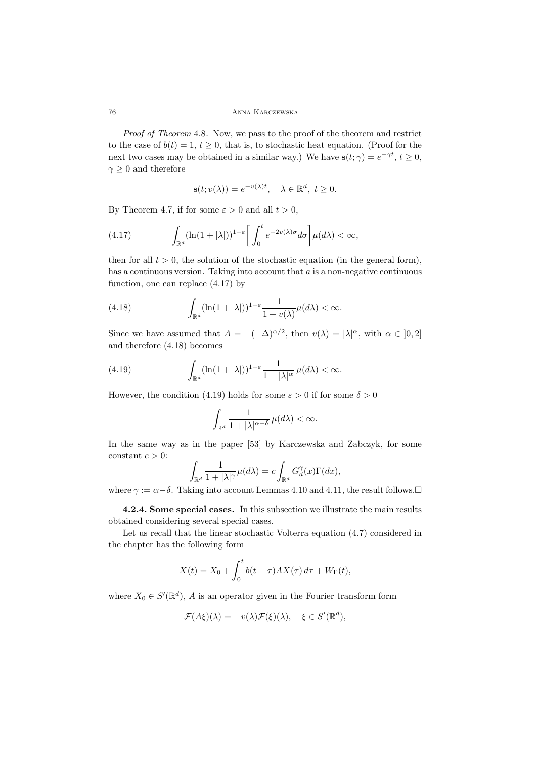*Proof of Theorem* 4.8. Now, we pass to the proof of the theorem and restrict to the case of $b(t) = 1$, $t \geq 0$, that is, to stochastic heat equation. (Proof for the next two cases may be obtained in a similar way.) We have $\mathbf{s}(t;\gamma) = e^{-\gamma t}$, $t \geq 0$, $\gamma \geq 0$ and therefore

$$\mathbf{s}(t; v(\lambda)) = e^{-v(\lambda)t}, \quad \lambda \in \mathbb{R}^d,\ t \geq 0.$$

By Theorem 4.7, if for some $\varepsilon > 0$ and all $t > 0$,

$$\int_{\mathbb{R}^d} (\ln(1+|\lambda|))^{1+\varepsilon} \left[ \int_0^t e^{-2v(\lambda)\sigma} d\sigma \right] \mu(d\lambda) < \infty, \tag{4.17}$$

then for all $t > 0$, the solution of the stochastic equation (in the general form), has a continuous version. Taking into account that $a$ is a non-negative continuous function, one can replace (4.17) by

$$\int_{\mathbb{R}^d} (\ln(1+|\lambda|))^{1+\varepsilon} \frac{1}{1+v(\lambda)} \mu(d\lambda) < \infty. \tag{4.18}$$

Since we have assumed that $A = -(-\Delta)^{\alpha/2}$, then $v(\lambda) = |\lambda|^\alpha$, with $\alpha \in ]0,2]$ and therefore (4.18) becomes

$$\int_{\mathbb{R}^d} (\ln(1+|\lambda|))^{1+\varepsilon} \frac{1}{1+|\lambda|^\alpha} \, \mu(d\lambda) < \infty. \tag{4.19}$$

However, the condition (4.19) holds for some $\varepsilon > 0$ if for some $\delta > 0$

$$\int_{\mathbb{R}^d} \frac{1}{1+|\lambda|^{\alpha-\delta}} \, \mu(d\lambda) < \infty.$$

In the same way as in the paper [53] by Karczewska and Zabczyk, for some constant $c > 0$:

$$\int_{\mathbb{R}^d} \frac{1}{1+|\lambda|^\gamma} \mu(d\lambda) = c \int_{\mathbb{R}^d} G_d^\gamma(x) \Gamma(dx),$$

where $\gamma := \alpha - \delta$. Taking into account Lemmas 4.10 and 4.11, the result follows.□

**4.2.4. Some special cases.** In this subsection we illustrate the main results obtained considering several special cases.

Let us recall that the linear stochastic Volterra equation (4.7) considered in the chapter has the following form

$$X(t) = X_0 + \int_0^t b(t-\tau) A X(\tau) \, d\tau + W_\Gamma(t),$$

where $X_0 \in S'(\mathbb{R}^d)$, $A$ is an operator given in the Fourier transform form

$$\mathcal{F}(A\xi)(\lambda) = -v(\lambda)\mathcal{F}(\xi)(\lambda), \quad \xi \in S'(\mathbb{R}^d),$$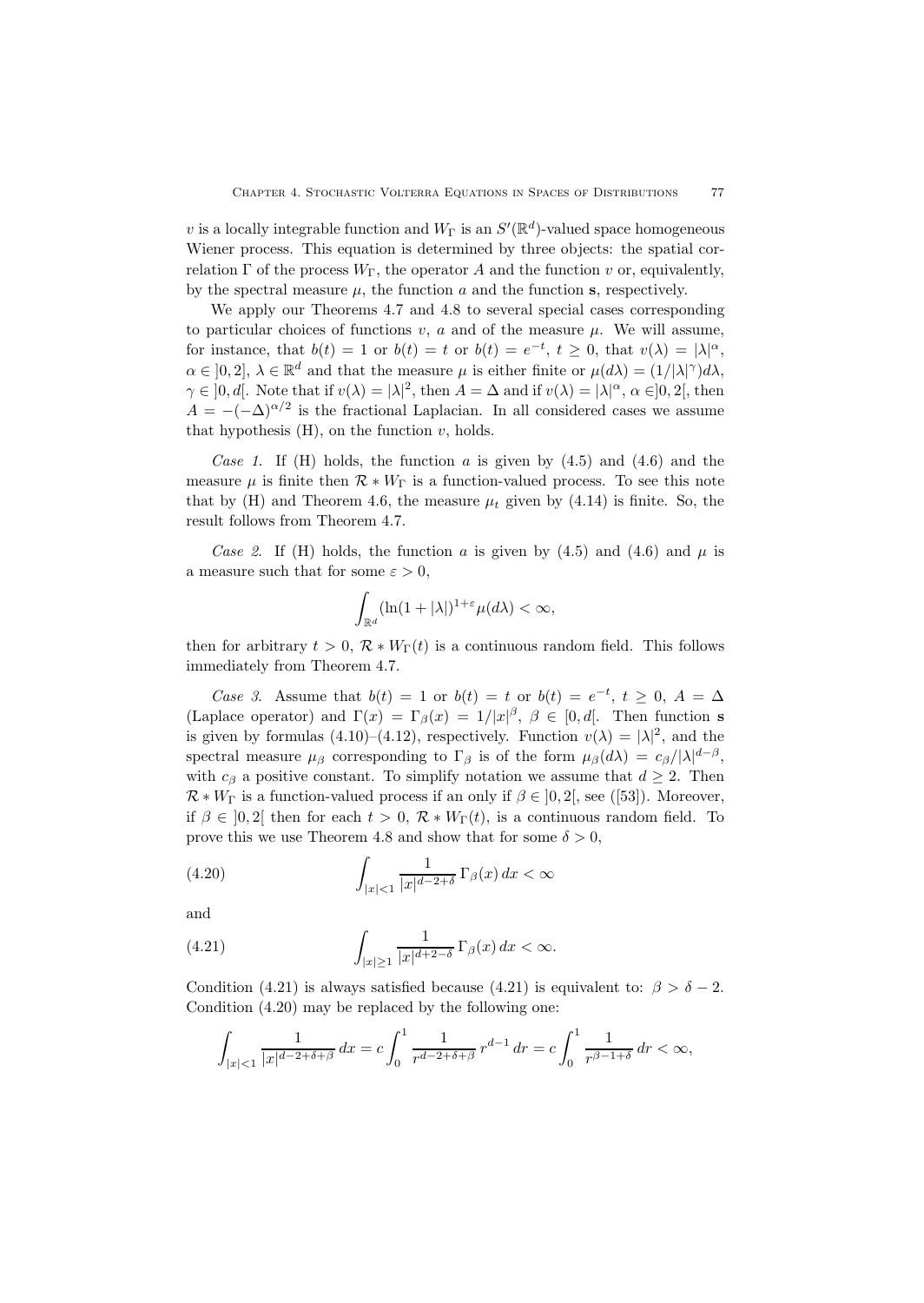$v$ is a locally integrable function and $W_\Gamma$ is an $S'(\mathbb{R}^d)$-valued space homogeneous Wiener process. This equation is determined by three objects: the spatial correlation $\Gamma$ of the process $W_\Gamma$, the operator $A$ and the function $v$ or, equivalently, by the spectral measure $\mu$, the function $a$ and the function $\mathbf{s}$, respectively.

We apply our Theorems 4.7 and 4.8 to several special cases corresponding to particular choices of functions $v$, $a$ and of the measure $\mu$. We will assume, for instance, that $b(t) = 1$ or $b(t) = t$ or $b(t) = e^{-t}$, $t \geq 0$, that $v(\lambda) = |\lambda|^\alpha$, $\alpha \in ]0, 2]$, $\lambda \in \mathbb{R}^d$ and that the measure $\mu$ is either finite or $\mu(d\lambda) = (1/|\lambda|^\gamma)d\lambda$, $\gamma \in ]0, d[$. Note that if $v(\lambda) = |\lambda|^2$, then $A = \Delta$ and if $v(\lambda) = |\lambda|^\alpha$, $\alpha \in ]0, 2[$, then $A = -(-\Delta)^{\alpha/2}$ is the fractional Laplacian. In all considered cases we assume that hypothesis (H), on the function $v$, holds.

*Case 1.* If (H) holds, the function $a$ is given by (4.5) and (4.6) and the measure $\mu$ is finite then $\mathcal{R} * W_\Gamma$ is a function-valued process. To see this note that by (H) and Theorem 4.6, the measure $\mu_t$ given by (4.14) is finite. So, the result follows from Theorem 4.7.

*Case 2.* If (H) holds, the function $a$ is given by (4.5) and (4.6) and $\mu$ is a measure such that for some $\varepsilon > 0$,

$$\int_{\mathbb{R}^d} (\ln(1 + |\lambda|)^{1+\varepsilon} \mu(d\lambda) < \infty,$$

then for arbitrary $t > 0$, $\mathcal{R} * W_\Gamma(t)$ is a continuous random field. This follows immediately from Theorem 4.7.

*Case 3.* Assume that $b(t) = 1$ or $b(t) = t$ or $b(t) = e^{-t}$, $t \geq 0$, $A = \Delta$ (Laplace operator) and $\Gamma(x) = \Gamma_\beta(x) = 1/|x|^\beta$, $\beta \in [0, d[$. Then function $\mathbf{s}$ is given by formulas (4.10)–(4.12), respectively. Function $v(\lambda) = |\lambda|^2$, and the spectral measure $\mu_\beta$ corresponding to $\Gamma_\beta$ is of the form $\mu_\beta(d\lambda) = c_\beta/|\lambda|^{d-\beta}$, with $c_\beta$ a positive constant. To simplify notation we assume that $d \geq 2$. Then $\mathcal{R} * W_\Gamma$ is a function-valued process if an only if $\beta \in ]0, 2[$, see ([53]). Moreover, if $\beta \in ]0, 2[$ then for each $t > 0$, $\mathcal{R} * W_\Gamma(t)$, is a continuous random field. To prove this we use Theorem 4.8 and show that for some $\delta > 0$,

$$\int_{|x|<1} \frac{1}{|x|^{d-2+\delta}} \, \Gamma_\beta(x) \, dx < \infty \tag{4.20}$$

and

$$\int_{|x|\geq 1} \frac{1}{|x|^{d+2-\delta}} \, \Gamma_\beta(x) \, dx < \infty. \tag{4.21}$$

Condition (4.21) is always satisfied because (4.21) is equivalent to: $\beta > \delta - 2$. Condition (4.20) may be replaced by the following one:

$$\int_{|x|<1} \frac{1}{|x|^{d-2+\delta+\beta}} \, dx = c \int_0^1 \frac{1}{r^{d-2+\delta+\beta}} \, r^{d-1} \, dr = c \int_0^1 \frac{1}{r^{\beta-1+\delta}} \, dr < \infty,$$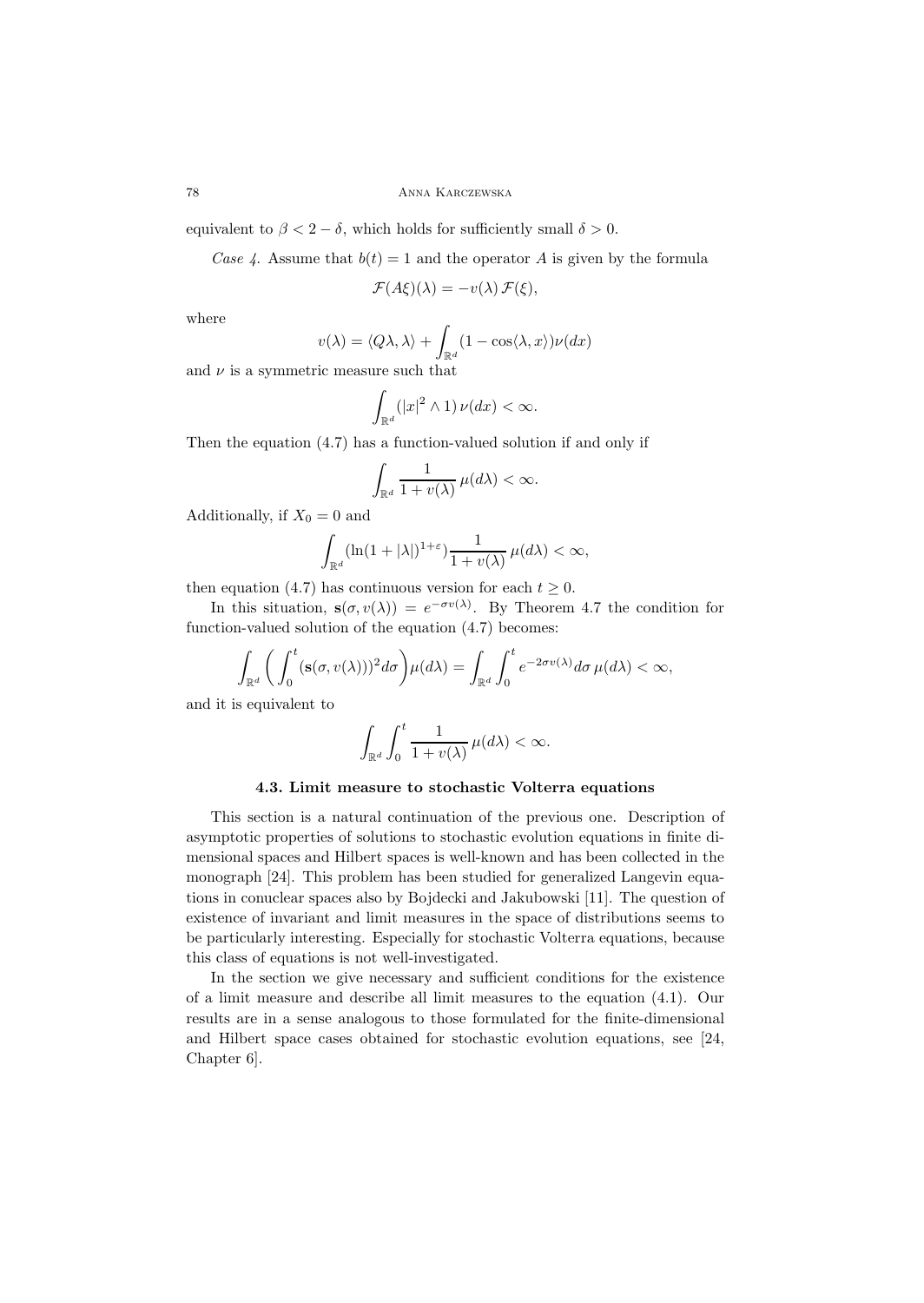equivalent to $\beta < 2 - \delta$, which holds for sufficiently small $\delta > 0$.

*Case 4.* Assume that $b(t) = 1$ and the operator $A$ is given by the formula

$$\mathcal{F}(A\xi)(\lambda) = -v(\lambda)\,\mathcal{F}(\xi),$$

where

$$v(\lambda) = \langle Q\lambda, \lambda\rangle + \int_{\mathbb{R}^d} (1 - \cos\langle\lambda, x\rangle)\nu(dx)$$

and $\nu$ is a symmetric measure such that

$$\int_{\mathbb{R}^d} (|x|^2 \wedge 1)\,\nu(dx) < \infty.$$

Then the equation (4.7) has a function-valued solution if and only if

$$\int_{\mathbb{R}^d} \frac{1}{1 + v(\lambda)}\,\mu(d\lambda) < \infty.$$

Additionally, if $X_0 = 0$ and

$$\int_{\mathbb{R}^d} (\ln(1 + |\lambda|)^{1+\varepsilon})\frac{1}{1 + v(\lambda)}\,\mu(d\lambda) < \infty,$$

then equation (4.7) has continuous version for each $t \geq 0$.

In this situation, $\mathbf{s}(\sigma, v(\lambda)) = e^{-\sigma v(\lambda)}$. By Theorem 4.7 the condition for function-valued solution of the equation (4.7) becomes:

$$\int_{\mathbb{R}^d} \bigg( \int_0^t (\mathbf{s}(\sigma, v(\lambda)))^2 d\sigma \bigg) \mu(d\lambda) = \int_{\mathbb{R}^d} \int_0^t e^{-2\sigma v(\lambda)} d\sigma\,\mu(d\lambda) < \infty,$$

and it is equivalent to

$$\int_{\mathbb{R}^d} \int_0^t \frac{1}{1 + v(\lambda)}\,\mu(d\lambda) < \infty.$$

### 4.3. Limit measure to stochastic Volterra equations

This section is a natural continuation of the previous one. Description of asymptotic properties of solutions to stochastic evolution equations in finite dimensional spaces and Hilbert spaces is well-known and has been collected in the monograph [24]. This problem has been studied for generalized Langevin equations in conuclear spaces also by Bojdecki and Jakubowski [11]. The question of existence of invariant and limit measures in the space of distributions seems to be particularly interesting. Especially for stochastic Volterra equations, because this class of equations is not well-investigated.

In the section we give necessary and sufficient conditions for the existence of a limit measure and describe all limit measures to the equation (4.1). Our results are in a sense analogous to those formulated for the finite-dimensional and Hilbert space cases obtained for stochastic evolution equations, see [24, Chapter 6].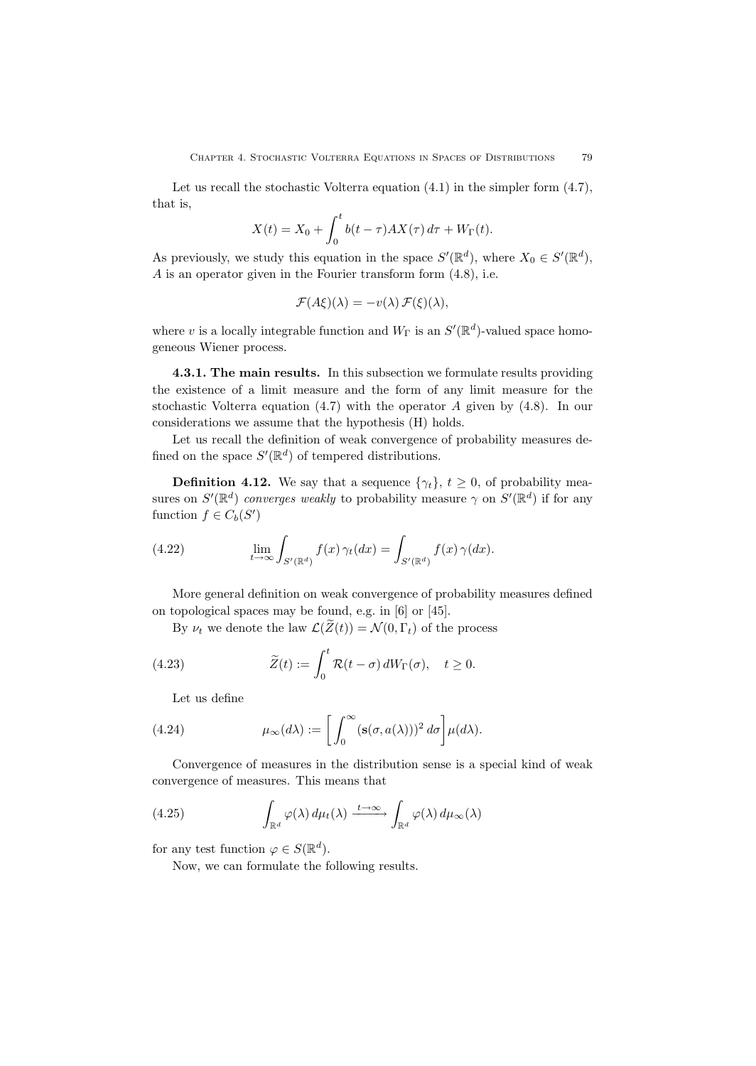Let us recall the stochastic Volterra equation (4.1) in the simpler form (4.7), that is,

$$X(t) = X_0 + \int_0^t b(t-\tau)AX(\tau)\,d\tau + W_\Gamma(t).$$

As previously, we study this equation in the space $S'(\mathbb{R}^d)$, where $X_0 \in S'(\mathbb{R}^d)$, $A$ is an operator given in the Fourier transform form (4.8), i.e.

$$\mathcal{F}(A\xi)(\lambda) = -v(\lambda)\,\mathcal{F}(\xi)(\lambda),$$

where $v$ is a locally integrable function and $W_\Gamma$ is an $S'(\mathbb{R}^d)$-valued space homogeneous Wiener process.

**4.3.1. The main results.** In this subsection we formulate results providing the existence of a limit measure and the form of any limit measure for the stochastic Volterra equation (4.7) with the operator $A$ given by (4.8). In our considerations we assume that the hypothesis (H) holds.

Let us recall the definition of weak convergence of probability measures defined on the space $S'(\mathbb{R}^d)$ of tempered distributions.

**Definition 4.12.** We say that a sequence $\{\gamma_t\}$, $t \geq 0$, of probability measures on $S'(\mathbb{R}^d)$ *converges weakly* to probability measure $\gamma$ on $S'(\mathbb{R}^d)$ if for any function $f \in C_b(S')$

$$\lim_{t\to\infty} \int_{S'(\mathbb{R}^d)} f(x)\,\gamma_t(dx) = \int_{S'(\mathbb{R}^d)} f(x)\,\gamma(dx). \tag{4.22}$$

More general definition on weak convergence of probability measures defined on topological spaces may be found, e.g. in [6] or [45].

By $\nu_t$ we denote the law $\mathcal{L}(\widetilde{Z}(t)) = \mathcal{N}(0,\Gamma_t)$ of the process

$$\widetilde{Z}(t) := \int_0^t \mathcal{R}(t-\sigma)\,dW_\Gamma(\sigma), \quad t \geq 0. \tag{4.23}$$

Let us define

$$\mu_\infty(d\lambda) := \left[\int_0^\infty (\mathbf{s}(\sigma, a(\lambda)))^2\,d\sigma\right]\mu(d\lambda). \tag{4.24}$$

Convergence of measures in the distribution sense is a special kind of weak convergence of measures. This means that

$$\int_{\mathbb{R}^d} \varphi(\lambda)\,d\mu_t(\lambda) \xrightarrow{t\to\infty} \int_{\mathbb{R}^d} \varphi(\lambda)\,d\mu_\infty(\lambda) \tag{4.25}$$

for any test function $\varphi \in S(\mathbb{R}^d)$.

Now, we can formulate the following results.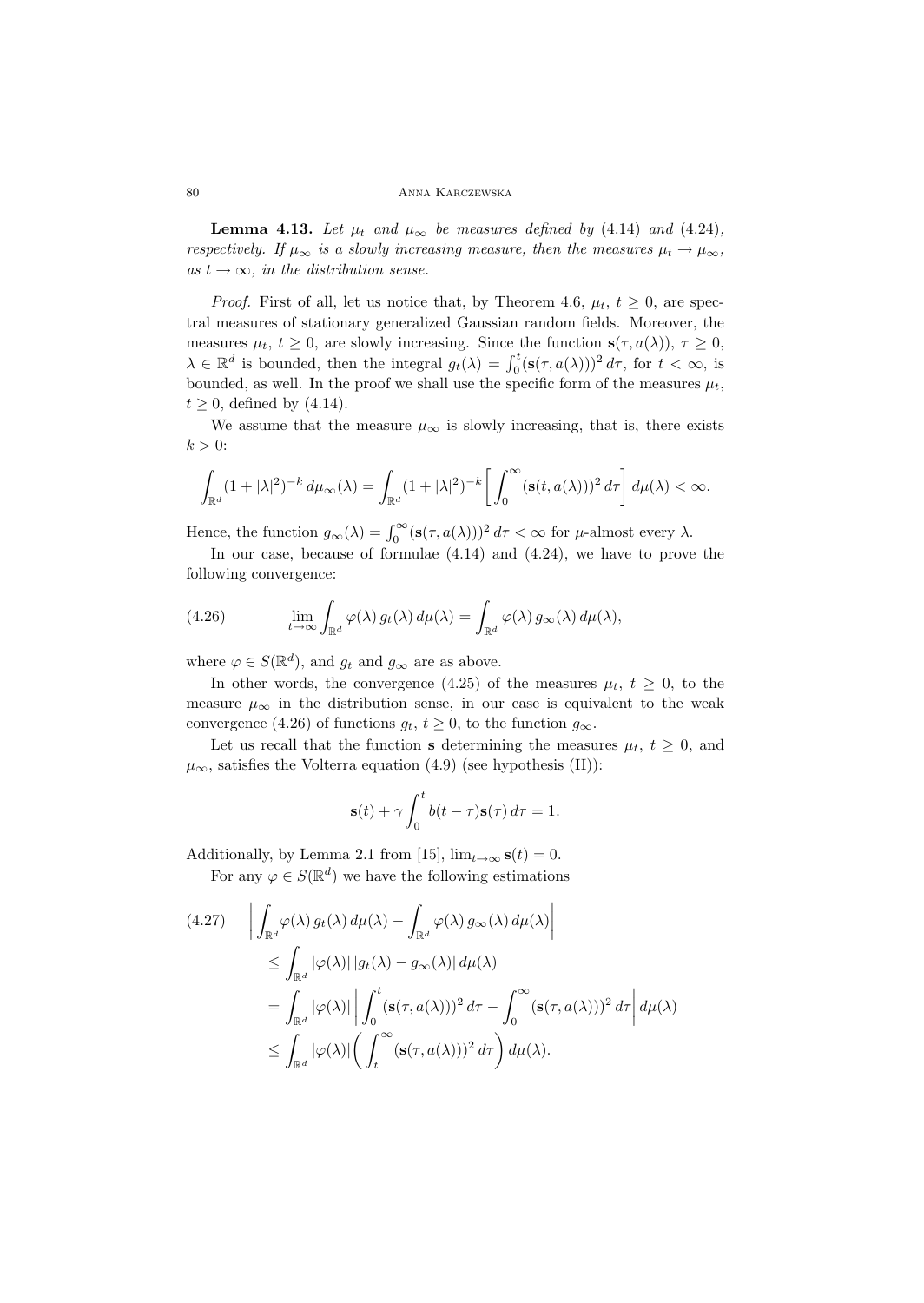**Lemma 4.13.** *Let $\mu_t$ and $\mu_\infty$ be measures defined by* (4.14) *and* (4.24), *respectively. If $\mu_\infty$ is a slowly increasing measure, then the measures $\mu_t \to \mu_\infty$, as $t \to \infty$, in the distribution sense.*

*Proof.* First of all, let us notice that, by Theorem 4.6, $\mu_t$, $t \geq 0$, are spectral measures of stationary generalized Gaussian random fields. Moreover, the measures $\mu_t$, $t \geq 0$, are slowly increasing. Since the function $\mathbf{s}(\tau, a(\lambda))$, $\tau \geq 0$, $\lambda \in \mathbb{R}^d$ is bounded, then the integral $g_t(\lambda) = \int_0^t (\mathbf{s}(\tau, a(\lambda)))^2 \, d\tau$, for $t < \infty$, is bounded, as well. In the proof we shall use the specific form of the measures $\mu_t$, $t \geq 0$, defined by (4.14).

We assume that the measure $\mu_\infty$ is slowly increasing, that is, there exists $k > 0$:

$$\int_{\mathbb{R}^d} (1 + |\lambda|^2)^{-k} \, d\mu_\infty(\lambda) = \int_{\mathbb{R}^d} (1 + |\lambda|^2)^{-k} \left[ \int_0^\infty (\mathbf{s}(t, a(\lambda)))^2 \, d\tau \right] d\mu(\lambda) < \infty.$$

Hence, the function $g_\infty(\lambda) = \int_0^\infty (\mathbf{s}(\tau, a(\lambda)))^2 \, d\tau < \infty$ for $\mu$-almost every $\lambda$.

In our case, because of formulae (4.14) and (4.24), we have to prove the following convergence:

$$\lim_{t \to \infty} \int_{\mathbb{R}^d} \varphi(\lambda) \, g_t(\lambda) \, d\mu(\lambda) = \int_{\mathbb{R}^d} \varphi(\lambda) \, g_\infty(\lambda) \, d\mu(\lambda), \tag{4.26}$$

where $\varphi \in S(\mathbb{R}^d)$, and $g_t$ and $g_\infty$ are as above.

In other words, the convergence (4.25) of the measures $\mu_t$, $t \geq 0$, to the measure $\mu_\infty$ in the distribution sense, in our case is equivalent to the weak convergence (4.26) of functions $g_t$, $t \geq 0$, to the function $g_\infty$.

Let us recall that the function $\mathbf{s}$ determining the measures $\mu_t$, $t \geq 0$, and $\mu_\infty$, satisfies the Volterra equation (4.9) (see hypothesis (H)):

$$\mathbf{s}(t) + \gamma \int_0^t b(t - \tau) \mathbf{s}(\tau) \, d\tau = 1.$$

Additionally, by Lemma 2.1 from [15], $\lim_{t \to \infty} \mathbf{s}(t) = 0$.

For any $\varphi \in S(\mathbb{R}^d)$ we have the following estimations

$$\begin{aligned}
&\left| \int_{\mathbb{R}^d} \varphi(\lambda) \, g_t(\lambda) \, d\mu(\lambda) - \int_{\mathbb{R}^d} \varphi(\lambda) \, g_\infty(\lambda) \, d\mu(\lambda) \right| \\
&\quad \leq \int_{\mathbb{R}^d} |\varphi(\lambda)| \, |g_t(\lambda) - g_\infty(\lambda)| \, d\mu(\lambda) \\
&\quad = \int_{\mathbb{R}^d} |\varphi(\lambda)| \left| \int_0^t (\mathbf{s}(\tau, a(\lambda)))^2 \, d\tau - \int_0^\infty (\mathbf{s}(\tau, a(\lambda)))^2 \, d\tau \right| d\mu(\lambda) \\
&\quad \leq \int_{\mathbb{R}^d} |\varphi(\lambda)| \left( \int_t^\infty (\mathbf{s}(\tau, a(\lambda)))^2 \, d\tau \right) d\mu(\lambda).
\end{aligned} \tag{4.27}$$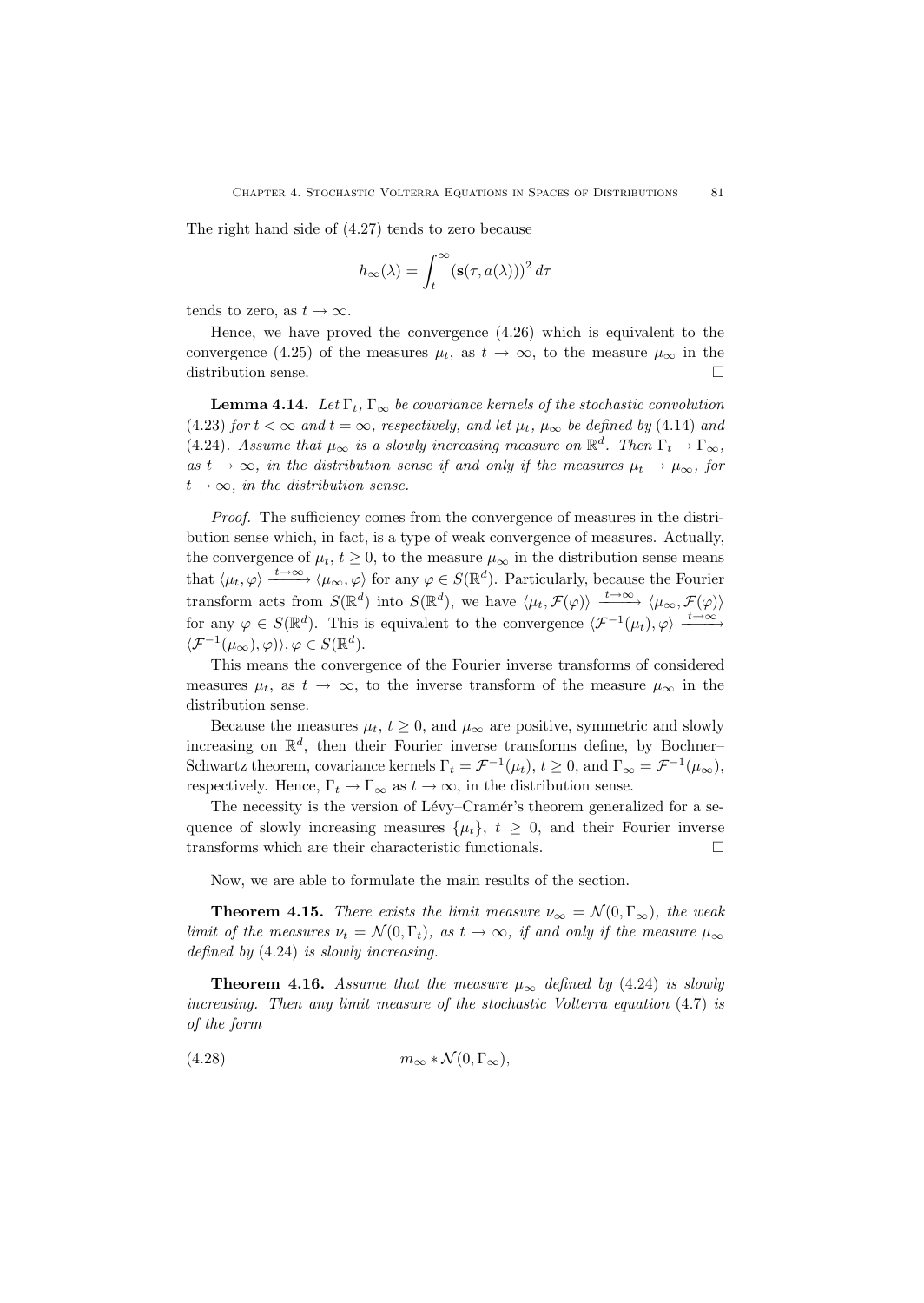The right hand side of (4.27) tends to zero because

$$h_\infty(\lambda) = \int_t^\infty (\mathbf{s}(\tau, a(\lambda)))^2 \, d\tau$$

tends to zero, as $t \to \infty$.

Hence, we have proved the convergence (4.26) which is equivalent to the convergence (4.25) of the measures $\mu_t$, as $t \to \infty$, to the measure $\mu_\infty$ in the distribution sense. $\square$

**Lemma 4.14.** *Let $\Gamma_t$, $\Gamma_\infty$ be covariance kernels of the stochastic convolution* (4.23) *for $t < \infty$ and $t = \infty$, respectively, and let $\mu_t$, $\mu_\infty$ be defined by* (4.14) *and* (4.24)*. Assume that $\mu_\infty$ is a slowly increasing measure on $\mathbb{R}^d$. Then $\Gamma_t \to \Gamma_\infty$, as $t \to \infty$, in the distribution sense if and only if the measures $\mu_t \to \mu_\infty$, for $t \to \infty$, in the distribution sense.*

*Proof.* The sufficiency comes from the convergence of measures in the distribution sense which, in fact, is a type of weak convergence of measures. Actually, the convergence of $\mu_t$, $t \geq 0$, to the measure $\mu_\infty$ in the distribution sense means that $\langle \mu_t, \varphi \rangle \xrightarrow{t \to \infty} \langle \mu_\infty, \varphi \rangle$ for any $\varphi \in S(\mathbb{R}^d)$. Particularly, because the Fourier transform acts from $S(\mathbb{R}^d)$ into $S(\mathbb{R}^d)$, we have $\langle \mu_t, \mathcal{F}(\varphi) \rangle \xrightarrow{t \to \infty} \langle \mu_\infty, \mathcal{F}(\varphi) \rangle$ for any $\varphi \in S(\mathbb{R}^d)$. This is equivalent to the convergence $\langle \mathcal{F}^{-1}(\mu_t), \varphi \rangle \xrightarrow{t \to \infty} \langle \mathcal{F}^{-1}(\mu_\infty), \varphi \rangle \rangle$, $\varphi \in S(\mathbb{R}^d)$.

This means the convergence of the Fourier inverse transforms of considered measures $\mu_t$, as $t \to \infty$, to the inverse transform of the measure $\mu_\infty$ in the distribution sense.

Because the measures $\mu_t$, $t \geq 0$, and $\mu_\infty$ are positive, symmetric and slowly increasing on $\mathbb{R}^d$, then their Fourier inverse transforms define, by Bochner–Schwartz theorem, covariance kernels $\Gamma_t = \mathcal{F}^{-1}(\mu_t)$, $t \geq 0$, and $\Gamma_\infty = \mathcal{F}^{-1}(\mu_\infty)$, respectively. Hence, $\Gamma_t \to \Gamma_\infty$ as $t \to \infty$, in the distribution sense.

The necessity is the version of Lévy–Cramér's theorem generalized for a sequence of slowly increasing measures $\{\mu_t\}$, $t \geq 0$, and their Fourier inverse transforms which are their characteristic functionals. $\square$

Now, we are able to formulate the main results of the section.

**Theorem 4.15.** *There exists the limit measure $\nu_\infty = \mathcal{N}(0, \Gamma_\infty)$, the weak limit of the measures $\nu_t = \mathcal{N}(0, \Gamma_t)$, as $t \to \infty$, if and only if the measure $\mu_\infty$ defined by* (4.24) *is slowly increasing.*

**Theorem 4.16.** *Assume that the measure $\mu_\infty$ defined by* (4.24) *is slowly increasing. Then any limit measure of the stochastic Volterra equation* (4.7) *is of the form*

$$m_\infty * \mathcal{N}(0, \Gamma_\infty), \tag{4.28}$$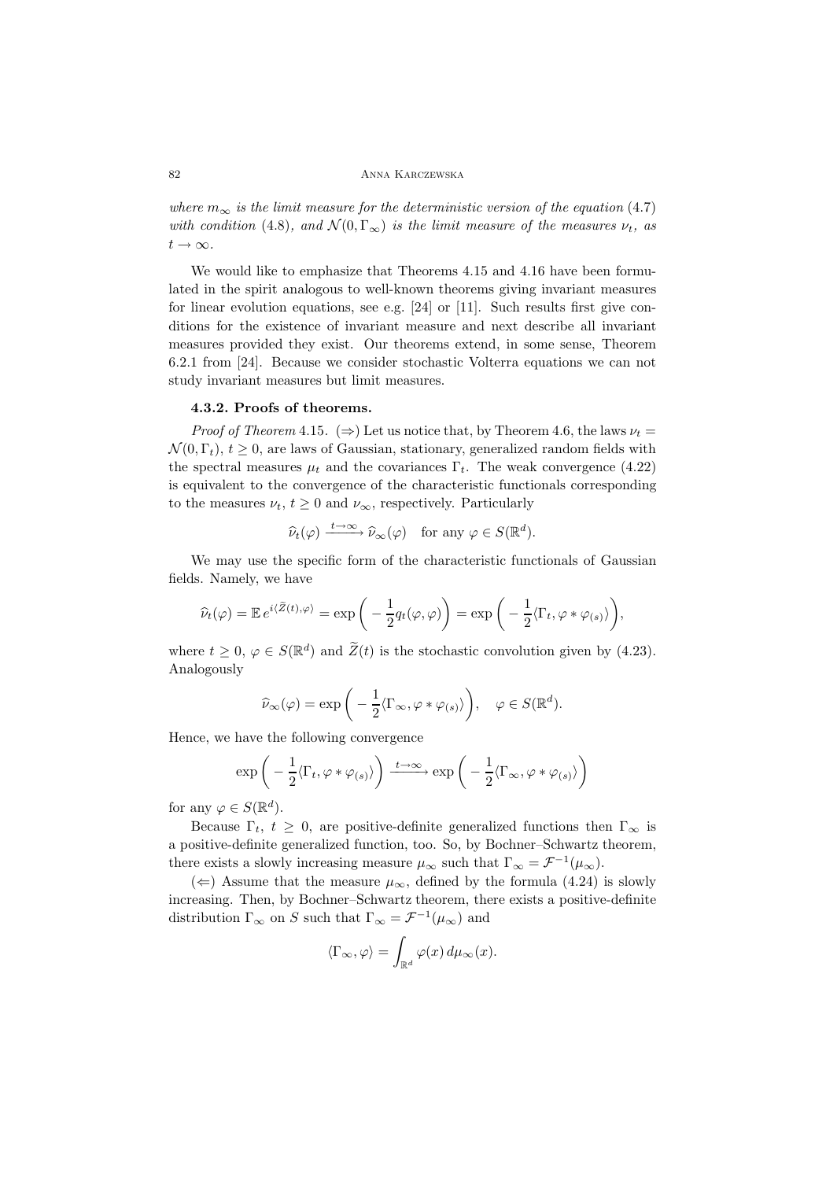*where $m_\infty$ is the limit measure for the deterministic version of the equation* (4.7) *with condition* (4.8)*, and $\mathcal{N}(0,\Gamma_\infty)$ is the limit measure of the measures $\nu_t$, as $t \to \infty$.*

We would like to emphasize that Theorems 4.15 and 4.16 have been formulated in the spirit analogous to well-known theorems giving invariant measures for linear evolution equations, see e.g. [24] or [11]. Such results first give conditions for the existence of invariant measure and next describe all invariant measures provided they exist. Our theorems extend, in some sense, Theorem 6.2.1 from [24]. Because we consider stochastic Volterra equations we can not study invariant measures but limit measures.

### 4.3.2. Proofs of theorems.

*Proof of Theorem* 4.15. ($\Rightarrow$) Let us notice that, by Theorem 4.6, the laws $\nu_t = \mathcal{N}(0,\Gamma_t)$, $t \geq 0$, are laws of Gaussian, stationary, generalized random fields with the spectral measures $\mu_t$ and the covariances $\Gamma_t$. The weak convergence (4.22) is equivalent to the convergence of the characteristic functionals corresponding to the measures $\nu_t$, $t \geq 0$ and $\nu_\infty$, respectively. Particularly

$$\widehat{\nu}_t(\varphi) \xrightarrow{t\to\infty} \widehat{\nu}_\infty(\varphi) \quad \text{for any } \varphi \in S(\mathbb{R}^d).$$

We may use the specific form of the characteristic functionals of Gaussian fields. Namely, we have

$$\widehat{\nu}_t(\varphi) = \mathbb{E}\, e^{i\langle \widetilde{Z}(t),\varphi\rangle} = \exp\bigg(-\frac{1}{2}q_t(\varphi,\varphi)\bigg) = \exp\bigg(-\frac{1}{2}\langle \Gamma_t, \varphi * \varphi_{(s)}\rangle\bigg),$$

where $t \geq 0$, $\varphi \in S(\mathbb{R}^d)$ and $\widetilde{Z}(t)$ is the stochastic convolution given by (4.23). Analogously

$$\widehat{\nu}_\infty(\varphi) = \exp\bigg(-\frac{1}{2}\langle \Gamma_\infty, \varphi * \varphi_{(s)}\rangle\bigg), \quad \varphi \in S(\mathbb{R}^d).$$

Hence, we have the following convergence

$$\exp\bigg(-\frac{1}{2}\langle \Gamma_t, \varphi * \varphi_{(s)}\rangle\bigg) \xrightarrow{t\to\infty} \exp\bigg(-\frac{1}{2}\langle \Gamma_\infty, \varphi * \varphi_{(s)}\rangle\bigg)$$

for any $\varphi \in S(\mathbb{R}^d)$.

Because $\Gamma_t$, $t \geq 0$, are positive-definite generalized functions then $\Gamma_\infty$ is a positive-definite generalized function, too. So, by Bochner–Schwartz theorem, there exists a slowly increasing measure $\mu_\infty$ such that $\Gamma_\infty = \mathcal{F}^{-1}(\mu_\infty)$.

($\Leftarrow$) Assume that the measure $\mu_\infty$, defined by the formula (4.24) is slowly increasing. Then, by Bochner–Schwartz theorem, there exists a positive-definite distribution $\Gamma_\infty$ on $S$ such that $\Gamma_\infty = \mathcal{F}^{-1}(\mu_\infty)$ and

$$\langle \Gamma_\infty, \varphi\rangle = \int_{\mathbb{R}^d} \varphi(x)\, d\mu_\infty(x).$$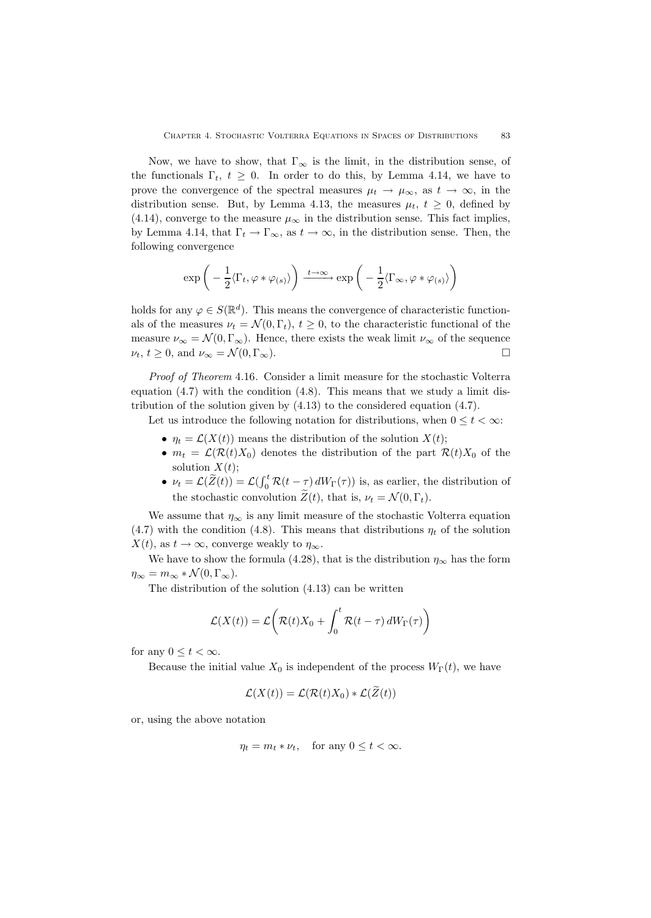Now, we have to show, that $\Gamma_\infty$ is the limit, in the distribution sense, of the functionals $\Gamma_t$, $t \geq 0$. In order to do this, by Lemma 4.14, we have to prove the convergence of the spectral measures $\mu_t \to \mu_\infty$, as $t \to \infty$, in the distribution sense. But, by Lemma 4.13, the measures $\mu_t$, $t \geq 0$, defined by (4.14), converge to the measure $\mu_\infty$ in the distribution sense. This fact implies, by Lemma 4.14, that $\Gamma_t \to \Gamma_\infty$, as $t \to \infty$, in the distribution sense. Then, the following convergence

$$\exp\bigg(-\frac{1}{2}\langle \Gamma_t, \varphi * \varphi_{(s)}\rangle\bigg) \xrightarrow{t\to\infty} \exp\bigg(-\frac{1}{2}\langle \Gamma_\infty, \varphi * \varphi_{(s)}\rangle\bigg)$$

holds for any $\varphi \in S(\mathbb{R}^d)$. This means the convergence of characteristic functionals of the measures $\nu_t = \mathcal{N}(0, \Gamma_t)$, $t \geq 0$, to the characteristic functional of the measure $\nu_\infty = \mathcal{N}(0, \Gamma_\infty)$. Hence, there exists the weak limit $\nu_\infty$ of the sequence $\nu_t$, $t \geq 0$, and $\nu_\infty = \mathcal{N}(0, \Gamma_\infty)$. □

*Proof of Theorem* 4.16. Consider a limit measure for the stochastic Volterra equation (4.7) with the condition (4.8). This means that we study a limit distribution of the solution given by (4.13) to the considered equation (4.7).

Let us introduce the following notation for distributions, when $0 \leq t < \infty$:

- $\eta_t = \mathcal{L}(X(t))$ means the distribution of the solution $X(t)$;
- $m_t = \mathcal{L}(\mathcal{R}(t)X_0)$ denotes the distribution of the part $\mathcal{R}(t)X_0$ of the solution $X(t)$;
- $\nu_t = \mathcal{L}(\widetilde{Z}(t)) = \mathcal{L}(\int_0^t \mathcal{R}(t-\tau)\, dW_\Gamma(\tau))$ is, as earlier, the distribution of the stochastic convolution $\widetilde{Z}(t)$, that is, $\nu_t = \mathcal{N}(0, \Gamma_t)$.

We assume that $\eta_\infty$ is any limit measure of the stochastic Volterra equation (4.7) with the condition (4.8). This means that distributions $\eta_t$ of the solution $X(t)$, as $t \to \infty$, converge weakly to $\eta_\infty$.

We have to show the formula (4.28), that is the distribution $\eta_\infty$ has the form $\eta_\infty = m_\infty * \mathcal{N}(0, \Gamma_\infty)$.

The distribution of the solution (4.13) can be written

$$\mathcal{L}(X(t)) = \mathcal{L}\bigg(\mathcal{R}(t)X_0 + \int_0^t \mathcal{R}(t-\tau)\, dW_\Gamma(\tau)\bigg)$$

for any $0 \leq t < \infty$.

Because the initial value $X_0$ is independent of the process $W_\Gamma(t)$, we have

$$\mathcal{L}(X(t)) = \mathcal{L}(\mathcal{R}(t)X_0) * \mathcal{L}(\widetilde{Z}(t))$$

or, using the above notation

$$\eta_t = m_t * \nu_t, \quad \text{for any } 0 \leq t < \infty.$$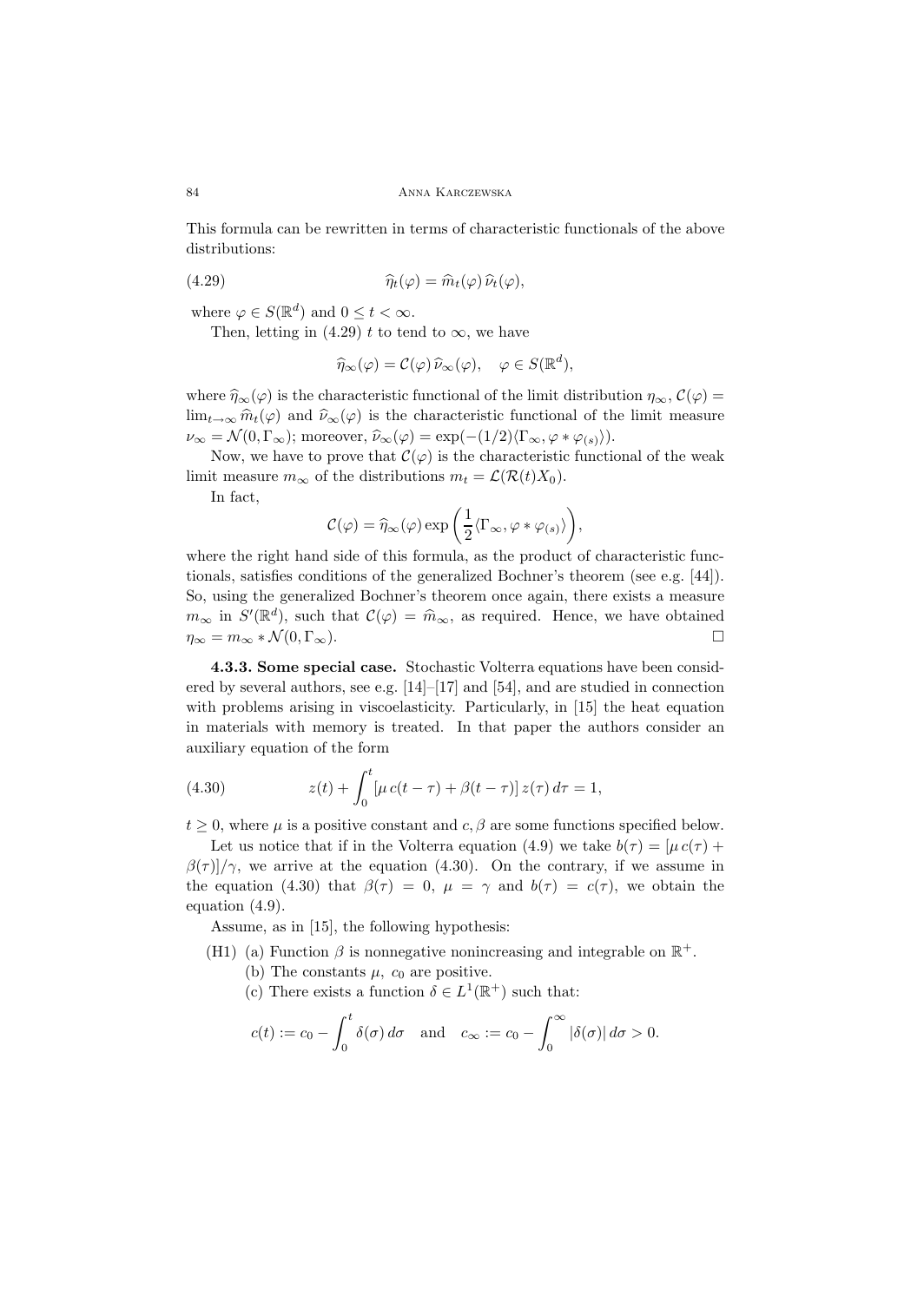This formula can be rewritten in terms of characteristic functionals of the above distributions:

$$\widehat{\eta}_t(\varphi) = \widehat{m}_t(\varphi)\, \widehat{\nu}_t(\varphi), \tag{4.29}$$

where $\varphi \in S(\mathbb{R}^d)$ and $0 \le t < \infty$.

Then, letting in (4.29) $t$ to tend to $\infty$, we have

$$\widehat{\eta}_\infty(\varphi) = \mathcal{C}(\varphi)\, \widehat{\nu}_\infty(\varphi), \quad \varphi \in S(\mathbb{R}^d),$$

where $\widehat{\eta}_\infty(\varphi)$ is the characteristic functional of the limit distribution $\eta_\infty$, $\mathcal{C}(\varphi) = \lim_{t\to\infty} \widehat{m}_t(\varphi)$ and $\widehat{\nu}_\infty(\varphi)$ is the characteristic functional of the limit measure $\nu_\infty = \mathcal{N}(0, \Gamma_\infty)$; moreover, $\widehat{\nu}_\infty(\varphi) = \exp(-(1/2)\langle \Gamma_\infty, \varphi * \varphi_{(s)}\rangle)$.

Now, we have to prove that $\mathcal{C}(\varphi)$ is the characteristic functional of the weak limit measure $m_\infty$ of the distributions $m_t = \mathcal{L}(\mathcal{R}(t)X_0)$.

In fact,

$$\mathcal{C}(\varphi) = \widehat{\eta}_\infty(\varphi) \exp\left(\frac{1}{2}\langle \Gamma_\infty, \varphi * \varphi_{(s)}\rangle\right),$$

where the right hand side of this formula, as the product of characteristic functionals, satisfies conditions of the generalized Bochner's theorem (see e.g. [44]). So, using the generalized Bochner's theorem once again, there exists a measure $m_\infty$ in $S'(\mathbb{R}^d)$, such that $\mathcal{C}(\varphi) = \widehat{m}_\infty$, as required. Hence, we have obtained $\eta_\infty = m_\infty * \mathcal{N}(0, \Gamma_\infty)$. □

**4.3.3. Some special case.** Stochastic Volterra equations have been considered by several authors, see e.g. [14]–[17] and [54], and are studied in connection with problems arising in viscoelasticity. Particularly, in [15] the heat equation in materials with memory is treated. In that paper the authors consider an auxiliary equation of the form

$$z(t) + \int_0^t [\mu\, c(t-\tau) + \beta(t-\tau)]\, z(\tau)\, d\tau = 1, \tag{4.30}$$

$t \ge 0$, where $\mu$ is a positive constant and $c, \beta$ are some functions specified below.

Let us notice that if in the Volterra equation (4.9) we take $b(\tau) = [\mu\, c(\tau) + \beta(\tau)]/\gamma$, we arrive at the equation (4.30). On the contrary, if we assume in the equation (4.30) that $\beta(\tau) = 0$, $\mu = \gamma$ and $b(\tau) = c(\tau)$, we obtain the equation (4.9).

Assume, as in [15], the following hypothesis:

- (H1) (a) Function $\beta$ is nonnegative nonincreasing and integrable on $\mathbb{R}^+$.
  - (b) The constants $\mu$, $c_0$ are positive.
  - (c) There exists a function $\delta \in L^1(\mathbb{R}^+)$ such that:

$$c(t) := c_0 - \int_0^t \delta(\sigma)\, d\sigma \quad \text{and} \quad c_\infty := c_0 - \int_0^\infty |\delta(\sigma)|\, d\sigma > 0.$$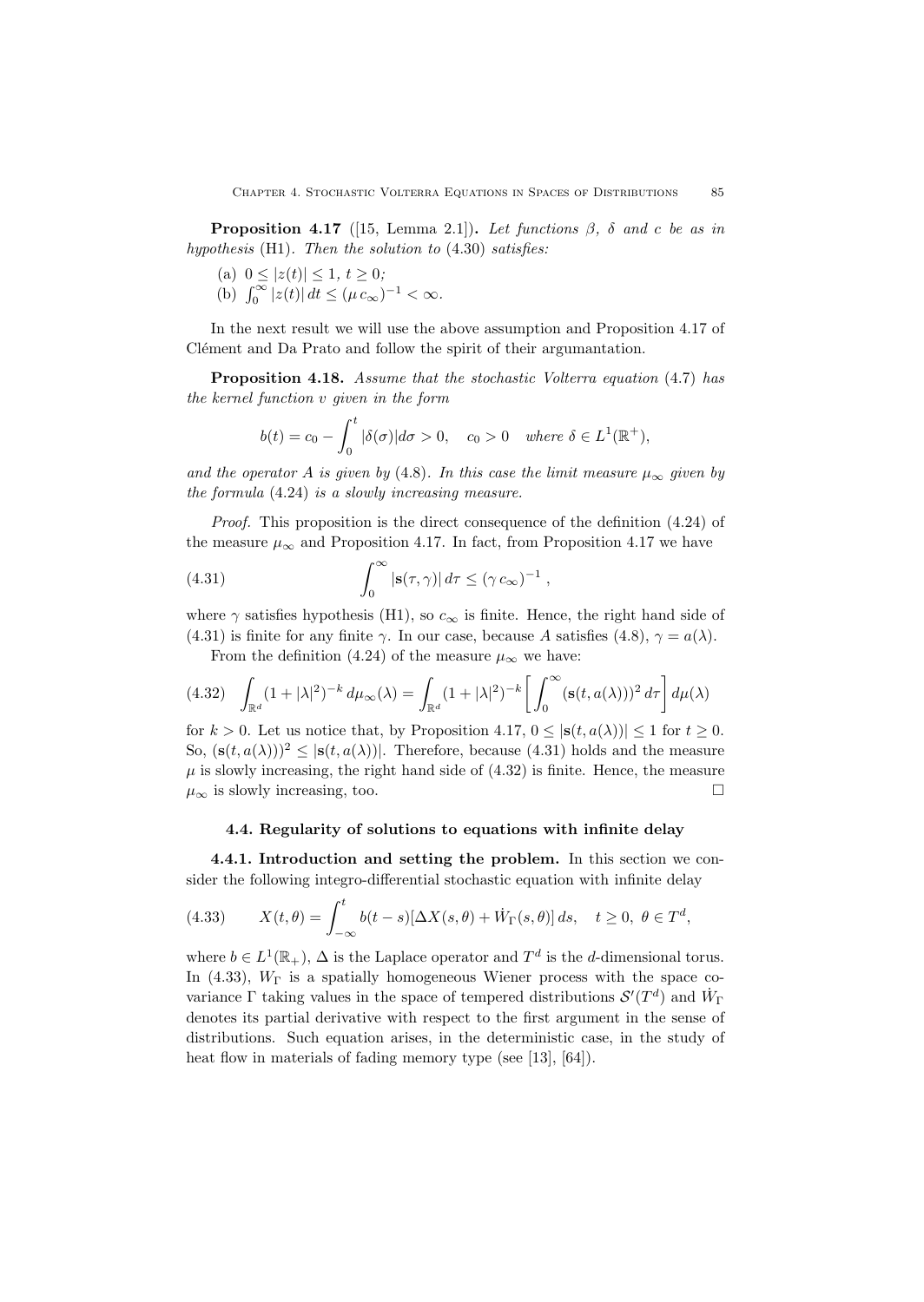**Proposition 4.17** ([15, Lemma 2.1])**.** *Let functions $\beta$, $\delta$ and $c$ be as in hypothesis* (H1)*. Then the solution to* (4.30) *satisfies:*

(a) $0 \le |z(t)| \le 1$, $t \ge 0$;
(b) $\int_0^\infty |z(t)|\, dt \le (\mu\, c_\infty)^{-1} < \infty$.

In the next result we will use the above assumption and Proposition 4.17 of Clément and Da Prato and follow the spirit of their argumantation.

**Proposition 4.18.** *Assume that the stochastic Volterra equation* (4.7) *has the kernel function $v$ given in the form*

$$b(t) = c_0 - \int_0^t |\delta(\sigma)| d\sigma > 0, \quad c_0 > 0 \quad \textit{where } \delta \in L^1(\mathbb{R}^+),$$

*and the operator $A$ is given by* (4.8)*. In this case the limit measure $\mu_\infty$ given by the formula* (4.24) *is a slowly increasing measure.*

*Proof.* This proposition is the direct consequence of the definition (4.24) of the measure $\mu_\infty$ and Proposition 4.17. In fact, from Proposition 4.17 we have

$$\int_0^\infty |\mathbf{s}(\tau,\gamma)|\, d\tau \le (\gamma\, c_\infty)^{-1}\,, \tag{4.31}$$

where $\gamma$ satisfies hypothesis (H1), so $c_\infty$ is finite. Hence, the right hand side of (4.31) is finite for any finite $\gamma$. In our case, because $A$ satisfies (4.8), $\gamma = a(\lambda)$.

From the definition (4.24) of the measure $\mu_\infty$ we have:

$$\int_{\mathbb{R}^d} (1+|\lambda|^2)^{-k}\, d\mu_\infty(\lambda) = \int_{\mathbb{R}^d} (1+|\lambda|^2)^{-k} \left[ \int_0^\infty (\mathbf{s}(t,a(\lambda)))^2\, d\tau \right] d\mu(\lambda) \tag{4.32}$$

for $k > 0$. Let us notice that, by Proposition 4.17, $0 \le |\mathbf{s}(t,a(\lambda))| \le 1$ for $t \ge 0$. So, $(\mathbf{s}(t,a(\lambda)))^2 \le |\mathbf{s}(t,a(\lambda))|$. Therefore, because (4.31) holds and the measure $\mu$ is slowly increasing, the right hand side of (4.32) is finite. Hence, the measure $\mu_\infty$ is slowly increasing, too. $\square$

### 4.4. Regularity of solutions to equations with infinite delay

**4.4.1. Introduction and setting the problem.** In this section we consider the following integro-differential stochastic equation with infinite delay

$$X(t,\theta) = \int_{-\infty}^t b(t-s)[\Delta X(s,\theta) + \dot{W}_\Gamma(s,\theta)]\, ds, \quad t \ge 0,\ \theta \in T^d, \tag{4.33}$$

where $b \in L^1(\mathbb{R}_+)$, $\Delta$ is the Laplace operator and $T^d$ is the $d$-dimensional torus. In (4.33), $W_\Gamma$ is a spatially homogeneous Wiener process with the space covariance $\Gamma$ taking values in the space of tempered distributions $\mathcal{S}'(T^d)$ and $\dot{W}_\Gamma$ denotes its partial derivative with respect to the first argument in the sense of distributions. Such equation arises, in the deterministic case, in the study of heat flow in materials of fading memory type (see [13], [64]).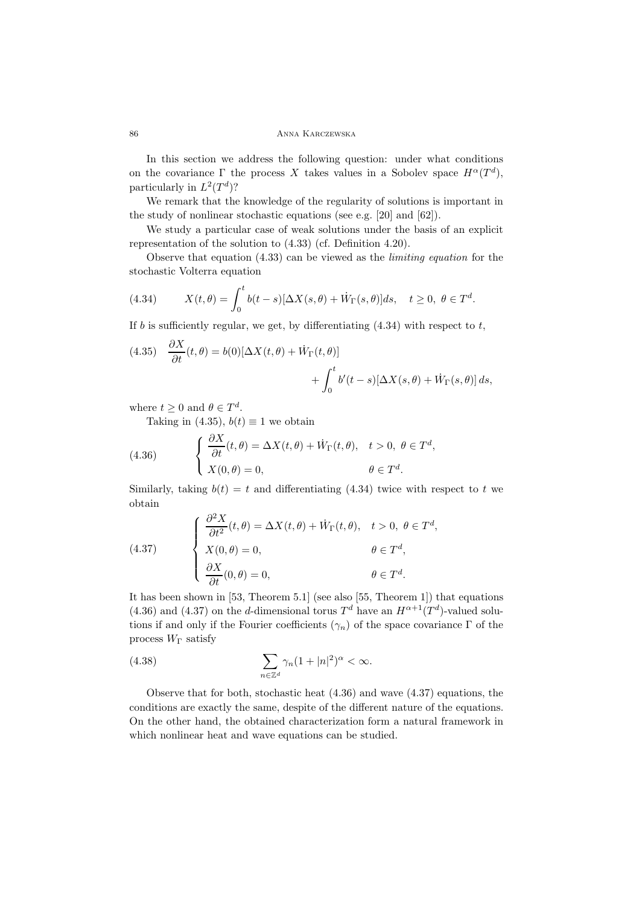In this section we address the following question: under what conditions on the covariance $\Gamma$ the process $X$ takes values in a Sobolev space $H^\alpha(T^d)$, particularly in $L^2(T^d)$?

We remark that the knowledge of the regularity of solutions is important in the study of nonlinear stochastic equations (see e.g. [20] and [62]).

We study a particular case of weak solutions under the basis of an explicit representation of the solution to (4.33) (cf. Definition 4.20).

Observe that equation (4.33) can be viewed as the *limiting equation* for the stochastic Volterra equation

$$X(t,\theta) = \int_0^t b(t-s)[\Delta X(s,\theta) + \dot{W}_\Gamma(s,\theta)]ds, \quad t \geq 0,\ \theta \in T^d. \tag{4.34}$$

If $b$ is sufficiently regular, we get, by differentiating (4.34) with respect to $t$,

$$\frac{\partial X}{\partial t}(t,\theta) = b(0)[\Delta X(t,\theta) + \dot{W}_\Gamma(t,\theta)] + \int_0^t b'(t-s)[\Delta X(s,\theta) + \dot{W}_\Gamma(s,\theta)]\,ds, \tag{4.35}$$

where $t \geq 0$ and $\theta \in T^d$.

Taking in (4.35), $b(t) \equiv 1$ we obtain

$$\begin{cases} \dfrac{\partial X}{\partial t}(t,\theta) = \Delta X(t,\theta) + \dot{W}_\Gamma(t,\theta), & t > 0,\ \theta \in T^d, \\ X(0,\theta) = 0, & \theta \in T^d. \end{cases} \tag{4.36}$$

Similarly, taking $b(t) = t$ and differentiating (4.34) twice with respect to $t$ we obtain

$$\begin{cases} \dfrac{\partial^2 X}{\partial t^2}(t,\theta) = \Delta X(t,\theta) + \dot{W}_\Gamma(t,\theta), & t > 0,\ \theta \in T^d, \\ X(0,\theta) = 0, & \theta \in T^d, \\ \dfrac{\partial X}{\partial t}(0,\theta) = 0, & \theta \in T^d. \end{cases} \tag{4.37}$$

It has been shown in [53, Theorem 5.1] (see also [55, Theorem 1]) that equations (4.36) and (4.37) on the $d$-dimensional torus $T^d$ have an $H^{\alpha+1}(T^d)$-valued solutions if and only if the Fourier coefficients $(\gamma_n)$ of the space covariance $\Gamma$ of the process $W_\Gamma$ satisfy

$$\sum_{n\in\mathbb{Z}^d} \gamma_n (1+|n|^2)^\alpha < \infty. \tag{4.38}$$

Observe that for both, stochastic heat (4.36) and wave (4.37) equations, the conditions are exactly the same, despite of the different nature of the equations. On the other hand, the obtained characterization form a natural framework in which nonlinear heat and wave equations can be studied.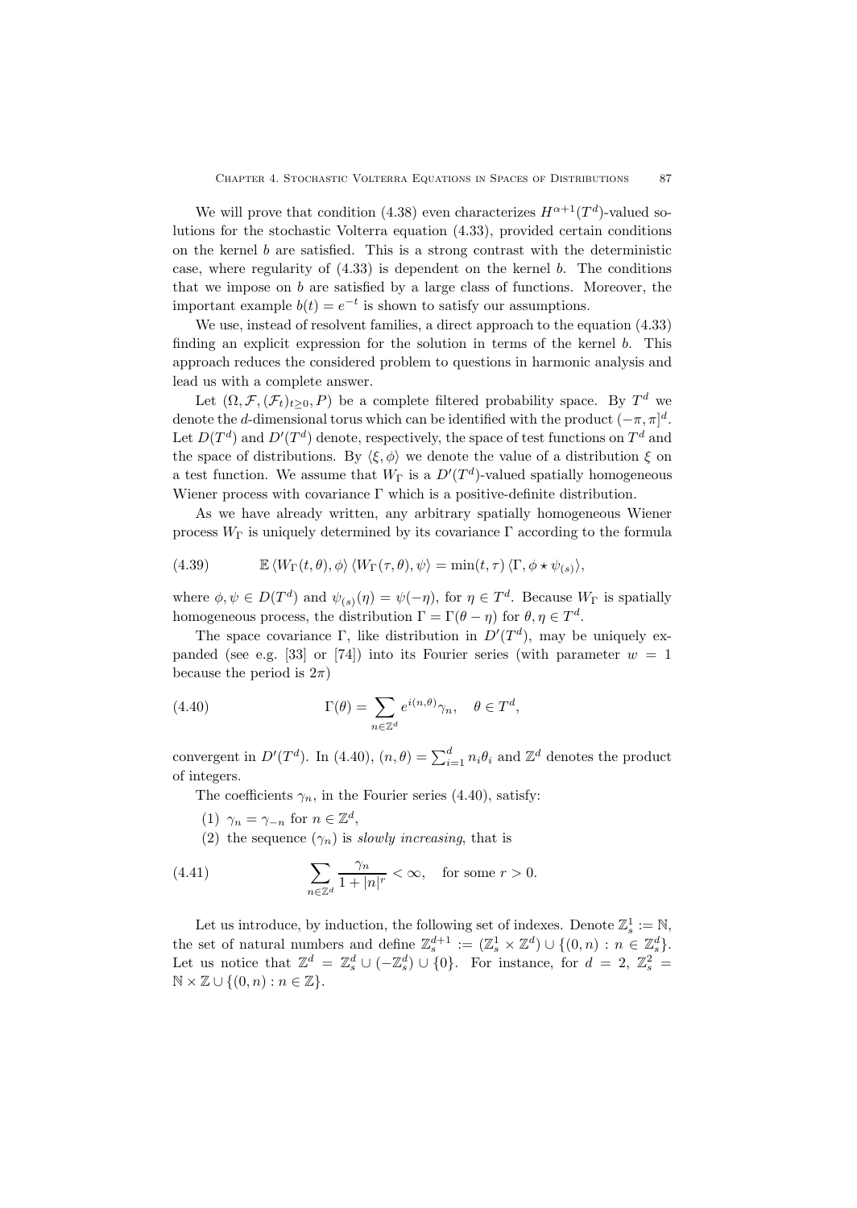We will prove that condition (4.38) even characterizes $H^{\alpha+1}(T^d)$-valued solutions for the stochastic Volterra equation (4.33), provided certain conditions on the kernel $b$ are satisfied. This is a strong contrast with the deterministic case, where regularity of (4.33) is dependent on the kernel $b$. The conditions that we impose on $b$ are satisfied by a large class of functions. Moreover, the important example $b(t) = e^{-t}$ is shown to satisfy our assumptions.

We use, instead of resolvent families, a direct approach to the equation (4.33) finding an explicit expression for the solution in terms of the kernel $b$. This approach reduces the considered problem to questions in harmonic analysis and lead us with a complete answer.

Let $(\Omega, \mathcal{F}, (\mathcal{F}_t)_{t\geq 0}, P)$ be a complete filtered probability space. By $T^d$ we denote the $d$-dimensional torus which can be identified with the product $(-\pi, \pi]^d$. Let $D(T^d)$ and $D'(T^d)$ denote, respectively, the space of test functions on $T^d$ and the space of distributions. By $\langle \xi, \phi \rangle$ we denote the value of a distribution $\xi$ on a test function. We assume that $W_\Gamma$ is a $D'(T^d)$-valued spatially homogeneous Wiener process with covariance $\Gamma$ which is a positive-definite distribution.

As we have already written, any arbitrary spatially homogeneous Wiener process $W_\Gamma$ is uniquely determined by its covariance $\Gamma$ according to the formula

$$\mathbb{E}\,\langle W_\Gamma(t,\theta), \phi\rangle\,\langle W_\Gamma(\tau,\theta), \psi\rangle = \min(t,\tau)\,\langle \Gamma, \phi \star \psi_{(s)}\rangle, \tag{4.39}$$

where $\phi, \psi \in D(T^d)$ and $\psi_{(s)}(\eta) = \psi(-\eta)$, for $\eta \in T^d$. Because $W_\Gamma$ is spatially homogeneous process, the distribution $\Gamma = \Gamma(\theta - \eta)$ for $\theta, \eta \in T^d$.

The space covariance $\Gamma$, like distribution in $D'(T^d)$, may be uniquely expanded (see e.g. [33] or [74]) into its Fourier series (with parameter $w = 1$ because the period is $2\pi$)

$$\Gamma(\theta) = \sum_{n\in\mathbb{Z}^d} e^{i(n,\theta)}\gamma_n, \quad \theta \in T^d, \tag{4.40}$$

convergent in $D'(T^d)$. In (4.40), $(n,\theta) = \sum_{i=1}^d n_i\theta_i$ and $\mathbb{Z}^d$ denotes the product of integers.

The coefficients $\gamma_n$, in the Fourier series (4.40), satisfy:

(1) $\gamma_n = \gamma_{-n}$ for $n \in \mathbb{Z}^d$,

(2) the sequence $(\gamma_n)$ is *slowly increasing*, that is

$$\sum_{n\in\mathbb{Z}^d} \frac{\gamma_n}{1+|n|^r} < \infty, \quad \text{for some } r > 0. \tag{4.41}$$

Let us introduce, by induction, the following set of indexes. Denote $\mathbb{Z}_s^1 := \mathbb{N}$, the set of natural numbers and define $\mathbb{Z}_s^{d+1} := (\mathbb{Z}_s^1 \times \mathbb{Z}^d) \cup \{(0,n) : n \in \mathbb{Z}_s^d\}$. Let us notice that $\mathbb{Z}^d = \mathbb{Z}_s^d \cup (-\mathbb{Z}_s^d) \cup \{0\}$. For instance, for $d = 2$, $\mathbb{Z}_s^2 = \mathbb{N} \times \mathbb{Z} \cup \{(0,n) : n \in \mathbb{Z}\}$.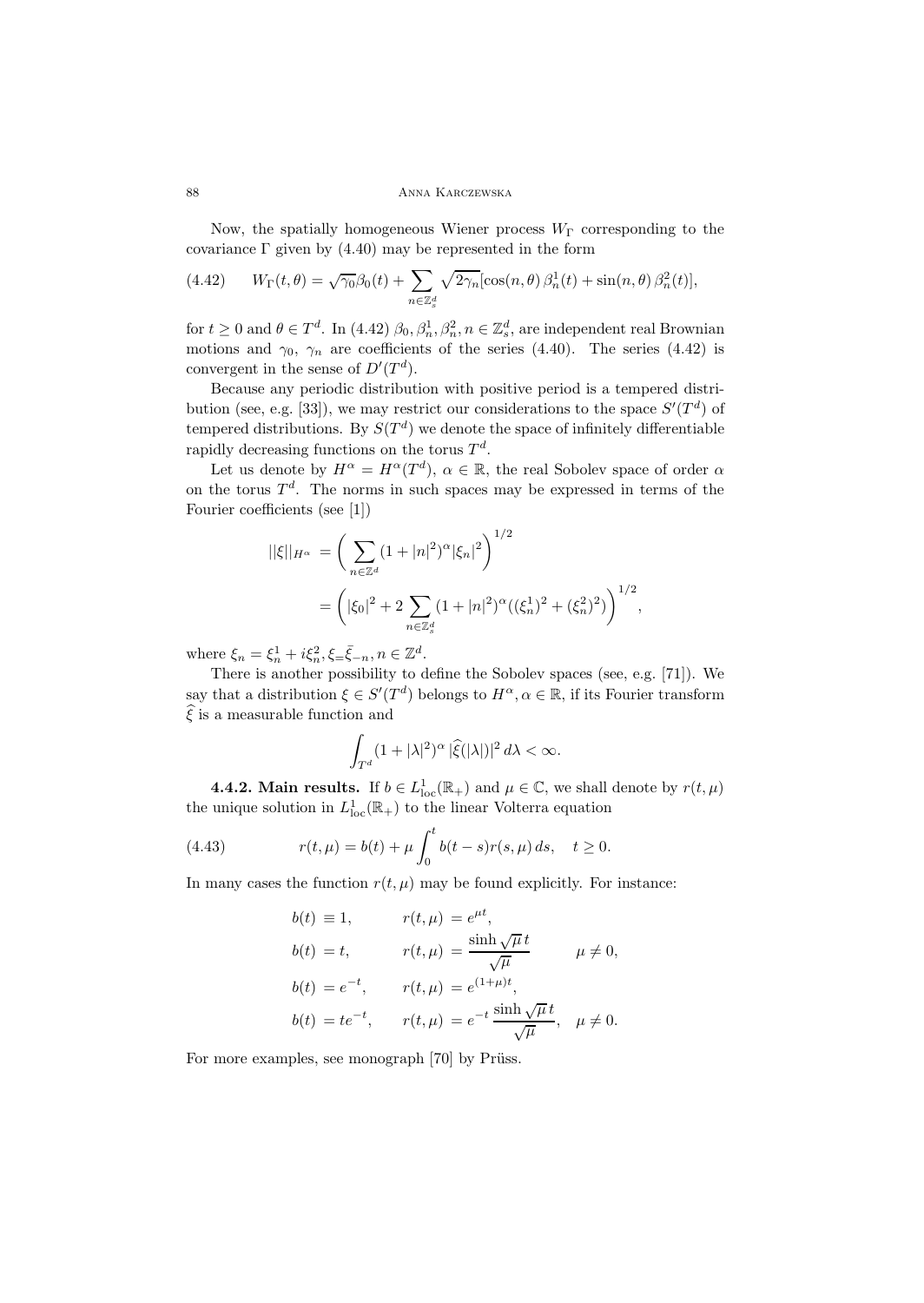Now, the spatially homogeneous Wiener process $W_\Gamma$ corresponding to the covariance $\Gamma$ given by (4.40) may be represented in the form

$$W_\Gamma(t,\theta) = \sqrt{\gamma_0}\beta_0(t) + \sum_{n\in\mathbb{Z}_s^d} \sqrt{2\gamma_n}[\cos(n,\theta)\,\beta_n^1(t) + \sin(n,\theta)\,\beta_n^2(t)], \tag{4.42}$$

for $t \geq 0$ and $\theta \in T^d$. In (4.42) $\beta_0, \beta_n^1, \beta_n^2, n \in \mathbb{Z}_s^d$, are independent real Brownian motions and $\gamma_0$, $\gamma_n$ are coefficients of the series (4.40). The series (4.42) is convergent in the sense of $D'(T^d)$.

Because any periodic distribution with positive period is a tempered distribution (see, e.g. [33]), we may restrict our considerations to the space $S'(T^d)$ of tempered distributions. By $S(T^d)$ we denote the space of infinitely differentiable rapidly decreasing functions on the torus $T^d$.

Let us denote by $H^\alpha = H^\alpha(T^d)$, $\alpha \in \mathbb{R}$, the real Sobolev space of order $\alpha$ on the torus $T^d$. The norms in such spaces may be expressed in terms of the Fourier coefficients (see [1])

$$\begin{aligned}
||\xi||_{H^\alpha} &= \left( \sum_{n\in\mathbb{Z}^d} (1+|n|^2)^\alpha |\xi_n|^2 \right)^{1/2} \\
&= \left( |\xi_0|^2 + 2\sum_{n\in\mathbb{Z}_s^d} (1+|n|^2)^\alpha ((\xi_n^1)^2 + (\xi_n^2)^2) \right)^{1/2},
\end{aligned}$$

where $\xi_n = \xi_n^1 + i\xi_n^2, \xi_= \bar{\xi}_{-n}, n \in \mathbb{Z}^d$.

There is another possibility to define the Sobolev spaces (see, e.g. [71]). We say that a distribution $\xi \in S'(T^d)$ belongs to $H^\alpha, \alpha \in \mathbb{R}$, if its Fourier transform $\widehat{\xi}$ is a measurable function and

$$\int_{T^d} (1+|\lambda|^2)^\alpha \, |\widehat{\xi}(|\lambda|)|^2 \, d\lambda < \infty.$$

**4.4.2. Main results.** If $b \in L^1_{\mathrm{loc}}(\mathbb{R}_+)$ and $\mu \in \mathbb{C}$, we shall denote by $r(t,\mu)$ the unique solution in $L^1_{\mathrm{loc}}(\mathbb{R}_+)$ to the linear Volterra equation

$$r(t,\mu) = b(t) + \mu \int_0^t b(t-s) r(s,\mu)\, ds, \quad t \geq 0. \tag{4.43}$$

In many cases the function $r(t,\mu)$ may be found explicitly. For instance:

$$\begin{aligned}
b(t) &\equiv 1, & r(t,\mu) &= e^{\mu t}, & & \\
b(t) &= t, & r(t,\mu) &= \frac{\sinh\sqrt{\mu}\,t}{\sqrt{\mu}} & \mu &\neq 0, \\
b(t) &= e^{-t}, & r(t,\mu) &= e^{(1+\mu)t}, & & \\
b(t) &= te^{-t}, & r(t,\mu) &= e^{-t}\,\frac{\sinh\sqrt{\mu}\,t}{\sqrt{\mu}}, & \mu &\neq 0.
\end{aligned}$$

For more examples, see monograph [70] by Prüss.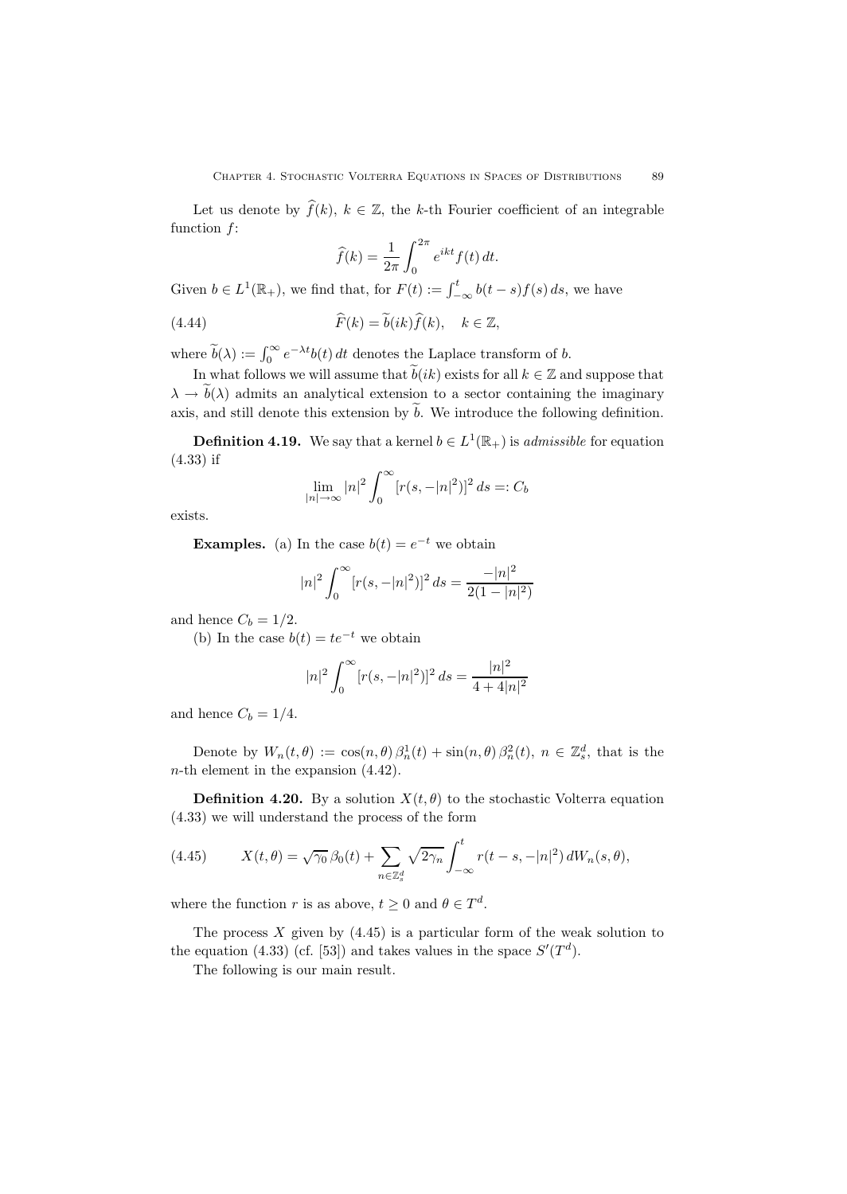Let us denote by $\widehat{f}(k)$, $k \in \mathbb{Z}$, the $k$-th Fourier coefficient of an integrable function $f$:

$$\widehat{f}(k) = \frac{1}{2\pi} \int_0^{2\pi} e^{ikt} f(t)\, dt.$$

Given $b \in L^1(\mathbb{R}_+)$, we find that, for $F(t) := \int_{-\infty}^t b(t-s) f(s)\, ds$, we have

$$\widehat{F}(k) = \widetilde{b}(ik)\widehat{f}(k), \quad k \in \mathbb{Z}, \tag{4.44}$$

where $\widetilde{b}(\lambda) := \int_0^\infty e^{-\lambda t} b(t)\, dt$ denotes the Laplace transform of $b$.

In what follows we will assume that $\widetilde{b}(ik)$ exists for all $k \in \mathbb{Z}$ and suppose that $\lambda \to \widetilde{b}(\lambda)$ admits an analytical extension to a sector containing the imaginary axis, and still denote this extension by $\widetilde{b}$. We introduce the following definition.

**Definition 4.19.** We say that a kernel $b \in L^1(\mathbb{R}_+)$ is *admissible* for equation (4.33) if

$$\lim_{|n| \to \infty} |n|^2 \int_0^\infty [r(s, -|n|^2)]^2\, ds =: C_b$$

exists.

**Examples.** (a) In the case $b(t) = e^{-t}$ we obtain

$$|n|^2 \int_0^\infty [r(s, -|n|^2)]^2\, ds = \frac{-|n|^2}{2(1 - |n|^2)}$$

and hence $C_b = 1/2$.

(b) In the case $b(t) = te^{-t}$ we obtain

$$|n|^2 \int_0^\infty [r(s, -|n|^2)]^2\, ds = \frac{|n|^2}{4 + 4|n|^2}$$

and hence $C_b = 1/4$.

Denote by $W_n(t, \theta) := \cos(n, \theta)\, \beta_n^1(t) + \sin(n, \theta)\, \beta_n^2(t)$, $n \in \mathbb{Z}_s^d$, that is the $n$-th element in the expansion (4.42).

**Definition 4.20.** By a solution $X(t, \theta)$ to the stochastic Volterra equation (4.33) we will understand the process of the form

$$X(t, \theta) = \sqrt{\gamma_0}\, \beta_0(t) + \sum_{n \in \mathbb{Z}_s^d} \sqrt{2\gamma_n} \int_{-\infty}^t r(t - s, -|n|^2)\, dW_n(s, \theta), \tag{4.45}$$

where the function $r$ is as above, $t \geq 0$ and $\theta \in T^d$.

The process $X$ given by (4.45) is a particular form of the weak solution to the equation (4.33) (cf. [53]) and takes values in the space $S'(T^d)$.

The following is our main result.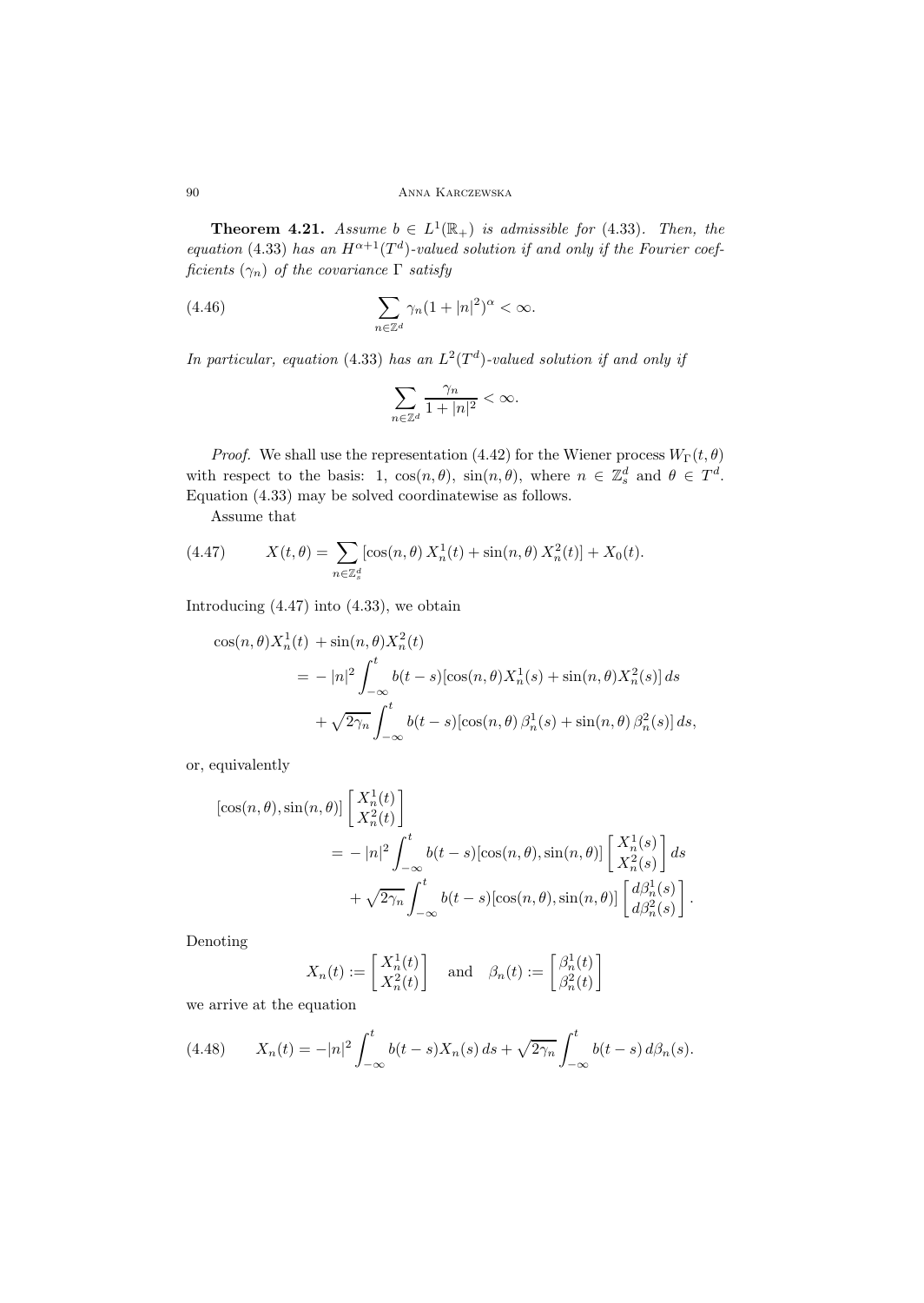**Theorem 4.21.** *Assume $b \in L^1(\mathbb{R}_+)$ is admissible for* (4.33). *Then, the equation* (4.33) *has an $H^{\alpha+1}(T^d)$-valued solution if and only if the Fourier coefficients $(\gamma_n)$ of the covariance $\Gamma$ satisfy*

$$\sum_{n\in\mathbb{Z}^d} \gamma_n (1+|n|^2)^\alpha < \infty. \tag{4.46}$$

*In particular, equation* (4.33) *has an $L^2(T^d)$-valued solution if and only if*

$$\sum_{n\in\mathbb{Z}^d} \frac{\gamma_n}{1+|n|^2} < \infty.$$

*Proof.* We shall use the representation (4.42) for the Wiener process $W_\Gamma(t,\theta)$ with respect to the basis: $1$, $\cos(n,\theta)$, $\sin(n,\theta)$, where $n \in \mathbb{Z}_s^d$ and $\theta \in T^d$. Equation (4.33) may be solved coordinatewise as follows.

Assume that

$$X(t,\theta) = \sum_{n\in\mathbb{Z}_s^d} [\cos(n,\theta)\, X_n^1(t) + \sin(n,\theta)\, X_n^2(t)] + X_0(t). \tag{4.47}$$

Introducing (4.47) into (4.33), we obtain

$$\begin{aligned}
\cos(n,\theta)X_n^1(t) &+ \sin(n,\theta)X_n^2(t) \\
&= -|n|^2 \int_{-\infty}^t b(t-s)[\cos(n,\theta)X_n^1(s) + \sin(n,\theta)X_n^2(s)]\, ds \\
&\quad + \sqrt{2\gamma_n} \int_{-\infty}^t b(t-s)[\cos(n,\theta)\,\beta_n^1(s) + \sin(n,\theta)\,\beta_n^2(s)]\, ds,
\end{aligned}$$

or, equivalently

$$\begin{aligned}
[\cos(n,\theta), \sin(n,\theta)] \begin{bmatrix} X_n^1(t) \\ X_n^2(t) \end{bmatrix}
&= -|n|^2 \int_{-\infty}^t b(t-s) [\cos(n,\theta), \sin(n,\theta)] \begin{bmatrix} X_n^1(s) \\ X_n^2(s) \end{bmatrix} ds \\
&\quad + \sqrt{2\gamma_n} \int_{-\infty}^t b(t-s) [\cos(n,\theta), \sin(n,\theta)] \begin{bmatrix} d\beta_n^1(s) \\ d\beta_n^2(s) \end{bmatrix}.
\end{aligned}$$

Denoting

$$X_n(t) := \begin{bmatrix} X_n^1(t) \\ X_n^2(t) \end{bmatrix} \quad \text{and} \quad \beta_n(t) := \begin{bmatrix} \beta_n^1(t) \\ \beta_n^2(t) \end{bmatrix}$$

we arrive at the equation

$$X_n(t) = -|n|^2 \int_{-\infty}^t b(t-s) X_n(s)\, ds + \sqrt{2\gamma_n} \int_{-\infty}^t b(t-s)\, d\beta_n(s). \tag{4.48}$$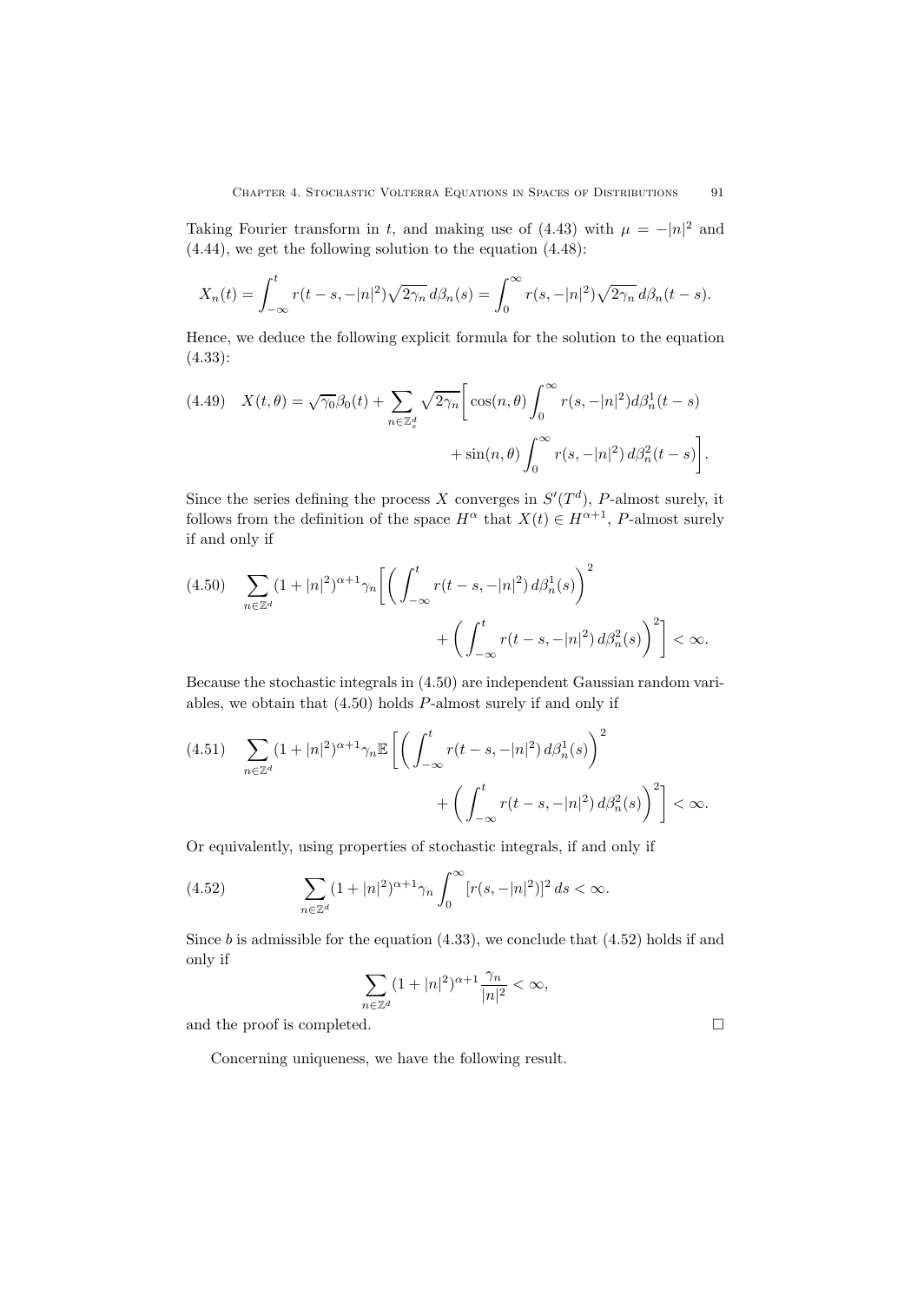Taking Fourier transform in $t$, and making use of (4.43) with $\mu = -|n|^2$ and (4.44), we get the following solution to the equation (4.48):

$$X_n(t) = \int_{-\infty}^{t} r(t-s, -|n|^2)\sqrt{2\gamma_n}\, d\beta_n(s) = \int_0^{\infty} r(s, -|n|^2)\sqrt{2\gamma_n}\, d\beta_n(t-s).$$

Hence, we deduce the following explicit formula for the solution to the equation (4.33):

$$X(t,\theta) = \sqrt{\gamma_0}\beta_0(t) + \sum_{n\in\mathbb{Z}_s^d} \sqrt{2\gamma_n}\bigg[\cos(n,\theta)\int_0^{\infty} r(s,-|n|^2) d\beta_n^1(t-s) + \sin(n,\theta)\int_0^{\infty} r(s,-|n|^2)\, d\beta_n^2(t-s)\bigg]. \tag{4.49}$$

Since the series defining the process $X$ converges in $S'(T^d)$, $P$-almost surely, it follows from the definition of the space $H^{\alpha}$ that $X(t) \in H^{\alpha+1}$, $P$-almost surely if and only if

$$\sum_{n\in\mathbb{Z}^d} (1+|n|^2)^{\alpha+1}\gamma_n\bigg[\bigg(\int_{-\infty}^{t} r(t-s,-|n|^2)\, d\beta_n^1(s)\bigg)^2 + \bigg(\int_{-\infty}^{t} r(t-s,-|n|^2)\, d\beta_n^2(s)\bigg)^2\bigg] < \infty. \tag{4.50}$$

Because the stochastic integrals in (4.50) are independent Gaussian random variables, we obtain that (4.50) holds $P$-almost surely if and only if

$$\sum_{n\in\mathbb{Z}^d} (1+|n|^2)^{\alpha+1}\gamma_n\mathbb{E}\bigg[\bigg(\int_{-\infty}^{t} r(t-s,-|n|^2)\, d\beta_n^1(s)\bigg)^2 + \bigg(\int_{-\infty}^{t} r(t-s,-|n|^2)\, d\beta_n^2(s)\bigg)^2\bigg] < \infty. \tag{4.51}$$

Or equivalently, using properties of stochastic integrals, if and only if

$$\sum_{n\in\mathbb{Z}^d} (1+|n|^2)^{\alpha+1}\gamma_n\int_0^{\infty} [r(s,-|n|^2)]^2\, ds < \infty. \tag{4.52}$$

Since $b$ is admissible for the equation (4.33), we conclude that (4.52) holds if and only if

$$\sum_{n\in\mathbb{Z}^d} (1+|n|^2)^{\alpha+1}\frac{\gamma_n}{|n|^2} < \infty,$$

and the proof is completed. □

Concerning uniqueness, we have the following result.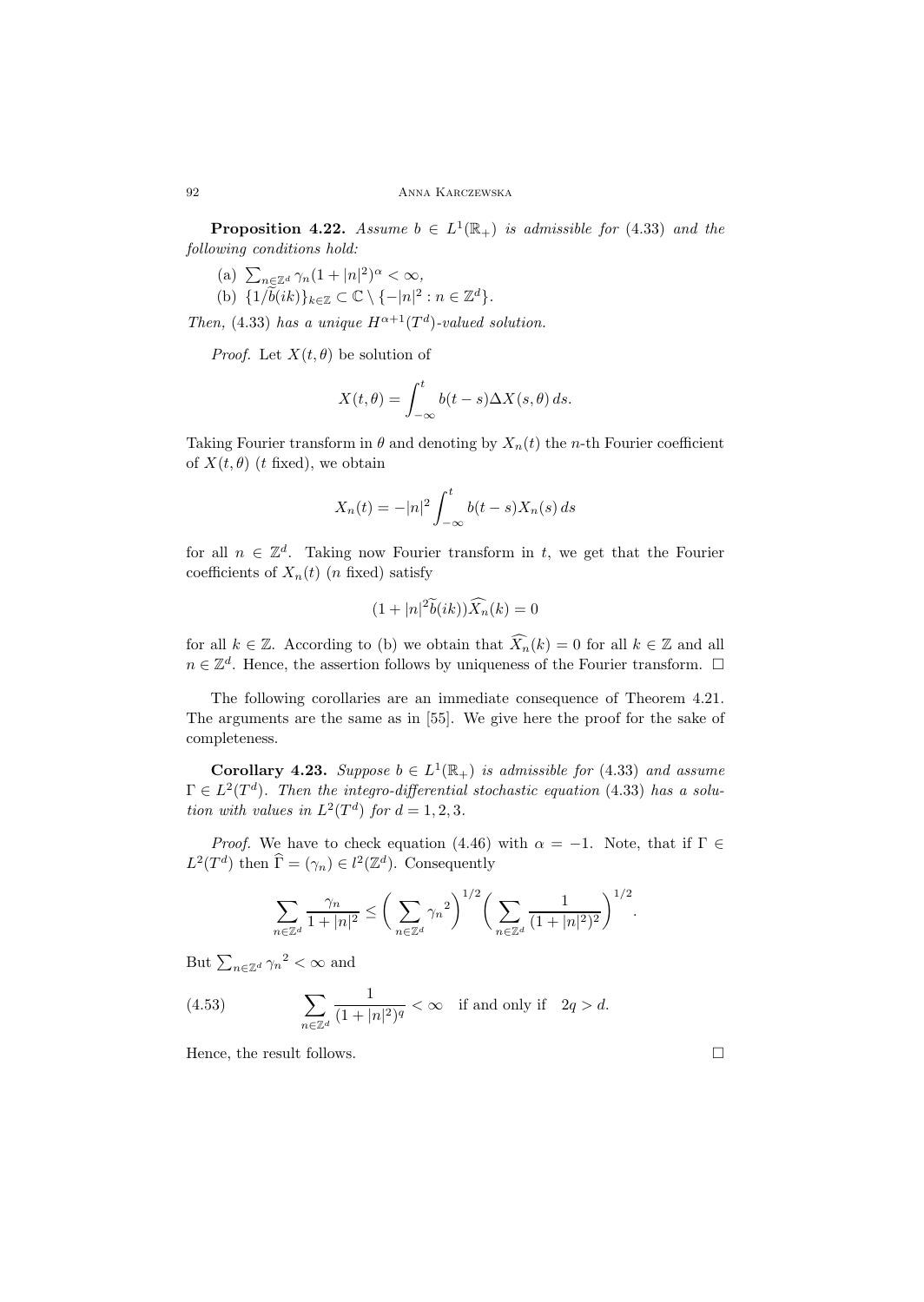**Proposition 4.22.** *Assume $b \in L^1(\mathbb{R}_+)$ is admissible for* (4.33) *and the following conditions hold:*

(a) $\sum_{n\in\mathbb{Z}^d} \gamma_n (1+|n|^2)^\alpha < \infty$,

(b) $\{1/\widetilde{b}(ik)\}_{k\in\mathbb{Z}} \subset \mathbb{C} \setminus \{-|n|^2 : n \in \mathbb{Z}^d\}$.

*Then,* (4.33) *has a unique $H^{\alpha+1}(T^d)$-valued solution.*

*Proof.* Let $X(t,\theta)$ be solution of

$$X(t,\theta) = \int_{-\infty}^{t} b(t-s)\Delta X(s,\theta)\, ds.$$

Taking Fourier transform in $\theta$ and denoting by $X_n(t)$ the $n$-th Fourier coefficient of $X(t,\theta)$ ($t$ fixed), we obtain

$$X_n(t) = -|n|^2 \int_{-\infty}^{t} b(t-s) X_n(s)\, ds$$

for all $n \in \mathbb{Z}^d$. Taking now Fourier transform in $t$, we get that the Fourier coefficients of $X_n(t)$ ($n$ fixed) satisfy

$$(1 + |n|^2 \widetilde{b}(ik))\widehat{X_n}(k) = 0$$

for all $k \in \mathbb{Z}$. According to (b) we obtain that $\widehat{X_n}(k) = 0$ for all $k \in \mathbb{Z}$ and all $n \in \mathbb{Z}^d$. Hence, the assertion follows by uniqueness of the Fourier transform. $\square$

The following corollaries are an immediate consequence of Theorem 4.21. The arguments are the same as in [55]. We give here the proof for the sake of completeness.

**Corollary 4.23.** *Suppose $b \in L^1(\mathbb{R}_+)$ is admissible for* (4.33) *and assume $\Gamma \in L^2(T^d)$. Then the integro-differential stochastic equation* (4.33) *has a solution with values in $L^2(T^d)$ for $d = 1, 2, 3$.*

*Proof.* We have to check equation (4.46) with $\alpha = -1$. Note, that if $\Gamma \in L^2(T^d)$ then $\widehat{\Gamma} = (\gamma_n) \in l^2(\mathbb{Z}^d)$. Consequently

$$\sum_{n\in\mathbb{Z}^d} \frac{\gamma_n}{1+|n|^2} \le \Big( \sum_{n\in\mathbb{Z}^d} {\gamma_n}^2 \Big)^{1/2} \Big( \sum_{n\in\mathbb{Z}^d} \frac{1}{(1+|n|^2)^2} \Big)^{1/2}.$$

But $\sum_{n\in\mathbb{Z}^d} {\gamma_n}^2 < \infty$ and

$$\sum_{n\in\mathbb{Z}^d} \frac{1}{(1+|n|^2)^q} < \infty \quad \text{if and only if} \quad 2q > d. \tag{4.53}$$

Hence, the result follows. $\square$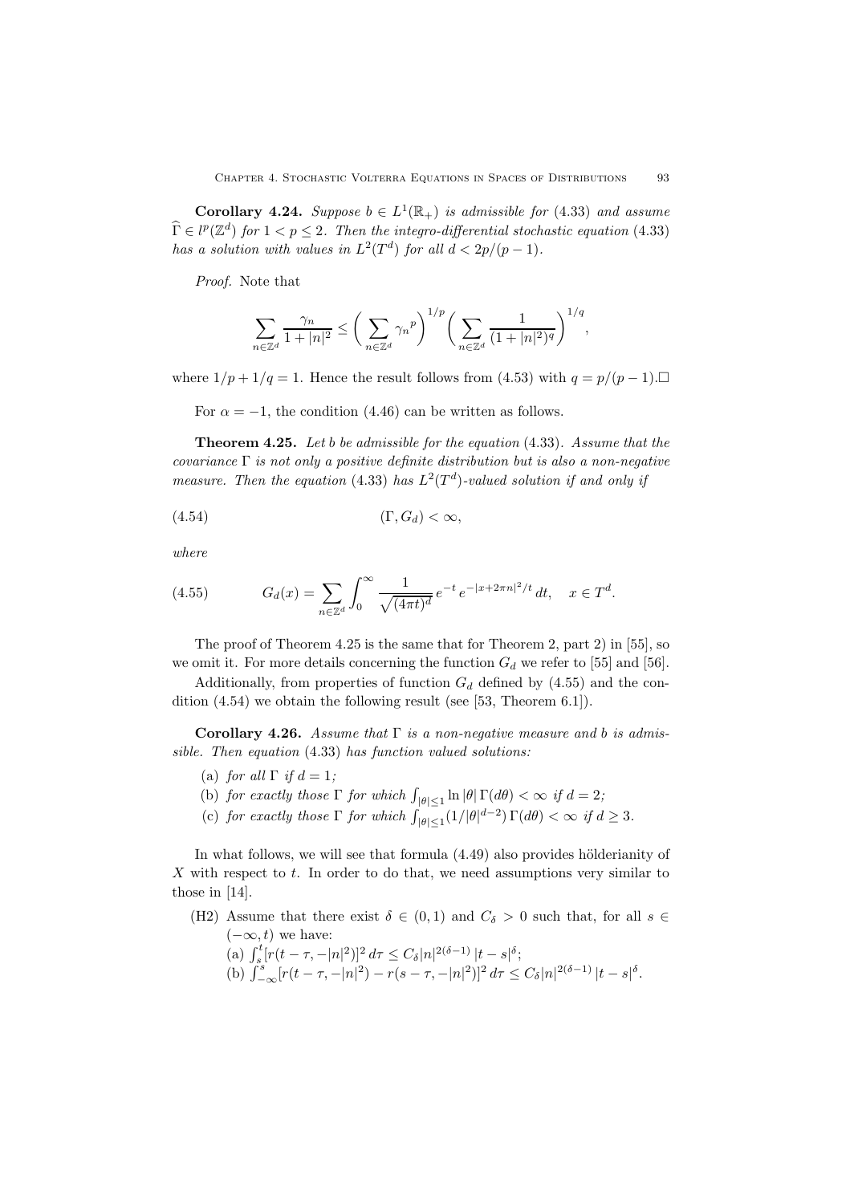**Corollary 4.24.** *Suppose $b \in L^1(\mathbb{R}_+)$ is admissible for* (4.33) *and assume $\widehat{\Gamma} \in l^p(\mathbb{Z}^d)$ for $1 < p \le 2$. Then the integro-differential stochastic equation* (4.33) *has a solution with values in $L^2(T^d)$ for all $d < 2p/(p-1)$.*

*Proof.* Note that

$$\sum_{n \in \mathbb{Z}^d} \frac{\gamma_n}{1+|n|^2} \le \left( \sum_{n \in \mathbb{Z}^d} {\gamma_n}^p \right)^{1/p} \left( \sum_{n \in \mathbb{Z}^d} \frac{1}{(1+|n|^2)^q} \right)^{1/q},$$

where $1/p + 1/q = 1$. Hence the result follows from (4.53) with $q = p/(p-1)$. $\square$

For $\alpha = -1$, the condition (4.46) can be written as follows.

**Theorem 4.25.** *Let $b$ be admissible for the equation* (4.33)*. Assume that the covariance $\Gamma$ is not only a positive definite distribution but is also a non-negative measure. Then the equation* (4.33) *has $L^2(T^d)$-valued solution if and only if*

$$(\Gamma, G_d) < \infty, \tag{4.54}$$

*where*

$$G_d(x) = \sum_{n \in \mathbb{Z}^d} \int_0^\infty \frac{1}{\sqrt{(4\pi t)^d}} \, e^{-t} \, e^{-|x+2\pi n|^2/t} \, dt, \quad x \in T^d. \tag{4.55}$$

The proof of Theorem 4.25 is the same that for Theorem 2, part 2) in [55], so we omit it. For more details concerning the function $G_d$ we refer to [55] and [56].

Additionally, from properties of function $G_d$ defined by (4.55) and the condition (4.54) we obtain the following result (see [53, Theorem 6.1]).

**Corollary 4.26.** *Assume that $\Gamma$ is a non-negative measure and $b$ is admissible. Then equation* (4.33) *has function valued solutions:*

(a) *for all $\Gamma$ if $d = 1$;*
(b) *for exactly those $\Gamma$ for which $\int_{|\theta| \le 1} \ln |\theta| \, \Gamma(d\theta) < \infty$ if $d = 2$;*
(c) *for exactly those $\Gamma$ for which $\int_{|\theta| \le 1} (1/|\theta|^{d-2}) \, \Gamma(d\theta) < \infty$ if $d \ge 3$.*

In what follows, we will see that formula (4.49) also provides hölderianity of $X$ with respect to $t$. In order to do that, we need assumptions very similar to those in [14].

(H2) Assume that there exist $\delta \in (0,1)$ and $C_\delta > 0$ such that, for all $s \in (-\infty, t)$ we have:
(a) $\int_s^t [r(t-\tau, -|n|^2)]^2 \, d\tau \le C_\delta |n|^{2(\delta-1)} \, |t-s|^\delta$;
(b) $\int_{-\infty}^s [r(t-\tau, -|n|^2) - r(s-\tau, -|n|^2)]^2 \, d\tau \le C_\delta |n|^{2(\delta-1)} \, |t-s|^\delta$.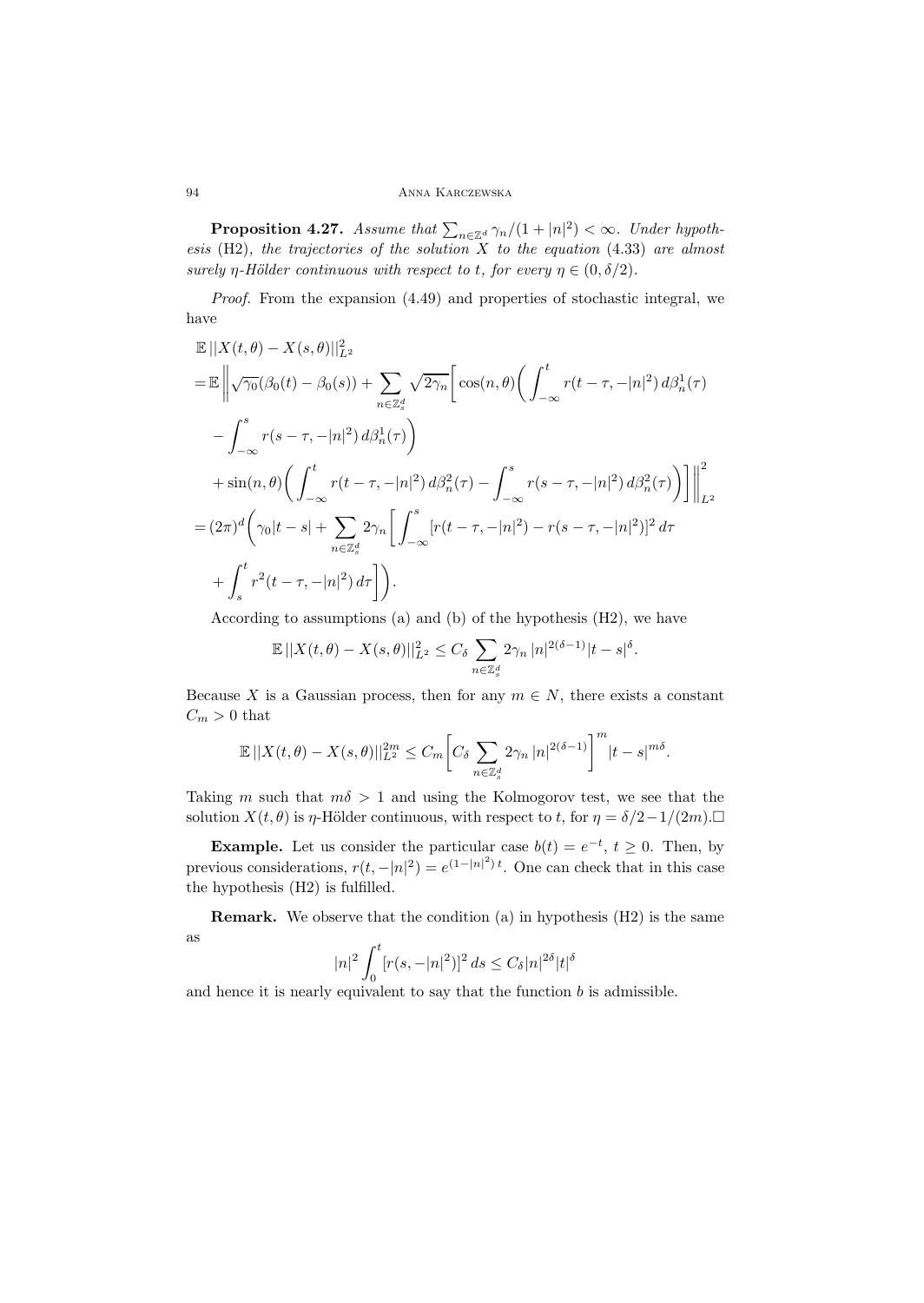**Proposition 4.27.** *Assume that $\sum_{n\in\mathbb{Z}^d} \gamma_n/(1+|n|^2) < \infty$. Under hypothesis* (H2)*, the trajectories of the solution $X$ to the equation* (4.33) *are almost surely $\eta$-Hölder continuous with respect to $t$, for every $\eta \in (0, \delta/2)$.*

*Proof.* From the expansion (4.49) and properties of stochastic integral, we have

$$
\begin{aligned}
&\mathbb{E}\,||X(t,\theta) - X(s,\theta)||_{L^2}^2 \\
&= \mathbb{E}\,\bigg\|\sqrt{\gamma_0}(\beta_0(t) - \beta_0(s)) + \sum_{n\in\mathbb{Z}_s^d} \sqrt{2\gamma_n}\bigg[\cos(n,\theta)\bigg(\int_{-\infty}^{t} r(t-\tau, -|n|^2)\, d\beta_n^1(\tau) \\
&\quad - \int_{-\infty}^{s} r(s-\tau, -|n|^2)\, d\beta_n^1(\tau)\bigg) \\
&\quad + \sin(n,\theta)\bigg(\int_{-\infty}^{t} r(t-\tau, -|n|^2)\, d\beta_n^2(\tau) - \int_{-\infty}^{s} r(s-\tau, -|n|^2)\, d\beta_n^2(\tau)\bigg)\bigg]\bigg\|_{L^2}^2 \\
&= (2\pi)^d\bigg(\gamma_0|t-s| + \sum_{n\in\mathbb{Z}_s^d} 2\gamma_n\bigg[\int_{-\infty}^{s} [r(t-\tau, -|n|^2) - r(s-\tau, -|n|^2)]^2\, d\tau \\
&\quad + \int_s^t r^2(t-\tau, -|n|^2)\, d\tau\bigg]\bigg).
\end{aligned}
$$

According to assumptions (a) and (b) of the hypothesis (H2), we have

$$
\mathbb{E}\,||X(t,\theta) - X(s,\theta)||_{L^2}^2 \le C_\delta \sum_{n\in\mathbb{Z}_s^d} 2\gamma_n\,|n|^{2(\delta-1)}|t-s|^\delta.
$$

Because $X$ is a Gaussian process, then for any $m \in N$, there exists a constant $C_m > 0$ that

$$
\mathbb{E}\,||X(t,\theta) - X(s,\theta)||_{L^2}^{2m} \le C_m\bigg[C_\delta \sum_{n\in\mathbb{Z}_s^d} 2\gamma_n\,|n|^{2(\delta-1)}\bigg]^m |t-s|^{m\delta}.
$$

Taking $m$ such that $m\delta > 1$ and using the Kolmogorov test, we see that the solution $X(t,\theta)$ is $\eta$-Hölder continuous, with respect to $t$, for $\eta = \delta/2 - 1/(2m)$. $\square$

**Example.** Let us consider the particular case $b(t) = e^{-t}$, $t \ge 0$. Then, by previous considerations, $r(t, -|n|^2) = e^{(1-|n|^2)\,t}$. One can check that in this case the hypothesis (H2) is fulfilled.

**Remark.** We observe that the condition (a) in hypothesis (H2) is the same as

$$
|n|^2 \int_0^t [r(s, -|n|^2)]^2\, ds \le C_\delta |n|^{2\delta} |t|^\delta
$$

and hence it is nearly equivalent to say that the function $b$ is admissible.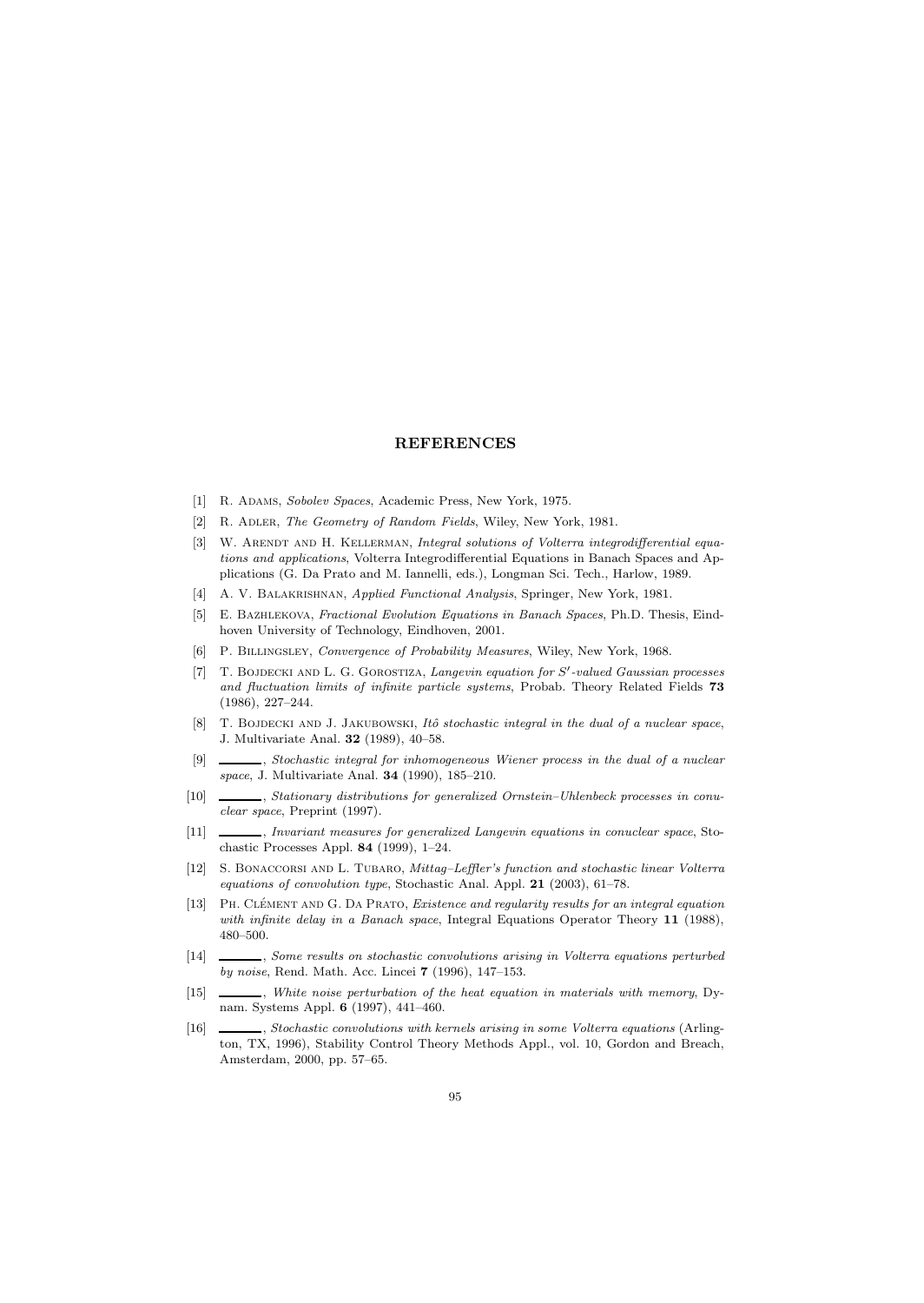# REFERENCES

[1] R. Adams, *Sobolev Spaces*, Academic Press, New York, 1975.

[2] R. Adler, *The Geometry of Random Fields*, Wiley, New York, 1981.

[3] W. Arendt and H. Kellerman, *Integral solutions of Volterra integrodifferential equations and applications*, Volterra Integrodifferential Equations in Banach Spaces and Applications (G. Da Prato and M. Iannelli, eds.), Longman Sci. Tech., Harlow, 1989.

[4] A. V. Balakrishnan, *Applied Functional Analysis*, Springer, New York, 1981.

[5] E. Bazhlekova, *Fractional Evolution Equations in Banach Spaces*, Ph.D. Thesis, Eindhoven University of Technology, Eindhoven, 2001.

[6] P. Billingsley, *Convergence of Probability Measures*, Wiley, New York, 1968.

[7] T. Bojdecki and L. G. Gorostiza, *Langevin equation for $S'$-valued Gaussian processes and fluctuation limits of infinite particle systems*, Probab. Theory Related Fields **73** (1986), 227–244.

[8] T. Bojdecki and J. Jakubowski, *Itô stochastic integral in the dual of a nuclear space*, J. Multivariate Anal. **32** (1989), 40–58.

[9] ______, *Stochastic integral for inhomogeneous Wiener process in the dual of a nuclear space*, J. Multivariate Anal. **34** (1990), 185–210.

[10] ______, *Stationary distributions for generalized Ornstein–Uhlenbeck processes in conuclear space*, Preprint (1997).

[11] ______, *Invariant measures for generalized Langevin equations in conuclear space*, Stochastic Processes Appl. **84** (1999), 1–24.

[12] S. Bonaccorsi and L. Tubaro, *Mittag–Leffler's function and stochastic linear Volterra equations of convolution type*, Stochastic Anal. Appl. **21** (2003), 61–78.

[13] Ph. Clément and G. Da Prato, *Existence and regularity results for an integral equation with infinite delay in a Banach space*, Integral Equations Operator Theory **11** (1988), 480–500.

[14] ______, *Some results on stochastic convolutions arising in Volterra equations perturbed by noise*, Rend. Math. Acc. Lincei **7** (1996), 147–153.

[15] ______, *White noise perturbation of the heat equation in materials with memory*, Dynam. Systems Appl. **6** (1997), 441–460.

[16] ______, *Stochastic convolutions with kernels arising in some Volterra equations* (Arlington, TX, 1996), Stability Control Theory Methods Appl., vol. 10, Gordon and Breach, Amsterdam, 2000, pp. 57–65.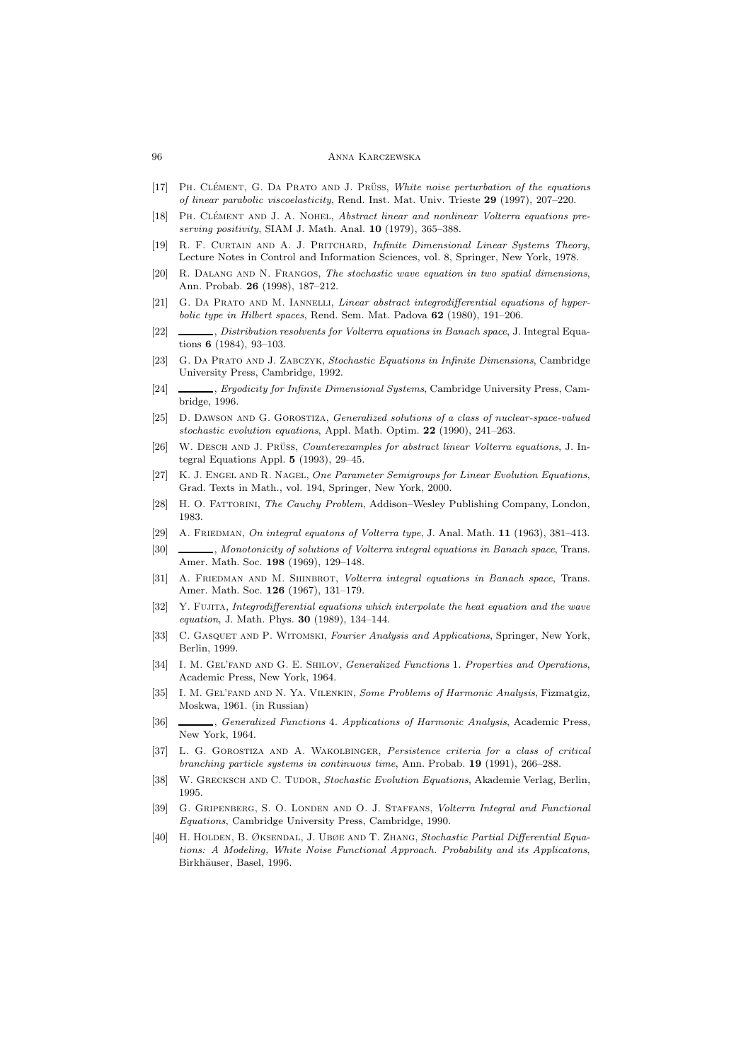[17] Ph. Clément, G. Da Prato and J. Prüss, *White noise perturbation of the equations of linear parabolic viscoelasticity*, Rend. Inst. Mat. Univ. Trieste **29** (1997), 207–220.

[18] Ph. Clément and J. A. Nohel, *Abstract linear and nonlinear Volterra equations preserving positivity*, SIAM J. Math. Anal. **10** (1979), 365–388.

[19] R. F. Curtain and A. J. Pritchard, *Infinite Dimensional Linear Systems Theory*, Lecture Notes in Control and Information Sciences, vol. 8, Springer, New York, 1978.

[20] R. Dalang and N. Frangos, *The stochastic wave equation in two spatial dimensions*, Ann. Probab. **26** (1998), 187–212.

[21] G. Da Prato and M. Iannelli, *Linear abstract integrodifferential equations of hyperbolic type in Hilbert spaces*, Rend. Sem. Mat. Padova **62** (1980), 191–206.

[22] ______, *Distribution resolvents for Volterra equations in Banach space*, J. Integral Equations **6** (1984), 93–103.

[23] G. Da Prato and J. Zabczyk, *Stochastic Equations in Infinite Dimensions*, Cambridge University Press, Cambridge, 1992.

[24] ______, *Ergodicity for Infinite Dimensional Systems*, Cambridge University Press, Cambridge, 1996.

[25] D. Dawson and G. Gorostiza, *Generalized solutions of a class of nuclear-space-valued stochastic evolution equations*, Appl. Math. Optim. **22** (1990), 241–263.

[26] W. Desch and J. Prüss, *Counterexamples for abstract linear Volterra equations*, J. Integral Equations Appl. **5** (1993), 29–45.

[27] K. J. Engel and R. Nagel, *One Parameter Semigroups for Linear Evolution Equations*, Grad. Texts in Math., vol. 194, Springer, New York, 2000.

[28] H. O. Fattorini, *The Cauchy Problem*, Addison–Wesley Publishing Company, London, 1983.

[29] A. Friedman, *On integral equatons of Volterra type*, J. Anal. Math. **11** (1963), 381–413.

[30] ______, *Monotonicity of solutions of Volterra integral equations in Banach space*, Trans. Amer. Math. Soc. **198** (1969), 129–148.

[31] A. Friedman and M. Shinbrot, *Volterra integral equations in Banach space*, Trans. Amer. Math. Soc. **126** (1967), 131–179.

[32] Y. Fujita, *Integrodifferential equations which interpolate the heat equation and the wave equation*, J. Math. Phys. **30** (1989), 134–144.

[33] C. Gasquet and P. Witomski, *Fourier Analysis and Applications*, Springer, New York, Berlin, 1999.

[34] I. M. Gel'fand and G. E. Shilov, *Generalized Functions* 1. *Properties and Operations*, Academic Press, New York, 1964.

[35] I. M. Gel'fand and N. Ya. Vilenkin, *Some Problems of Harmonic Analysis*, Fizmatgiz, Moskwa, 1961. (in Russian)

[36] ______, *Generalized Functions* 4. *Applications of Harmonic Analysis*, Academic Press, New York, 1964.

[37] L. G. Gorostiza and A. Wakolbinger, *Persistence criteria for a class of critical branching particle systems in continuous time*, Ann. Probab. **19** (1991), 266–288.

[38] W. Grecksch and C. Tudor, *Stochastic Evolution Equations*, Akademie Verlag, Berlin, 1995.

[39] G. Gripenberg, S. O. Londen and O. J. Staffans, *Volterra Integral and Functional Equations*, Cambridge University Press, Cambridge, 1990.

[40] H. Holden, B. Øksendal, J. Ubøe and T. Zhang, *Stochastic Partial Differential Equations: A Modeling, White Noise Functional Approach. Probability and its Applicatons*, Birkhäuser, Basel, 1996.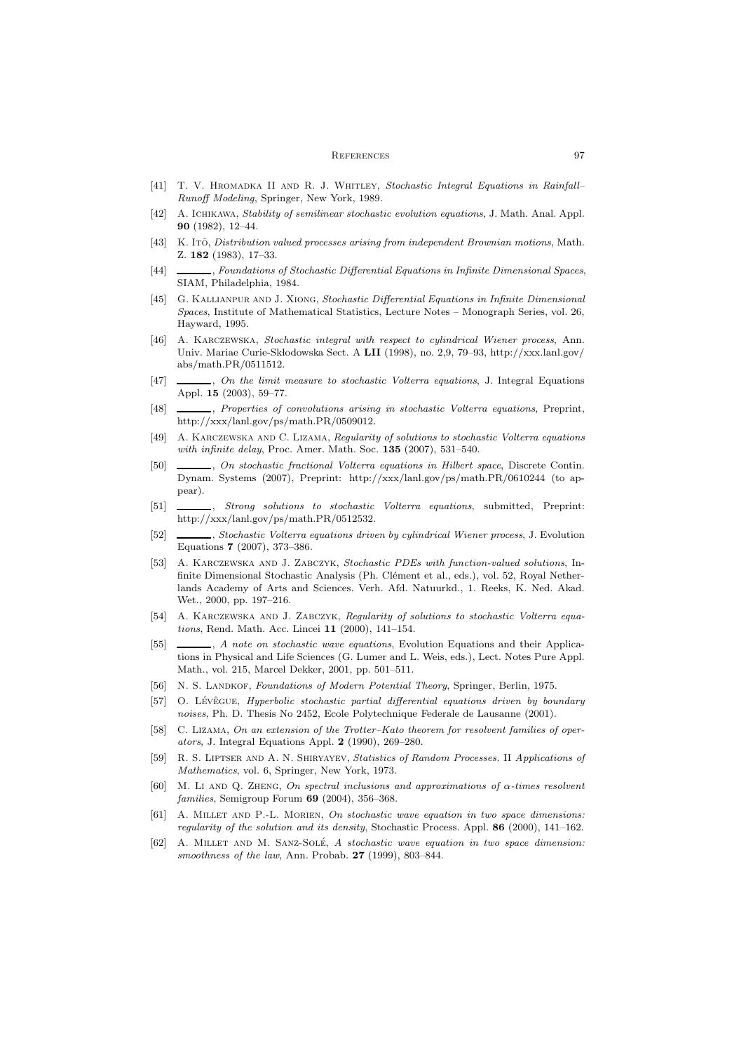[41] T. V. Hromadka II and R. J. Whitley, *Stochastic Integral Equations in Rainfall–Runoff Modeling*, Springer, New York, 1989.

[42] A. Ichikawa, *Stability of semilinear stochastic evolution equations*, J. Math. Anal. Appl. **90** (1982), 12–44.

[43] K. Itô, *Distribution valued processes arising from independent Brownian motions*, Math. Z. **182** (1983), 17–33.

[44] ______, *Foundations of Stochastic Differential Equations in Infinite Dimensional Spaces*, SIAM, Philadelphia, 1984.

[45] G. Kallianpur and J. Xiong, *Stochastic Differential Equations in Infinite Dimensional Spaces*, Institute of Mathematical Statistics, Lecture Notes – Monograph Series, vol. 26, Hayward, 1995.

[46] A. Karczewska, *Stochastic integral with respect to cylindrical Wiener process*, Ann. Univ. Mariae Curie-Skłodowska Sect. A **LII** (1998), no. 2,9, 79–93, http://xxx.lanl.gov/abs/math.PR/0511512.

[47] ______, *On the limit measure to stochastic Volterra equations*, J. Integral Equations Appl. **15** (2003), 59–77.

[48] ______, *Properties of convolutions arising in stochastic Volterra equations*, Preprint, http://xxx/lanl.gov/ps/math.PR/0509012.

[49] A. Karczewska and C. Lizama, *Regularity of solutions to stochastic Volterra equations with infinite delay*, Proc. Amer. Math. Soc. **135** (2007), 531–540.

[50] ______, *On stochastic fractional Volterra equations in Hilbert space*, Discrete Contin. Dynam. Systems (2007), Preprint: http://xxx/lanl.gov/ps/math.PR/0610244 (to appear).

[51] ______, *Strong solutions to stochastic Volterra equations*, submitted, Preprint: http://xxx/lanl.gov/ps/math.PR/0512532.

[52] ______, *Stochastic Volterra equations driven by cylindrical Wiener process*, J. Evolution Equations **7** (2007), 373–386.

[53] A. Karczewska and J. Zabczyk, *Stochastic PDEs with function-valued solutions*, Infinite Dimensional Stochastic Analysis (Ph. Clément et al., eds.), vol. 52, Royal Netherlands Academy of Arts and Sciences. Verh. Afd. Natuurkd., 1. Reeks, K. Ned. Akad. Wet., 2000, pp. 197–216.

[54] A. Karczewska and J. Zabczyk, *Regularity of solutions to stochastic Volterra equations*, Rend. Math. Acc. Lincei **11** (2000), 141–154.

[55] ______, *A note on stochastic wave equations*, Evolution Equations and their Applications in Physical and Life Sciences (G. Lumer and L. Weis, eds.), Lect. Notes Pure Appl. Math., vol. 215, Marcel Dekker, 2001, pp. 501–511.

[56] N. S. Landkof, *Foundations of Modern Potential Theory*, Springer, Berlin, 1975.

[57] O. Lévêgue, *Hyperbolic stochastic partial differential equations driven by boundary noises*, Ph. D. Thesis No 2452, Ecole Polytechnique Federale de Lausanne (2001).

[58] C. Lizama, *On an extension of the Trotter–Kato theorem for resolvent families of operators*, J. Integral Equations Appl. **2** (1990), 269–280.

[59] R. S. Liptser and A. N. Shiryayev, *Statistics of Random Processes.* II *Applications of Mathematics*, vol. 6, Springer, New York, 1973.

[60] M. Li and Q. Zheng, *On spectral inclusions and approximations of $\alpha$-times resolvent families*, Semigroup Forum **69** (2004), 356–368.

[61] A. Millet and P.-L. Morien, *On stochastic wave equation in two space dimensions: regularity of the solution and its density*, Stochastic Process. Appl. **86** (2000), 141–162.

[62] A. Millet and M. Sanz-Solé, *A stochastic wave equation in two space dimension: smoothness of the law*, Ann. Probab. **27** (1999), 803–844.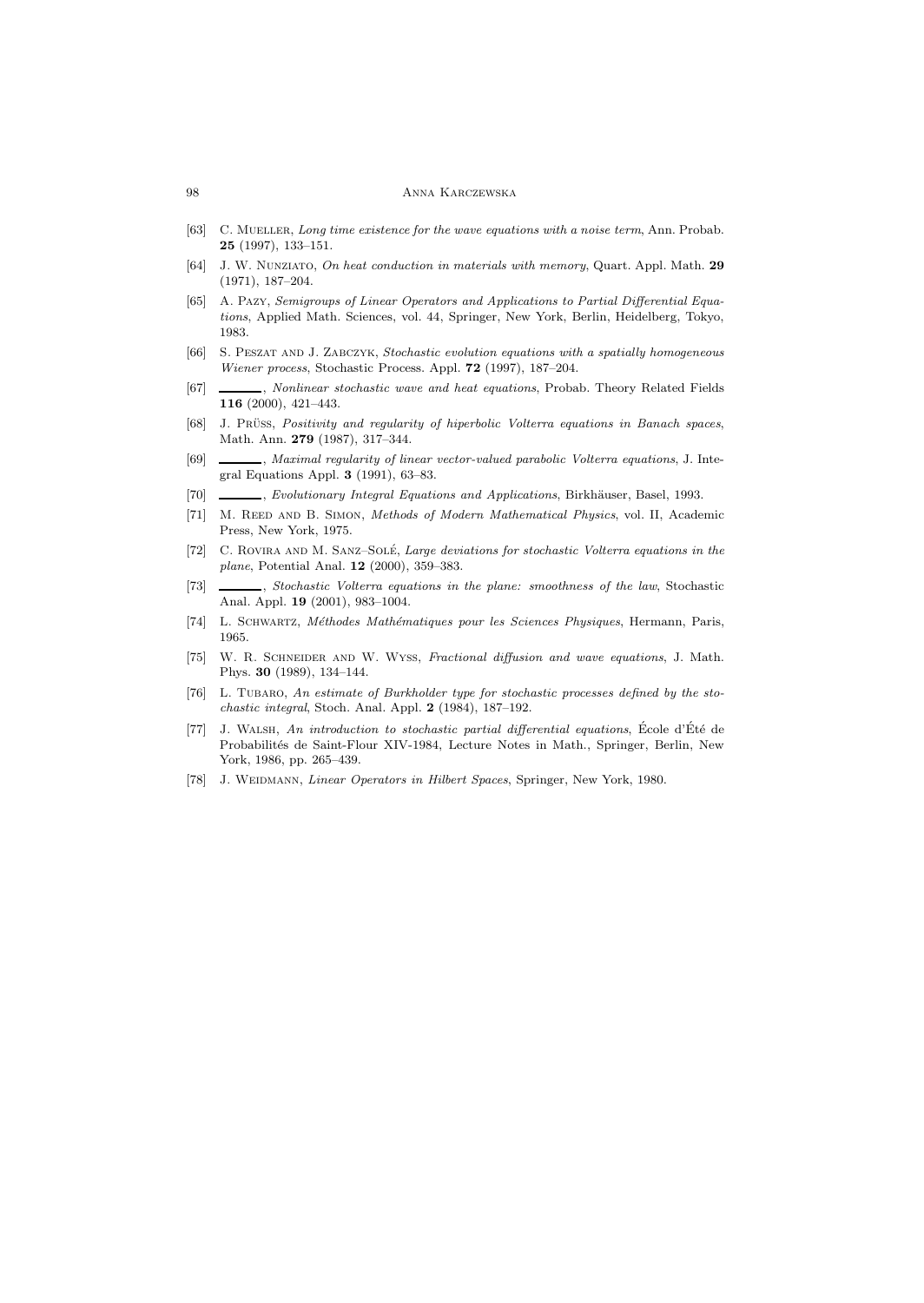[63] C. Mueller, *Long time existence for the wave equations with a noise term*, Ann. Probab. **25** (1997), 133–151.

[64] J. W. Nunziato, *On heat conduction in materials with memory*, Quart. Appl. Math. **29** (1971), 187–204.

[65] A. Pazy, *Semigroups of Linear Operators and Applications to Partial Differential Equations*, Applied Math. Sciences, vol. 44, Springer, New York, Berlin, Heidelberg, Tokyo, 1983.

[66] S. Peszat and J. Zabczyk, *Stochastic evolution equations with a spatially homogeneous Wiener process*, Stochastic Process. Appl. **72** (1997), 187–204.

[67] ______, *Nonlinear stochastic wave and heat equations*, Probab. Theory Related Fields **116** (2000), 421–443.

[68] J. Prüss, *Positivity and regularity of hiperbolic Volterra equations in Banach spaces*, Math. Ann. **279** (1987), 317–344.

[69] ______, *Maximal regularity of linear vector-valued parabolic Volterra equations*, J. Integral Equations Appl. **3** (1991), 63–83.

[70] ______, *Evolutionary Integral Equations and Applications*, Birkhäuser, Basel, 1993.

[71] M. Reed and B. Simon, *Methods of Modern Mathematical Physics*, vol. II, Academic Press, New York, 1975.

[72] C. Rovira and M. Sanz–Solé, *Large deviations for stochastic Volterra equations in the plane*, Potential Anal. **12** (2000), 359–383.

[73] ______, *Stochastic Volterra equations in the plane: smoothness of the law*, Stochastic Anal. Appl. **19** (2001), 983–1004.

[74] L. Schwartz, *Méthodes Mathématiques pour les Sciences Physiques*, Hermann, Paris, 1965.

[75] W. R. Schneider and W. Wyss, *Fractional diffusion and wave equations*, J. Math. Phys. **30** (1989), 134–144.

[76] L. Tubaro, *An estimate of Burkholder type for stochastic processes defined by the stochastic integral*, Stoch. Anal. Appl. **2** (1984), 187–192.

[77] J. Walsh, *An introduction to stochastic partial differential equations*, École d'Été de Probabilités de Saint-Flour XIV-1984, Lecture Notes in Math., Springer, Berlin, New York, 1986, pp. 265–439.

[78] J. Weidmann, *Linear Operators in Hilbert Spaces*, Springer, New York, 1980.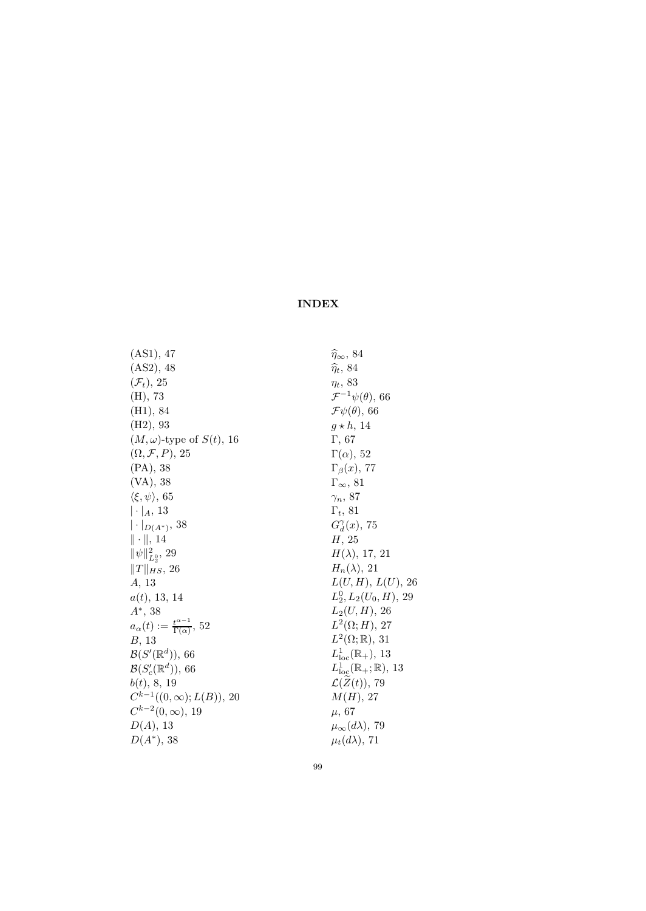# INDEX

(AS1), 47

(AS2), 48

$(\mathcal{F}_t)$, 25

(H), 73

(H1), 84

(H2), 93

$(M,\omega)$-type of $S(t)$, 16

$(\Omega, \mathcal{F}, P)$, 25

(PA), 38

(VA), 38

$\langle \xi, \psi \rangle$, 65

$|\cdot|_A$, 13

$|\cdot|_{D(A^*)}$, 38

$\|\cdot\|$, 14

$\|\psi\|^2_{L_2^0}$, 29

$\|T\|_{HS}$, 26

$A$, 13

$a(t)$, 13, 14

$A^*$, 38

$a_\alpha(t) := \frac{t^{\alpha-1}}{\Gamma(\alpha)}$, 52

$B$, 13

$\mathcal{B}(S'(\mathbb{R}^d))$, 66

$\mathcal{B}(S'_c(\mathbb{R}^d))$, 66

$b(t)$, 8, 19

$C^{k-1}((0,\infty); L(B))$, 20

$C^{k-2}(0,\infty)$, 19

$D(A)$, 13

$D(A^*)$, 38

$\widehat{\eta}_\infty$, 84

$\widehat{\eta}_t$, 84

$\eta_t$, 83

$\mathcal{F}^{-1}\psi(\theta)$, 66

$\mathcal{F}\psi(\theta)$, 66

$g \star h$, 14

$\Gamma$, 67

$\Gamma(\alpha)$, 52

$\Gamma_\beta(x)$, 77

$\Gamma_\infty$, 81

$\gamma_n$, 87

$\Gamma_t$, 81

$G_d^\gamma(x)$, 75

$H$, 25

$H(\lambda)$, 17, 21

$H_n(\lambda)$, 21

$L(U,H)$, $L(U)$, 26

$L_2^0, L_2(U_0,H)$, 29

$L_2(U,H)$, 26

$L^2(\Omega;H)$, 27

$L^2(\Omega;\mathbb{R})$, 31

$L^1_{\text{loc}}(\mathbb{R}_+)$, 13

$L^1_{\text{loc}}(\mathbb{R}_+;\mathbb{R})$, 13

$\mathcal{L}(\widetilde{Z}(t))$, 79

$M(H)$, 27

$\mu$, 67

$\mu_\infty(d\lambda)$, 79

$\mu_t(d\lambda)$, 71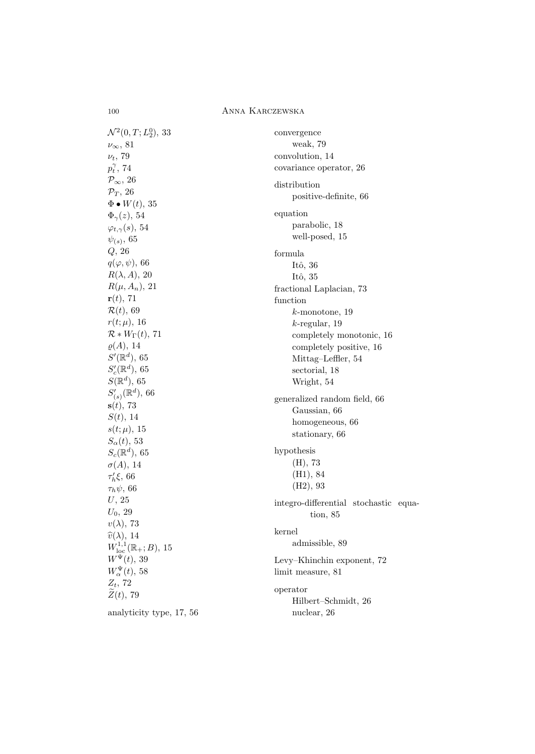$\mathcal{N}^2(0,T;L_2^0)$, 33
$\nu_\infty$, 81
$\nu_t$, 79
$p_t^\gamma$, 74
$\mathcal{P}_\infty$, 26
$\mathcal{P}_T$, 26
$\Phi \bullet W(t)$, 35
$\Phi_\gamma(z)$, 54
$\varphi_{t,\gamma}(s)$, 54
$\psi_{(s)}$, 65
$Q$, 26
$q(\varphi,\psi)$, 66
$R(\lambda, A)$, 20
$R(\mu, A_n)$, 21
$\mathbf{r}(t)$, 71
$\mathcal{R}(t)$, 69
$r(t;\mu)$, 16
$\mathcal{R} * W_\Gamma(t)$, 71
$\varrho(A)$, 14
$S'(\mathbb{R}^d)$, 65
$S'_c(\mathbb{R}^d)$, 65
$S(\mathbb{R}^d)$, 65
$S'_{(s)}(\mathbb{R}^d)$, 66
$\mathbf{s}(t)$, 73
$S(t)$, 14
$s(t;\mu)$, 15
$S_\alpha(t)$, 53
$S_c(\mathbb{R}^d)$, 65
$\sigma(A)$, 14
$\tau'_h\xi$, 66
$\tau_h\psi$, 66
$U$, 25
$U_0$, 29
$v(\lambda)$, 73
$\widehat{v}(\lambda)$, 14
$W^{1,1}_{\mathrm{loc}}(\mathbb{R}_+;B)$, 15
$W^\Psi(t)$, 39
$W^\Psi_\alpha(t)$, 58
$Z_t$, 72
$\widetilde{Z}(t)$, 79

analyticity type, 17, 56

convergence
- weak, 79

convolution, 14
covariance operator, 26

distribution
- positive-definite, 66

equation
- parabolic, 18
- well-posed, 15

formula
- Itô, 36
- Itô, 35

fractional Laplacian, 73
function
- $k$-monotone, 19
- $k$-regular, 19
- completely monotonic, 16
- completely positive, 16
- Mittag–Leffler, 54
- sectorial, 18
- Wright, 54

generalized random field, 66
- Gaussian, 66
- homogeneous, 66
- stationary, 66

hypothesis
- (H), 73
- (H1), 84
- (H2), 93

integro-differential stochastic equation, 85

kernel
- admissible, 89

Levy–Khinchin exponent, 72
limit measure, 81

operator
- Hilbert–Schmidt, 26
- nuclear, 26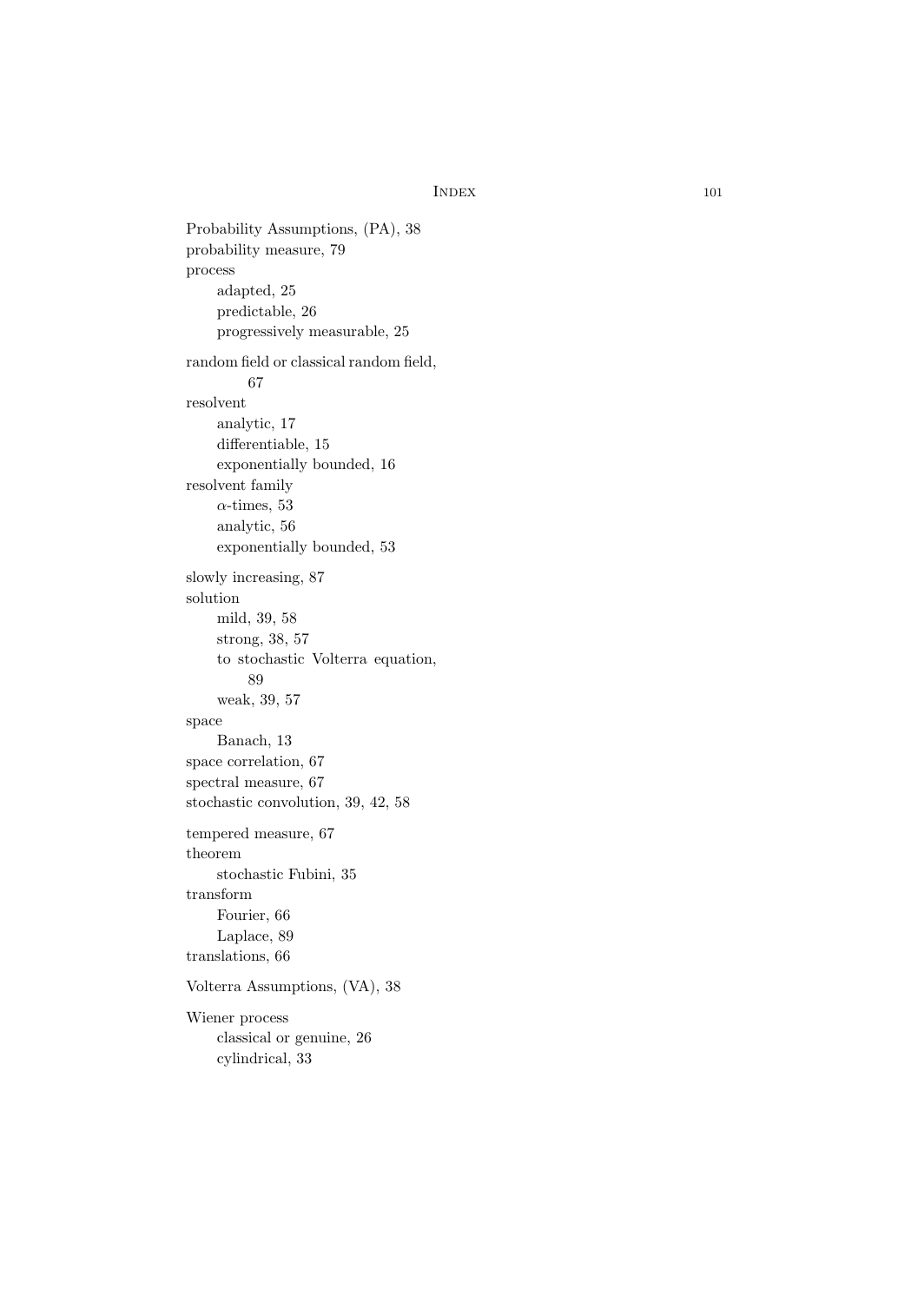Probability Assumptions, (PA), 38
probability measure, 79
process
- adapted, 25
- predictable, 26
- progressively measurable, 25

random field or classical random field, 67
resolvent
- analytic, 17
- differentiable, 15
- exponentially bounded, 16

resolvent family
- $\alpha$-times, 53
- analytic, 56
- exponentially bounded, 53

slowly increasing, 87
solution
- mild, 39, 58
- strong, 38, 57
- to stochastic Volterra equation, 89
- weak, 39, 57

space
- Banach, 13

space correlation, 67
spectral measure, 67
stochastic convolution, 39, 42, 58

tempered measure, 67
theorem
- stochastic Fubini, 35

transform
- Fourier, 66
- Laplace, 89

translations, 66

Volterra Assumptions, (VA), 38

Wiener process
- classical or genuine, 26
- cylindrical, 33